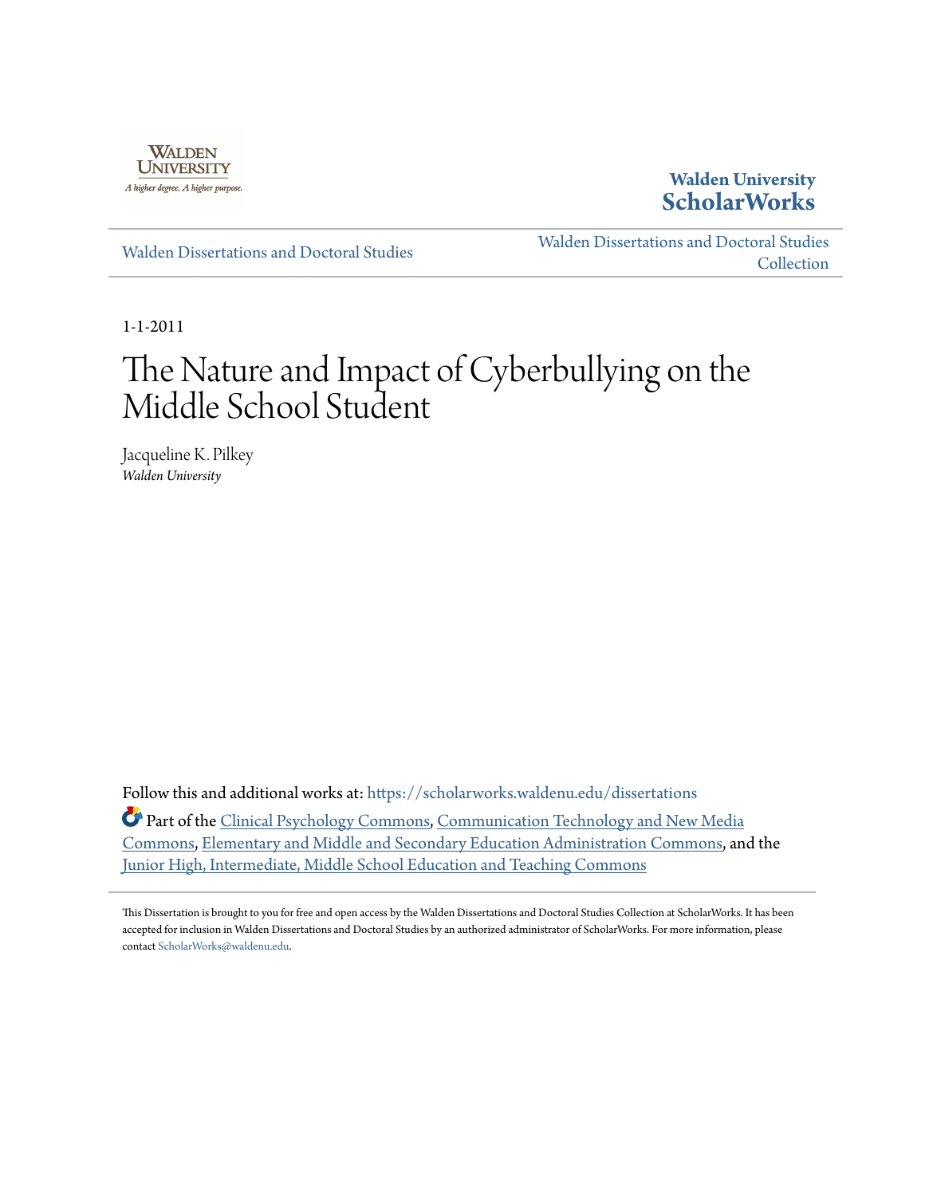Walden University

A higher degree. A higher purpose.

**Walden University**
**ScholarWorks**

Walden Dissertations and Doctoral Studies

Walden Dissertations and Doctoral Studies Collection

1-1-2011

# The Nature and Impact of Cyberbullying on the Middle School Student

Jacqueline K. Pilkey
*Walden University*

Follow this and additional works at: https://scholarworks.waldenu.edu/dissertations

Part of the Clinical Psychology Commons, Communication Technology and New Media Commons, Elementary and Middle and Secondary Education Administration Commons, and the Junior High, Intermediate, Middle School Education and Teaching Commons

This Dissertation is brought to you for free and open access by the Walden Dissertations and Doctoral Studies Collection at ScholarWorks. It has been accepted for inclusion in Walden Dissertations and Doctoral Studies by an authorized administrator of ScholarWorks. For more information, please contact ScholarWorks@waldenu.edu.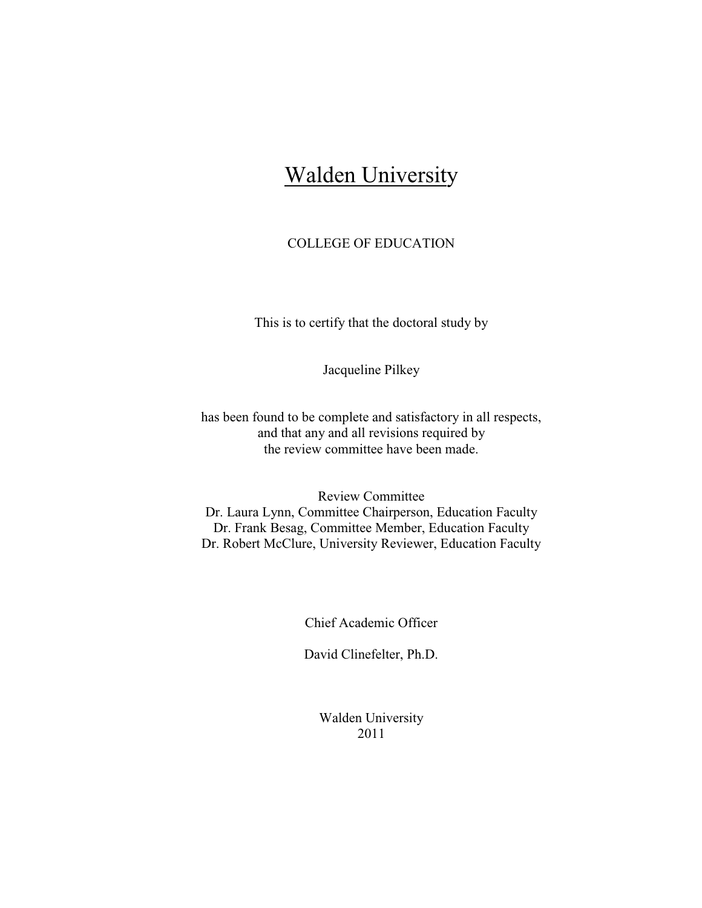# Walden University

COLLEGE OF EDUCATION

This is to certify that the doctoral study by

Jacqueline Pilkey

has been found to be complete and satisfactory in all respects,
and that any and all revisions required by
the review committee have been made.

Review Committee
Dr. Laura Lynn, Committee Chairperson, Education Faculty
Dr. Frank Besag, Committee Member, Education Faculty
Dr. Robert McClure, University Reviewer, Education Faculty

Chief Academic Officer

David Clinefelter, Ph.D.

Walden University
2011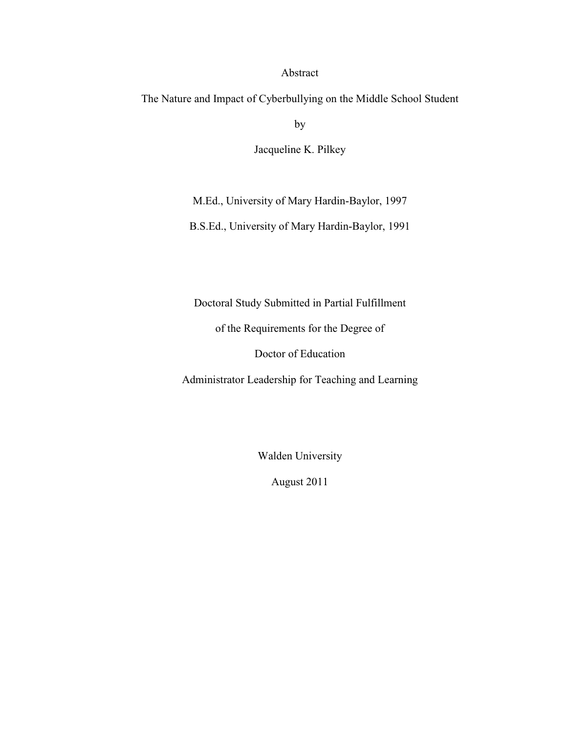Abstract

The Nature and Impact of Cyberbullying on the Middle School Student

by

Jacqueline K. Pilkey

M.Ed., University of Mary Hardin-Baylor, 1997

B.S.Ed., University of Mary Hardin-Baylor, 1991

Doctoral Study Submitted in Partial Fulfillment

of the Requirements for the Degree of

Doctor of Education

Administrator Leadership for Teaching and Learning

Walden University

August 2011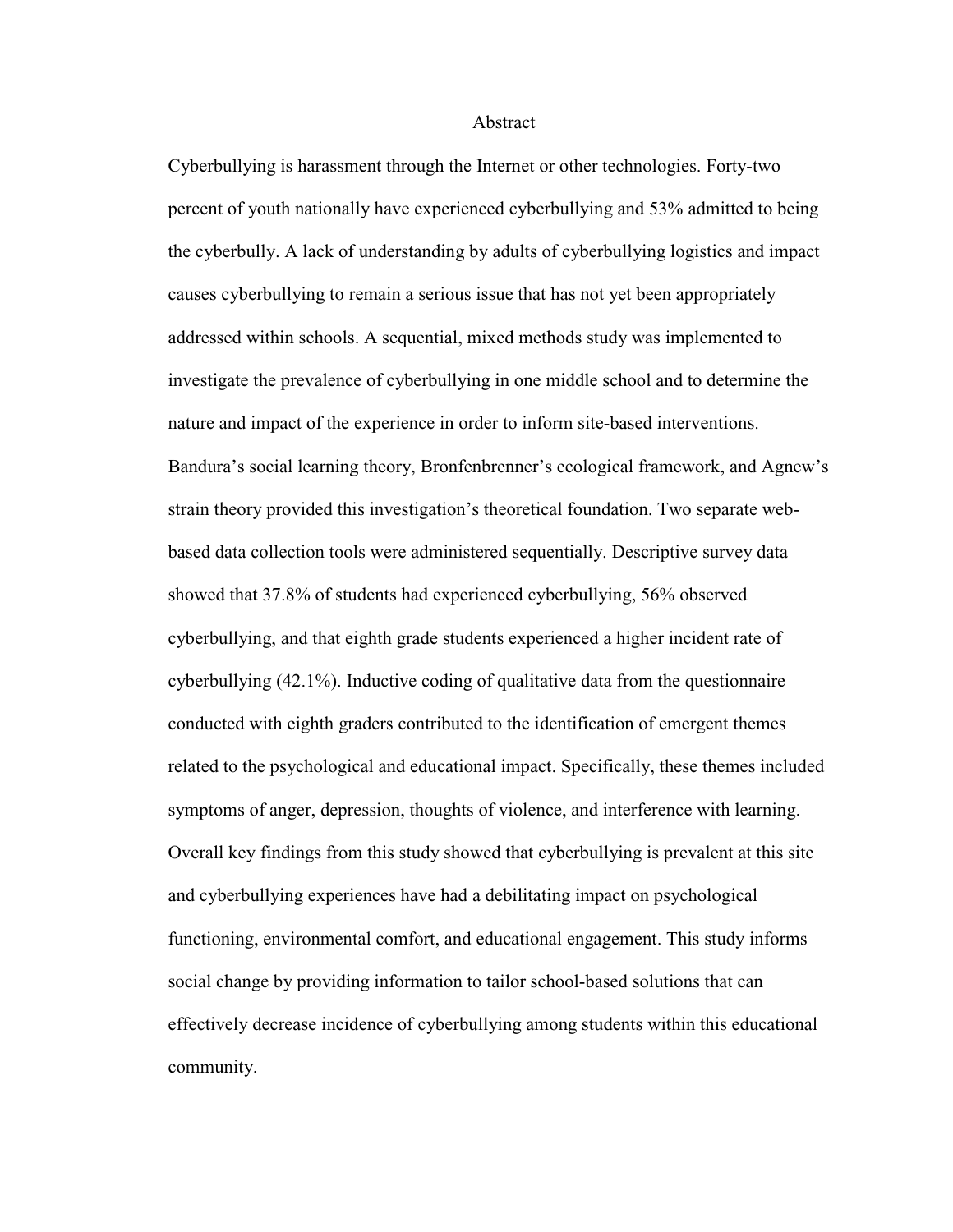# Abstract

Cyberbullying is harassment through the Internet or other technologies. Forty-two percent of youth nationally have experienced cyberbullying and 53% admitted to being the cyberbully. A lack of understanding by adults of cyberbullying logistics and impact causes cyberbullying to remain a serious issue that has not yet been appropriately addressed within schools. A sequential, mixed methods study was implemented to investigate the prevalence of cyberbullying in one middle school and to determine the nature and impact of the experience in order to inform site-based interventions. Bandura's social learning theory, Bronfenbrenner's ecological framework, and Agnew's strain theory provided this investigation's theoretical foundation. Two separate web-based data collection tools were administered sequentially. Descriptive survey data showed that 37.8% of students had experienced cyberbullying, 56% observed cyberbullying, and that eighth grade students experienced a higher incident rate of cyberbullying (42.1%). Inductive coding of qualitative data from the questionnaire conducted with eighth graders contributed to the identification of emergent themes related to the psychological and educational impact. Specifically, these themes included symptoms of anger, depression, thoughts of violence, and interference with learning. Overall key findings from this study showed that cyberbullying is prevalent at this site and cyberbullying experiences have had a debilitating impact on psychological functioning, environmental comfort, and educational engagement. This study informs social change by providing information to tailor school-based solutions that can effectively decrease incidence of cyberbullying among students within this educational community.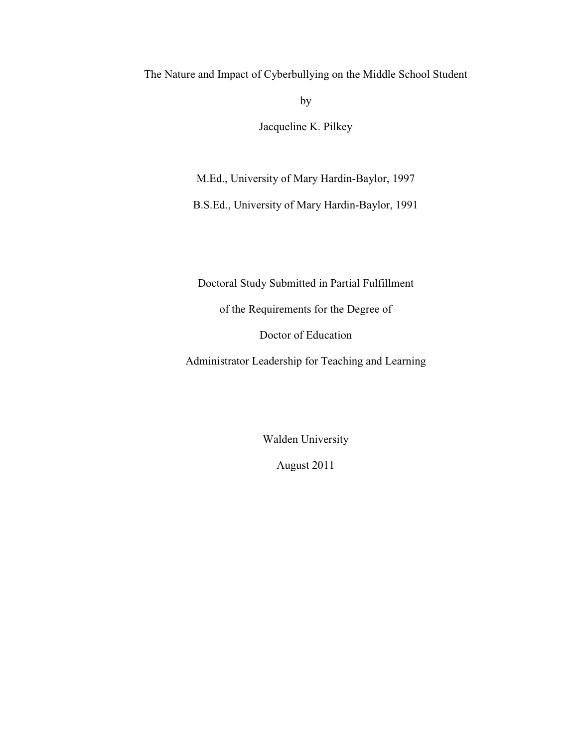The Nature and Impact of Cyberbullying on the Middle School Student

by

Jacqueline K. Pilkey

M.Ed., University of Mary Hardin-Baylor, 1997

B.S.Ed., University of Mary Hardin-Baylor, 1991

Doctoral Study Submitted in Partial Fulfillment

of the Requirements for the Degree of

Doctor of Education

Administrator Leadership for Teaching and Learning

Walden University

August 2011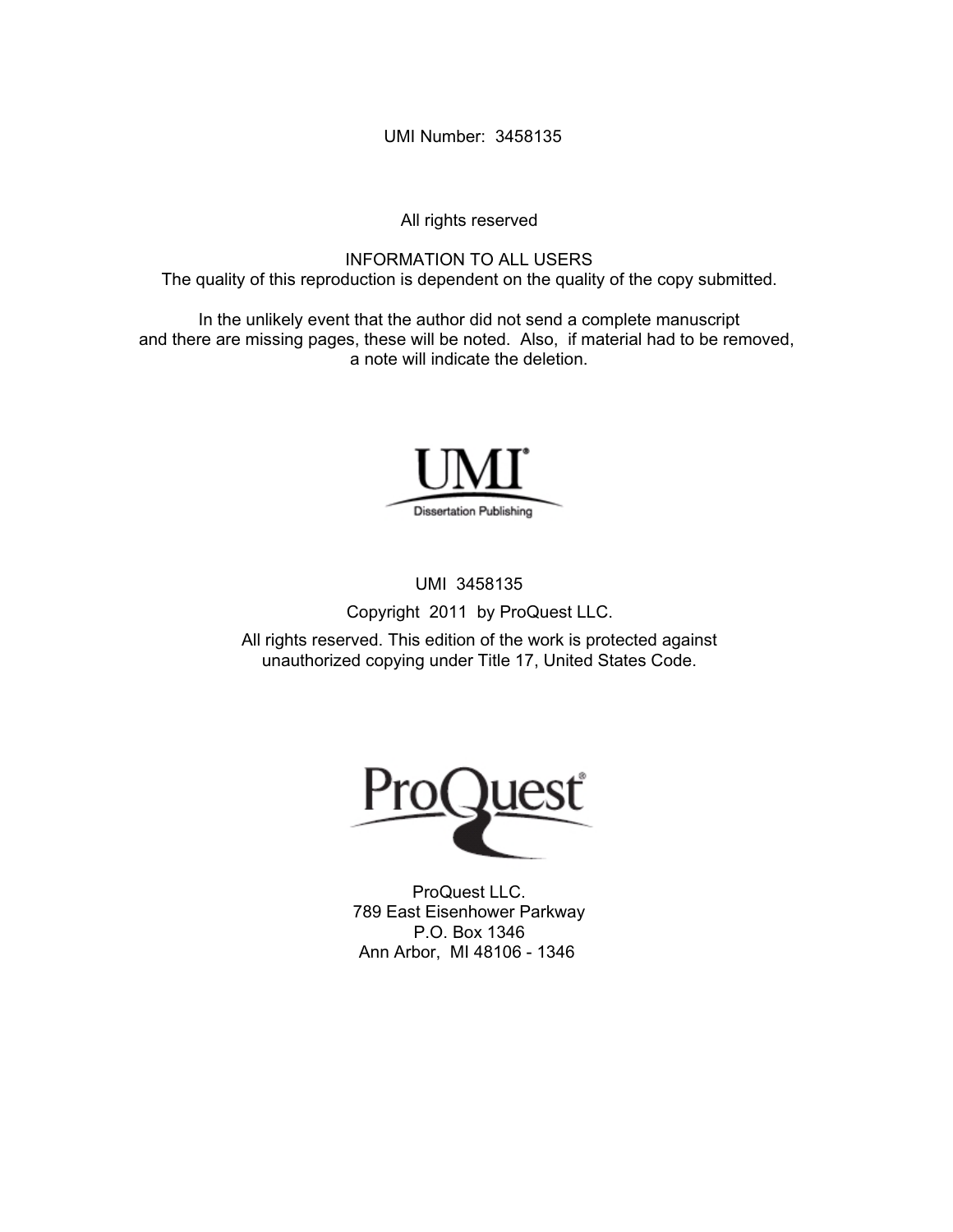UMI Number: 3458135

All rights reserved

INFORMATION TO ALL USERS
The quality of this reproduction is dependent on the quality of the copy submitted.

In the unlikely event that the author did not send a complete manuscript
and there are missing pages, these will be noted. Also, if material had to be removed,
a note will indicate the deletion.

UMI
Dissertation Publishing

UMI 3458135

Copyright 2011 by ProQuest LLC.

All rights reserved. This edition of the work is protected against
unauthorized copying under Title 17, United States Code.

ProQuest

ProQuest LLC.
789 East Eisenhower Parkway
P.O. Box 1346
Ann Arbor, MI 48106 - 1346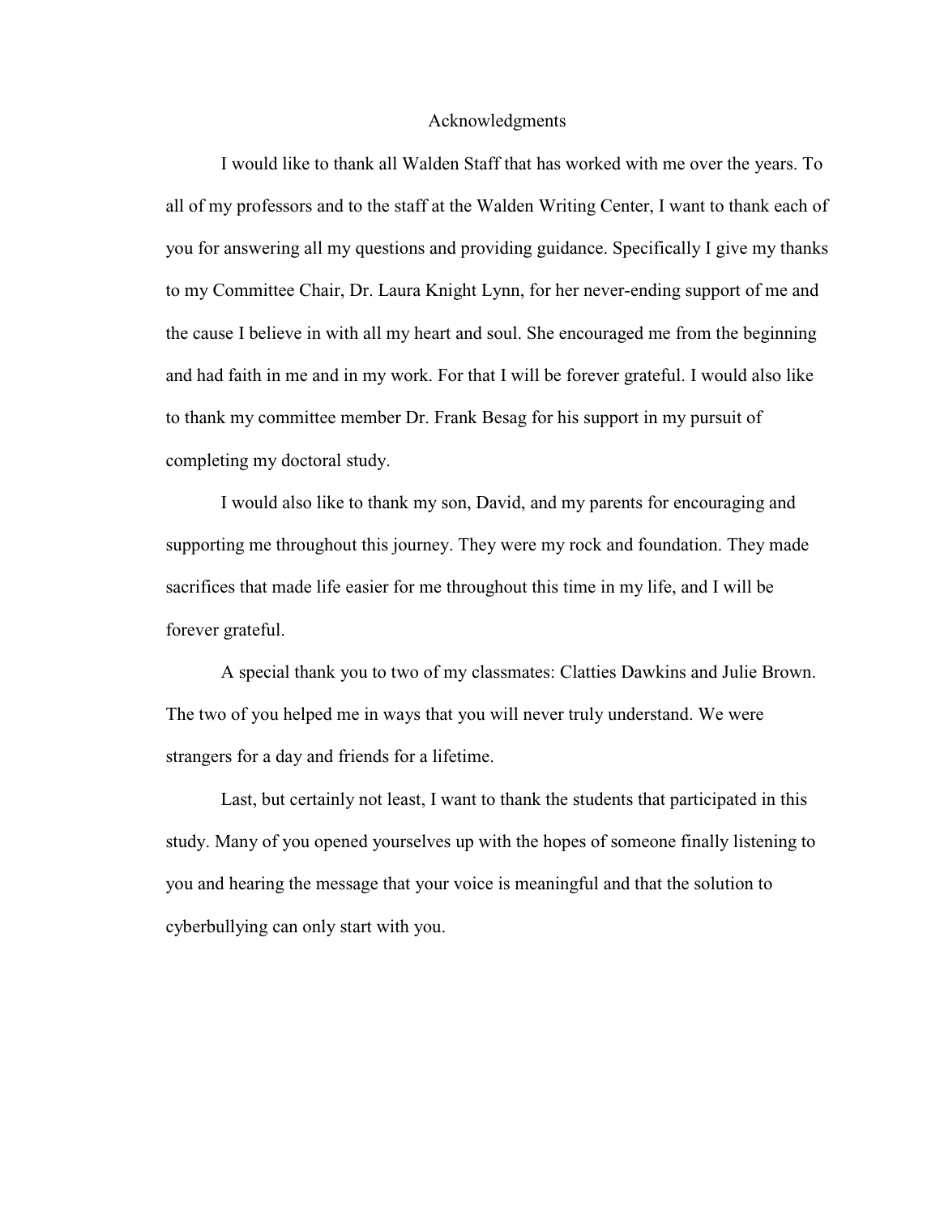# Acknowledgments

I would like to thank all Walden Staff that has worked with me over the years. To all of my professors and to the staff at the Walden Writing Center, I want to thank each of you for answering all my questions and providing guidance. Specifically I give my thanks to my Committee Chair, Dr. Laura Knight Lynn, for her never-ending support of me and the cause I believe in with all my heart and soul. She encouraged me from the beginning and had faith in me and in my work. For that I will be forever grateful. I would also like to thank my committee member Dr. Frank Besag for his support in my pursuit of completing my doctoral study.

I would also like to thank my son, David, and my parents for encouraging and supporting me throughout this journey. They were my rock and foundation. They made sacrifices that made life easier for me throughout this time in my life, and I will be forever grateful.

A special thank you to two of my classmates: Clatties Dawkins and Julie Brown. The two of you helped me in ways that you will never truly understand. We were strangers for a day and friends for a lifetime.

Last, but certainly not least, I want to thank the students that participated in this study. Many of you opened yourselves up with the hopes of someone finally listening to you and hearing the message that your voice is meaningful and that the solution to cyberbullying can only start with you.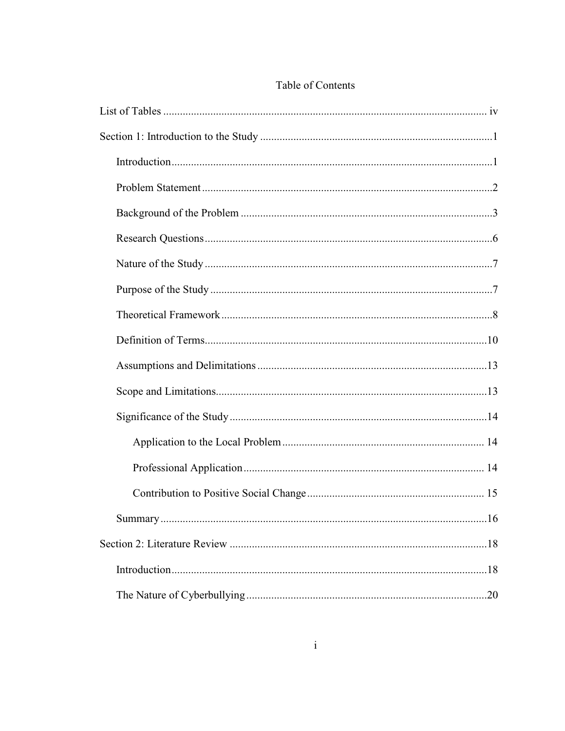# Table of Contents

List of Tables ..................................................................................................................... iv

Section 1: Introduction to the Study ....................................................................................1

- Introduction....................................................................................................................1
- Problem Statement .........................................................................................................2
- Background of the Problem ...........................................................................................3
- Research Questions........................................................................................................6
- Nature of the Study ........................................................................................................7
- Purpose of the Study ......................................................................................................7
- Theoretical Framework ..................................................................................................8
- Definition of Terms......................................................................................................10
- Assumptions and Delimitations ...................................................................................13
- Scope and Limitations..................................................................................................13
- Significance of the Study .............................................................................................14
  - Application to the Local Problem ......................................................................... 14
  - Professional Application ....................................................................................... 14
  - Contribution to Positive Social Change ................................................................ 15
- Summary .....................................................................................................................16

Section 2: Literature Review .............................................................................................18

- Introduction..................................................................................................................18
- The Nature of Cyberbullying .......................................................................................20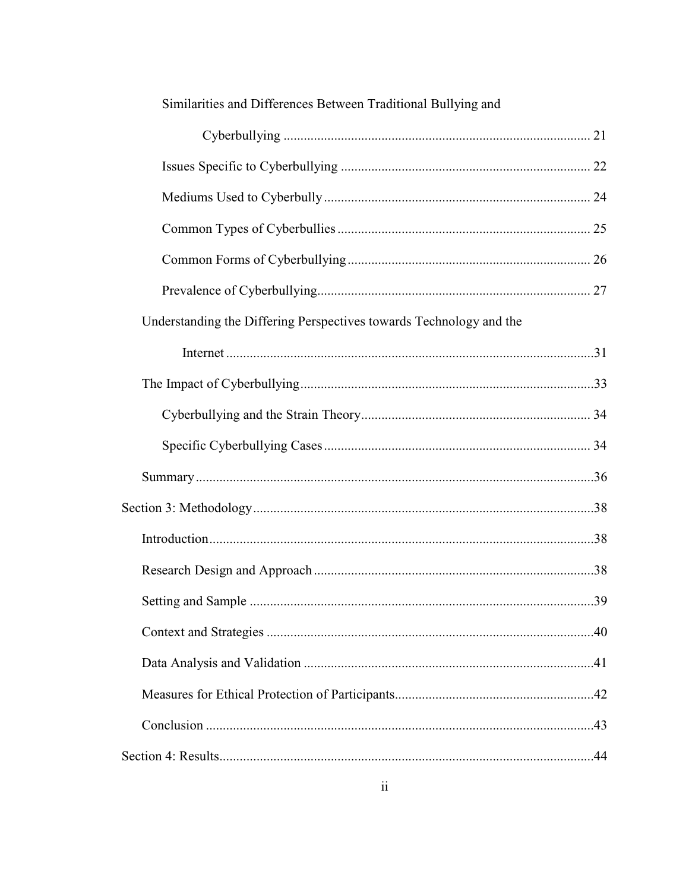Similarities and Differences Between Traditional Bullying and Cyberbullying ........ 21

Issues Specific to Cyberbullying ........ 22

Mediums Used to Cyberbully ........ 24

Common Types of Cyberbullies ........ 25

Common Forms of Cyberbullying ........ 26

Prevalence of Cyberbullying ........ 27

Understanding the Differing Perspectives towards Technology and the Internet ........ 31

The Impact of Cyberbullying ........ 33

Cyberbullying and the Strain Theory ........ 34

Specific Cyberbullying Cases ........ 34

Summary ........ 36

Section 3: Methodology ........ 38

Introduction ........ 38

Research Design and Approach ........ 38

Setting and Sample ........ 39

Context and Strategies ........ 40

Data Analysis and Validation ........ 41

Measures for Ethical Protection of Participants ........ 42

Conclusion ........ 43

Section 4: Results ........ 44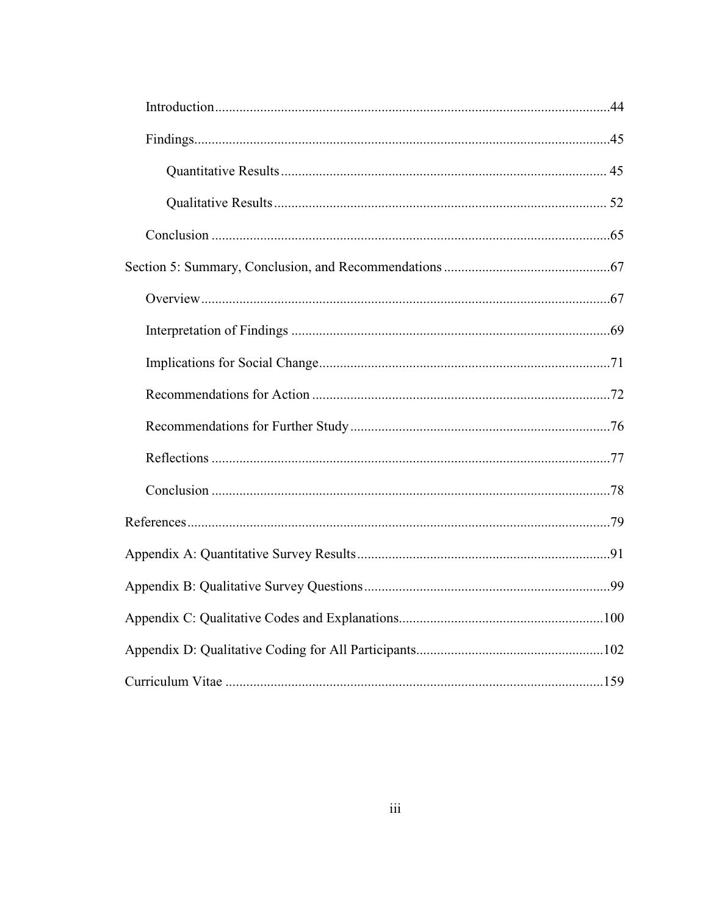Introduction.....44

Findings.....45

Quantitative Results..... 45

Qualitative Results..... 52

Conclusion.....65

Section 5: Summary, Conclusion, and Recommendations.....67

Overview.....67

Interpretation of Findings.....69

Implications for Social Change.....71

Recommendations for Action.....72

Recommendations for Further Study.....76

Reflections.....77

Conclusion.....78

References.....79

Appendix A: Quantitative Survey Results.....91

Appendix B: Qualitative Survey Questions.....99

Appendix C: Qualitative Codes and Explanations.....100

Appendix D: Qualitative Coding for All Participants.....102

Curriculum Vitae.....159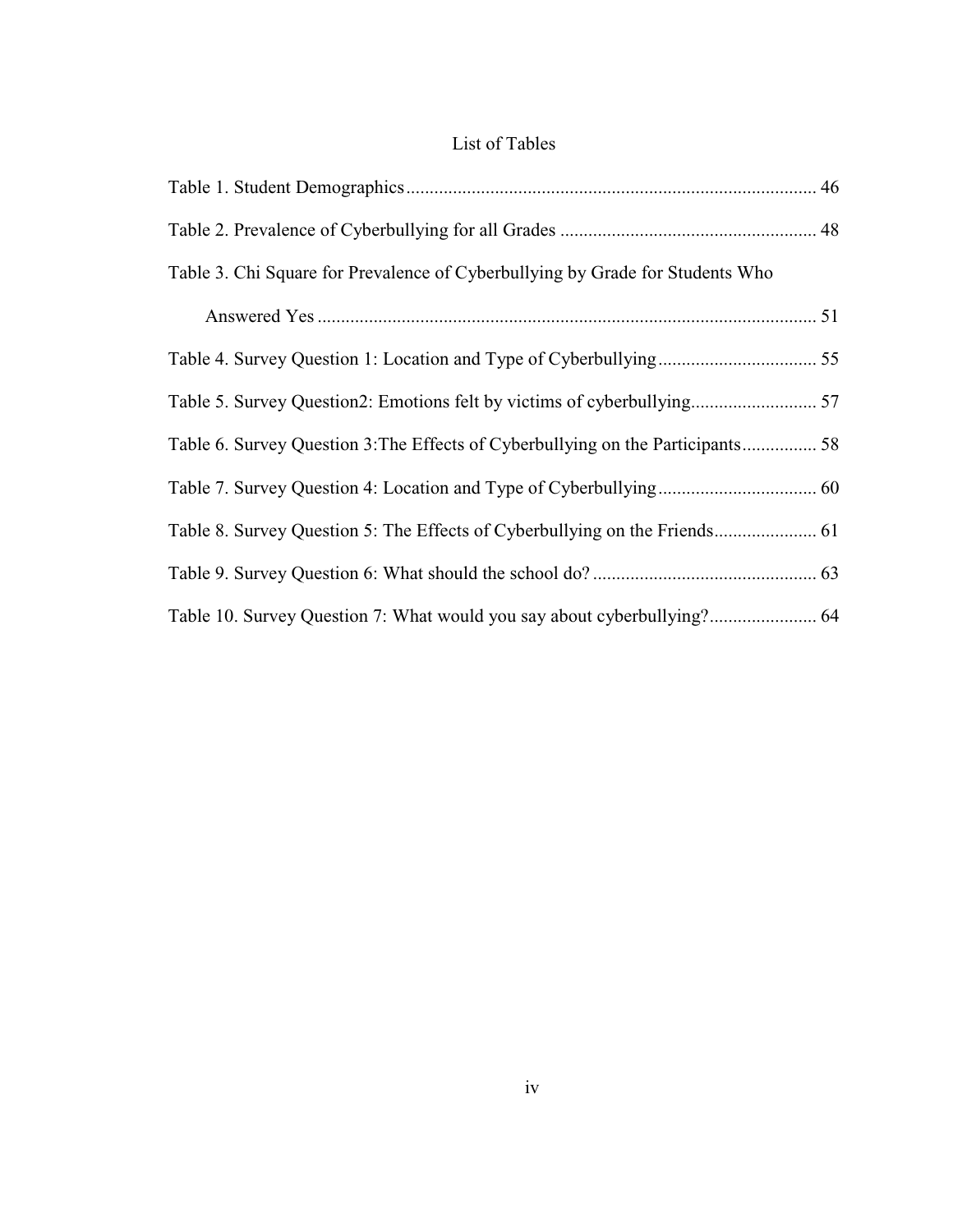# List of Tables

Table 1. Student Demographics ........................................................................................ 46

Table 2. Prevalence of Cyberbullying for all Grades ....................................................... 48

Table 3. Chi Square for Prevalence of Cyberbullying by Grade for Students Who Answered Yes ........................................................................................................... 51

Table 4. Survey Question 1: Location and Type of Cyberbullying .................................. 55

Table 5. Survey Question2: Emotions felt by victims of cyberbullying........................... 57

Table 6. Survey Question 3:The Effects of Cyberbullying on the Participants ................ 58

Table 7. Survey Question 4: Location and Type of Cyberbullying .................................. 60

Table 8. Survey Question 5: The Effects of Cyberbullying on the Friends...................... 61

Table 9. Survey Question 6: What should the school do? ................................................ 63

Table 10. Survey Question 7: What would you say about cyberbullying?....................... 64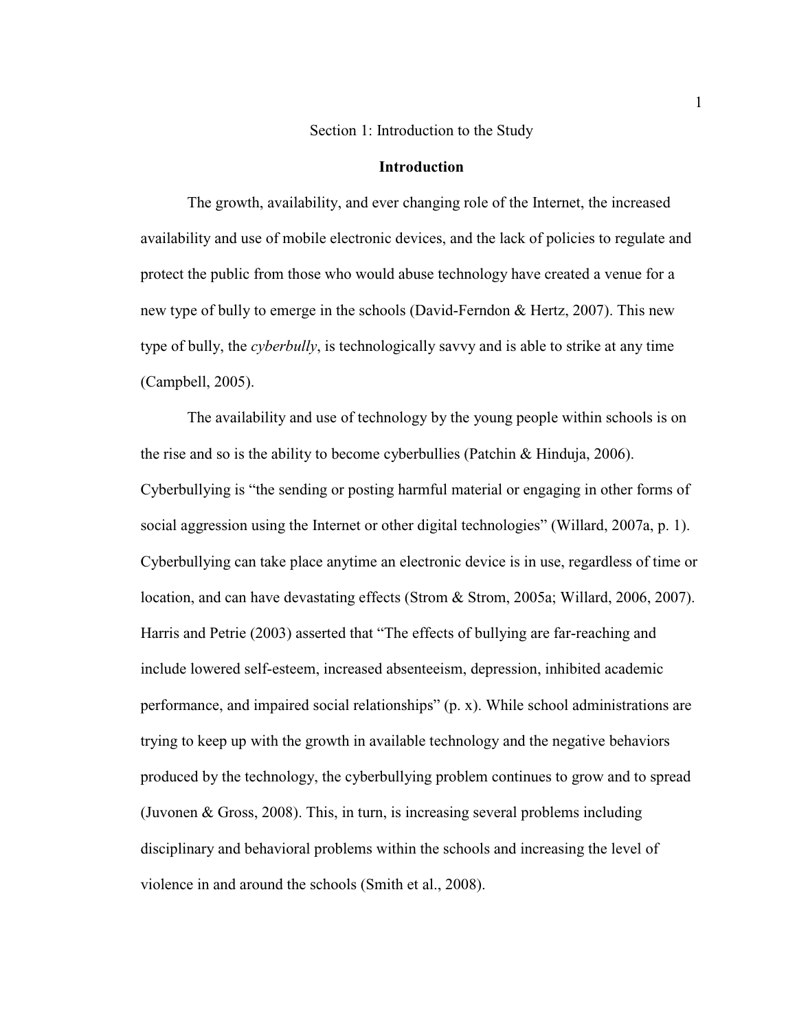# Section 1: Introduction to the Study

## Introduction

The growth, availability, and ever changing role of the Internet, the increased availability and use of mobile electronic devices, and the lack of policies to regulate and protect the public from those who would abuse technology have created a venue for a new type of bully to emerge in the schools (David-Ferndon & Hertz, 2007). This new type of bully, the *cyberbully*, is technologically savvy and is able to strike at any time (Campbell, 2005).

The availability and use of technology by the young people within schools is on the rise and so is the ability to become cyberbullies (Patchin & Hinduja, 2006). Cyberbullying is "the sending or posting harmful material or engaging in other forms of social aggression using the Internet or other digital technologies" (Willard, 2007a, p. 1). Cyberbullying can take place anytime an electronic device is in use, regardless of time or location, and can have devastating effects (Strom & Strom, 2005a; Willard, 2006, 2007). Harris and Petrie (2003) asserted that "The effects of bullying are far-reaching and include lowered self-esteem, increased absenteeism, depression, inhibited academic performance, and impaired social relationships" (p. x). While school administrations are trying to keep up with the growth in available technology and the negative behaviors produced by the technology, the cyberbullying problem continues to grow and to spread (Juvonen & Gross, 2008). This, in turn, is increasing several problems including disciplinary and behavioral problems within the schools and increasing the level of violence in and around the schools (Smith et al., 2008).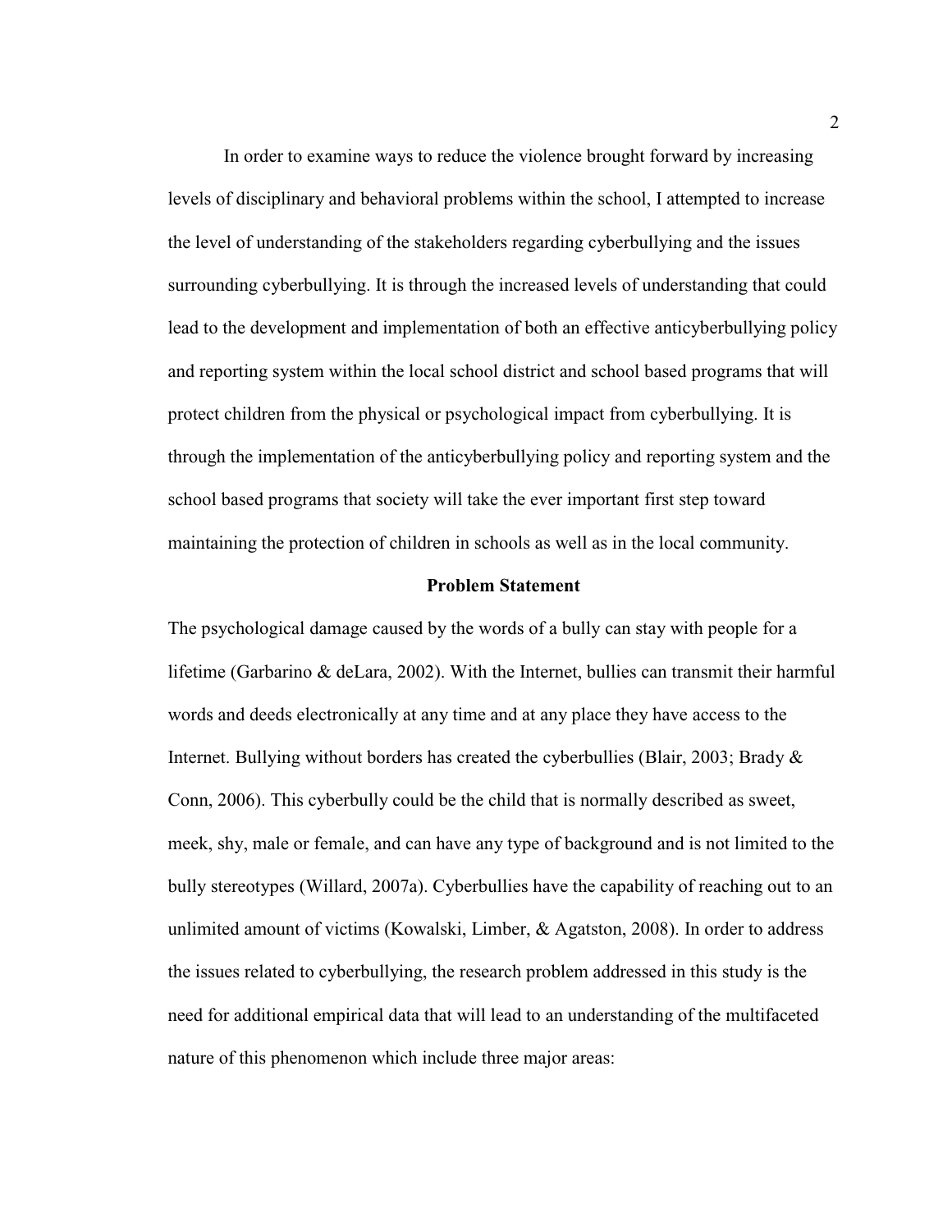In order to examine ways to reduce the violence brought forward by increasing levels of disciplinary and behavioral problems within the school, I attempted to increase the level of understanding of the stakeholders regarding cyberbullying and the issues surrounding cyberbullying. It is through the increased levels of understanding that could lead to the development and implementation of both an effective anticyberbullying policy and reporting system within the local school district and school based programs that will protect children from the physical or psychological impact from cyberbullying. It is through the implementation of the anticyberbullying policy and reporting system and the school based programs that society will take the ever important first step toward maintaining the protection of children in schools as well as in the local community.

## Problem Statement

The psychological damage caused by the words of a bully can stay with people for a lifetime (Garbarino & deLara, 2002). With the Internet, bullies can transmit their harmful words and deeds electronically at any time and at any place they have access to the Internet. Bullying without borders has created the cyberbullies (Blair, 2003; Brady & Conn, 2006). This cyberbully could be the child that is normally described as sweet, meek, shy, male or female, and can have any type of background and is not limited to the bully stereotypes (Willard, 2007a). Cyberbullies have the capability of reaching out to an unlimited amount of victims (Kowalski, Limber, & Agatston, 2008). In order to address the issues related to cyberbullying, the research problem addressed in this study is the need for additional empirical data that will lead to an understanding of the multifaceted nature of this phenomenon which include three major areas: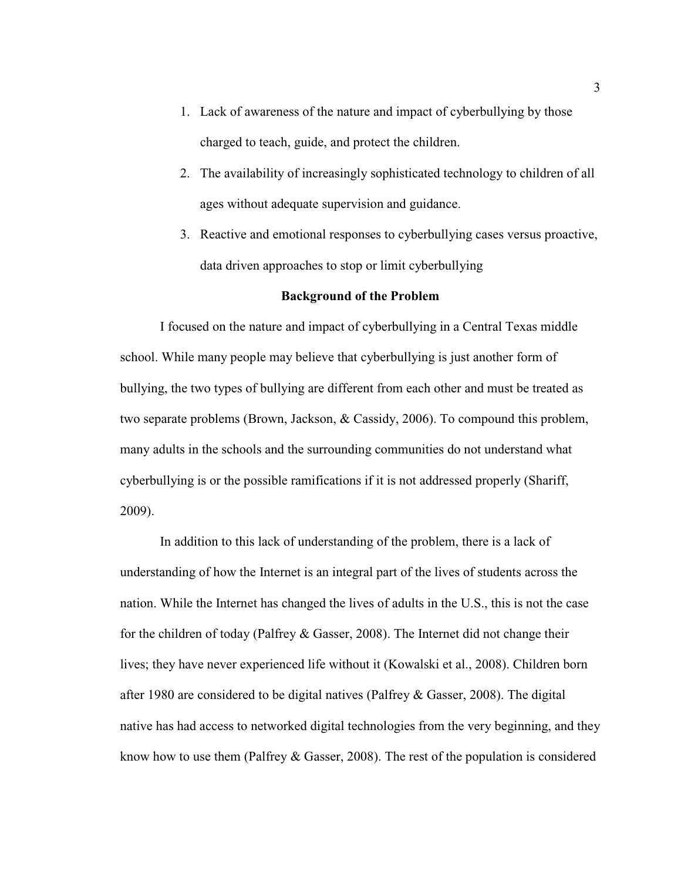1. Lack of awareness of the nature and impact of cyberbullying by those charged to teach, guide, and protect the children.
2. The availability of increasingly sophisticated technology to children of all ages without adequate supervision and guidance.
3. Reactive and emotional responses to cyberbullying cases versus proactive, data driven approaches to stop or limit cyberbullying

## Background of the Problem

I focused on the nature and impact of cyberbullying in a Central Texas middle school. While many people may believe that cyberbullying is just another form of bullying, the two types of bullying are different from each other and must be treated as two separate problems (Brown, Jackson, & Cassidy, 2006). To compound this problem, many adults in the schools and the surrounding communities do not understand what cyberbullying is or the possible ramifications if it is not addressed properly (Shariff, 2009).

In addition to this lack of understanding of the problem, there is a lack of understanding of how the Internet is an integral part of the lives of students across the nation. While the Internet has changed the lives of adults in the U.S., this is not the case for the children of today (Palfrey & Gasser, 2008). The Internet did not change their lives; they have never experienced life without it (Kowalski et al., 2008). Children born after 1980 are considered to be digital natives (Palfrey & Gasser, 2008). The digital native has had access to networked digital technologies from the very beginning, and they know how to use them (Palfrey & Gasser, 2008). The rest of the population is considered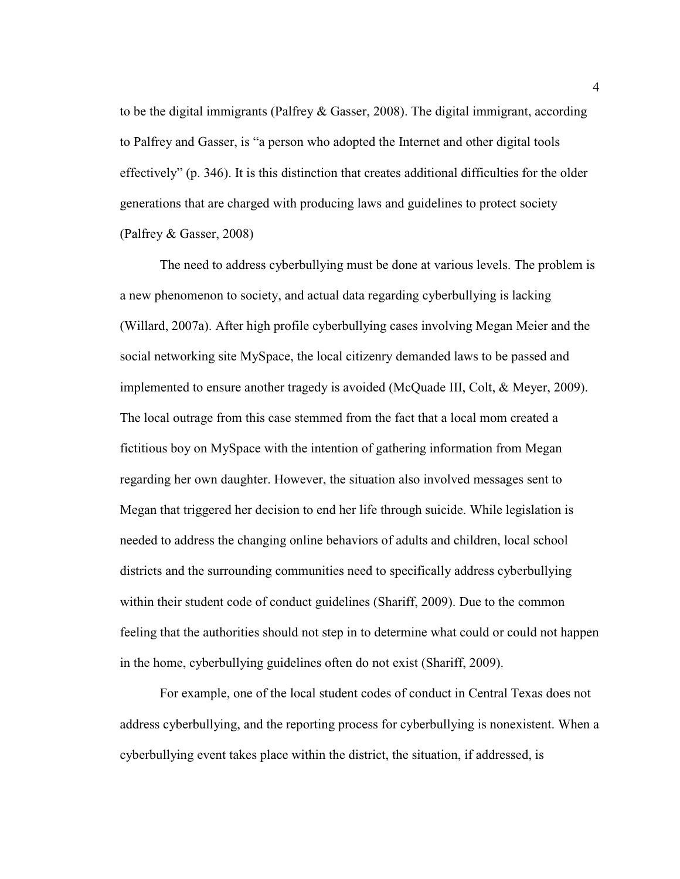to be the digital immigrants (Palfrey & Gasser, 2008). The digital immigrant, according to Palfrey and Gasser, is "a person who adopted the Internet and other digital tools effectively" (p. 346). It is this distinction that creates additional difficulties for the older generations that are charged with producing laws and guidelines to protect society (Palfrey & Gasser, 2008)

The need to address cyberbullying must be done at various levels. The problem is a new phenomenon to society, and actual data regarding cyberbullying is lacking (Willard, 2007a). After high profile cyberbullying cases involving Megan Meier and the social networking site MySpace, the local citizenry demanded laws to be passed and implemented to ensure another tragedy is avoided (McQuade III, Colt, & Meyer, 2009). The local outrage from this case stemmed from the fact that a local mom created a fictitious boy on MySpace with the intention of gathering information from Megan regarding her own daughter. However, the situation also involved messages sent to Megan that triggered her decision to end her life through suicide. While legislation is needed to address the changing online behaviors of adults and children, local school districts and the surrounding communities need to specifically address cyberbullying within their student code of conduct guidelines (Shariff, 2009). Due to the common feeling that the authorities should not step in to determine what could or could not happen in the home, cyberbullying guidelines often do not exist (Shariff, 2009).

For example, one of the local student codes of conduct in Central Texas does not address cyberbullying, and the reporting process for cyberbullying is nonexistent. When a cyberbullying event takes place within the district, the situation, if addressed, is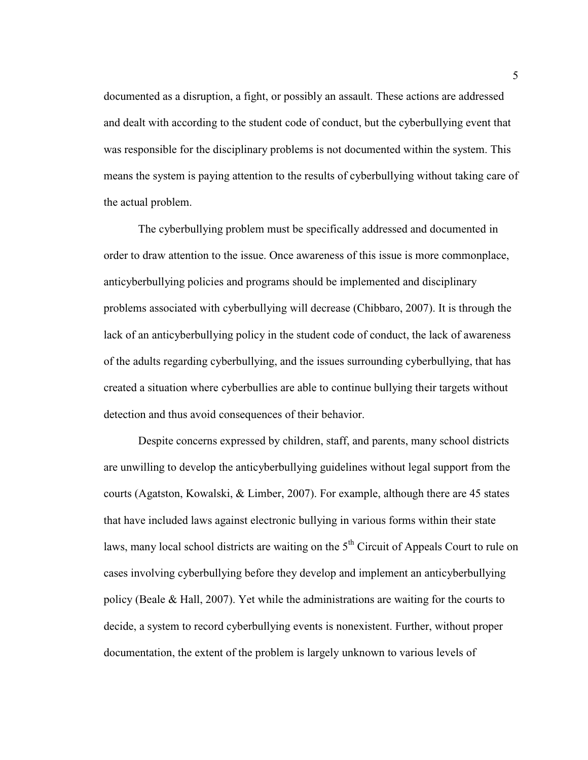documented as a disruption, a fight, or possibly an assault. These actions are addressed and dealt with according to the student code of conduct, but the cyberbullying event that was responsible for the disciplinary problems is not documented within the system. This means the system is paying attention to the results of cyberbullying without taking care of the actual problem.

The cyberbullying problem must be specifically addressed and documented in order to draw attention to the issue. Once awareness of this issue is more commonplace, anticyberbullying policies and programs should be implemented and disciplinary problems associated with cyberbullying will decrease (Chibbaro, 2007). It is through the lack of an anticyberbullying policy in the student code of conduct, the lack of awareness of the adults regarding cyberbullying, and the issues surrounding cyberbullying, that has created a situation where cyberbullies are able to continue bullying their targets without detection and thus avoid consequences of their behavior.

Despite concerns expressed by children, staff, and parents, many school districts are unwilling to develop the anticyberbullying guidelines without legal support from the courts (Agatston, Kowalski, & Limber, 2007). For example, although there are 45 states that have included laws against electronic bullying in various forms within their state laws, many local school districts are waiting on the 5th Circuit of Appeals Court to rule on cases involving cyberbullying before they develop and implement an anticyberbullying policy (Beale & Hall, 2007). Yet while the administrations are waiting for the courts to decide, a system to record cyberbullying events is nonexistent. Further, without proper documentation, the extent of the problem is largely unknown to various levels of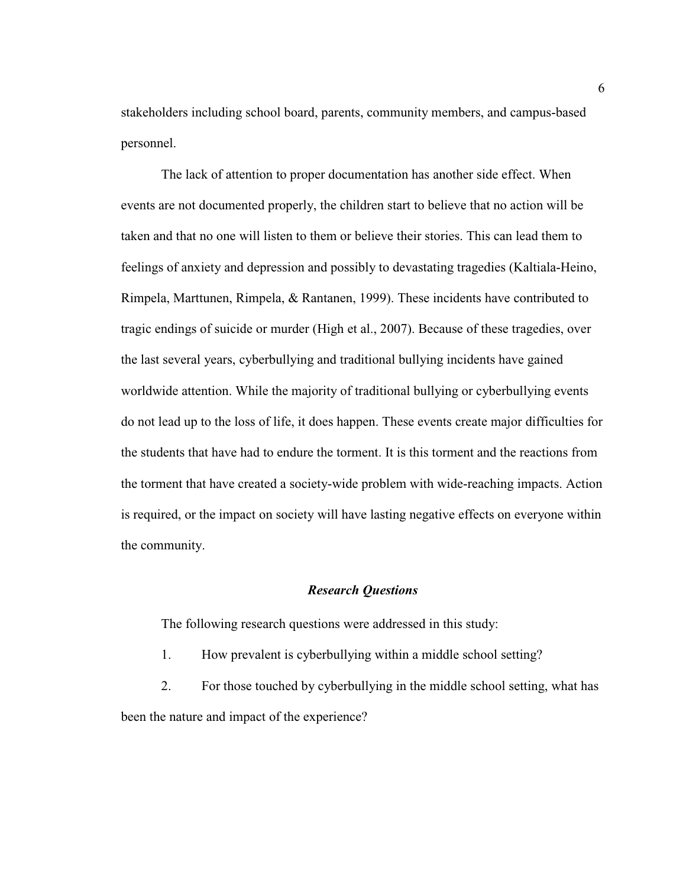stakeholders including school board, parents, community members, and campus-based personnel.

The lack of attention to proper documentation has another side effect. When events are not documented properly, the children start to believe that no action will be taken and that no one will listen to them or believe their stories. This can lead them to feelings of anxiety and depression and possibly to devastating tragedies (Kaltiala-Heino, Rimpela, Marttunen, Rimpela, & Rantanen, 1999). These incidents have contributed to tragic endings of suicide or murder (High et al., 2007). Because of these tragedies, over the last several years, cyberbullying and traditional bullying incidents have gained worldwide attention. While the majority of traditional bullying or cyberbullying events do not lead up to the loss of life, it does happen. These events create major difficulties for the students that have had to endure the torment. It is this torment and the reactions from the torment that have created a society-wide problem with wide-reaching impacts. Action is required, or the impact on society will have lasting negative effects on everyone within the community.

### *Research Questions*

The following research questions were addressed in this study:

1. How prevalent is cyberbullying within a middle school setting?
2. For those touched by cyberbullying in the middle school setting, what has been the nature and impact of the experience?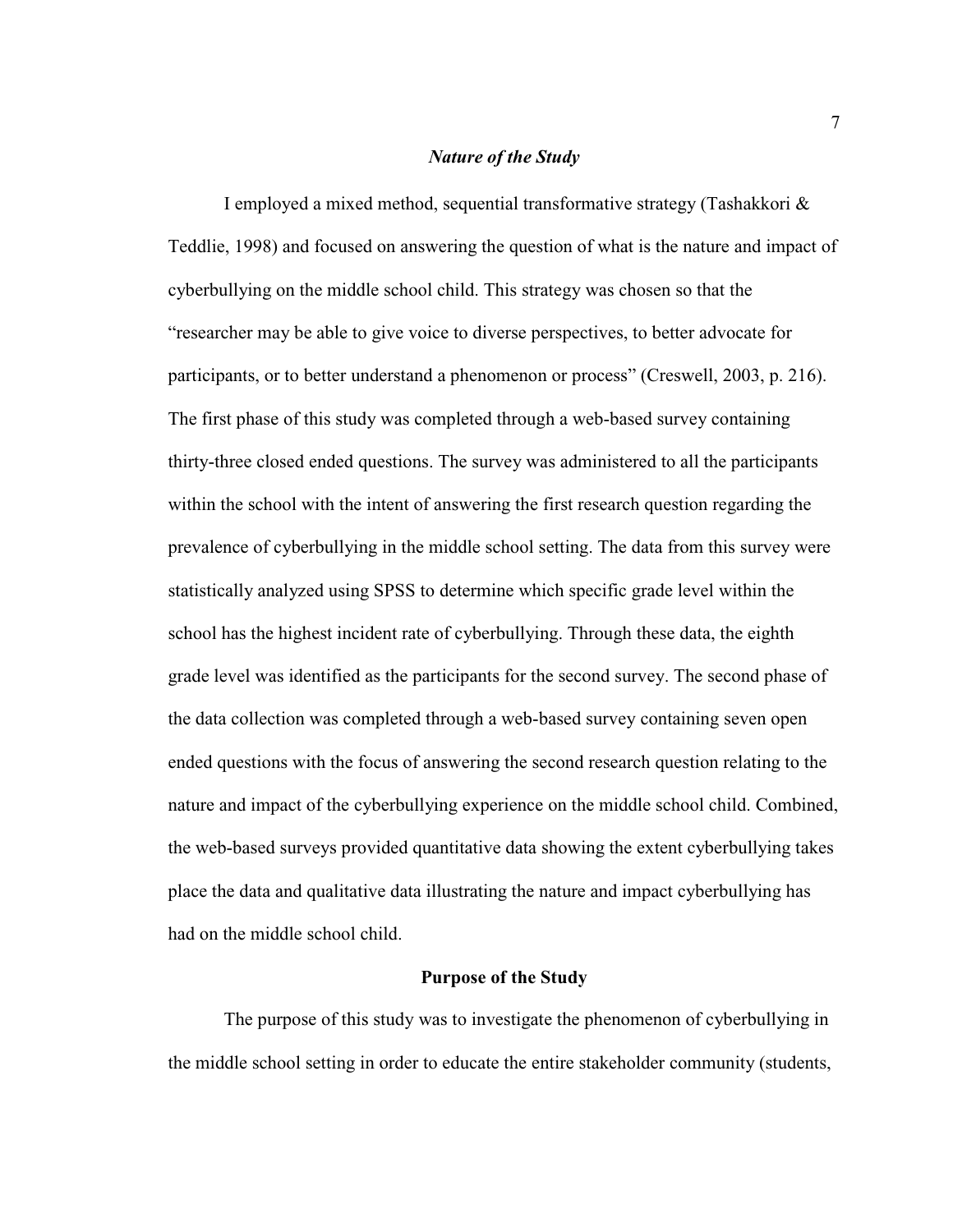### *Nature of the Study*

I employed a mixed method, sequential transformative strategy (Tashakkori & Teddlie, 1998) and focused on answering the question of what is the nature and impact of cyberbullying on the middle school child. This strategy was chosen so that the "researcher may be able to give voice to diverse perspectives, to better advocate for participants, or to better understand a phenomenon or process" (Creswell, 2003, p. 216). The first phase of this study was completed through a web-based survey containing thirty-three closed ended questions. The survey was administered to all the participants within the school with the intent of answering the first research question regarding the prevalence of cyberbullying in the middle school setting. The data from this survey were statistically analyzed using SPSS to determine which specific grade level within the school has the highest incident rate of cyberbullying. Through these data, the eighth grade level was identified as the participants for the second survey. The second phase of the data collection was completed through a web-based survey containing seven open ended questions with the focus of answering the second research question relating to the nature and impact of the cyberbullying experience on the middle school child. Combined, the web-based surveys provided quantitative data showing the extent cyberbullying takes place the data and qualitative data illustrating the nature and impact cyberbullying has had on the middle school child.

## Purpose of the Study

The purpose of this study was to investigate the phenomenon of cyberbullying in the middle school setting in order to educate the entire stakeholder community (students,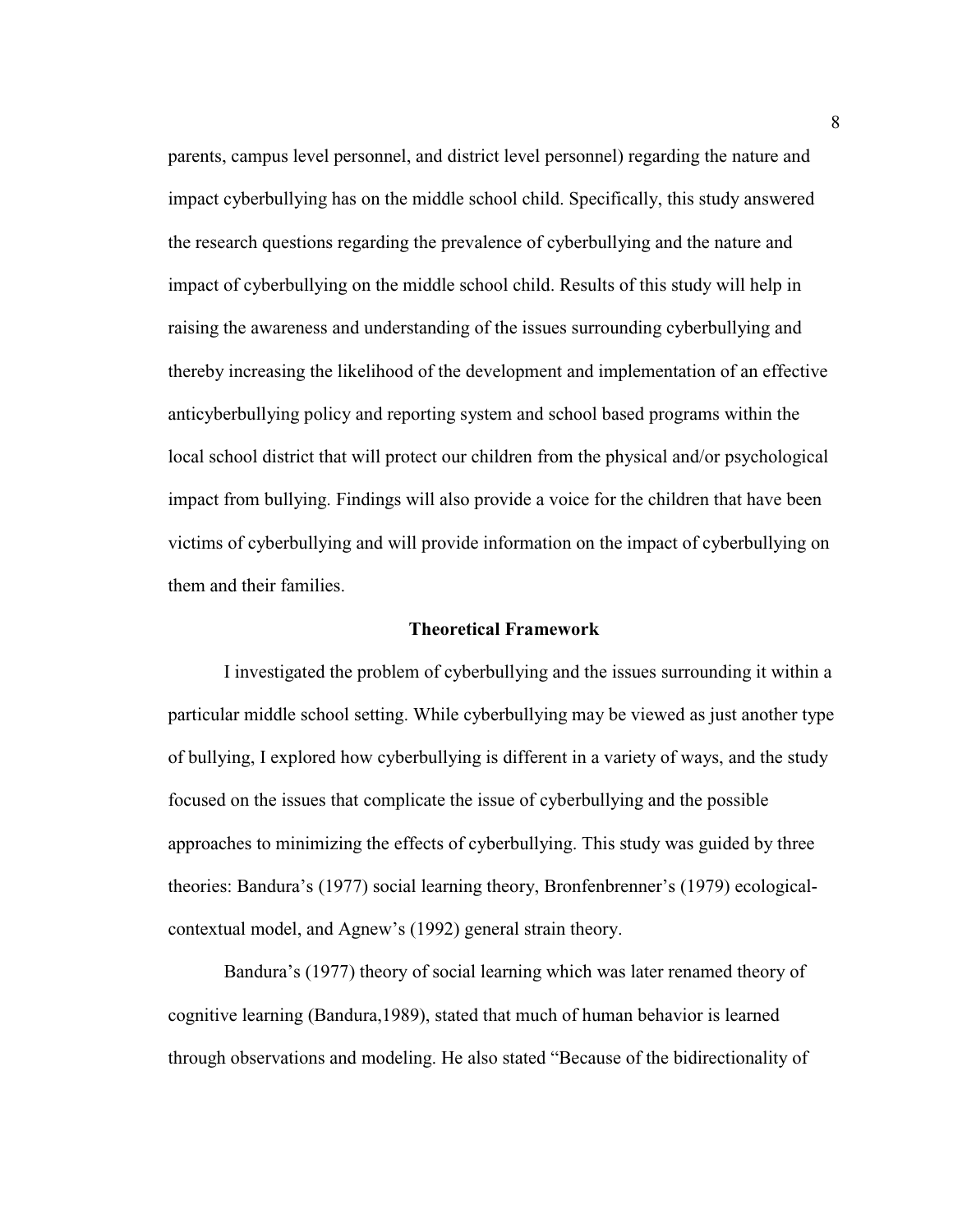parents, campus level personnel, and district level personnel) regarding the nature and impact cyberbullying has on the middle school child. Specifically, this study answered the research questions regarding the prevalence of cyberbullying and the nature and impact of cyberbullying on the middle school child. Results of this study will help in raising the awareness and understanding of the issues surrounding cyberbullying and thereby increasing the likelihood of the development and implementation of an effective anticyberbullying policy and reporting system and school based programs within the local school district that will protect our children from the physical and/or psychological impact from bullying. Findings will also provide a voice for the children that have been victims of cyberbullying and will provide information on the impact of cyberbullying on them and their families.

## Theoretical Framework

I investigated the problem of cyberbullying and the issues surrounding it within a particular middle school setting. While cyberbullying may be viewed as just another type of bullying, I explored how cyberbullying is different in a variety of ways, and the study focused on the issues that complicate the issue of cyberbullying and the possible approaches to minimizing the effects of cyberbullying. This study was guided by three theories: Bandura's (1977) social learning theory, Bronfenbrenner's (1979) ecological-contextual model, and Agnew's (1992) general strain theory.

Bandura's (1977) theory of social learning which was later renamed theory of cognitive learning (Bandura,1989), stated that much of human behavior is learned through observations and modeling. He also stated "Because of the bidirectionality of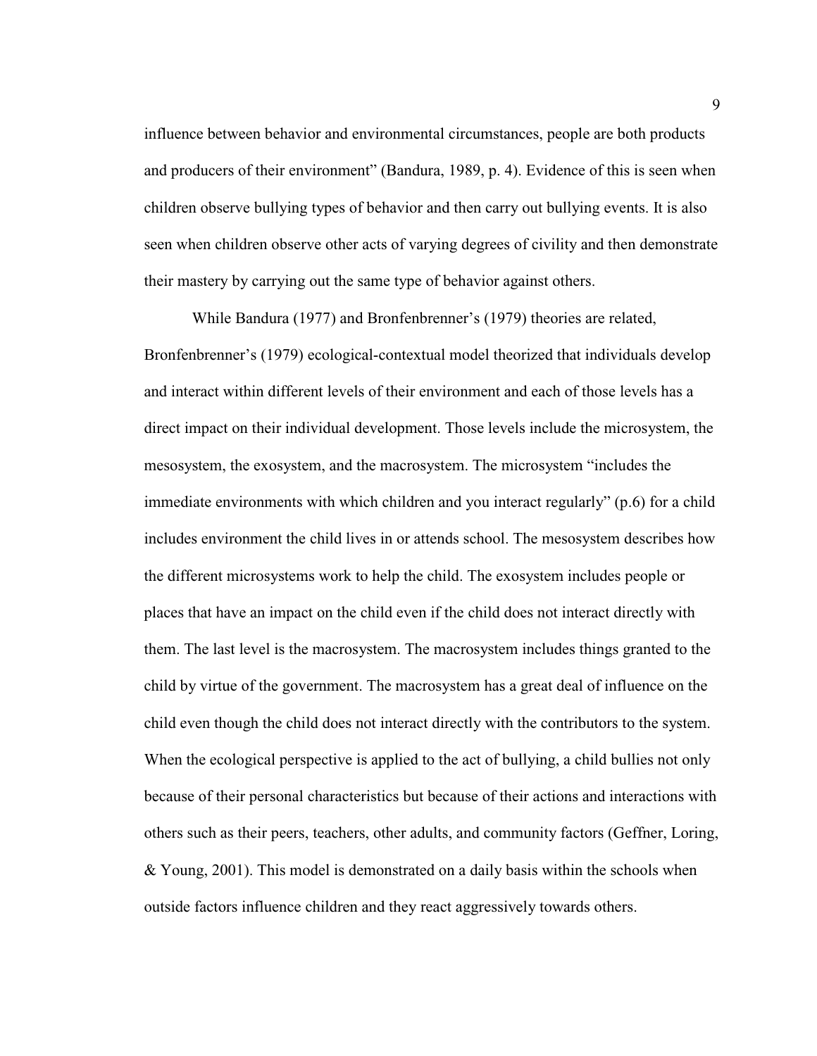influence between behavior and environmental circumstances, people are both products and producers of their environment" (Bandura, 1989, p. 4). Evidence of this is seen when children observe bullying types of behavior and then carry out bullying events. It is also seen when children observe other acts of varying degrees of civility and then demonstrate their mastery by carrying out the same type of behavior against others.

While Bandura (1977) and Bronfenbrenner's (1979) theories are related, Bronfenbrenner's (1979) ecological-contextual model theorized that individuals develop and interact within different levels of their environment and each of those levels has a direct impact on their individual development. Those levels include the microsystem, the mesosystem, the exosystem, and the macrosystem. The microsystem "includes the immediate environments with which children and you interact regularly" (p.6) for a child includes environment the child lives in or attends school. The mesosystem describes how the different microsystems work to help the child. The exosystem includes people or places that have an impact on the child even if the child does not interact directly with them. The last level is the macrosystem. The macrosystem includes things granted to the child by virtue of the government. The macrosystem has a great deal of influence on the child even though the child does not interact directly with the contributors to the system. When the ecological perspective is applied to the act of bullying, a child bullies not only because of their personal characteristics but because of their actions and interactions with others such as their peers, teachers, other adults, and community factors (Geffner, Loring, & Young, 2001). This model is demonstrated on a daily basis within the schools when outside factors influence children and they react aggressively towards others.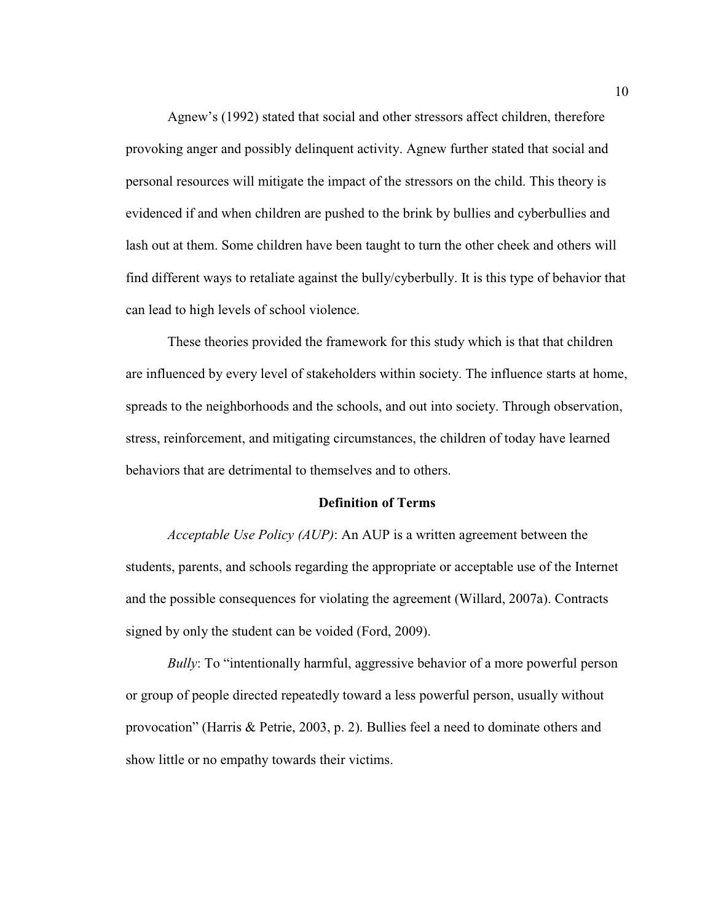Agnew's (1992) stated that social and other stressors affect children, therefore provoking anger and possibly delinquent activity. Agnew further stated that social and personal resources will mitigate the impact of the stressors on the child. This theory is evidenced if and when children are pushed to the brink by bullies and cyberbullies and lash out at them. Some children have been taught to turn the other cheek and others will find different ways to retaliate against the bully/cyberbully. It is this type of behavior that can lead to high levels of school violence.

These theories provided the framework for this study which is that that children are influenced by every level of stakeholders within society. The influence starts at home, spreads to the neighborhoods and the schools, and out into society. Through observation, stress, reinforcement, and mitigating circumstances, the children of today have learned behaviors that are detrimental to themselves and to others.

## Definition of Terms

*Acceptable Use Policy (AUP)*: An AUP is a written agreement between the students, parents, and schools regarding the appropriate or acceptable use of the Internet and the possible consequences for violating the agreement (Willard, 2007a). Contracts signed by only the student can be voided (Ford, 2009).

*Bully*: To "intentionally harmful, aggressive behavior of a more powerful person or group of people directed repeatedly toward a less powerful person, usually without provocation" (Harris & Petrie, 2003, p. 2). Bullies feel a need to dominate others and show little or no empathy towards their victims.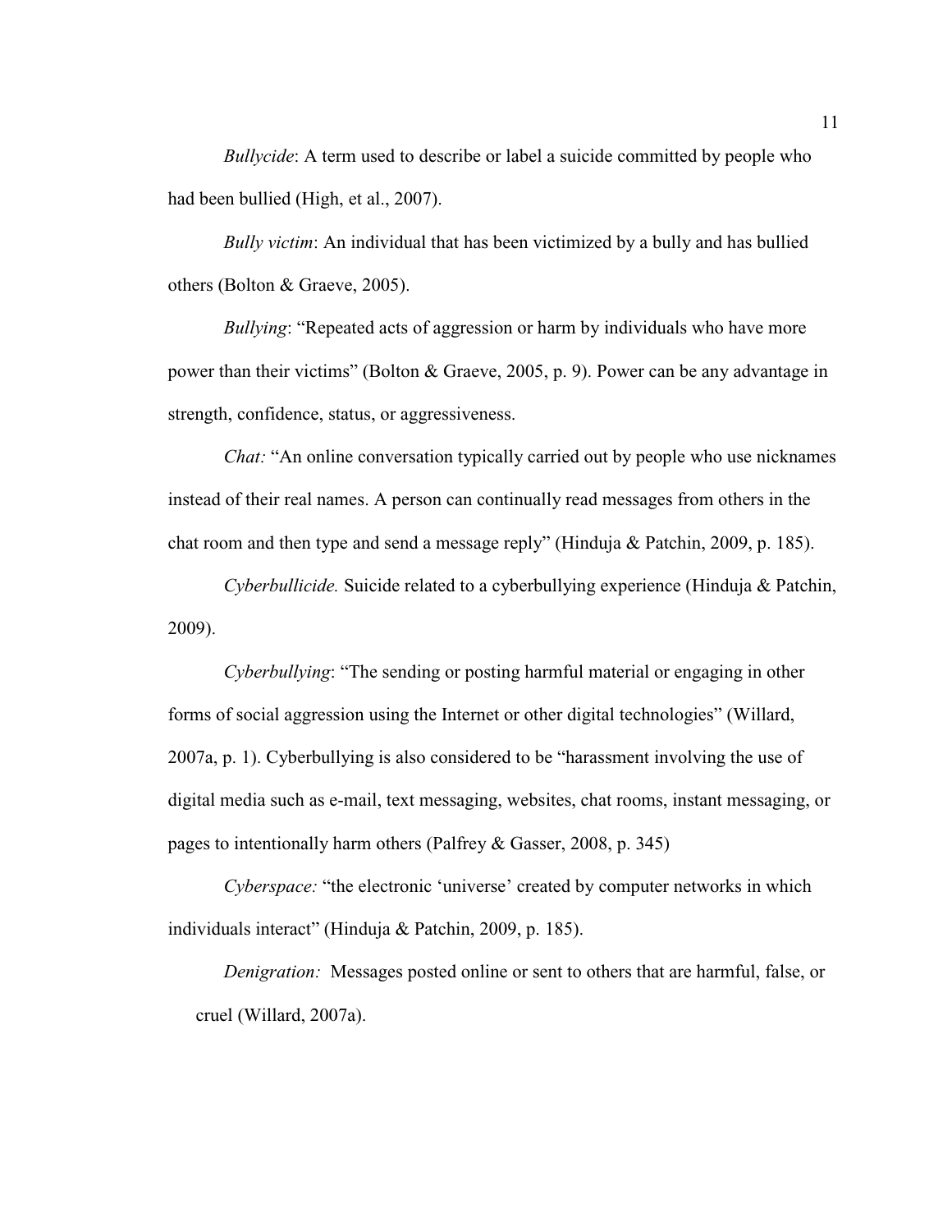*Bullycide*: A term used to describe or label a suicide committed by people who had been bullied (High, et al., 2007).

*Bully victim*: An individual that has been victimized by a bully and has bullied others (Bolton & Graeve, 2005).

*Bullying*: "Repeated acts of aggression or harm by individuals who have more power than their victims" (Bolton & Graeve, 2005, p. 9). Power can be any advantage in strength, confidence, status, or aggressiveness.

*Chat:* "An online conversation typically carried out by people who use nicknames instead of their real names. A person can continually read messages from others in the chat room and then type and send a message reply" (Hinduja & Patchin, 2009, p. 185).

*Cyberbullicide.* Suicide related to a cyberbullying experience (Hinduja & Patchin, 2009).

*Cyberbullying*: "The sending or posting harmful material or engaging in other forms of social aggression using the Internet or other digital technologies" (Willard, 2007a, p. 1). Cyberbullying is also considered to be "harassment involving the use of digital media such as e-mail, text messaging, websites, chat rooms, instant messaging, or pages to intentionally harm others (Palfrey & Gasser, 2008, p. 345)

*Cyberspace:* "the electronic 'universe' created by computer networks in which individuals interact" (Hinduja & Patchin, 2009, p. 185).

*Denigration:* Messages posted online or sent to others that are harmful, false, or cruel (Willard, 2007a).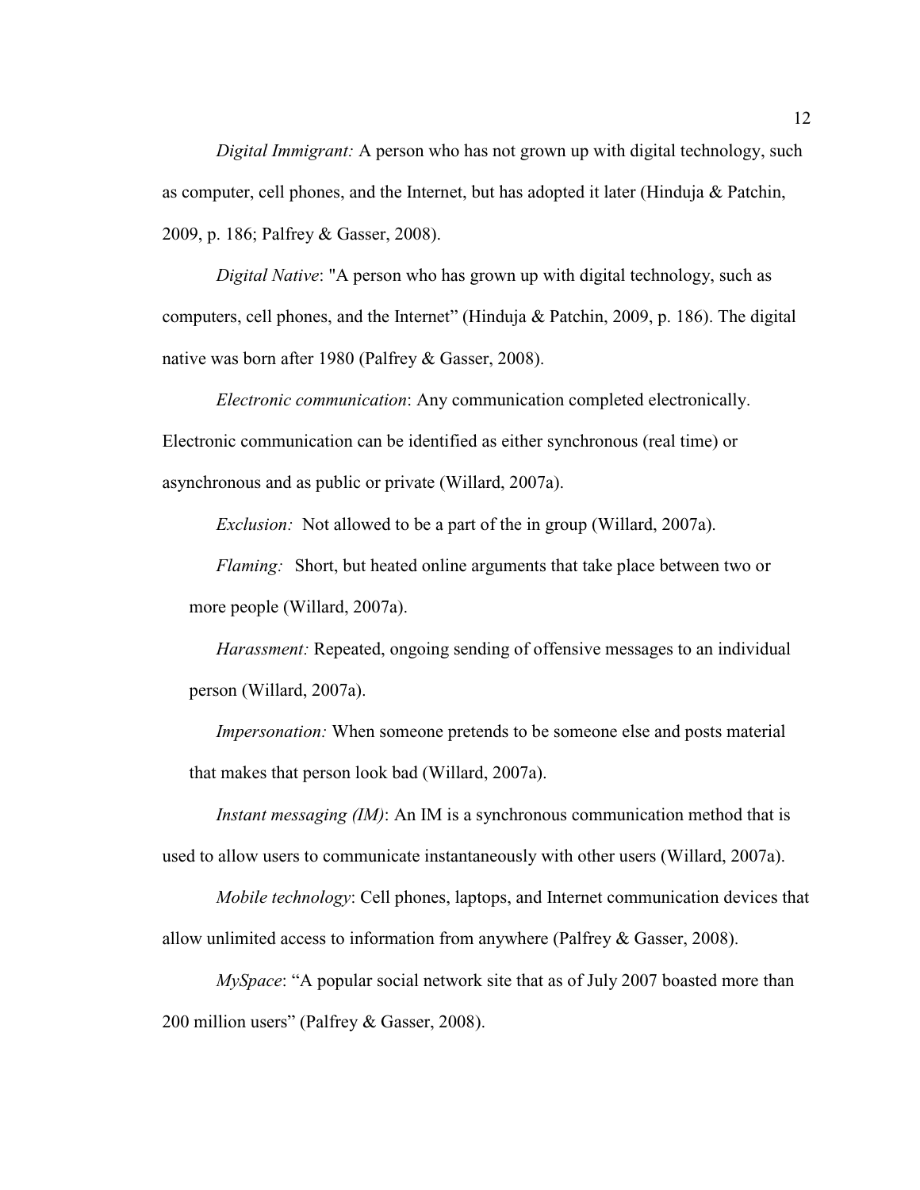*Digital Immigrant:* A person who has not grown up with digital technology, such as computer, cell phones, and the Internet, but has adopted it later (Hinduja & Patchin, 2009, p. 186; Palfrey & Gasser, 2008).

*Digital Native*: "A person who has grown up with digital technology, such as computers, cell phones, and the Internet" (Hinduja & Patchin, 2009, p. 186). The digital native was born after 1980 (Palfrey & Gasser, 2008).

*Electronic communication*: Any communication completed electronically. Electronic communication can be identified as either synchronous (real time) or asynchronous and as public or private (Willard, 2007a).

*Exclusion:* Not allowed to be a part of the in group (Willard, 2007a).

*Flaming:* Short, but heated online arguments that take place between two or more people (Willard, 2007a).

*Harassment:* Repeated, ongoing sending of offensive messages to an individual person (Willard, 2007a).

*Impersonation:* When someone pretends to be someone else and posts material that makes that person look bad (Willard, 2007a).

*Instant messaging (IM)*: An IM is a synchronous communication method that is used to allow users to communicate instantaneously with other users (Willard, 2007a).

*Mobile technology*: Cell phones, laptops, and Internet communication devices that allow unlimited access to information from anywhere (Palfrey & Gasser, 2008).

*MySpace*: "A popular social network site that as of July 2007 boasted more than 200 million users" (Palfrey & Gasser, 2008).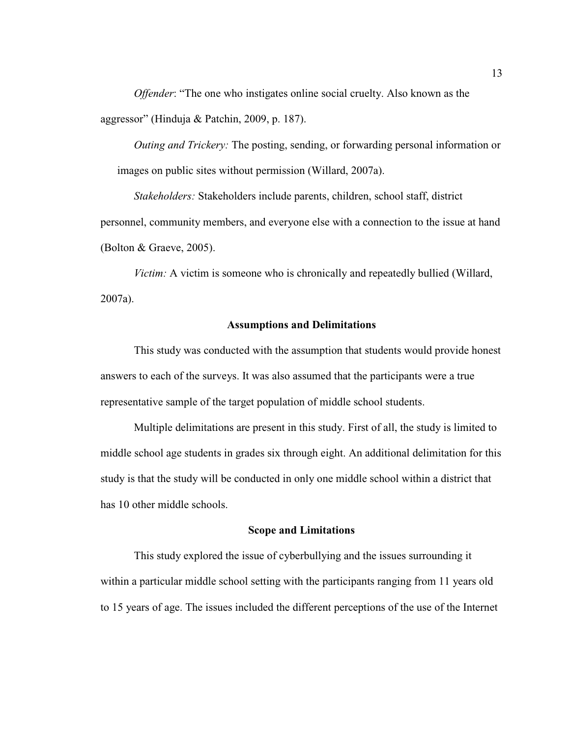*Offender*: "The one who instigates online social cruelty. Also known as the aggressor" (Hinduja & Patchin, 2009, p. 187).

*Outing and Trickery:* The posting, sending, or forwarding personal information or images on public sites without permission (Willard, 2007a).

*Stakeholders:* Stakeholders include parents, children, school staff, district personnel, community members, and everyone else with a connection to the issue at hand (Bolton & Graeve, 2005).

*Victim:* A victim is someone who is chronically and repeatedly bullied (Willard, 2007a).

## Assumptions and Delimitations

This study was conducted with the assumption that students would provide honest answers to each of the surveys. It was also assumed that the participants were a true representative sample of the target population of middle school students.

Multiple delimitations are present in this study. First of all, the study is limited to middle school age students in grades six through eight. An additional delimitation for this study is that the study will be conducted in only one middle school within a district that has 10 other middle schools.

## Scope and Limitations

This study explored the issue of cyberbullying and the issues surrounding it within a particular middle school setting with the participants ranging from 11 years old to 15 years of age. The issues included the different perceptions of the use of the Internet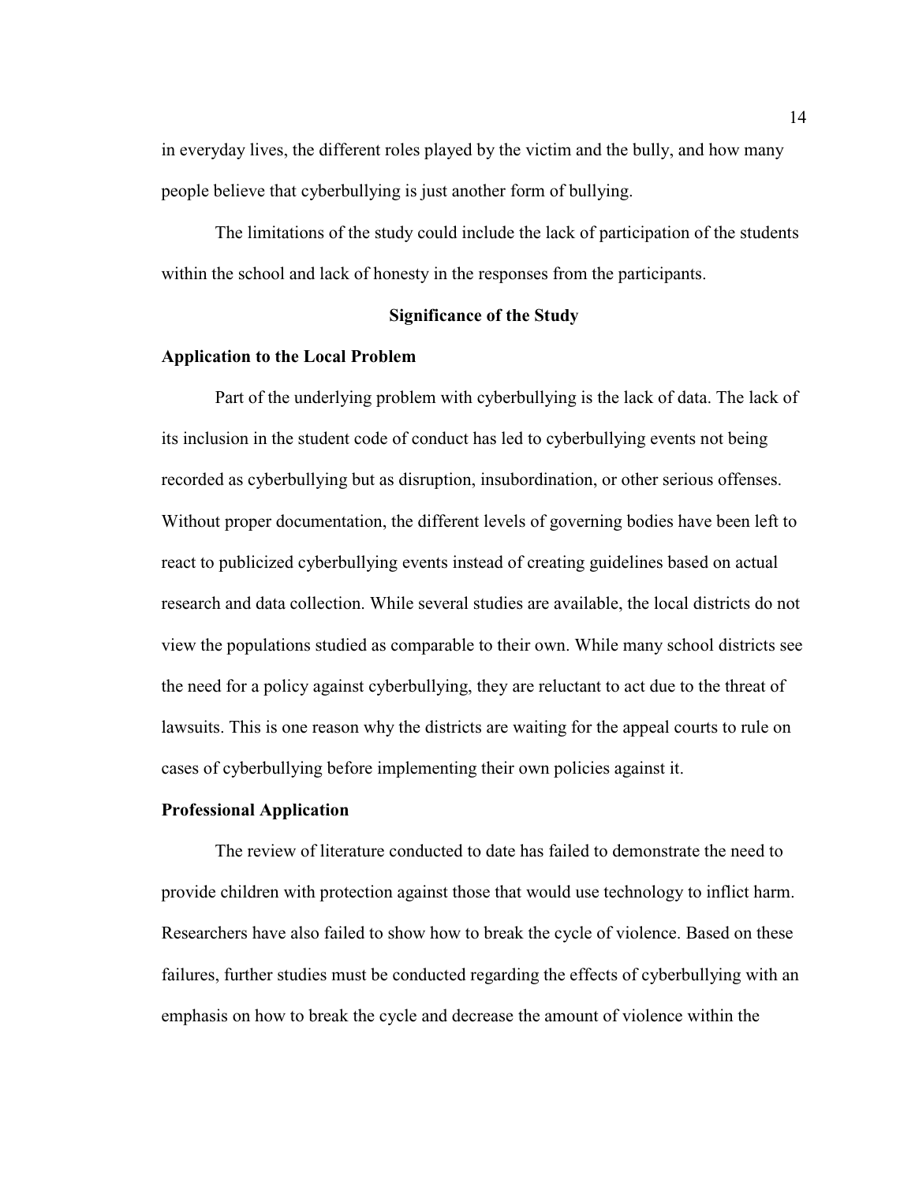in everyday lives, the different roles played by the victim and the bully, and how many people believe that cyberbullying is just another form of bullying.

The limitations of the study could include the lack of participation of the students within the school and lack of honesty in the responses from the participants.

## Significance of the Study

### Application to the Local Problem

Part of the underlying problem with cyberbullying is the lack of data. The lack of its inclusion in the student code of conduct has led to cyberbullying events not being recorded as cyberbullying but as disruption, insubordination, or other serious offenses. Without proper documentation, the different levels of governing bodies have been left to react to publicized cyberbullying events instead of creating guidelines based on actual research and data collection. While several studies are available, the local districts do not view the populations studied as comparable to their own. While many school districts see the need for a policy against cyberbullying, they are reluctant to act due to the threat of lawsuits. This is one reason why the districts are waiting for the appeal courts to rule on cases of cyberbullying before implementing their own policies against it.

### Professional Application

The review of literature conducted to date has failed to demonstrate the need to provide children with protection against those that would use technology to inflict harm. Researchers have also failed to show how to break the cycle of violence. Based on these failures, further studies must be conducted regarding the effects of cyberbullying with an emphasis on how to break the cycle and decrease the amount of violence within the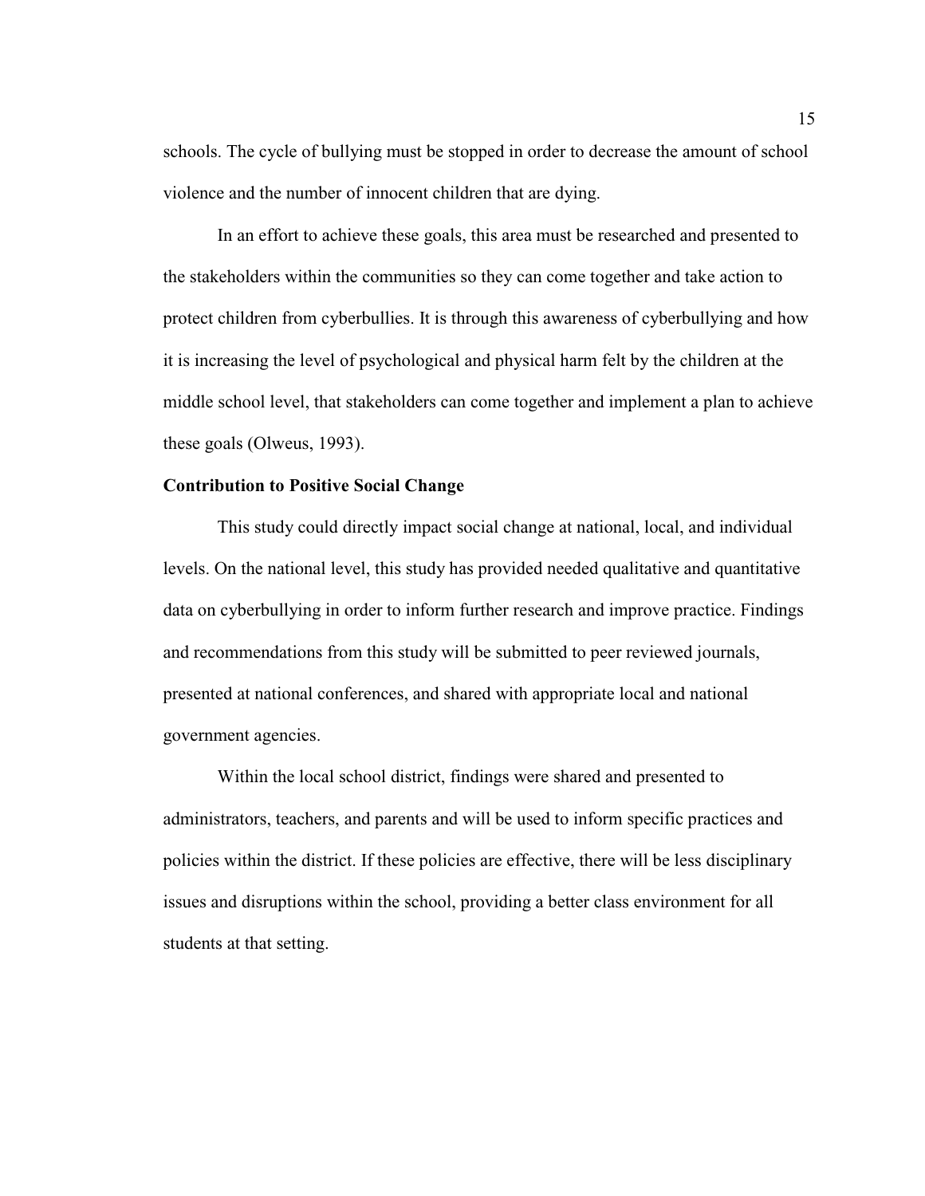schools. The cycle of bullying must be stopped in order to decrease the amount of school violence and the number of innocent children that are dying.

In an effort to achieve these goals, this area must be researched and presented to the stakeholders within the communities so they can come together and take action to protect children from cyberbullies. It is through this awareness of cyberbullying and how it is increasing the level of psychological and physical harm felt by the children at the middle school level, that stakeholders can come together and implement a plan to achieve these goals (Olweus, 1993).

**Contribution to Positive Social Change**

This study could directly impact social change at national, local, and individual levels. On the national level, this study has provided needed qualitative and quantitative data on cyberbullying in order to inform further research and improve practice. Findings and recommendations from this study will be submitted to peer reviewed journals, presented at national conferences, and shared with appropriate local and national government agencies.

Within the local school district, findings were shared and presented to administrators, teachers, and parents and will be used to inform specific practices and policies within the district. If these policies are effective, there will be less disciplinary issues and disruptions within the school, providing a better class environment for all students at that setting.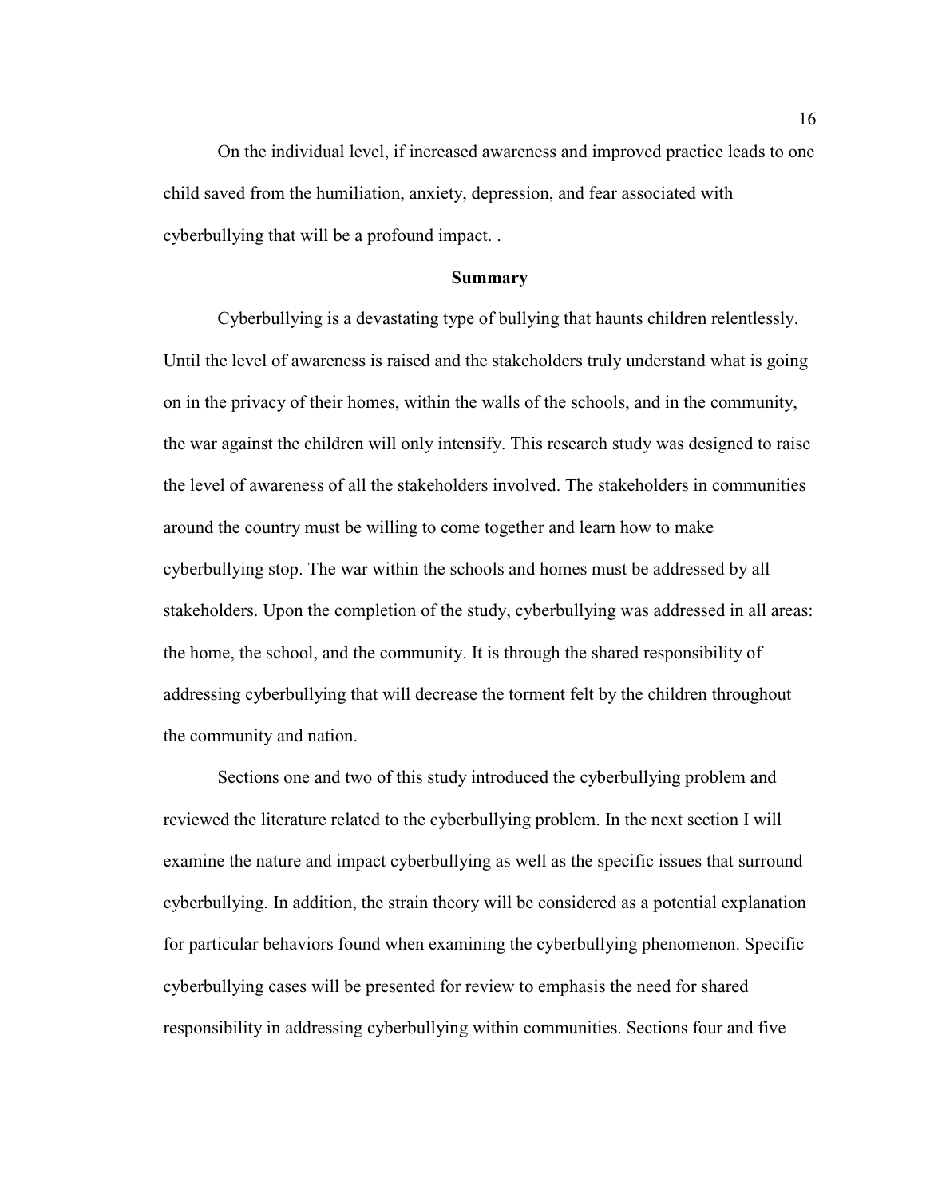On the individual level, if increased awareness and improved practice leads to one child saved from the humiliation, anxiety, depression, and fear associated with cyberbullying that will be a profound impact. .

## Summary

Cyberbullying is a devastating type of bullying that haunts children relentlessly. Until the level of awareness is raised and the stakeholders truly understand what is going on in the privacy of their homes, within the walls of the schools, and in the community, the war against the children will only intensify. This research study was designed to raise the level of awareness of all the stakeholders involved. The stakeholders in communities around the country must be willing to come together and learn how to make cyberbullying stop. The war within the schools and homes must be addressed by all stakeholders. Upon the completion of the study, cyberbullying was addressed in all areas: the home, the school, and the community. It is through the shared responsibility of addressing cyberbullying that will decrease the torment felt by the children throughout the community and nation.

Sections one and two of this study introduced the cyberbullying problem and reviewed the literature related to the cyberbullying problem. In the next section I will examine the nature and impact cyberbullying as well as the specific issues that surround cyberbullying. In addition, the strain theory will be considered as a potential explanation for particular behaviors found when examining the cyberbullying phenomenon. Specific cyberbullying cases will be presented for review to emphasis the need for shared responsibility in addressing cyberbullying within communities. Sections four and five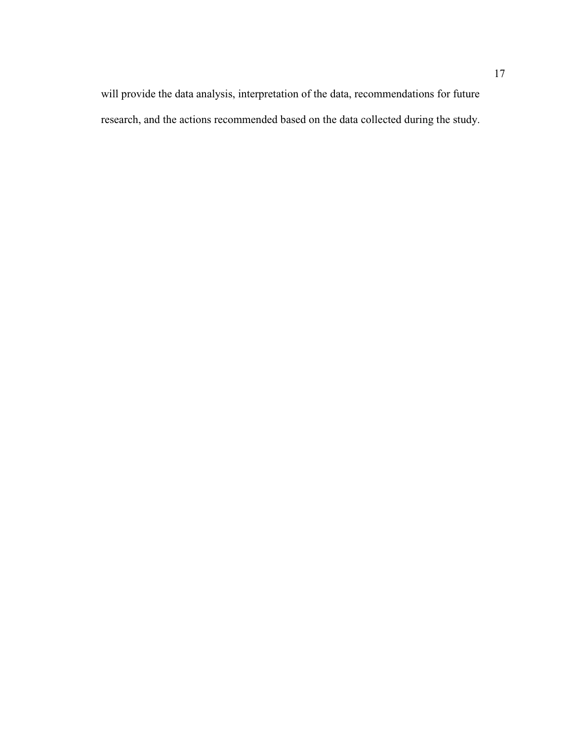will provide the data analysis, interpretation of the data, recommendations for future research, and the actions recommended based on the data collected during the study.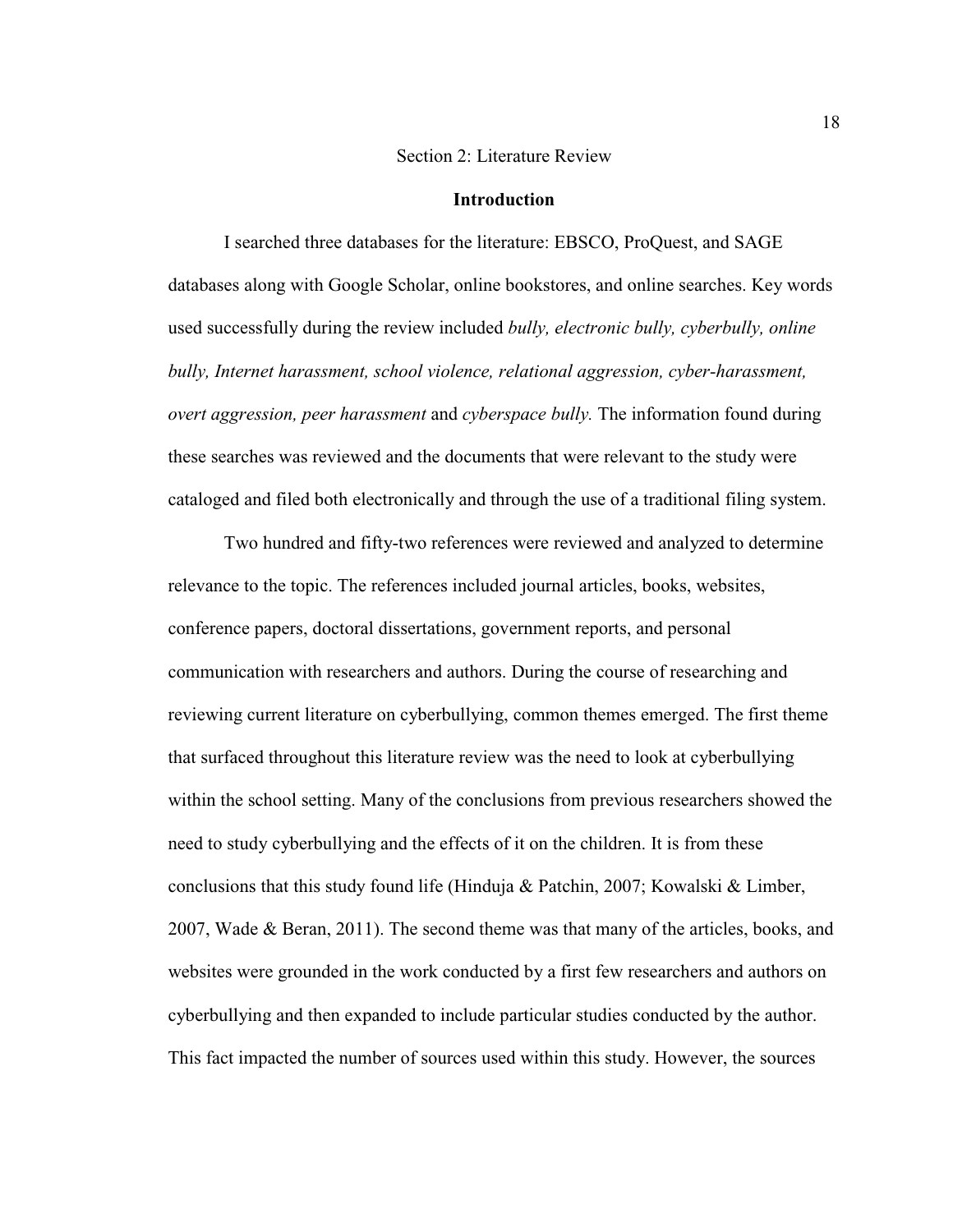# Section 2: Literature Review

## Introduction

I searched three databases for the literature: EBSCO, ProQuest, and SAGE databases along with Google Scholar, online bookstores, and online searches. Key words used successfully during the review included *bully, electronic bully, cyberbully, online bully, Internet harassment, school violence, relational aggression, cyber-harassment, overt aggression, peer harassment* and *cyberspace bully.* The information found during these searches was reviewed and the documents that were relevant to the study were cataloged and filed both electronically and through the use of a traditional filing system.

Two hundred and fifty-two references were reviewed and analyzed to determine relevance to the topic. The references included journal articles, books, websites, conference papers, doctoral dissertations, government reports, and personal communication with researchers and authors. During the course of researching and reviewing current literature on cyberbullying, common themes emerged. The first theme that surfaced throughout this literature review was the need to look at cyberbullying within the school setting. Many of the conclusions from previous researchers showed the need to study cyberbullying and the effects of it on the children. It is from these conclusions that this study found life (Hinduja & Patchin, 2007; Kowalski & Limber, 2007, Wade & Beran, 2011). The second theme was that many of the articles, books, and websites were grounded in the work conducted by a first few researchers and authors on cyberbullying and then expanded to include particular studies conducted by the author. This fact impacted the number of sources used within this study. However, the sources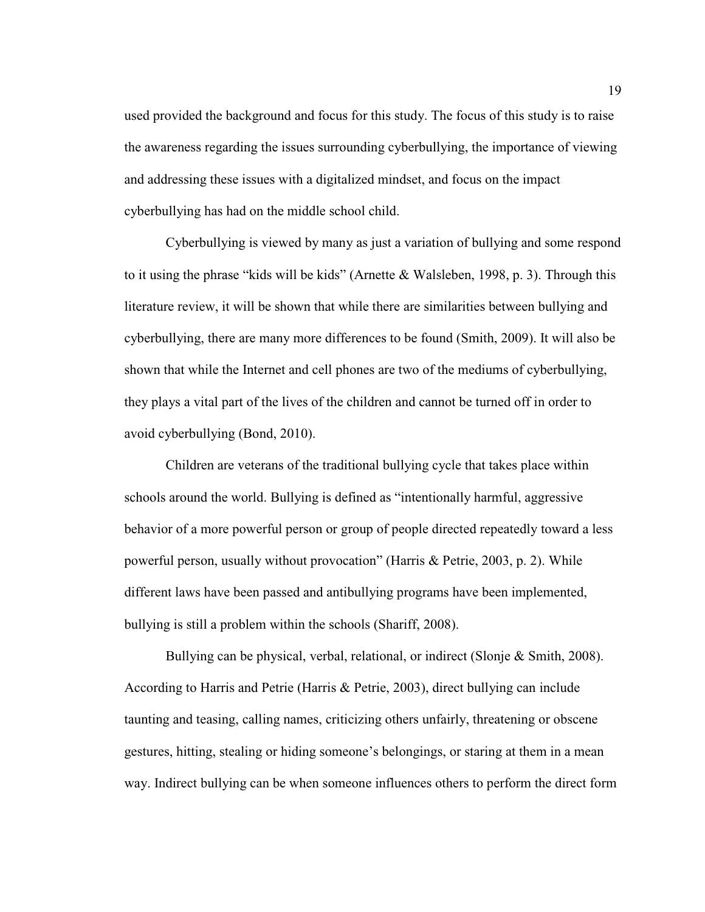used provided the background and focus for this study. The focus of this study is to raise the awareness regarding the issues surrounding cyberbullying, the importance of viewing and addressing these issues with a digitalized mindset, and focus on the impact cyberbullying has had on the middle school child.

Cyberbullying is viewed by many as just a variation of bullying and some respond to it using the phrase “kids will be kids” (Arnette & Walsleben, 1998, p. 3). Through this literature review, it will be shown that while there are similarities between bullying and cyberbullying, there are many more differences to be found (Smith, 2009). It will also be shown that while the Internet and cell phones are two of the mediums of cyberbullying, they plays a vital part of the lives of the children and cannot be turned off in order to avoid cyberbullying (Bond, 2010).

Children are veterans of the traditional bullying cycle that takes place within schools around the world. Bullying is defined as “intentionally harmful, aggressive behavior of a more powerful person or group of people directed repeatedly toward a less powerful person, usually without provocation” (Harris & Petrie, 2003, p. 2). While different laws have been passed and antibullying programs have been implemented, bullying is still a problem within the schools (Shariff, 2008).

Bullying can be physical, verbal, relational, or indirect (Slonje & Smith, 2008). According to Harris and Petrie (Harris & Petrie, 2003), direct bullying can include taunting and teasing, calling names, criticizing others unfairly, threatening or obscene gestures, hitting, stealing or hiding someone’s belongings, or staring at them in a mean way. Indirect bullying can be when someone influences others to perform the direct form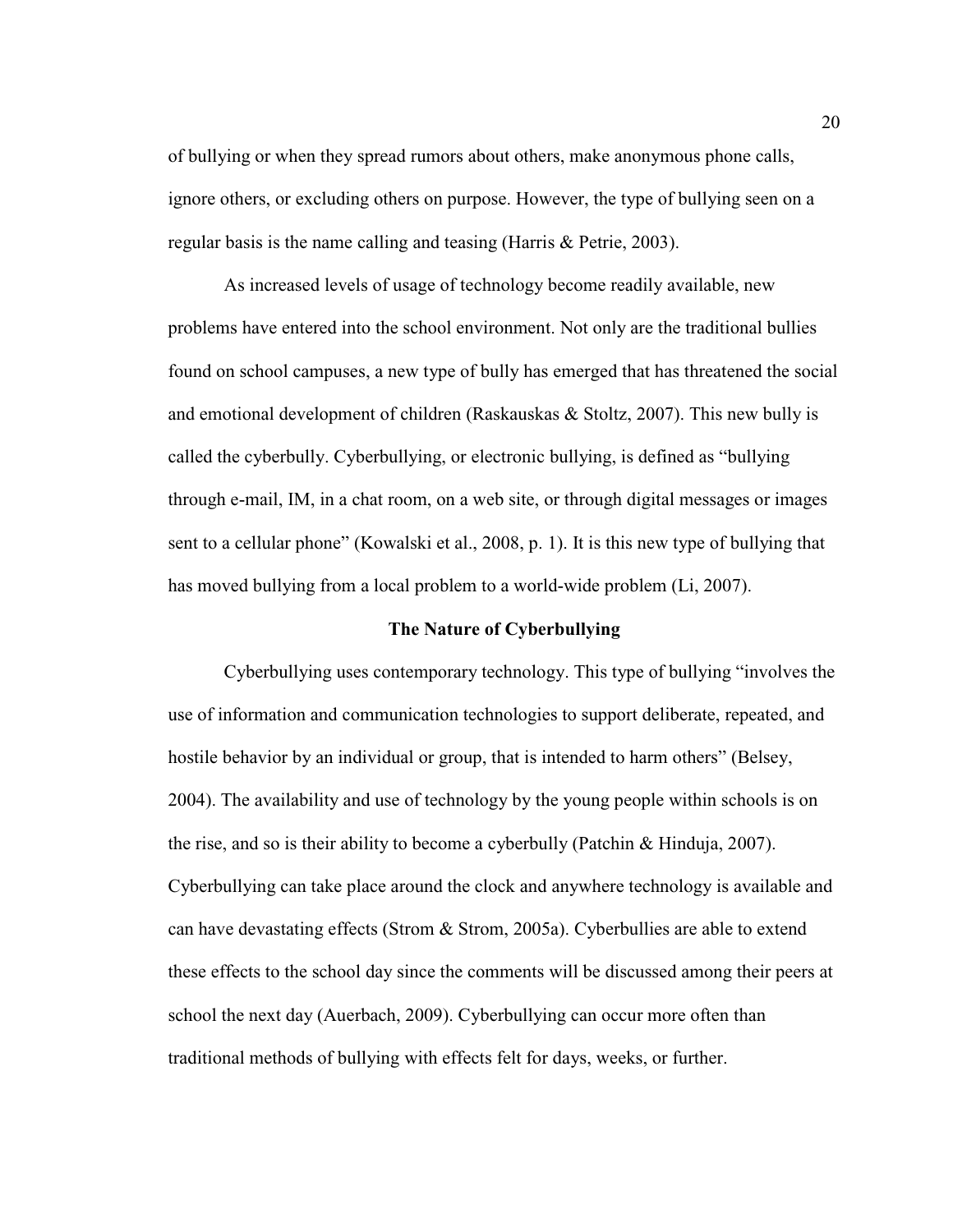of bullying or when they spread rumors about others, make anonymous phone calls, ignore others, or excluding others on purpose. However, the type of bullying seen on a regular basis is the name calling and teasing (Harris & Petrie, 2003).

As increased levels of usage of technology become readily available, new problems have entered into the school environment. Not only are the traditional bullies found on school campuses, a new type of bully has emerged that has threatened the social and emotional development of children (Raskauskas & Stoltz, 2007). This new bully is called the cyberbully. Cyberbullying, or electronic bullying, is defined as "bullying through e-mail, IM, in a chat room, on a web site, or through digital messages or images sent to a cellular phone" (Kowalski et al., 2008, p. 1). It is this new type of bullying that has moved bullying from a local problem to a world-wide problem (Li, 2007).

## The Nature of Cyberbullying

Cyberbullying uses contemporary technology. This type of bullying "involves the use of information and communication technologies to support deliberate, repeated, and hostile behavior by an individual or group, that is intended to harm others" (Belsey, 2004). The availability and use of technology by the young people within schools is on the rise, and so is their ability to become a cyberbully (Patchin & Hinduja, 2007). Cyberbullying can take place around the clock and anywhere technology is available and can have devastating effects (Strom & Strom, 2005a). Cyberbullies are able to extend these effects to the school day since the comments will be discussed among their peers at school the next day (Auerbach, 2009). Cyberbullying can occur more often than traditional methods of bullying with effects felt for days, weeks, or further.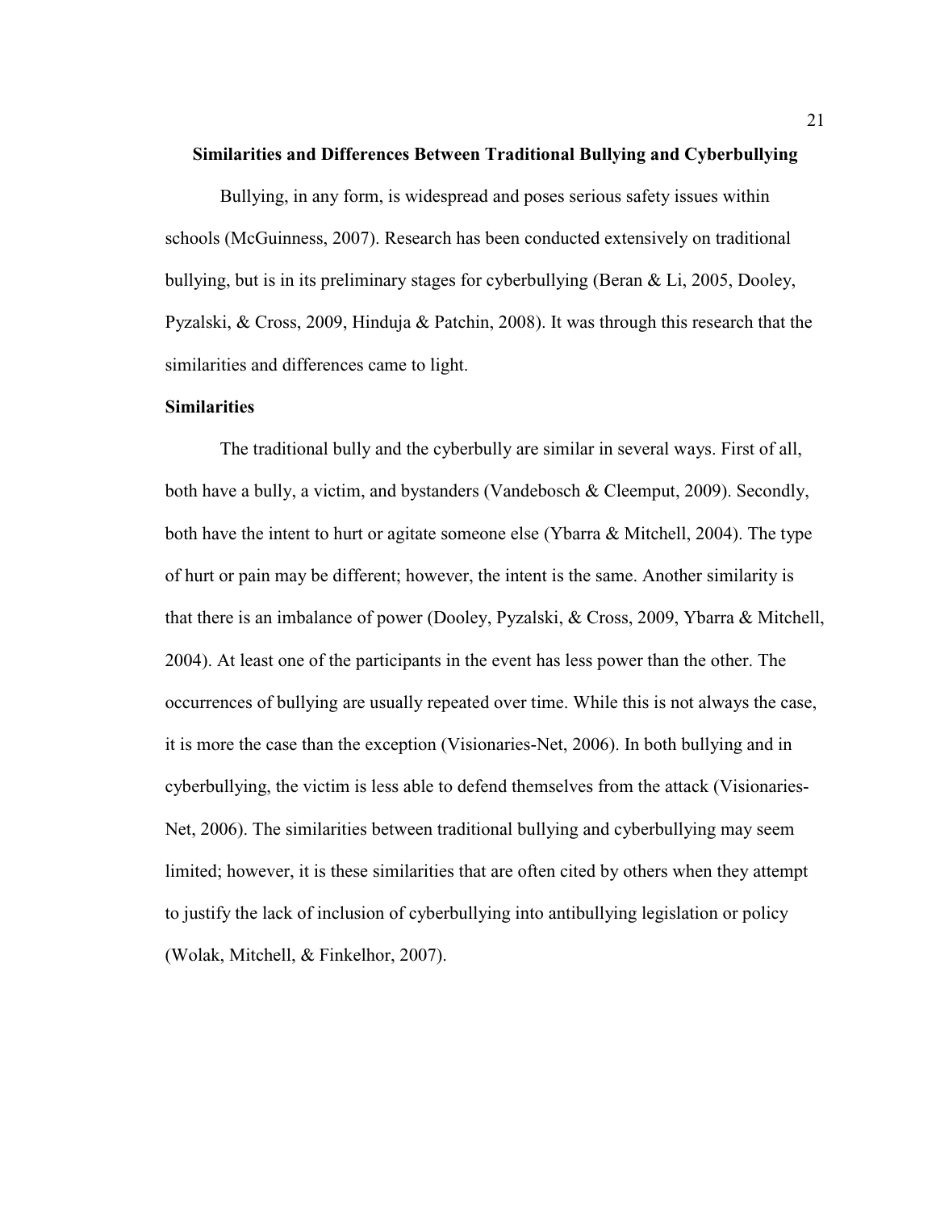## Similarities and Differences Between Traditional Bullying and Cyberbullying

Bullying, in any form, is widespread and poses serious safety issues within schools (McGuinness, 2007). Research has been conducted extensively on traditional bullying, but is in its preliminary stages for cyberbullying (Beran & Li, 2005, Dooley, Pyzalski, & Cross, 2009, Hinduja & Patchin, 2008). It was through this research that the similarities and differences came to light.

### Similarities

The traditional bully and the cyberbully are similar in several ways. First of all, both have a bully, a victim, and bystanders (Vandebosch & Cleemput, 2009). Secondly, both have the intent to hurt or agitate someone else (Ybarra & Mitchell, 2004). The type of hurt or pain may be different; however, the intent is the same. Another similarity is that there is an imbalance of power (Dooley, Pyzalski, & Cross, 2009, Ybarra & Mitchell, 2004). At least one of the participants in the event has less power than the other. The occurrences of bullying are usually repeated over time. While this is not always the case, it is more the case than the exception (Visionaries-Net, 2006). In both bullying and in cyberbullying, the victim is less able to defend themselves from the attack (Visionaries-Net, 2006). The similarities between traditional bullying and cyberbullying may seem limited; however, it is these similarities that are often cited by others when they attempt to justify the lack of inclusion of cyberbullying into antibullying legislation or policy (Wolak, Mitchell, & Finkelhor, 2007).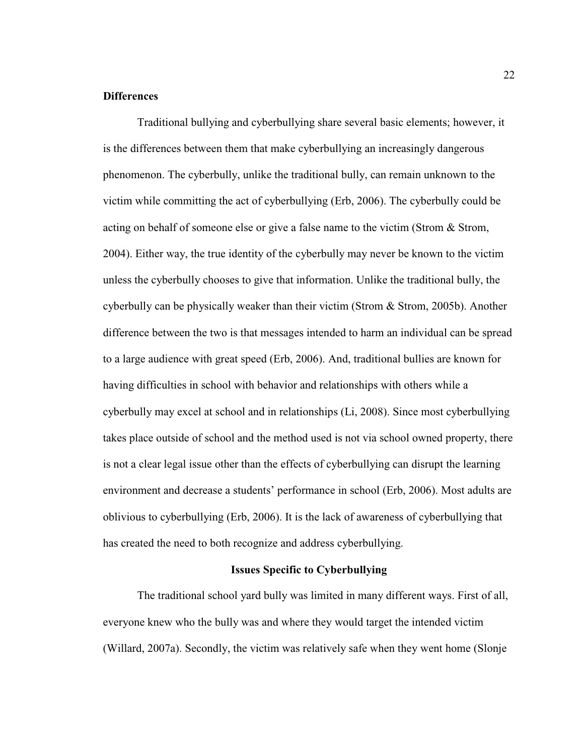### Differences

Traditional bullying and cyberbullying share several basic elements; however, it is the differences between them that make cyberbullying an increasingly dangerous phenomenon. The cyberbully, unlike the traditional bully, can remain unknown to the victim while committing the act of cyberbullying (Erb, 2006). The cyberbully could be acting on behalf of someone else or give a false name to the victim (Strom & Strom, 2004). Either way, the true identity of the cyberbully may never be known to the victim unless the cyberbully chooses to give that information. Unlike the traditional bully, the cyberbully can be physically weaker than their victim (Strom & Strom, 2005b). Another difference between the two is that messages intended to harm an individual can be spread to a large audience with great speed (Erb, 2006). And, traditional bullies are known for having difficulties in school with behavior and relationships with others while a cyberbully may excel at school and in relationships (Li, 2008). Since most cyberbullying takes place outside of school and the method used is not via school owned property, there is not a clear legal issue other than the effects of cyberbullying can disrupt the learning environment and decrease a students' performance in school (Erb, 2006). Most adults are oblivious to cyberbullying (Erb, 2006). It is the lack of awareness of cyberbullying that has created the need to both recognize and address cyberbullying.

## Issues Specific to Cyberbullying

The traditional school yard bully was limited in many different ways. First of all, everyone knew who the bully was and where they would target the intended victim (Willard, 2007a). Secondly, the victim was relatively safe when they went home (Slonje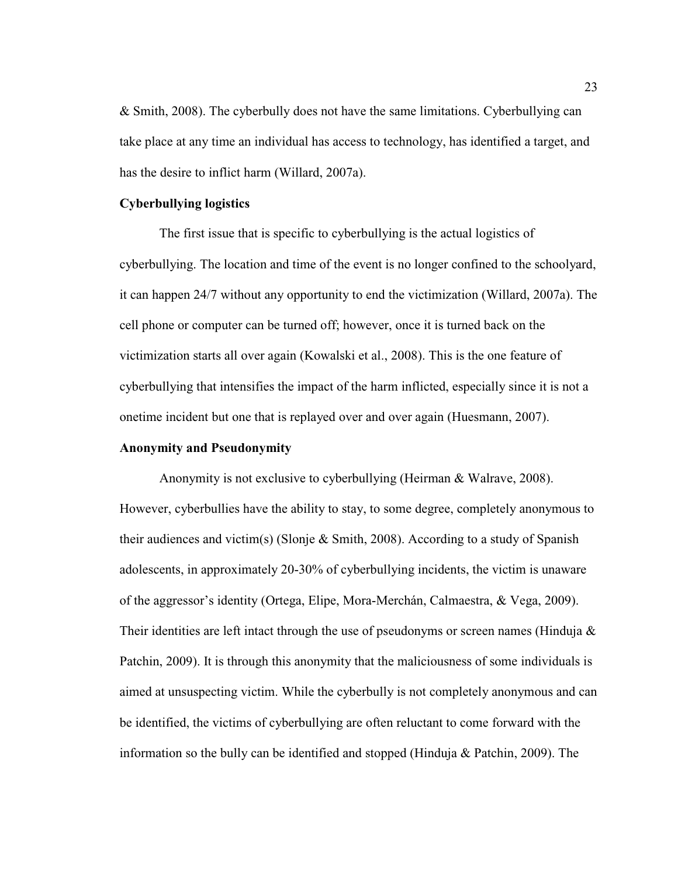& Smith, 2008). The cyberbully does not have the same limitations. Cyberbullying can take place at any time an individual has access to technology, has identified a target, and has the desire to inflict harm (Willard, 2007a).

**Cyberbullying logistics**

The first issue that is specific to cyberbullying is the actual logistics of cyberbullying. The location and time of the event is no longer confined to the schoolyard, it can happen 24/7 without any opportunity to end the victimization (Willard, 2007a). The cell phone or computer can be turned off; however, once it is turned back on the victimization starts all over again (Kowalski et al., 2008). This is the one feature of cyberbullying that intensifies the impact of the harm inflicted, especially since it is not a onetime incident but one that is replayed over and over again (Huesmann, 2007).

**Anonymity and Pseudonymity**

Anonymity is not exclusive to cyberbullying (Heirman & Walrave, 2008). However, cyberbullies have the ability to stay, to some degree, completely anonymous to their audiences and victim(s) (Slonje & Smith, 2008). According to a study of Spanish adolescents, in approximately 20-30% of cyberbullying incidents, the victim is unaware of the aggressor's identity (Ortega, Elipe, Mora-Merchán, Calmaestra, & Vega, 2009). Their identities are left intact through the use of pseudonyms or screen names (Hinduja & Patchin, 2009). It is through this anonymity that the maliciousness of some individuals is aimed at unsuspecting victim. While the cyberbully is not completely anonymous and can be identified, the victims of cyberbullying are often reluctant to come forward with the information so the bully can be identified and stopped (Hinduja & Patchin, 2009). The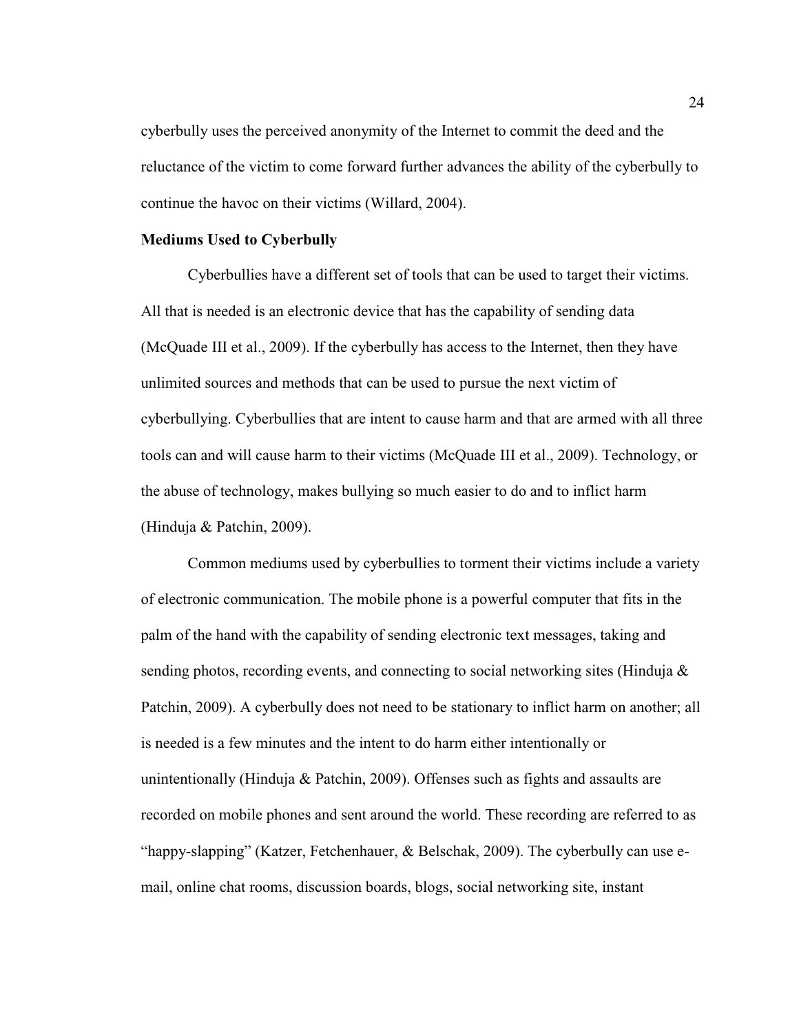cyberbully uses the perceived anonymity of the Internet to commit the deed and the reluctance of the victim to come forward further advances the ability of the cyberbully to continue the havoc on their victims (Willard, 2004).

**Mediums Used to Cyberbully**

Cyberbullies have a different set of tools that can be used to target their victims. All that is needed is an electronic device that has the capability of sending data (McQuade III et al., 2009). If the cyberbully has access to the Internet, then they have unlimited sources and methods that can be used to pursue the next victim of cyberbullying. Cyberbullies that are intent to cause harm and that are armed with all three tools can and will cause harm to their victims (McQuade III et al., 2009). Technology, or the abuse of technology, makes bullying so much easier to do and to inflict harm (Hinduja & Patchin, 2009).

Common mediums used by cyberbullies to torment their victims include a variety of electronic communication. The mobile phone is a powerful computer that fits in the palm of the hand with the capability of sending electronic text messages, taking and sending photos, recording events, and connecting to social networking sites (Hinduja & Patchin, 2009). A cyberbully does not need to be stationary to inflict harm on another; all is needed is a few minutes and the intent to do harm either intentionally or unintentionally (Hinduja & Patchin, 2009). Offenses such as fights and assaults are recorded on mobile phones and sent around the world. These recording are referred to as "happy-slapping" (Katzer, Fetchenhauer, & Belschak, 2009). The cyberbully can use e-mail, online chat rooms, discussion boards, blogs, social networking site, instant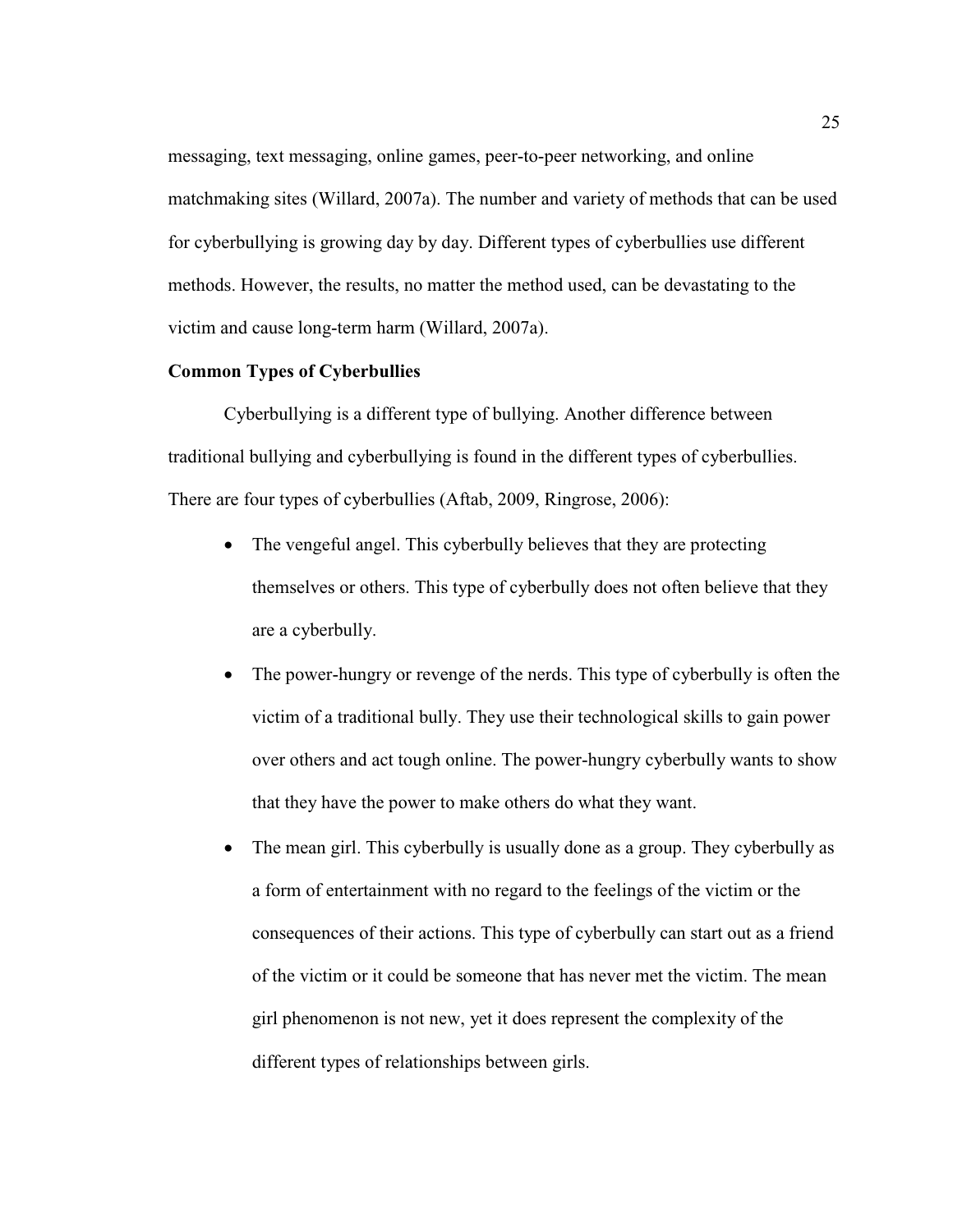messaging, text messaging, online games, peer-to-peer networking, and online matchmaking sites (Willard, 2007a). The number and variety of methods that can be used for cyberbullying is growing day by day. Different types of cyberbullies use different methods. However, the results, no matter the method used, can be devastating to the victim and cause long-term harm (Willard, 2007a).

**Common Types of Cyberbullies**

Cyberbullying is a different type of bullying. Another difference between traditional bullying and cyberbullying is found in the different types of cyberbullies. There are four types of cyberbullies (Aftab, 2009, Ringrose, 2006):

- The vengeful angel. This cyberbully believes that they are protecting themselves or others. This type of cyberbully does not often believe that they are a cyberbully.
- The power-hungry or revenge of the nerds. This type of cyberbully is often the victim of a traditional bully. They use their technological skills to gain power over others and act tough online. The power-hungry cyberbully wants to show that they have the power to make others do what they want.
- The mean girl. This cyberbully is usually done as a group. They cyberbully as a form of entertainment with no regard to the feelings of the victim or the consequences of their actions. This type of cyberbully can start out as a friend of the victim or it could be someone that has never met the victim. The mean girl phenomenon is not new, yet it does represent the complexity of the different types of relationships between girls.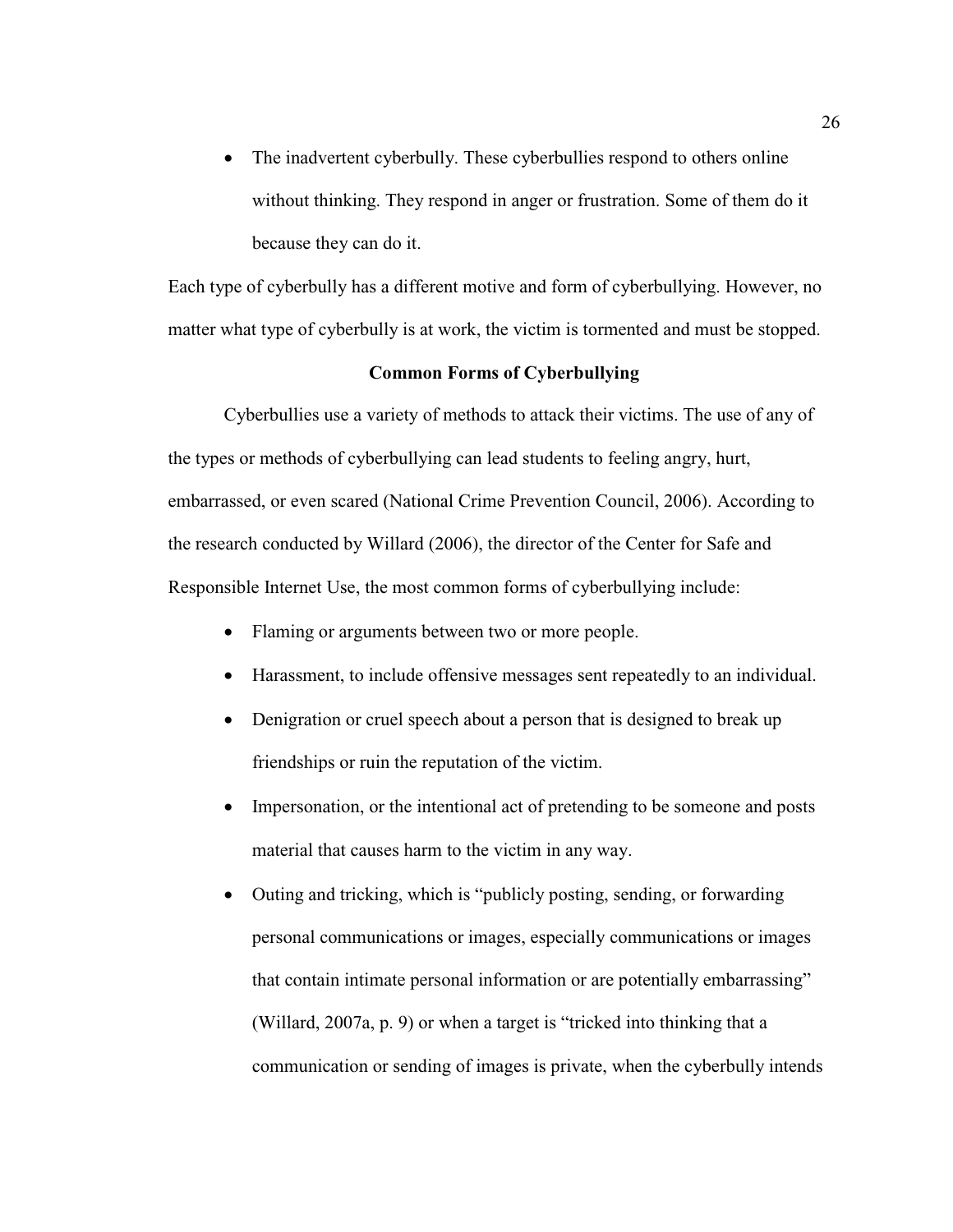- The inadvertent cyberbully. These cyberbullies respond to others online without thinking. They respond in anger or frustration. Some of them do it because they can do it.

Each type of cyberbully has a different motive and form of cyberbullying. However, no matter what type of cyberbully is at work, the victim is tormented and must be stopped.

## Common Forms of Cyberbullying

Cyberbullies use a variety of methods to attack their victims. The use of any of the types or methods of cyberbullying can lead students to feeling angry, hurt, embarrassed, or even scared (National Crime Prevention Council, 2006). According to the research conducted by Willard (2006), the director of the Center for Safe and Responsible Internet Use, the most common forms of cyberbullying include:

- Flaming or arguments between two or more people.
- Harassment, to include offensive messages sent repeatedly to an individual.
- Denigration or cruel speech about a person that is designed to break up friendships or ruin the reputation of the victim.
- Impersonation, or the intentional act of pretending to be someone and posts material that causes harm to the victim in any way.
- Outing and tricking, which is "publicly posting, sending, or forwarding personal communications or images, especially communications or images that contain intimate personal information or are potentially embarrassing" (Willard, 2007a, p. 9) or when a target is "tricked into thinking that a communication or sending of images is private, when the cyberbully intends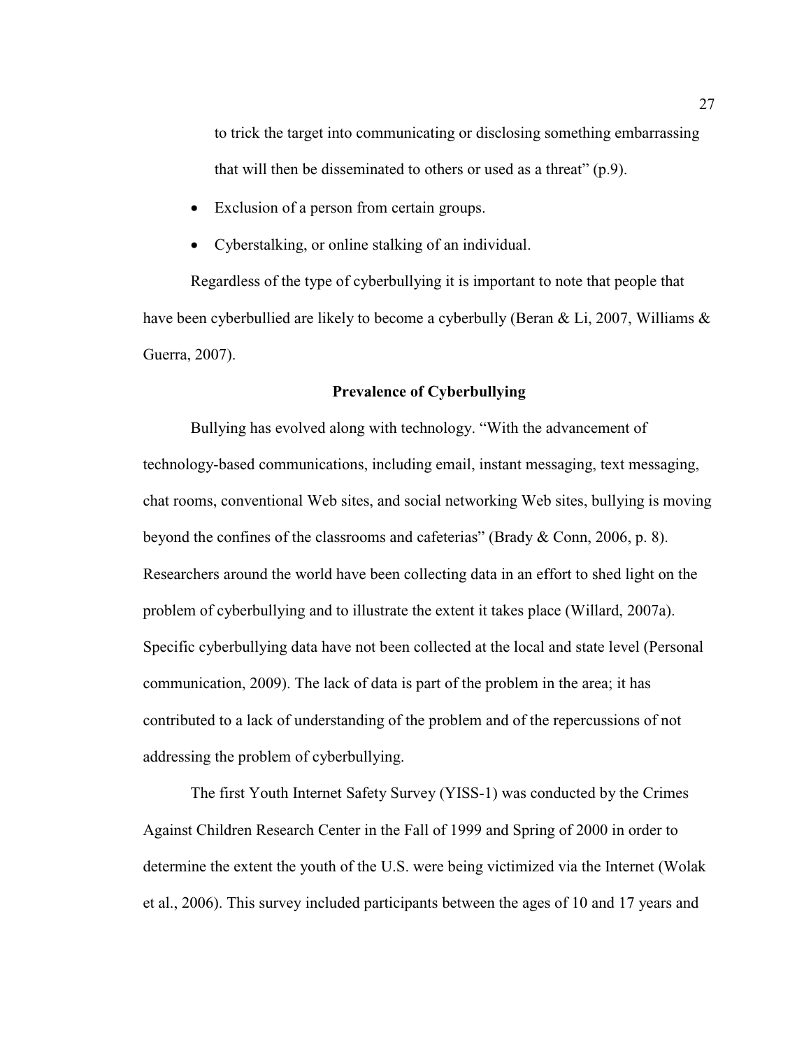to trick the target into communicating or disclosing something embarrassing that will then be disseminated to others or used as a threat" (p.9).

- Exclusion of a person from certain groups.
- Cyberstalking, or online stalking of an individual.

Regardless of the type of cyberbullying it is important to note that people that have been cyberbullied are likely to become a cyberbully (Beran & Li, 2007, Williams & Guerra, 2007).

## Prevalence of Cyberbullying

Bullying has evolved along with technology. "With the advancement of technology-based communications, including email, instant messaging, text messaging, chat rooms, conventional Web sites, and social networking Web sites, bullying is moving beyond the confines of the classrooms and cafeterias" (Brady & Conn, 2006, p. 8). Researchers around the world have been collecting data in an effort to shed light on the problem of cyberbullying and to illustrate the extent it takes place (Willard, 2007a). Specific cyberbullying data have not been collected at the local and state level (Personal communication, 2009). The lack of data is part of the problem in the area; it has contributed to a lack of understanding of the problem and of the repercussions of not addressing the problem of cyberbullying.

The first Youth Internet Safety Survey (YISS-1) was conducted by the Crimes Against Children Research Center in the Fall of 1999 and Spring of 2000 in order to determine the extent the youth of the U.S. were being victimized via the Internet (Wolak et al., 2006). This survey included participants between the ages of 10 and 17 years and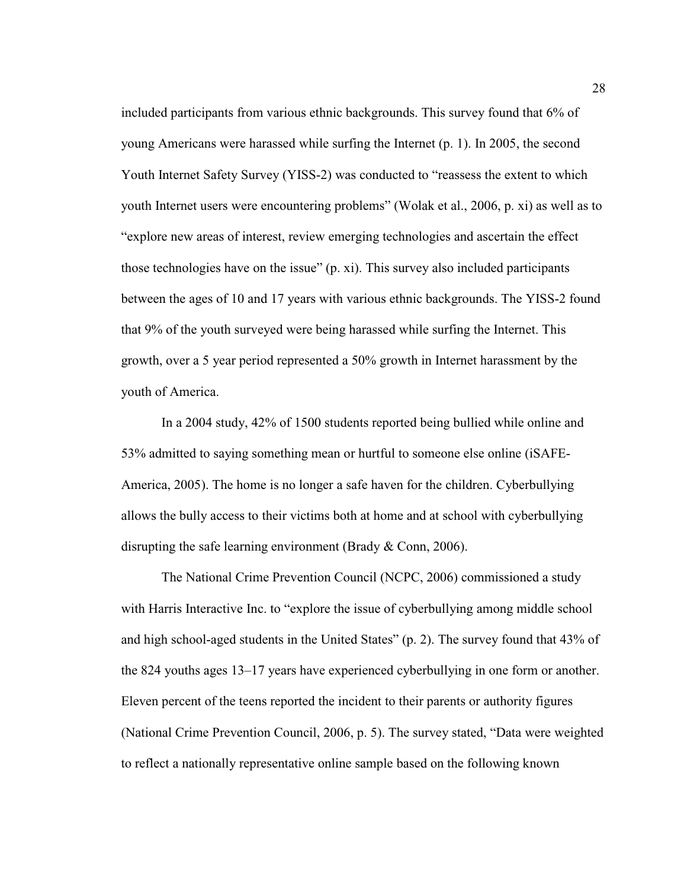included participants from various ethnic backgrounds. This survey found that 6% of young Americans were harassed while surfing the Internet (p. 1). In 2005, the second Youth Internet Safety Survey (YISS-2) was conducted to "reassess the extent to which youth Internet users were encountering problems" (Wolak et al., 2006, p. xi) as well as to "explore new areas of interest, review emerging technologies and ascertain the effect those technologies have on the issue" (p. xi). This survey also included participants between the ages of 10 and 17 years with various ethnic backgrounds. The YISS-2 found that 9% of the youth surveyed were being harassed while surfing the Internet. This growth, over a 5 year period represented a 50% growth in Internet harassment by the youth of America.

In a 2004 study, 42% of 1500 students reported being bullied while online and 53% admitted to saying something mean or hurtful to someone else online (iSAFE-America, 2005). The home is no longer a safe haven for the children. Cyberbullying allows the bully access to their victims both at home and at school with cyberbullying disrupting the safe learning environment (Brady & Conn, 2006).

The National Crime Prevention Council (NCPC, 2006) commissioned a study with Harris Interactive Inc. to "explore the issue of cyberbullying among middle school and high school-aged students in the United States" (p. 2). The survey found that 43% of the 824 youths ages 13–17 years have experienced cyberbullying in one form or another. Eleven percent of the teens reported the incident to their parents or authority figures (National Crime Prevention Council, 2006, p. 5). The survey stated, "Data were weighted to reflect a nationally representative online sample based on the following known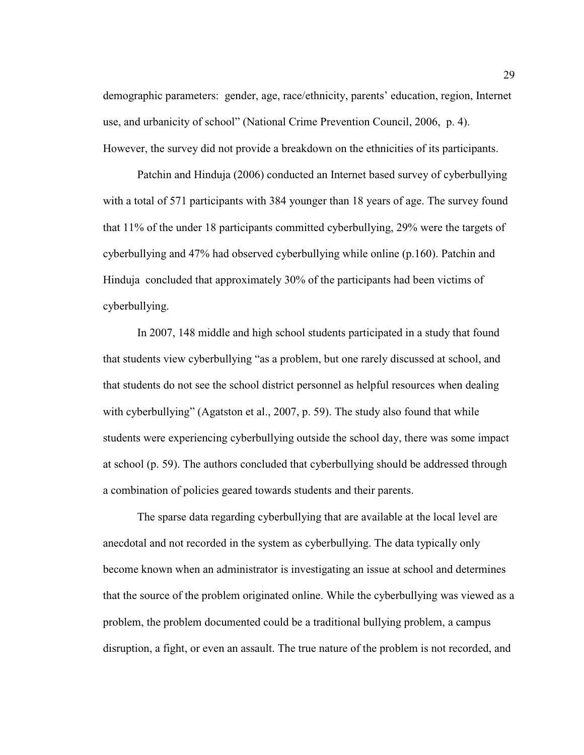demographic parameters: gender, age, race/ethnicity, parents' education, region, Internet use, and urbanicity of school" (National Crime Prevention Council, 2006, p. 4). However, the survey did not provide a breakdown on the ethnicities of its participants.

Patchin and Hinduja (2006) conducted an Internet based survey of cyberbullying with a total of 571 participants with 384 younger than 18 years of age. The survey found that 11% of the under 18 participants committed cyberbullying, 29% were the targets of cyberbullying and 47% had observed cyberbullying while online (p.160). Patchin and Hinduja concluded that approximately 30% of the participants had been victims of cyberbullying.

In 2007, 148 middle and high school students participated in a study that found that students view cyberbullying "as a problem, but one rarely discussed at school, and that students do not see the school district personnel as helpful resources when dealing with cyberbullying" (Agatston et al., 2007, p. 59). The study also found that while students were experiencing cyberbullying outside the school day, there was some impact at school (p. 59). The authors concluded that cyberbullying should be addressed through a combination of policies geared towards students and their parents.

The sparse data regarding cyberbullying that are available at the local level are anecdotal and not recorded in the system as cyberbullying. The data typically only become known when an administrator is investigating an issue at school and determines that the source of the problem originated online. While the cyberbullying was viewed as a problem, the problem documented could be a traditional bullying problem, a campus disruption, a fight, or even an assault. The true nature of the problem is not recorded, and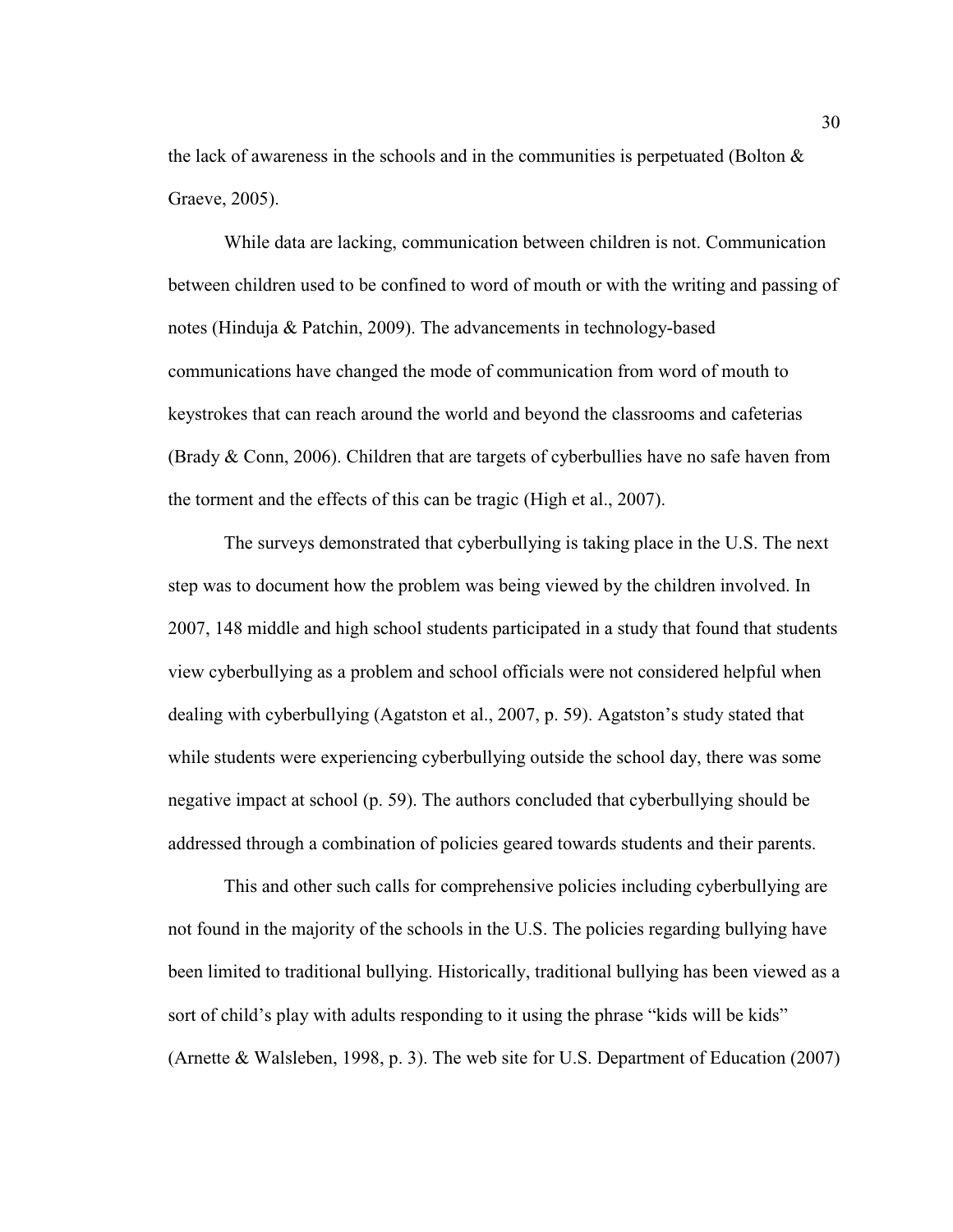the lack of awareness in the schools and in the communities is perpetuated (Bolton & Graeve, 2005).

While data are lacking, communication between children is not. Communication between children used to be confined to word of mouth or with the writing and passing of notes (Hinduja & Patchin, 2009). The advancements in technology-based communications have changed the mode of communication from word of mouth to keystrokes that can reach around the world and beyond the classrooms and cafeterias (Brady & Conn, 2006). Children that are targets of cyberbullies have no safe haven from the torment and the effects of this can be tragic (High et al., 2007).

The surveys demonstrated that cyberbullying is taking place in the U.S. The next step was to document how the problem was being viewed by the children involved. In 2007, 148 middle and high school students participated in a study that found that students view cyberbullying as a problem and school officials were not considered helpful when dealing with cyberbullying (Agatston et al., 2007, p. 59). Agatston's study stated that while students were experiencing cyberbullying outside the school day, there was some negative impact at school (p. 59). The authors concluded that cyberbullying should be addressed through a combination of policies geared towards students and their parents.

This and other such calls for comprehensive policies including cyberbullying are not found in the majority of the schools in the U.S. The policies regarding bullying have been limited to traditional bullying. Historically, traditional bullying has been viewed as a sort of child's play with adults responding to it using the phrase "kids will be kids" (Arnette & Walsleben, 1998, p. 3). The web site for U.S. Department of Education (2007)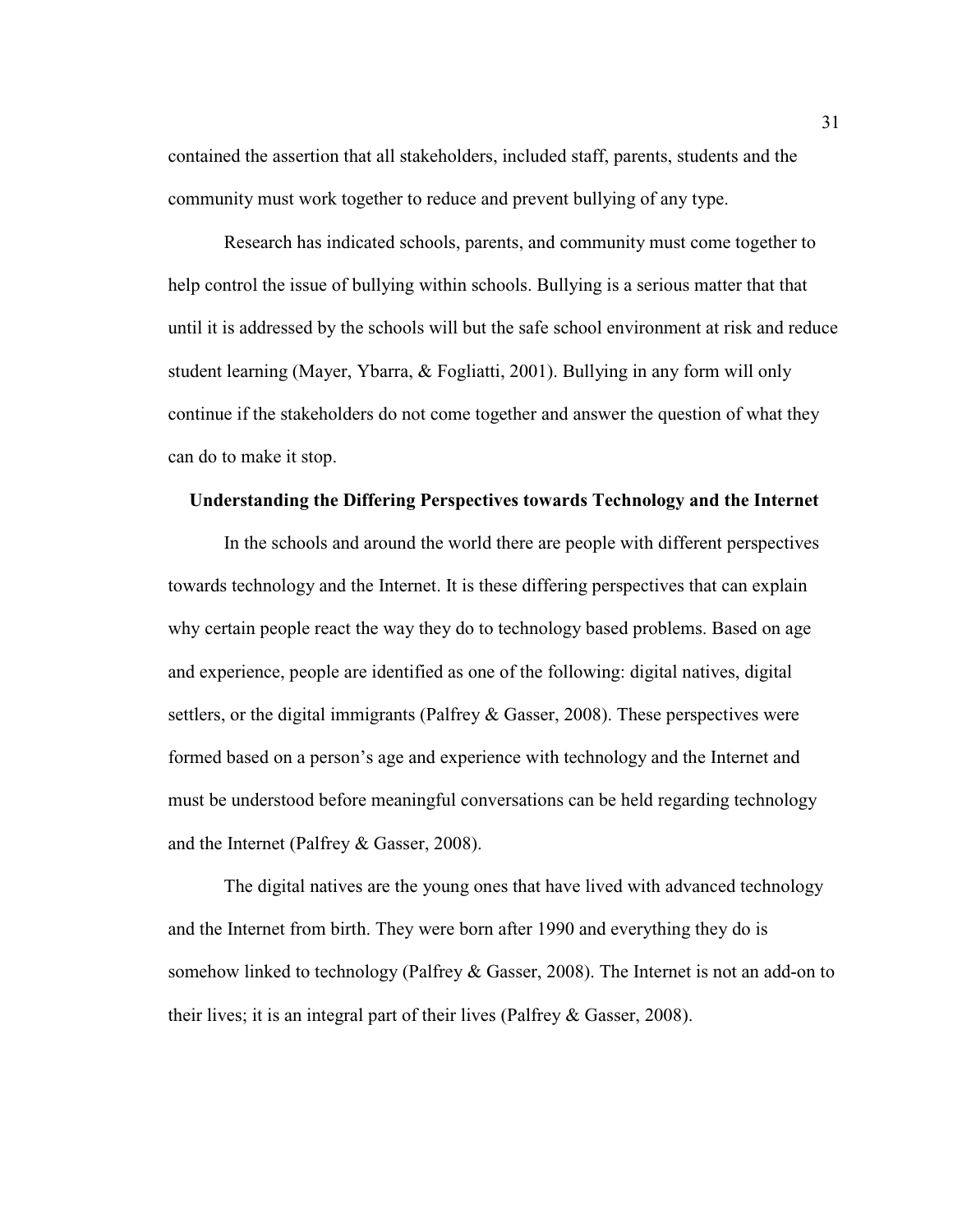contained the assertion that all stakeholders, included staff, parents, students and the community must work together to reduce and prevent bullying of any type.

Research has indicated schools, parents, and community must come together to help control the issue of bullying within schools. Bullying is a serious matter that that until it is addressed by the schools will but the safe school environment at risk and reduce student learning (Mayer, Ybarra, & Fogliatti, 2001). Bullying in any form will only continue if the stakeholders do not come together and answer the question of what they can do to make it stop.

## Understanding the Differing Perspectives towards Technology and the Internet

In the schools and around the world there are people with different perspectives towards technology and the Internet. It is these differing perspectives that can explain why certain people react the way they do to technology based problems. Based on age and experience, people are identified as one of the following: digital natives, digital settlers, or the digital immigrants (Palfrey & Gasser, 2008). These perspectives were formed based on a person's age and experience with technology and the Internet and must be understood before meaningful conversations can be held regarding technology and the Internet (Palfrey & Gasser, 2008).

The digital natives are the young ones that have lived with advanced technology and the Internet from birth. They were born after 1990 and everything they do is somehow linked to technology (Palfrey & Gasser, 2008). The Internet is not an add-on to their lives; it is an integral part of their lives (Palfrey & Gasser, 2008).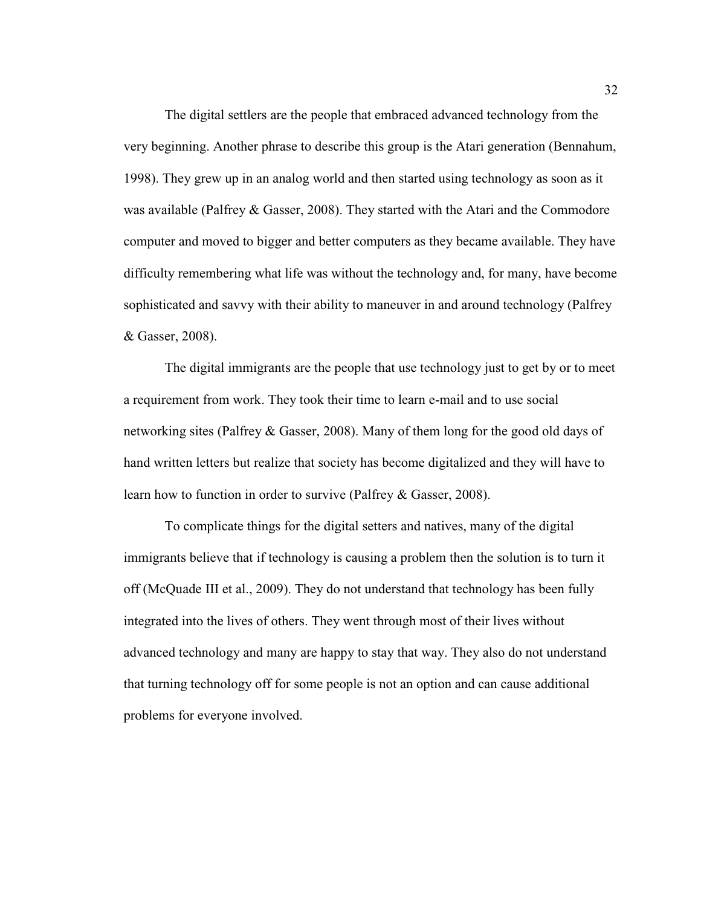The digital settlers are the people that embraced advanced technology from the very beginning. Another phrase to describe this group is the Atari generation (Bennahum, 1998). They grew up in an analog world and then started using technology as soon as it was available (Palfrey & Gasser, 2008). They started with the Atari and the Commodore computer and moved to bigger and better computers as they became available. They have difficulty remembering what life was without the technology and, for many, have become sophisticated and savvy with their ability to maneuver in and around technology (Palfrey & Gasser, 2008).

The digital immigrants are the people that use technology just to get by or to meet a requirement from work. They took their time to learn e-mail and to use social networking sites (Palfrey & Gasser, 2008). Many of them long for the good old days of hand written letters but realize that society has become digitalized and they will have to learn how to function in order to survive (Palfrey & Gasser, 2008).

To complicate things for the digital setters and natives, many of the digital immigrants believe that if technology is causing a problem then the solution is to turn it off (McQuade III et al., 2009). They do not understand that technology has been fully integrated into the lives of others. They went through most of their lives without advanced technology and many are happy to stay that way. They also do not understand that turning technology off for some people is not an option and can cause additional problems for everyone involved.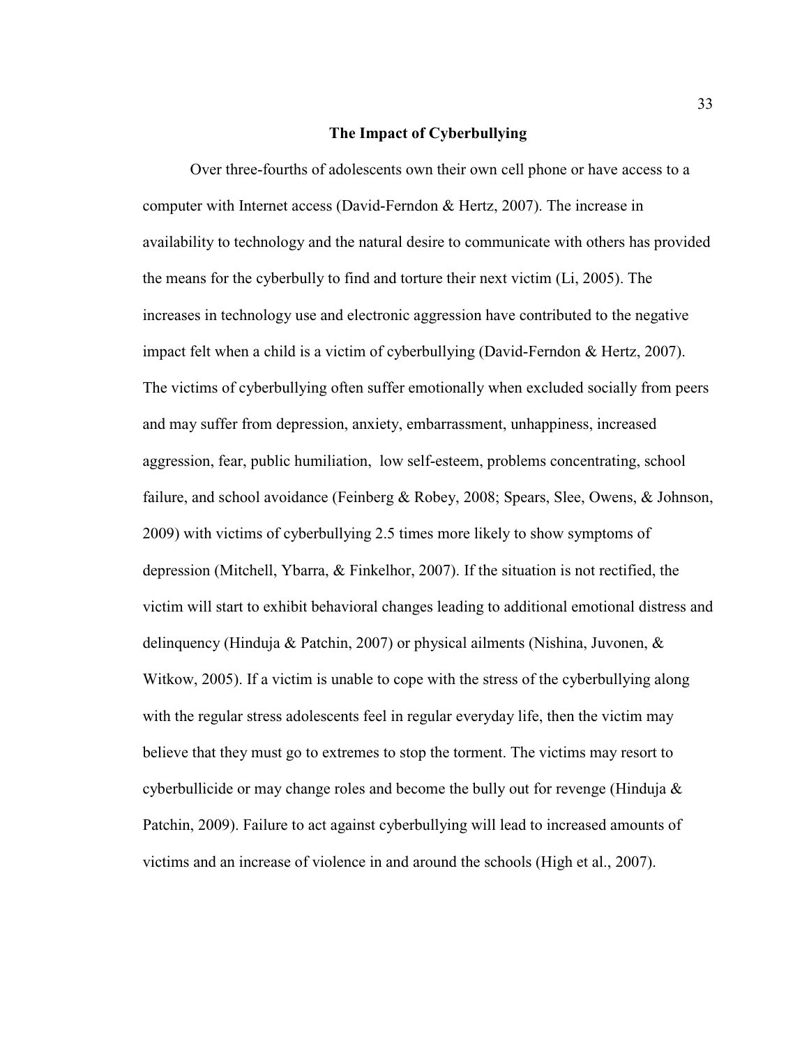## The Impact of Cyberbullying

Over three-fourths of adolescents own their own cell phone or have access to a computer with Internet access (David-Ferndon & Hertz, 2007). The increase in availability to technology and the natural desire to communicate with others has provided the means for the cyberbully to find and torture their next victim (Li, 2005). The increases in technology use and electronic aggression have contributed to the negative impact felt when a child is a victim of cyberbullying (David-Ferndon & Hertz, 2007). The victims of cyberbullying often suffer emotionally when excluded socially from peers and may suffer from depression, anxiety, embarrassment, unhappiness, increased aggression, fear, public humiliation, low self-esteem, problems concentrating, school failure, and school avoidance (Feinberg & Robey, 2008; Spears, Slee, Owens, & Johnson, 2009) with victims of cyberbullying 2.5 times more likely to show symptoms of depression (Mitchell, Ybarra, & Finkelhor, 2007). If the situation is not rectified, the victim will start to exhibit behavioral changes leading to additional emotional distress and delinquency (Hinduja & Patchin, 2007) or physical ailments (Nishina, Juvonen, & Witkow, 2005). If a victim is unable to cope with the stress of the cyberbullying along with the regular stress adolescents feel in regular everyday life, then the victim may believe that they must go to extremes to stop the torment. The victims may resort to cyberbullicide or may change roles and become the bully out for revenge (Hinduja & Patchin, 2009). Failure to act against cyberbullying will lead to increased amounts of victims and an increase of violence in and around the schools (High et al., 2007).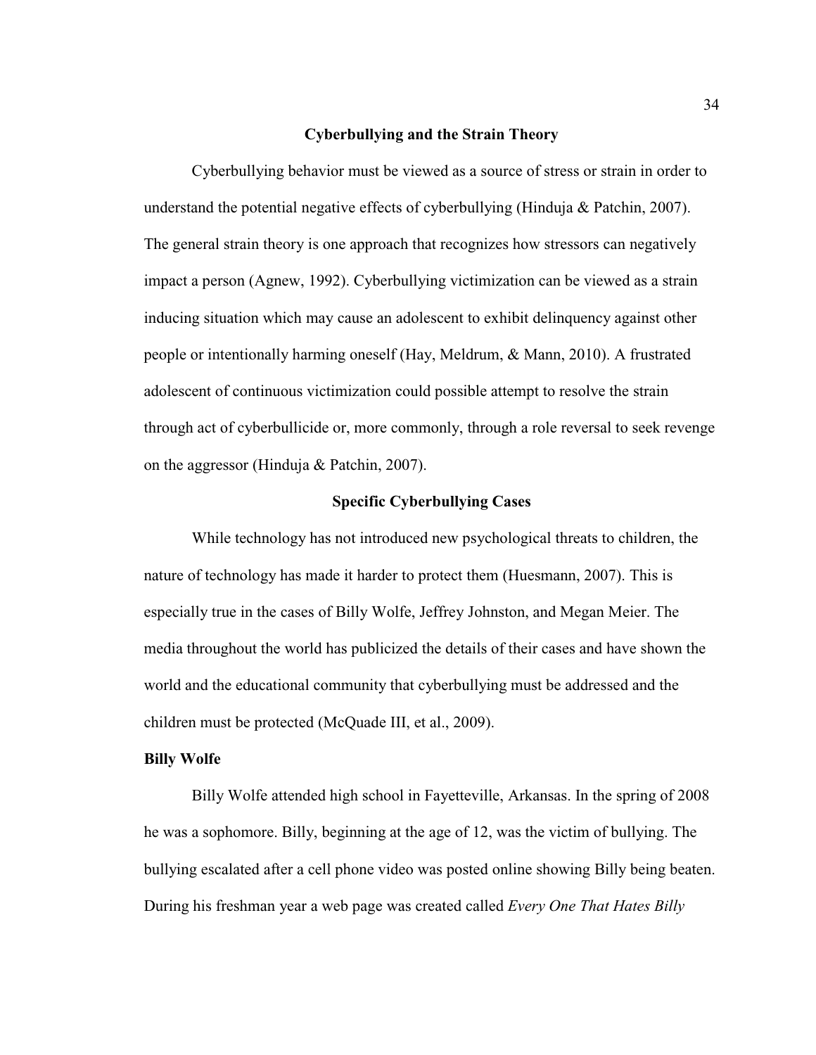## Cyberbullying and the Strain Theory

Cyberbullying behavior must be viewed as a source of stress or strain in order to understand the potential negative effects of cyberbullying (Hinduja & Patchin, 2007). The general strain theory is one approach that recognizes how stressors can negatively impact a person (Agnew, 1992). Cyberbullying victimization can be viewed as a strain inducing situation which may cause an adolescent to exhibit delinquency against other people or intentionally harming oneself (Hay, Meldrum, & Mann, 2010). A frustrated adolescent of continuous victimization could possible attempt to resolve the strain through act of cyberbullicide or, more commonly, through a role reversal to seek revenge on the aggressor (Hinduja & Patchin, 2007).

## Specific Cyberbullying Cases

While technology has not introduced new psychological threats to children, the nature of technology has made it harder to protect them (Huesmann, 2007). This is especially true in the cases of Billy Wolfe, Jeffrey Johnston, and Megan Meier. The media throughout the world has publicized the details of their cases and have shown the world and the educational community that cyberbullying must be addressed and the children must be protected (McQuade III, et al., 2009).

### Billy Wolfe

Billy Wolfe attended high school in Fayetteville, Arkansas. In the spring of 2008 he was a sophomore. Billy, beginning at the age of 12, was the victim of bullying. The bullying escalated after a cell phone video was posted online showing Billy being beaten. During his freshman year a web page was created called *Every One That Hates Billy*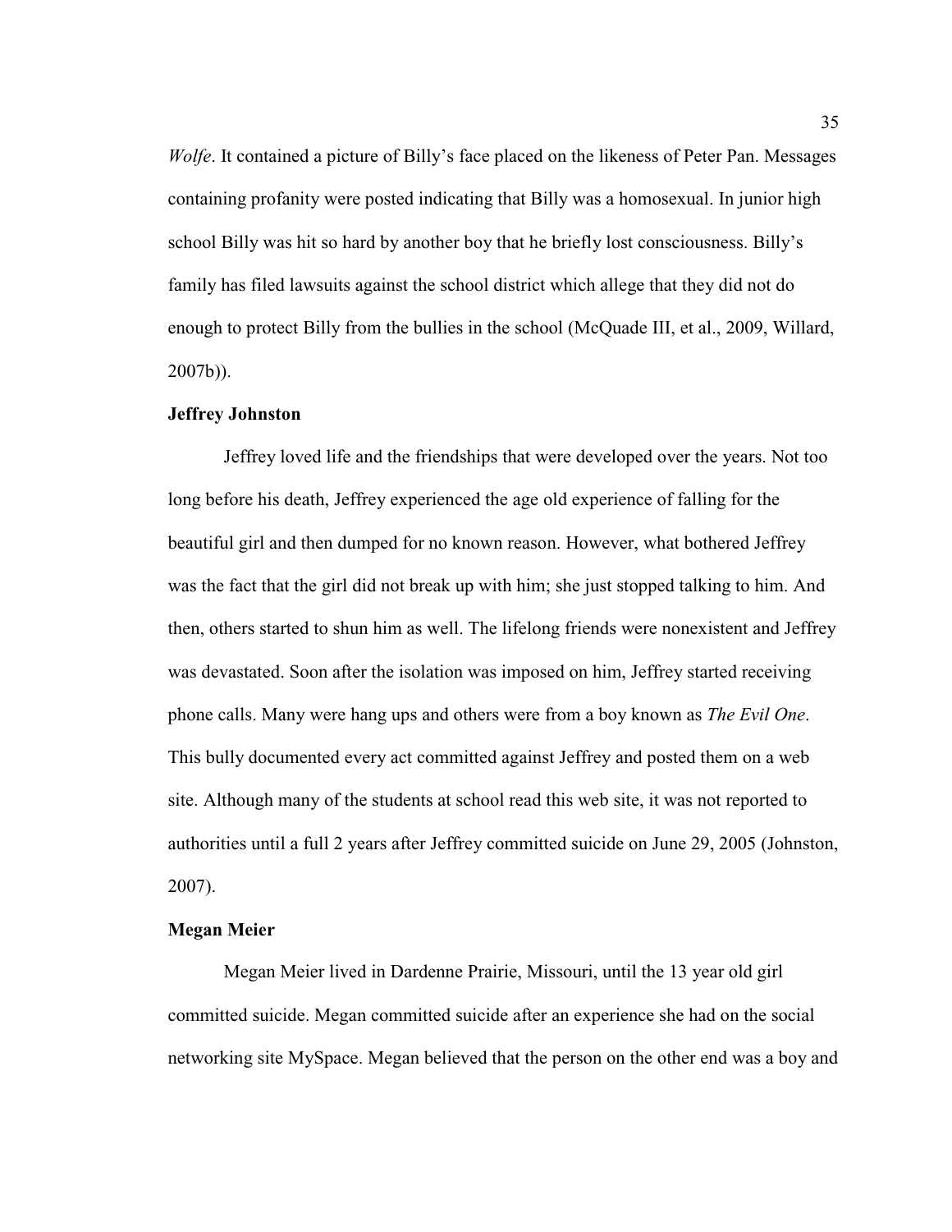*Wolfe*. It contained a picture of Billy's face placed on the likeness of Peter Pan. Messages containing profanity were posted indicating that Billy was a homosexual. In junior high school Billy was hit so hard by another boy that he briefly lost consciousness. Billy's family has filed lawsuits against the school district which allege that they did not do enough to protect Billy from the bullies in the school (McQuade III, et al., 2009, Willard, 2007b)).

**Jeffrey Johnston**

Jeffrey loved life and the friendships that were developed over the years. Not too long before his death, Jeffrey experienced the age old experience of falling for the beautiful girl and then dumped for no known reason. However, what bothered Jeffrey was the fact that the girl did not break up with him; she just stopped talking to him. And then, others started to shun him as well. The lifelong friends were nonexistent and Jeffrey was devastated. Soon after the isolation was imposed on him, Jeffrey started receiving phone calls. Many were hang ups and others were from a boy known as *The Evil One*. This bully documented every act committed against Jeffrey and posted them on a web site. Although many of the students at school read this web site, it was not reported to authorities until a full 2 years after Jeffrey committed suicide on June 29, 2005 (Johnston, 2007).

**Megan Meier**

Megan Meier lived in Dardenne Prairie, Missouri, until the 13 year old girl committed suicide. Megan committed suicide after an experience she had on the social networking site MySpace. Megan believed that the person on the other end was a boy and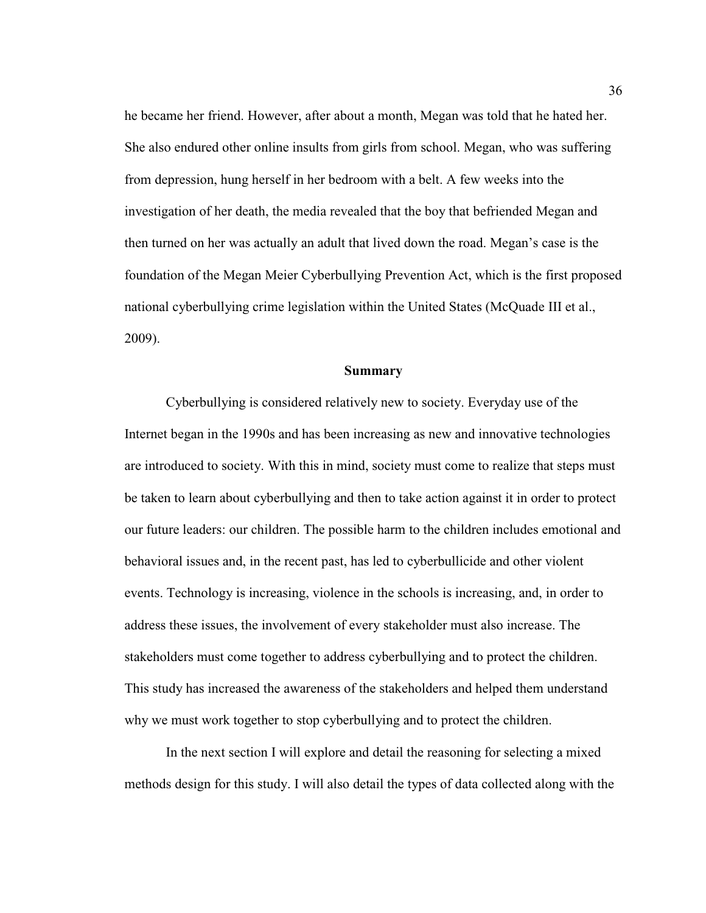he became her friend. However, after about a month, Megan was told that he hated her. She also endured other online insults from girls from school. Megan, who was suffering from depression, hung herself in her bedroom with a belt. A few weeks into the investigation of her death, the media revealed that the boy that befriended Megan and then turned on her was actually an adult that lived down the road. Megan's case is the foundation of the Megan Meier Cyberbullying Prevention Act, which is the first proposed national cyberbullying crime legislation within the United States (McQuade III et al., 2009).

## Summary

Cyberbullying is considered relatively new to society. Everyday use of the Internet began in the 1990s and has been increasing as new and innovative technologies are introduced to society. With this in mind, society must come to realize that steps must be taken to learn about cyberbullying and then to take action against it in order to protect our future leaders: our children. The possible harm to the children includes emotional and behavioral issues and, in the recent past, has led to cyberbullicide and other violent events. Technology is increasing, violence in the schools is increasing, and, in order to address these issues, the involvement of every stakeholder must also increase. The stakeholders must come together to address cyberbullying and to protect the children. This study has increased the awareness of the stakeholders and helped them understand why we must work together to stop cyberbullying and to protect the children.

In the next section I will explore and detail the reasoning for selecting a mixed methods design for this study. I will also detail the types of data collected along with the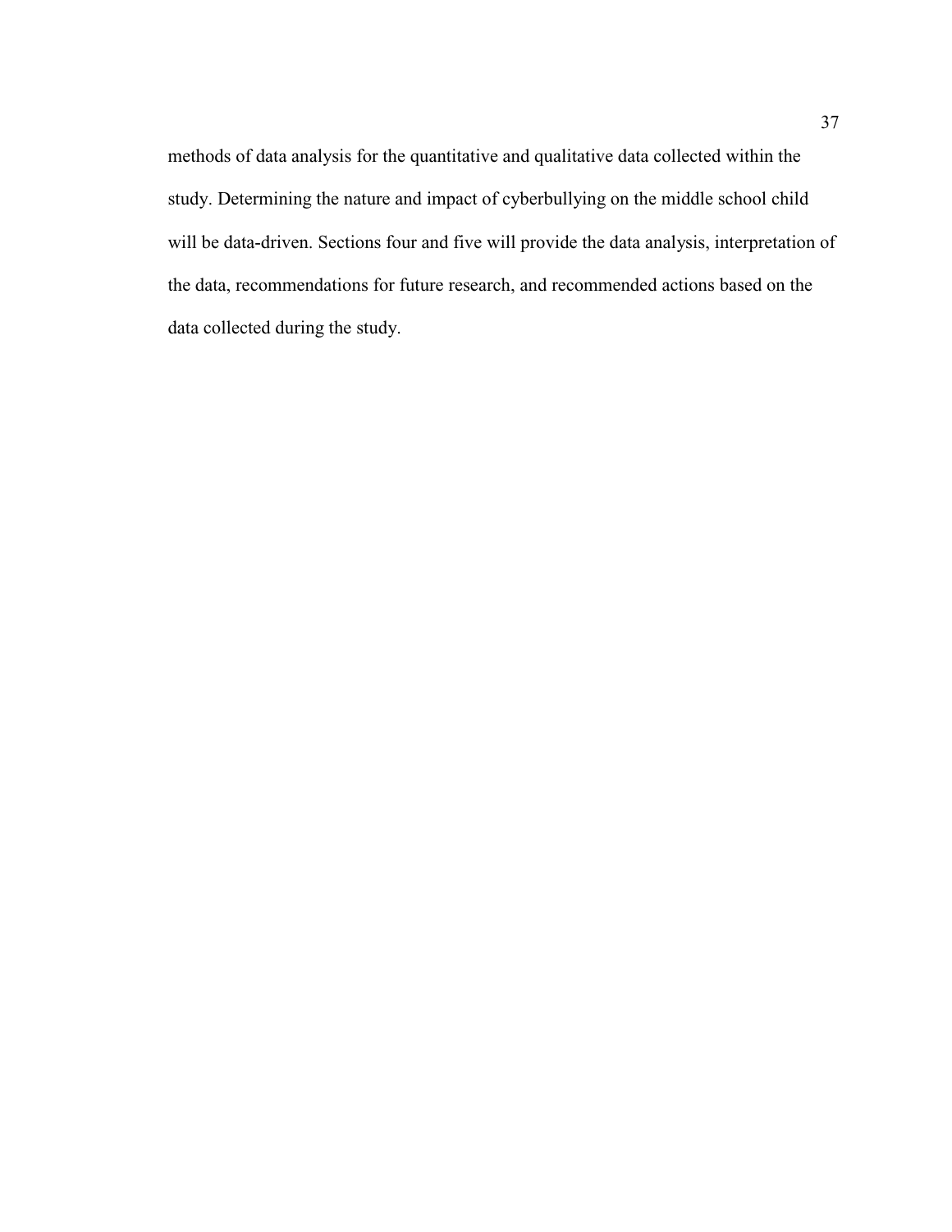methods of data analysis for the quantitative and qualitative data collected within the study. Determining the nature and impact of cyberbullying on the middle school child will be data-driven. Sections four and five will provide the data analysis, interpretation of the data, recommendations for future research, and recommended actions based on the data collected during the study.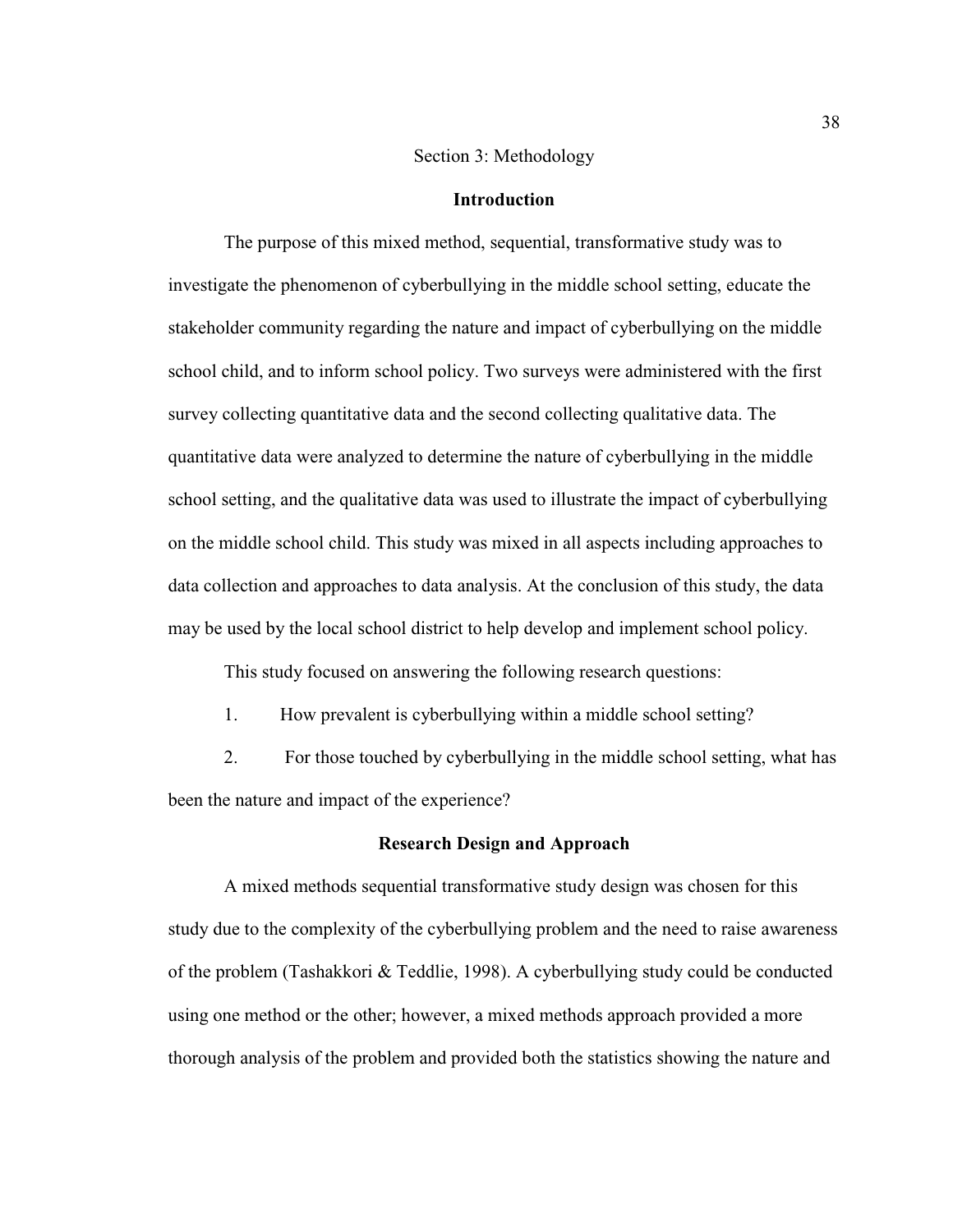## Section 3: Methodology

### Introduction

The purpose of this mixed method, sequential, transformative study was to investigate the phenomenon of cyberbullying in the middle school setting, educate the stakeholder community regarding the nature and impact of cyberbullying on the middle school child, and to inform school policy. Two surveys were administered with the first survey collecting quantitative data and the second collecting qualitative data. The quantitative data were analyzed to determine the nature of cyberbullying in the middle school setting, and the qualitative data was used to illustrate the impact of cyberbullying on the middle school child. This study was mixed in all aspects including approaches to data collection and approaches to data analysis. At the conclusion of this study, the data may be used by the local school district to help develop and implement school policy.

This study focused on answering the following research questions:

1. How prevalent is cyberbullying within a middle school setting?
2. For those touched by cyberbullying in the middle school setting, what has been the nature and impact of the experience?

### Research Design and Approach

A mixed methods sequential transformative study design was chosen for this study due to the complexity of the cyberbullying problem and the need to raise awareness of the problem (Tashakkori & Teddlie, 1998). A cyberbullying study could be conducted using one method or the other; however, a mixed methods approach provided a more thorough analysis of the problem and provided both the statistics showing the nature and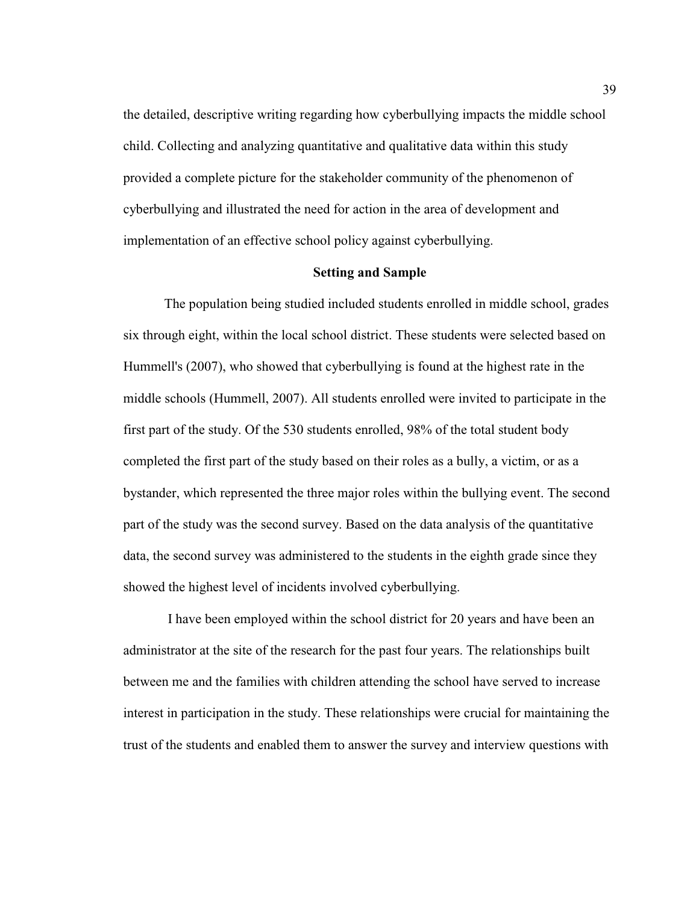the detailed, descriptive writing regarding how cyberbullying impacts the middle school child. Collecting and analyzing quantitative and qualitative data within this study provided a complete picture for the stakeholder community of the phenomenon of cyberbullying and illustrated the need for action in the area of development and implementation of an effective school policy against cyberbullying.

## Setting and Sample

The population being studied included students enrolled in middle school, grades six through eight, within the local school district. These students were selected based on Hummell's (2007), who showed that cyberbullying is found at the highest rate in the middle schools (Hummell, 2007). All students enrolled were invited to participate in the first part of the study. Of the 530 students enrolled, 98% of the total student body completed the first part of the study based on their roles as a bully, a victim, or as a bystander, which represented the three major roles within the bullying event. The second part of the study was the second survey. Based on the data analysis of the quantitative data, the second survey was administered to the students in the eighth grade since they showed the highest level of incidents involved cyberbullying.

I have been employed within the school district for 20 years and have been an administrator at the site of the research for the past four years. The relationships built between me and the families with children attending the school have served to increase interest in participation in the study. These relationships were crucial for maintaining the trust of the students and enabled them to answer the survey and interview questions with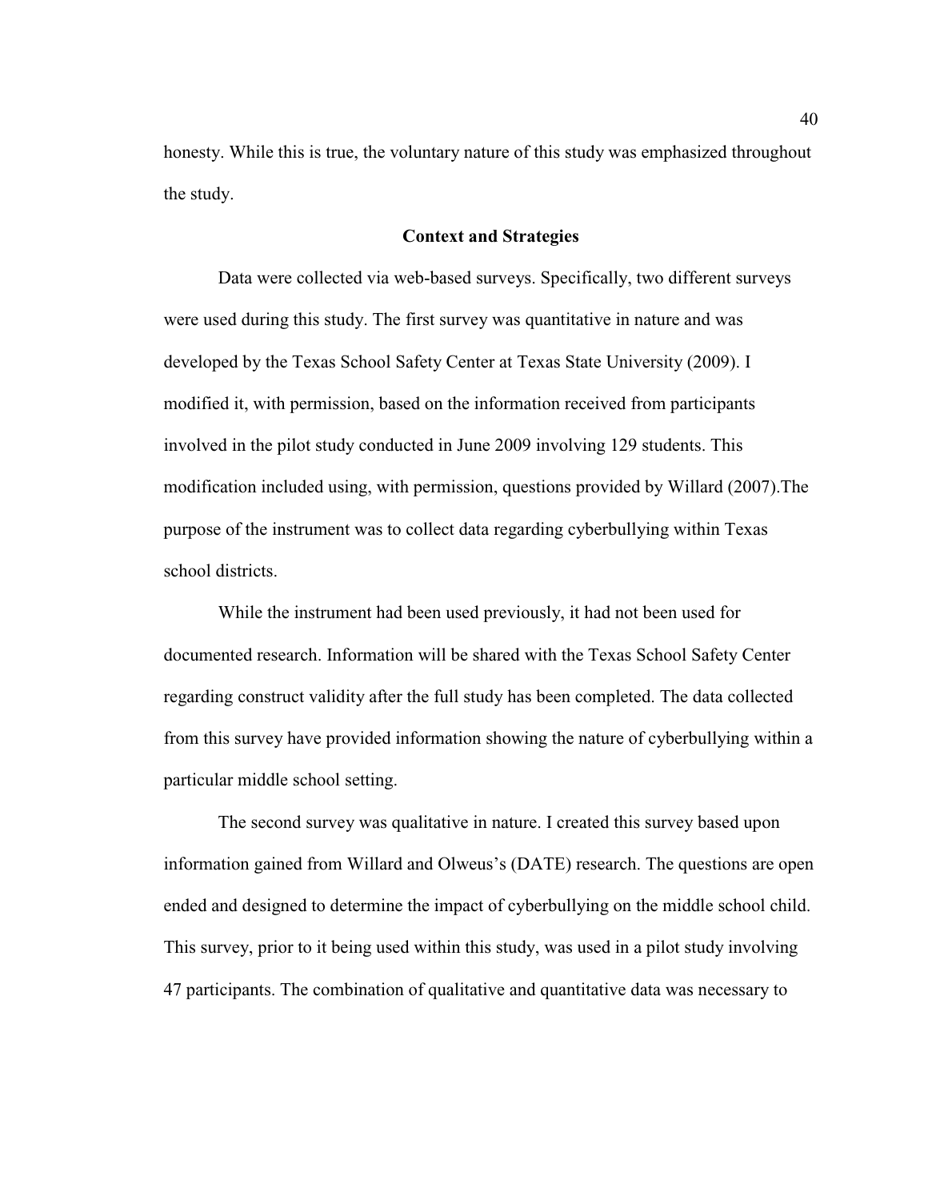honesty. While this is true, the voluntary nature of this study was emphasized throughout the study.

## Context and Strategies

Data were collected via web-based surveys. Specifically, two different surveys were used during this study. The first survey was quantitative in nature and was developed by the Texas School Safety Center at Texas State University (2009). I modified it, with permission, based on the information received from participants involved in the pilot study conducted in June 2009 involving 129 students. This modification included using, with permission, questions provided by Willard (2007).The purpose of the instrument was to collect data regarding cyberbullying within Texas school districts.

While the instrument had been used previously, it had not been used for documented research. Information will be shared with the Texas School Safety Center regarding construct validity after the full study has been completed. The data collected from this survey have provided information showing the nature of cyberbullying within a particular middle school setting.

The second survey was qualitative in nature. I created this survey based upon information gained from Willard and Olweus's (DATE) research. The questions are open ended and designed to determine the impact of cyberbullying on the middle school child. This survey, prior to it being used within this study, was used in a pilot study involving 47 participants. The combination of qualitative and quantitative data was necessary to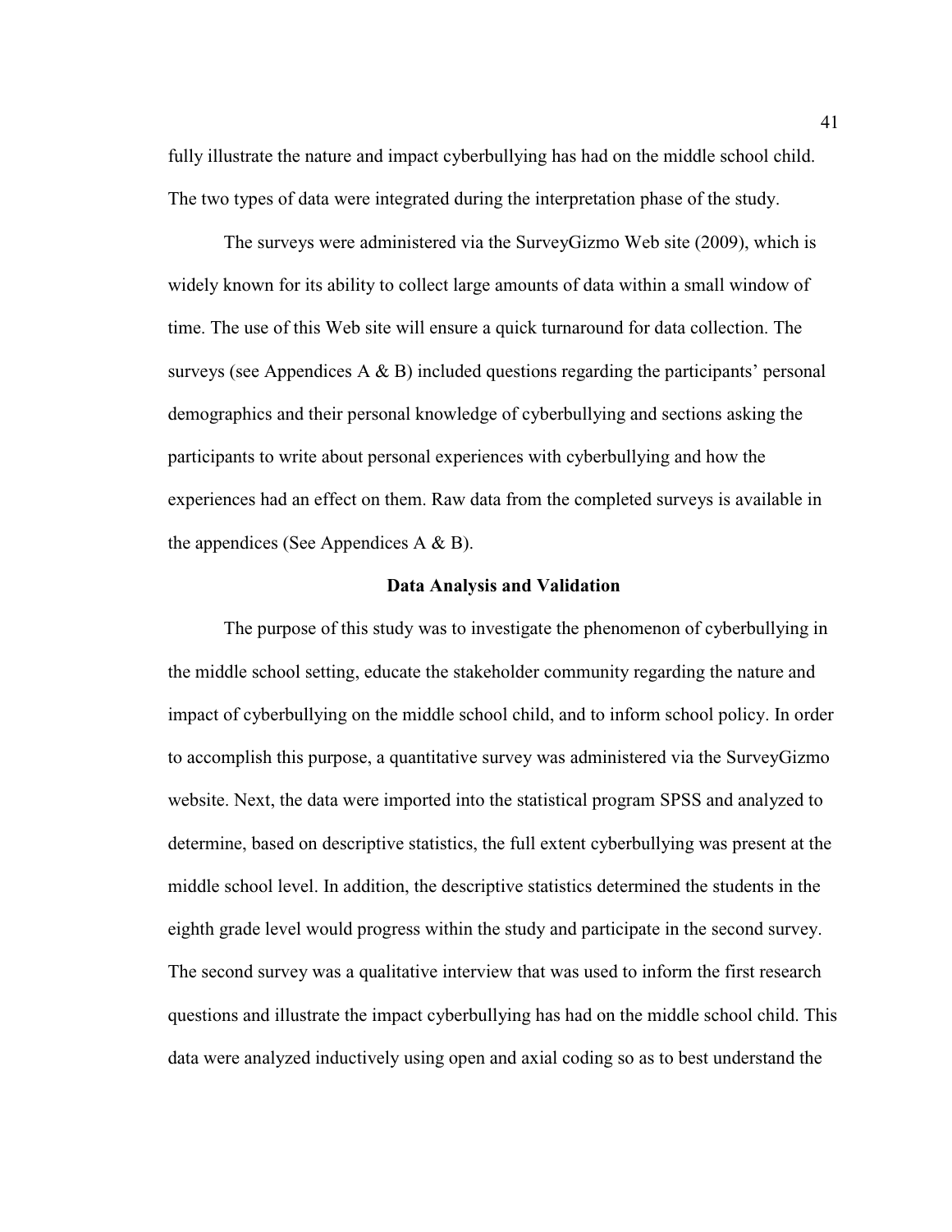fully illustrate the nature and impact cyberbullying has had on the middle school child. The two types of data were integrated during the interpretation phase of the study.

The surveys were administered via the SurveyGizmo Web site (2009), which is widely known for its ability to collect large amounts of data within a small window of time. The use of this Web site will ensure a quick turnaround for data collection. The surveys (see Appendices A & B) included questions regarding the participants' personal demographics and their personal knowledge of cyberbullying and sections asking the participants to write about personal experiences with cyberbullying and how the experiences had an effect on them. Raw data from the completed surveys is available in the appendices (See Appendices A & B).

## Data Analysis and Validation

The purpose of this study was to investigate the phenomenon of cyberbullying in the middle school setting, educate the stakeholder community regarding the nature and impact of cyberbullying on the middle school child, and to inform school policy. In order to accomplish this purpose, a quantitative survey was administered via the SurveyGizmo website. Next, the data were imported into the statistical program SPSS and analyzed to determine, based on descriptive statistics, the full extent cyberbullying was present at the middle school level. In addition, the descriptive statistics determined the students in the eighth grade level would progress within the study and participate in the second survey. The second survey was a qualitative interview that was used to inform the first research questions and illustrate the impact cyberbullying has had on the middle school child. This data were analyzed inductively using open and axial coding so as to best understand the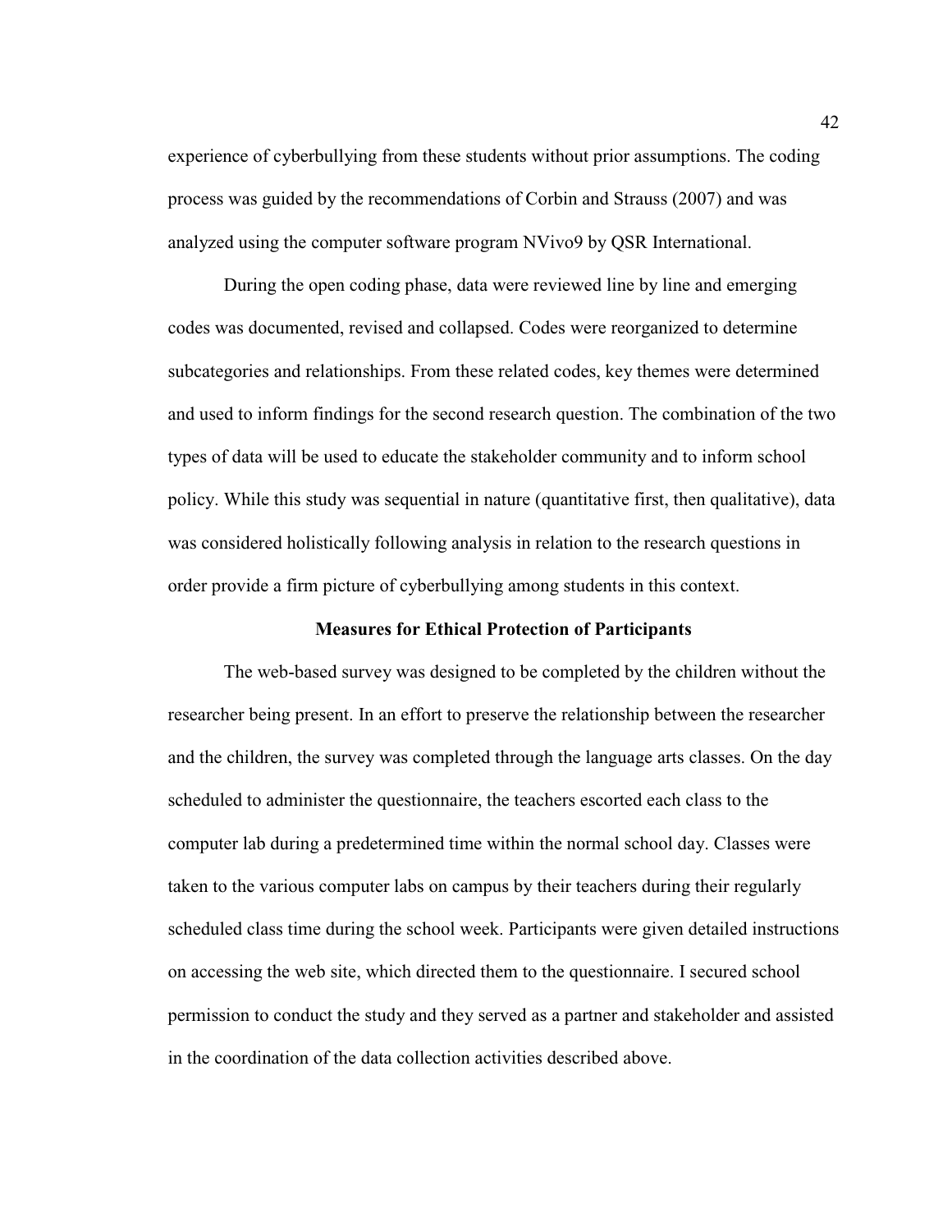experience of cyberbullying from these students without prior assumptions. The coding process was guided by the recommendations of Corbin and Strauss (2007) and was analyzed using the computer software program NVivo9 by QSR International.

During the open coding phase, data were reviewed line by line and emerging codes was documented, revised and collapsed. Codes were reorganized to determine subcategories and relationships. From these related codes, key themes were determined and used to inform findings for the second research question. The combination of the two types of data will be used to educate the stakeholder community and to inform school policy. While this study was sequential in nature (quantitative first, then qualitative), data was considered holistically following analysis in relation to the research questions in order provide a firm picture of cyberbullying among students in this context.

## Measures for Ethical Protection of Participants

The web-based survey was designed to be completed by the children without the researcher being present. In an effort to preserve the relationship between the researcher and the children, the survey was completed through the language arts classes. On the day scheduled to administer the questionnaire, the teachers escorted each class to the computer lab during a predetermined time within the normal school day. Classes were taken to the various computer labs on campus by their teachers during their regularly scheduled class time during the school week. Participants were given detailed instructions on accessing the web site, which directed them to the questionnaire. I secured school permission to conduct the study and they served as a partner and stakeholder and assisted in the coordination of the data collection activities described above.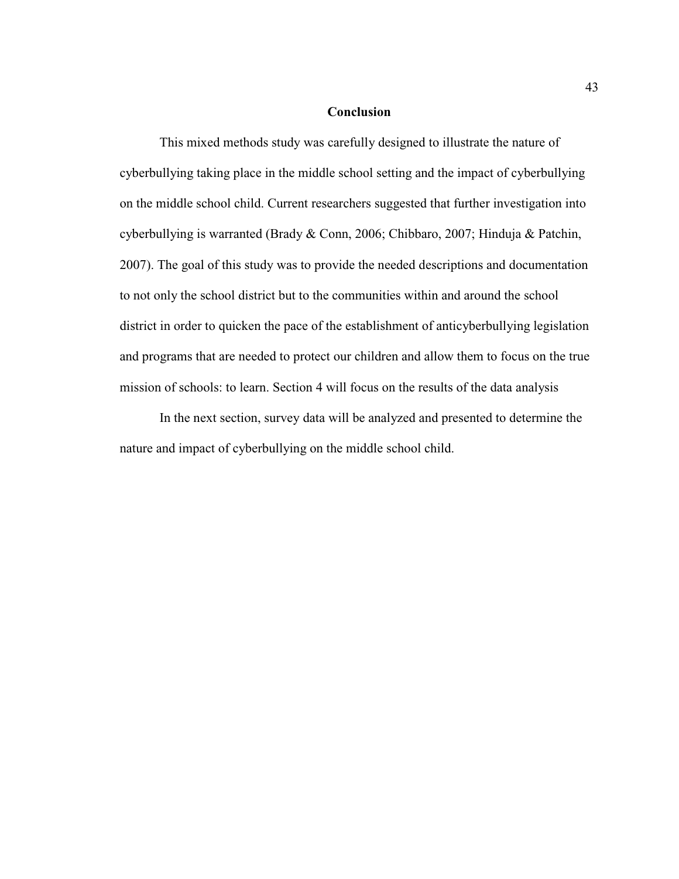## Conclusion

This mixed methods study was carefully designed to illustrate the nature of cyberbullying taking place in the middle school setting and the impact of cyberbullying on the middle school child. Current researchers suggested that further investigation into cyberbullying is warranted (Brady & Conn, 2006; Chibbaro, 2007; Hinduja & Patchin, 2007). The goal of this study was to provide the needed descriptions and documentation to not only the school district but to the communities within and around the school district in order to quicken the pace of the establishment of anticyberbullying legislation and programs that are needed to protect our children and allow them to focus on the true mission of schools: to learn. Section 4 will focus on the results of the data analysis

In the next section, survey data will be analyzed and presented to determine the nature and impact of cyberbullying on the middle school child.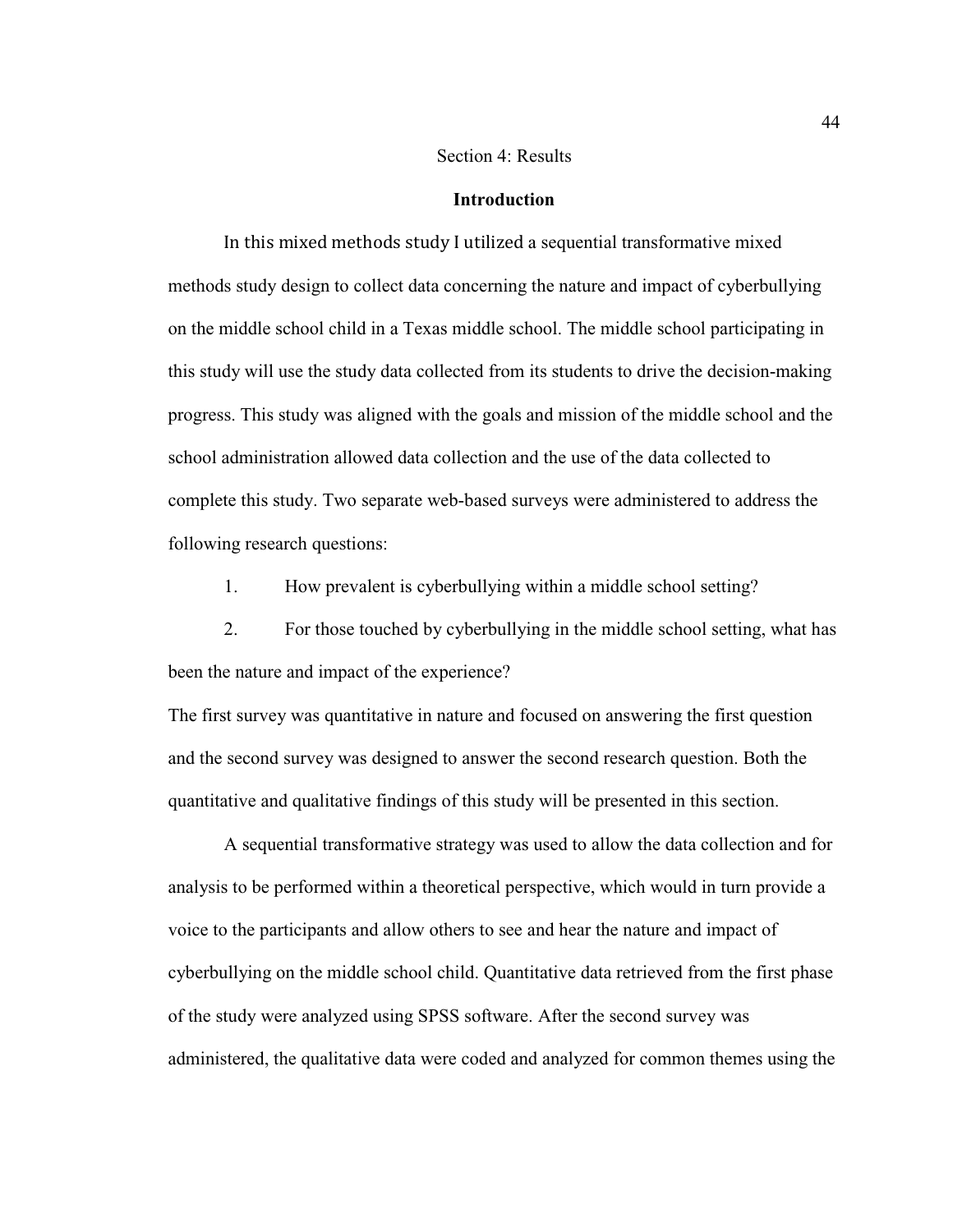# Section 4: Results

## Introduction

In this mixed methods study I utilized a sequential transformative mixed methods study design to collect data concerning the nature and impact of cyberbullying on the middle school child in a Texas middle school. The middle school participating in this study will use the study data collected from its students to drive the decision-making progress. This study was aligned with the goals and mission of the middle school and the school administration allowed data collection and the use of the data collected to complete this study. Two separate web-based surveys were administered to address the following research questions:

1. How prevalent is cyberbullying within a middle school setting?
2. For those touched by cyberbullying in the middle school setting, what has been the nature and impact of the experience?

The first survey was quantitative in nature and focused on answering the first question and the second survey was designed to answer the second research question. Both the quantitative and qualitative findings of this study will be presented in this section.

A sequential transformative strategy was used to allow the data collection and for analysis to be performed within a theoretical perspective, which would in turn provide a voice to the participants and allow others to see and hear the nature and impact of cyberbullying on the middle school child. Quantitative data retrieved from the first phase of the study were analyzed using SPSS software. After the second survey was administered, the qualitative data were coded and analyzed for common themes using the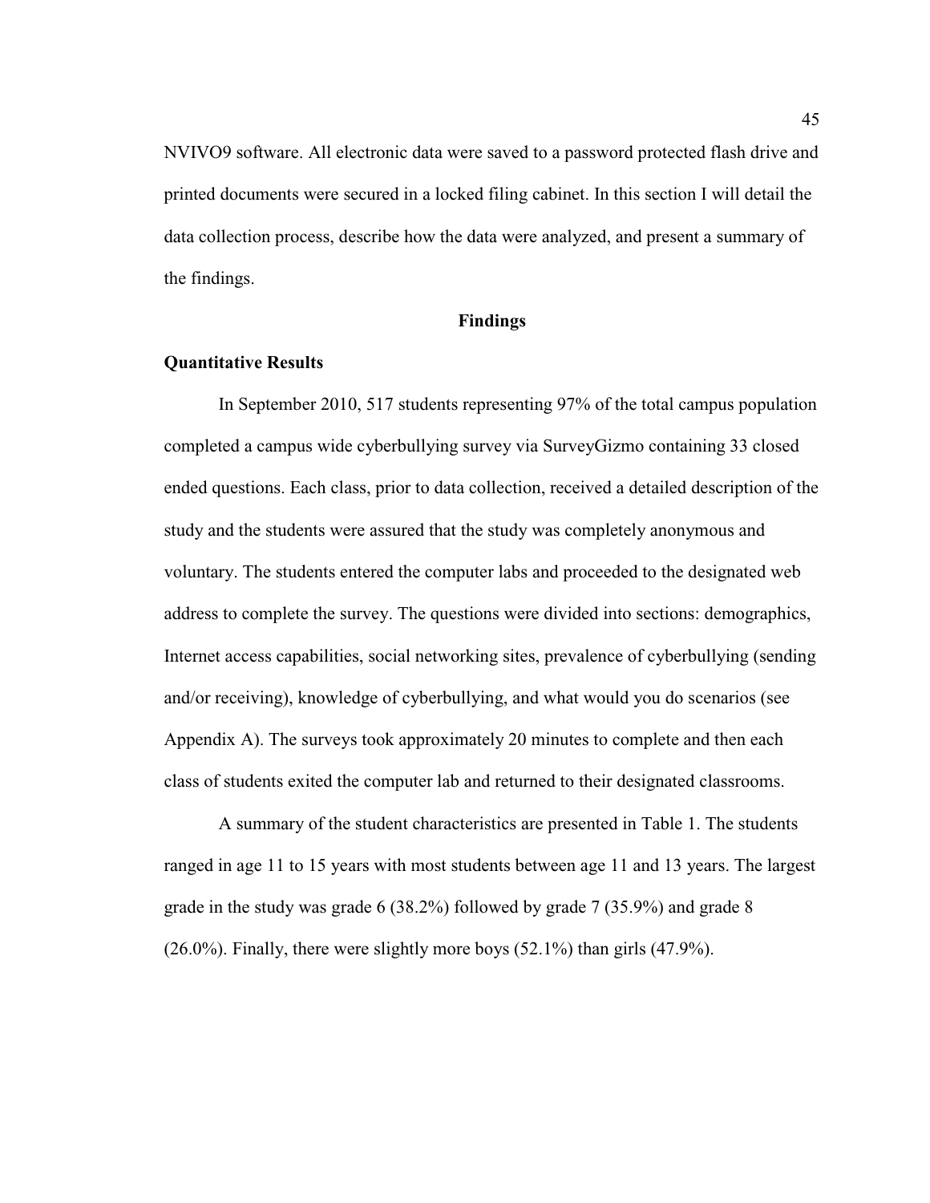NVIVO9 software. All electronic data were saved to a password protected flash drive and printed documents were secured in a locked filing cabinet. In this section I will detail the data collection process, describe how the data were analyzed, and present a summary of the findings.

## Findings

### Quantitative Results

In September 2010, 517 students representing 97% of the total campus population completed a campus wide cyberbullying survey via SurveyGizmo containing 33 closed ended questions. Each class, prior to data collection, received a detailed description of the study and the students were assured that the study was completely anonymous and voluntary. The students entered the computer labs and proceeded to the designated web address to complete the survey. The questions were divided into sections: demographics, Internet access capabilities, social networking sites, prevalence of cyberbullying (sending and/or receiving), knowledge of cyberbullying, and what would you do scenarios (see Appendix A). The surveys took approximately 20 minutes to complete and then each class of students exited the computer lab and returned to their designated classrooms.

A summary of the student characteristics are presented in Table 1. The students ranged in age 11 to 15 years with most students between age 11 and 13 years. The largest grade in the study was grade 6 (38.2%) followed by grade 7 (35.9%) and grade 8 (26.0%). Finally, there were slightly more boys (52.1%) than girls (47.9%).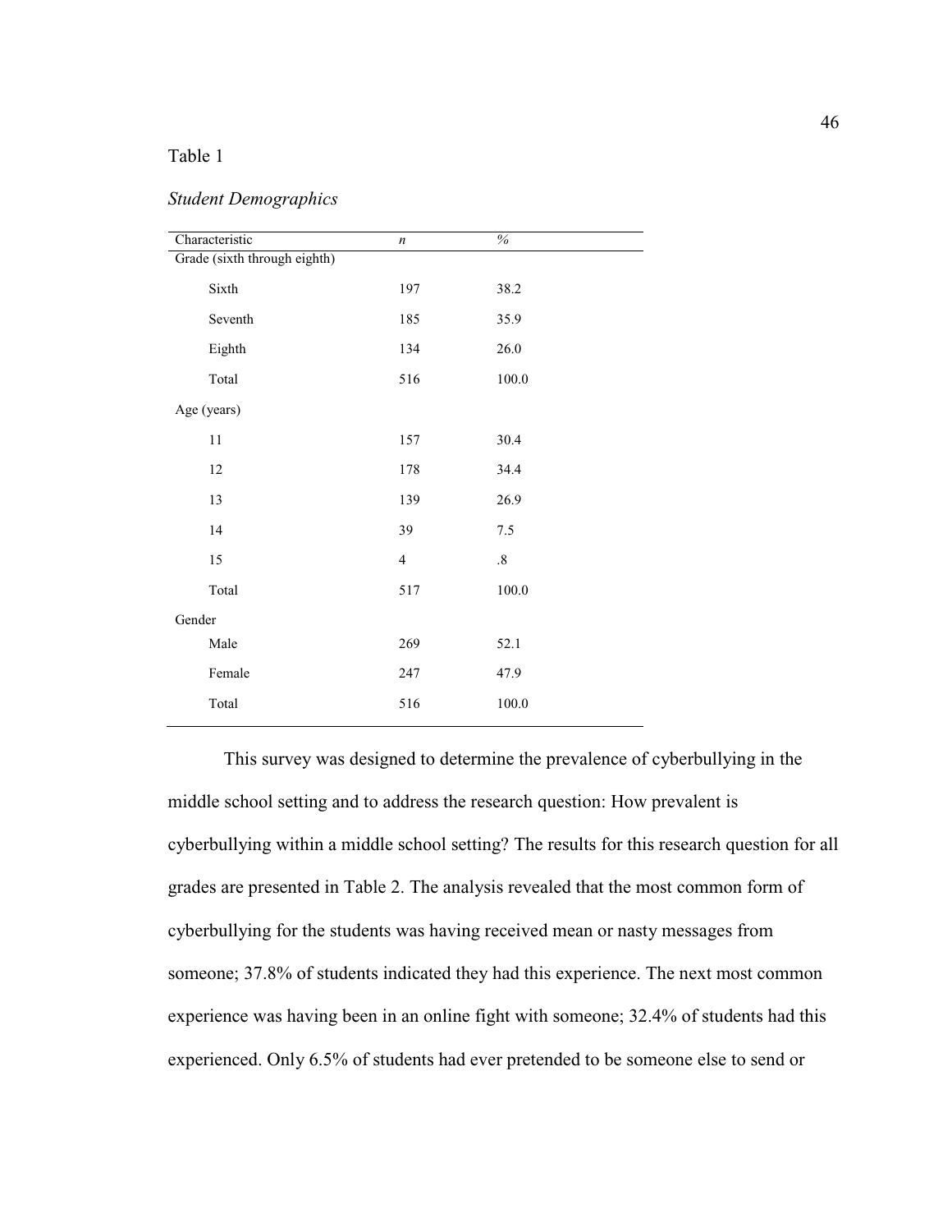Table 1

*Student Demographics*

| Characteristic | *n* | % |
|---|---|---|
| Grade (sixth through eighth) | | |
| Sixth | 197 | 38.2 |
| Seventh | 185 | 35.9 |
| Eighth | 134 | 26.0 |
| Total | 516 | 100.0 |
| Age (years) | | |
| 11 | 157 | 30.4 |
| 12 | 178 | 34.4 |
| 13 | 139 | 26.9 |
| 14 | 39 | 7.5 |
| 15 | 4 | .8 |
| Total | 517 | 100.0 |
| Gender | | |
| Male | 269 | 52.1 |
| Female | 247 | 47.9 |
| Total | 516 | 100.0 |

This survey was designed to determine the prevalence of cyberbullying in the middle school setting and to address the research question: How prevalent is cyberbullying within a middle school setting? The results for this research question for all grades are presented in Table 2. The analysis revealed that the most common form of cyberbullying for the students was having received mean or nasty messages from someone; 37.8% of students indicated they had this experience. The next most common experience was having been in an online fight with someone; 32.4% of students had this experienced. Only 6.5% of students had ever pretended to be someone else to send or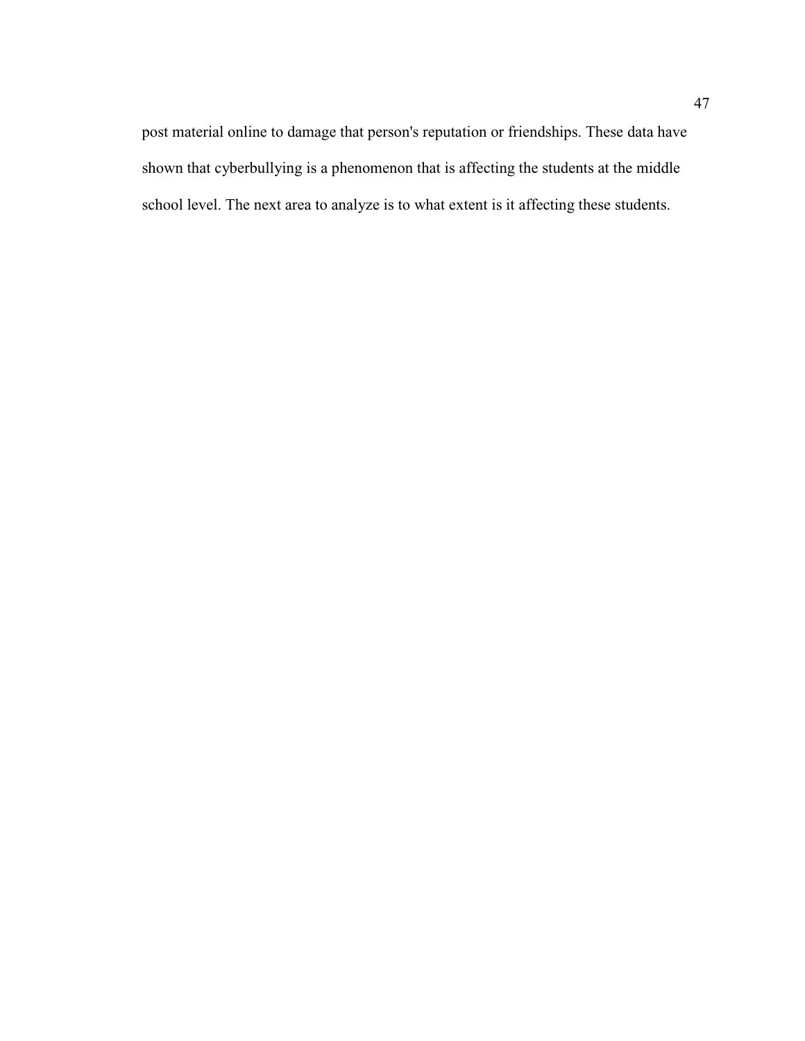post material online to damage that person's reputation or friendships. These data have shown that cyberbullying is a phenomenon that is affecting the students at the middle school level. The next area to analyze is to what extent is it affecting these students.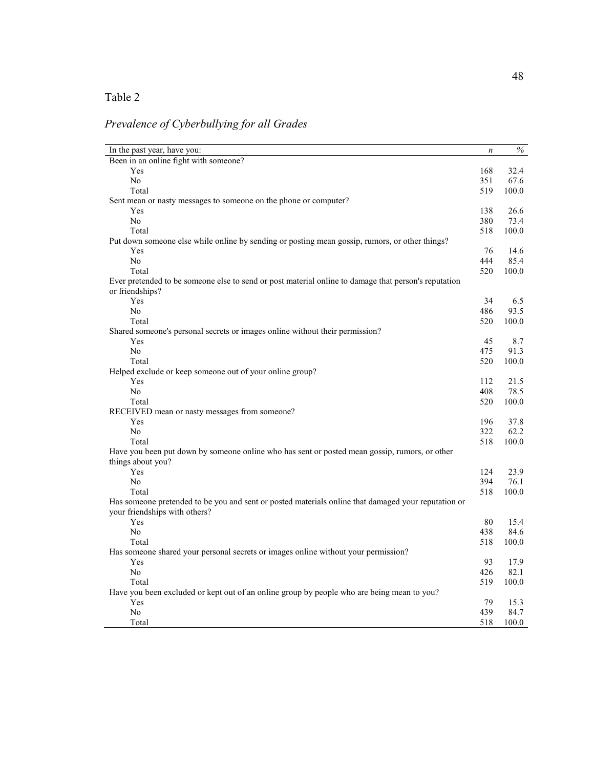Table 2

*Prevalence of Cyberbullying for all Grades*

| In the past year, have you: | *n* | % |
|---|---|---|
| Been in an online fight with someone? | | |
| Yes | 168 | 32.4 |
| No | 351 | 67.6 |
| Total | 519 | 100.0 |
| Sent mean or nasty messages to someone on the phone or computer? | | |
| Yes | 138 | 26.6 |
| No | 380 | 73.4 |
| Total | 518 | 100.0 |
| Put down someone else while online by sending or posting mean gossip, rumors, or other things? | | |
| Yes | 76 | 14.6 |
| No | 444 | 85.4 |
| Total | 520 | 100.0 |
| Ever pretended to be someone else to send or post material online to damage that person's reputation or friendships? | | |
| Yes | 34 | 6.5 |
| No | 486 | 93.5 |
| Total | 520 | 100.0 |
| Shared someone's personal secrets or images online without their permission? | | |
| Yes | 45 | 8.7 |
| No | 475 | 91.3 |
| Total | 520 | 100.0 |
| Helped exclude or keep someone out of your online group? | | |
| Yes | 112 | 21.5 |
| No | 408 | 78.5 |
| Total | 520 | 100.0 |
| RECEIVED mean or nasty messages from someone? | | |
| Yes | 196 | 37.8 |
| No | 322 | 62.2 |
| Total | 518 | 100.0 |
| Have you been put down by someone online who has sent or posted mean gossip, rumors, or other things about you? | | |
| Yes | 124 | 23.9 |
| No | 394 | 76.1 |
| Total | 518 | 100.0 |
| Has someone pretended to be you and sent or posted materials online that damaged your reputation or your friendships with others? | | |
| Yes | 80 | 15.4 |
| No | 438 | 84.6 |
| Total | 518 | 100.0 |
| Has someone shared your personal secrets or images online without your permission? | | |
| Yes | 93 | 17.9 |
| No | 426 | 82.1 |
| Total | 519 | 100.0 |
| Have you been excluded or kept out of an online group by people who are being mean to you? | | |
| Yes | 79 | 15.3 |
| No | 439 | 84.7 |
| Total | 518 | 100.0 |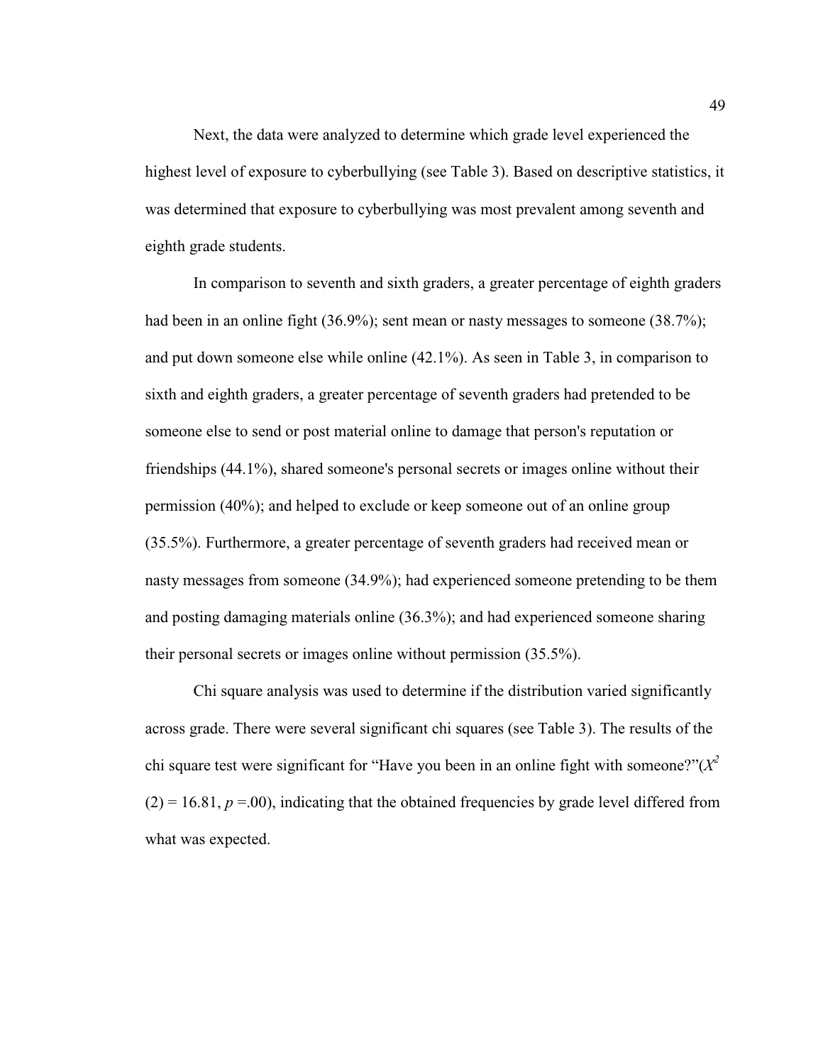Next, the data were analyzed to determine which grade level experienced the highest level of exposure to cyberbullying (see Table 3). Based on descriptive statistics, it was determined that exposure to cyberbullying was most prevalent among seventh and eighth grade students.

In comparison to seventh and sixth graders, a greater percentage of eighth graders had been in an online fight (36.9%); sent mean or nasty messages to someone (38.7%); and put down someone else while online (42.1%). As seen in Table 3, in comparison to sixth and eighth graders, a greater percentage of seventh graders had pretended to be someone else to send or post material online to damage that person's reputation or friendships (44.1%), shared someone's personal secrets or images online without their permission (40%); and helped to exclude or keep someone out of an online group (35.5%). Furthermore, a greater percentage of seventh graders had received mean or nasty messages from someone (34.9%); had experienced someone pretending to be them and posting damaging materials online (36.3%); and had experienced someone sharing their personal secrets or images online without permission (35.5%).

Chi square analysis was used to determine if the distribution varied significantly across grade. There were several significant chi squares (see Table 3). The results of the chi square test were significant for "Have you been in an online fight with someone?"($X^2$ $(2) = 16.81$, $p = .00$), indicating that the obtained frequencies by grade level differed from what was expected.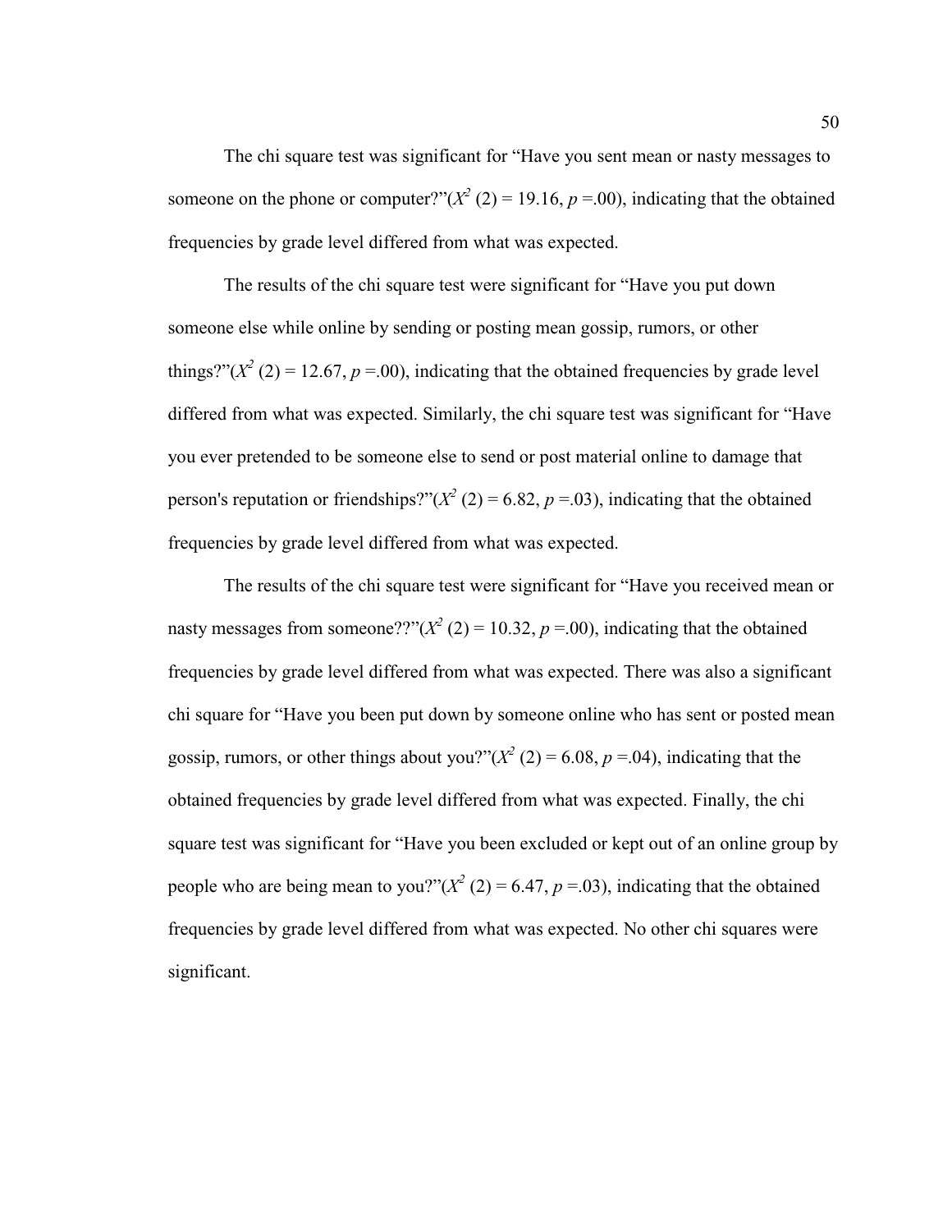The chi square test was significant for “Have you sent mean or nasty messages to someone on the phone or computer?”($X^2$ (2) = 19.16, $p$ =.00), indicating that the obtained frequencies by grade level differed from what was expected.

The results of the chi square test were significant for “Have you put down someone else while online by sending or posting mean gossip, rumors, or other things?”($X^2$ (2) = 12.67, $p$ =.00), indicating that the obtained frequencies by grade level differed from what was expected. Similarly, the chi square test was significant for “Have you ever pretended to be someone else to send or post material online to damage that person's reputation or friendships?”($X^2$ (2) = 6.82, $p$ =.03), indicating that the obtained frequencies by grade level differed from what was expected.

The results of the chi square test were significant for “Have you received mean or nasty messages from someone??”($X^2$ (2) = 10.32, $p$ =.00), indicating that the obtained frequencies by grade level differed from what was expected. There was also a significant chi square for “Have you been put down by someone online who has sent or posted mean gossip, rumors, or other things about you?”($X^2$ (2) = 6.08, $p$ =.04), indicating that the obtained frequencies by grade level differed from what was expected. Finally, the chi square test was significant for “Have you been excluded or kept out of an online group by people who are being mean to you?”($X^2$ (2) = 6.47, $p$ =.03), indicating that the obtained frequencies by grade level differed from what was expected. No other chi squares were significant.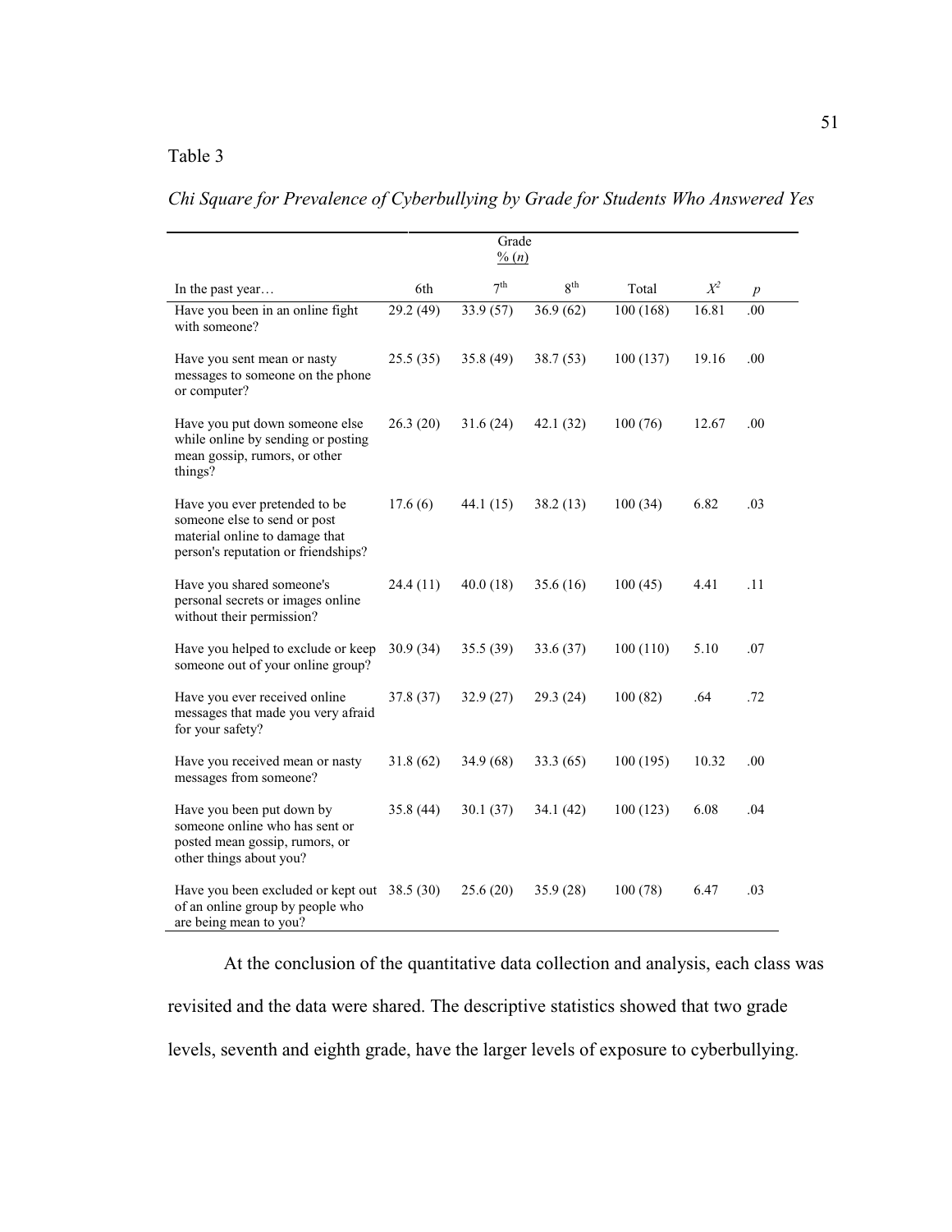Table 3

*Chi Square for Prevalence of Cyberbullying by Grade for Students Who Answered Yes*

| | Grade % (*n*) | | | | | |
|---|---|---|---|---|---|---|
| In the past year… | 6th | 7th | 8th | Total | $X^2$ | *p* |
| Have you been in an online fight with someone? | 29.2 (49) | 33.9 (57) | 36.9 (62) | 100 (168) | 16.81 | .00 |
| Have you sent mean or nasty messages to someone on the phone or computer? | 25.5 (35) | 35.8 (49) | 38.7 (53) | 100 (137) | 19.16 | .00 |
| Have you put down someone else while online by sending or posting mean gossip, rumors, or other things? | 26.3 (20) | 31.6 (24) | 42.1 (32) | 100 (76) | 12.67 | .00 |
| Have you ever pretended to be someone else to send or post material online to damage that person's reputation or friendships? | 17.6 (6) | 44.1 (15) | 38.2 (13) | 100 (34) | 6.82 | .03 |
| Have you shared someone's personal secrets or images online without their permission? | 24.4 (11) | 40.0 (18) | 35.6 (16) | 100 (45) | 4.41 | .11 |
| Have you helped to exclude or keep someone out of your online group? | 30.9 (34) | 35.5 (39) | 33.6 (37) | 100 (110) | 5.10 | .07 |
| Have you ever received online messages that made you very afraid for your safety? | 37.8 (37) | 32.9 (27) | 29.3 (24) | 100 (82) | .64 | .72 |
| Have you received mean or nasty messages from someone? | 31.8 (62) | 34.9 (68) | 33.3 (65) | 100 (195) | 10.32 | .00 |
| Have you been put down by someone online who has sent or posted mean gossip, rumors, or other things about you? | 35.8 (44) | 30.1 (37) | 34.1 (42) | 100 (123) | 6.08 | .04 |
| Have you been excluded or kept out of an online group by people who are being mean to you? | 38.5 (30) | 25.6 (20) | 35.9 (28) | 100 (78) | 6.47 | .03 |

At the conclusion of the quantitative data collection and analysis, each class was revisited and the data were shared. The descriptive statistics showed that two grade levels, seventh and eighth grade, have the larger levels of exposure to cyberbullying.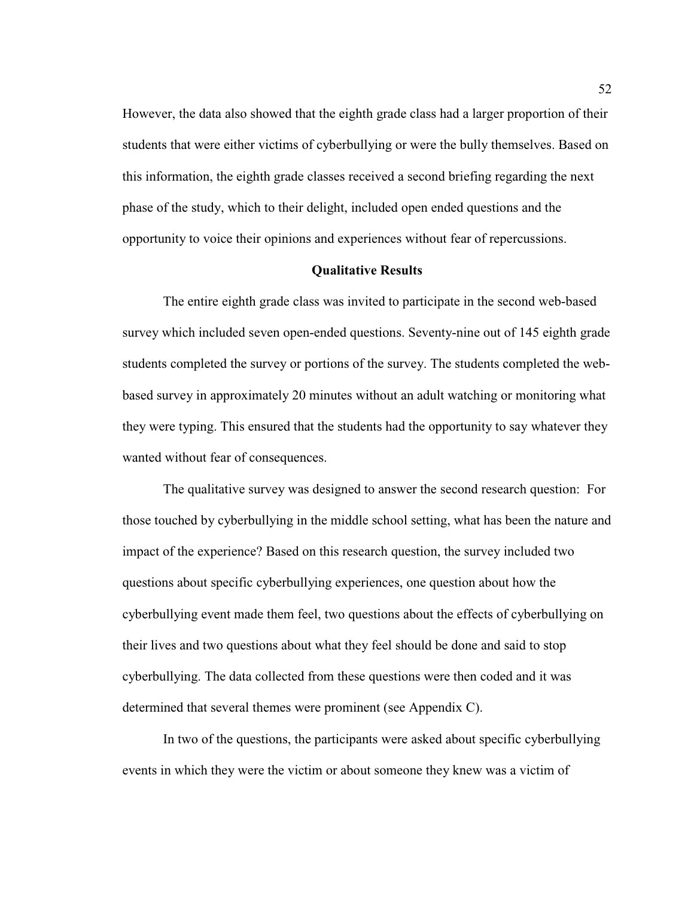However, the data also showed that the eighth grade class had a larger proportion of their students that were either victims of cyberbullying or were the bully themselves. Based on this information, the eighth grade classes received a second briefing regarding the next phase of the study, which to their delight, included open ended questions and the opportunity to voice their opinions and experiences without fear of repercussions.

## Qualitative Results

The entire eighth grade class was invited to participate in the second web-based survey which included seven open-ended questions. Seventy-nine out of 145 eighth grade students completed the survey or portions of the survey. The students completed the web-based survey in approximately 20 minutes without an adult watching or monitoring what they were typing. This ensured that the students had the opportunity to say whatever they wanted without fear of consequences.

The qualitative survey was designed to answer the second research question: For those touched by cyberbullying in the middle school setting, what has been the nature and impact of the experience? Based on this research question, the survey included two questions about specific cyberbullying experiences, one question about how the cyberbullying event made them feel, two questions about the effects of cyberbullying on their lives and two questions about what they feel should be done and said to stop cyberbullying. The data collected from these questions were then coded and it was determined that several themes were prominent (see Appendix C).

In two of the questions, the participants were asked about specific cyberbullying events in which they were the victim or about someone they knew was a victim of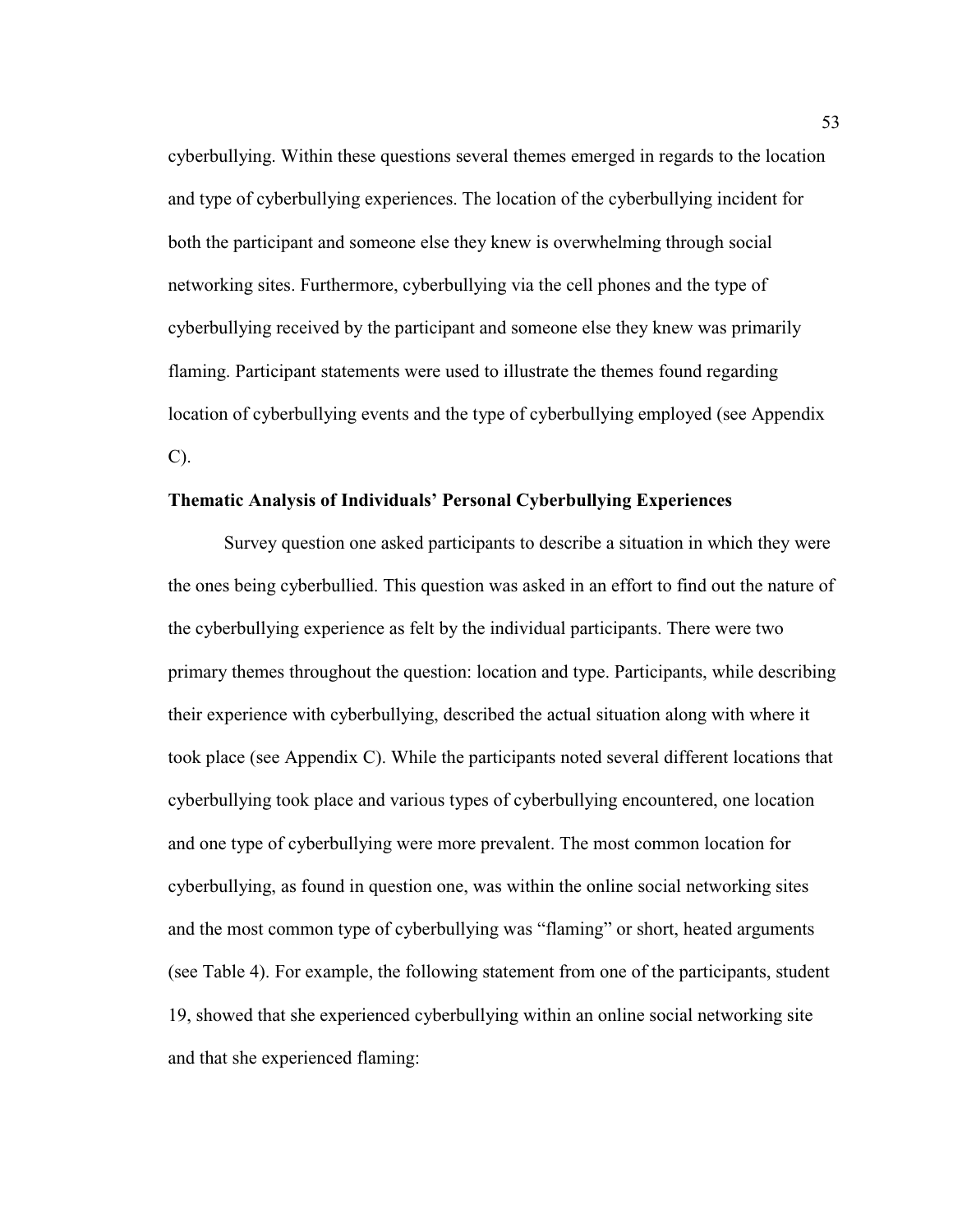cyberbullying. Within these questions several themes emerged in regards to the location and type of cyberbullying experiences. The location of the cyberbullying incident for both the participant and someone else they knew is overwhelming through social networking sites. Furthermore, cyberbullying via the cell phones and the type of cyberbullying received by the participant and someone else they knew was primarily flaming. Participant statements were used to illustrate the themes found regarding location of cyberbullying events and the type of cyberbullying employed (see Appendix C).

### Thematic Analysis of Individuals' Personal Cyberbullying Experiences

Survey question one asked participants to describe a situation in which they were the ones being cyberbullied. This question was asked in an effort to find out the nature of the cyberbullying experience as felt by the individual participants. There were two primary themes throughout the question: location and type. Participants, while describing their experience with cyberbullying, described the actual situation along with where it took place (see Appendix C). While the participants noted several different locations that cyberbullying took place and various types of cyberbullying encountered, one location and one type of cyberbullying were more prevalent. The most common location for cyberbullying, as found in question one, was within the online social networking sites and the most common type of cyberbullying was "flaming" or short, heated arguments (see Table 4). For example, the following statement from one of the participants, student 19, showed that she experienced cyberbullying within an online social networking site and that she experienced flaming: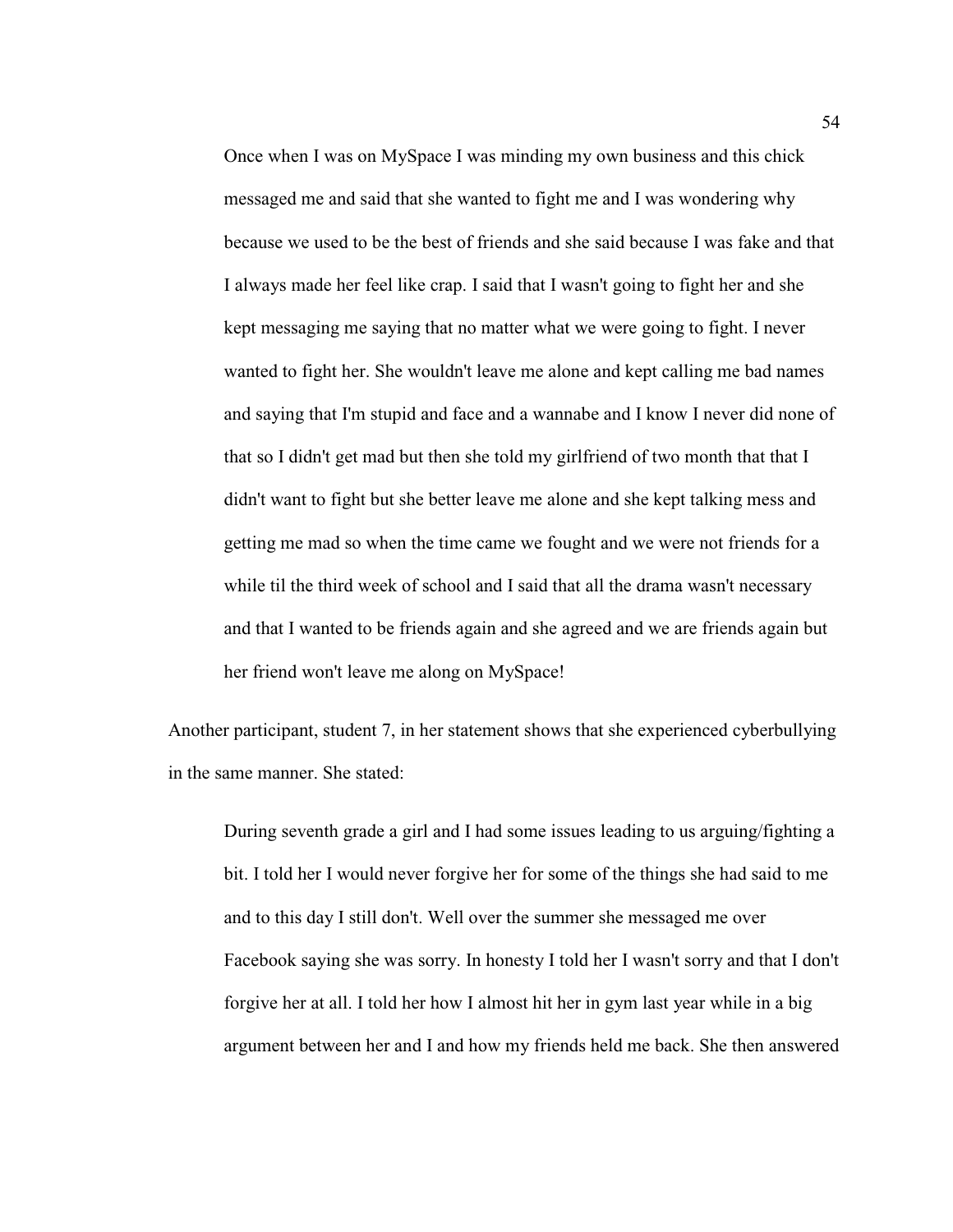> Once when I was on MySpace I was minding my own business and this chick messaged me and said that she wanted to fight me and I was wondering why because we used to be the best of friends and she said because I was fake and that I always made her feel like crap. I said that I wasn't going to fight her and she kept messaging me saying that no matter what we were going to fight. I never wanted to fight her. She wouldn't leave me alone and kept calling me bad names and saying that I'm stupid and face and a wannabe and I know I never did none of that so I didn't get mad but then she told my girlfriend of two month that that I didn't want to fight but she better leave me alone and she kept talking mess and getting me mad so when the time came we fought and we were not friends for a while til the third week of school and I said that all the drama wasn't necessary and that I wanted to be friends again and she agreed and we are friends again but her friend won't leave me along on MySpace!

Another participant, student 7, in her statement shows that she experienced cyberbullying in the same manner. She stated:

> During seventh grade a girl and I had some issues leading to us arguing/fighting a bit. I told her I would never forgive her for some of the things she had said to me and to this day I still don't. Well over the summer she messaged me over Facebook saying she was sorry. In honesty I told her I wasn't sorry and that I don't forgive her at all. I told her how I almost hit her in gym last year while in a big argument between her and I and how my friends held me back. She then answered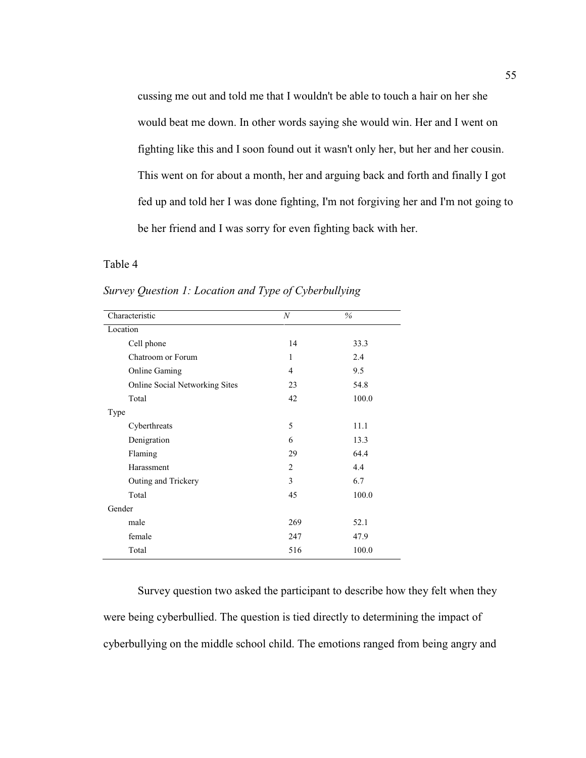> cussing me out and told me that I wouldn't be able to touch a hair on her she would beat me down. In other words saying she would win. Her and I went on fighting like this and I soon found out it wasn't only her, but her and her cousin. This went on for about a month, her and arguing back and forth and finally I got fed up and told her I was done fighting, I'm not forgiving her and I'm not going to be her friend and I was sorry for even fighting back with her.

Table 4

*Survey Question 1: Location and Type of Cyberbullying*

| Characteristic | *N* | % |
|---|---|---|
| Location | | |
| Cell phone | 14 | 33.3 |
| Chatroom or Forum | 1 | 2.4 |
| Online Gaming | 4 | 9.5 |
| Online Social Networking Sites | 23 | 54.8 |
| Total | 42 | 100.0 |
| Type | | |
| Cyberthreats | 5 | 11.1 |
| Denigration | 6 | 13.3 |
| Flaming | 29 | 64.4 |
| Harassment | 2 | 4.4 |
| Outing and Trickery | 3 | 6.7 |
| Total | 45 | 100.0 |
| Gender | | |
| male | 269 | 52.1 |
| female | 247 | 47.9 |
| Total | 516 | 100.0 |

Survey question two asked the participant to describe how they felt when they were being cyberbullied. The question is tied directly to determining the impact of cyberbullying on the middle school child. The emotions ranged from being angry and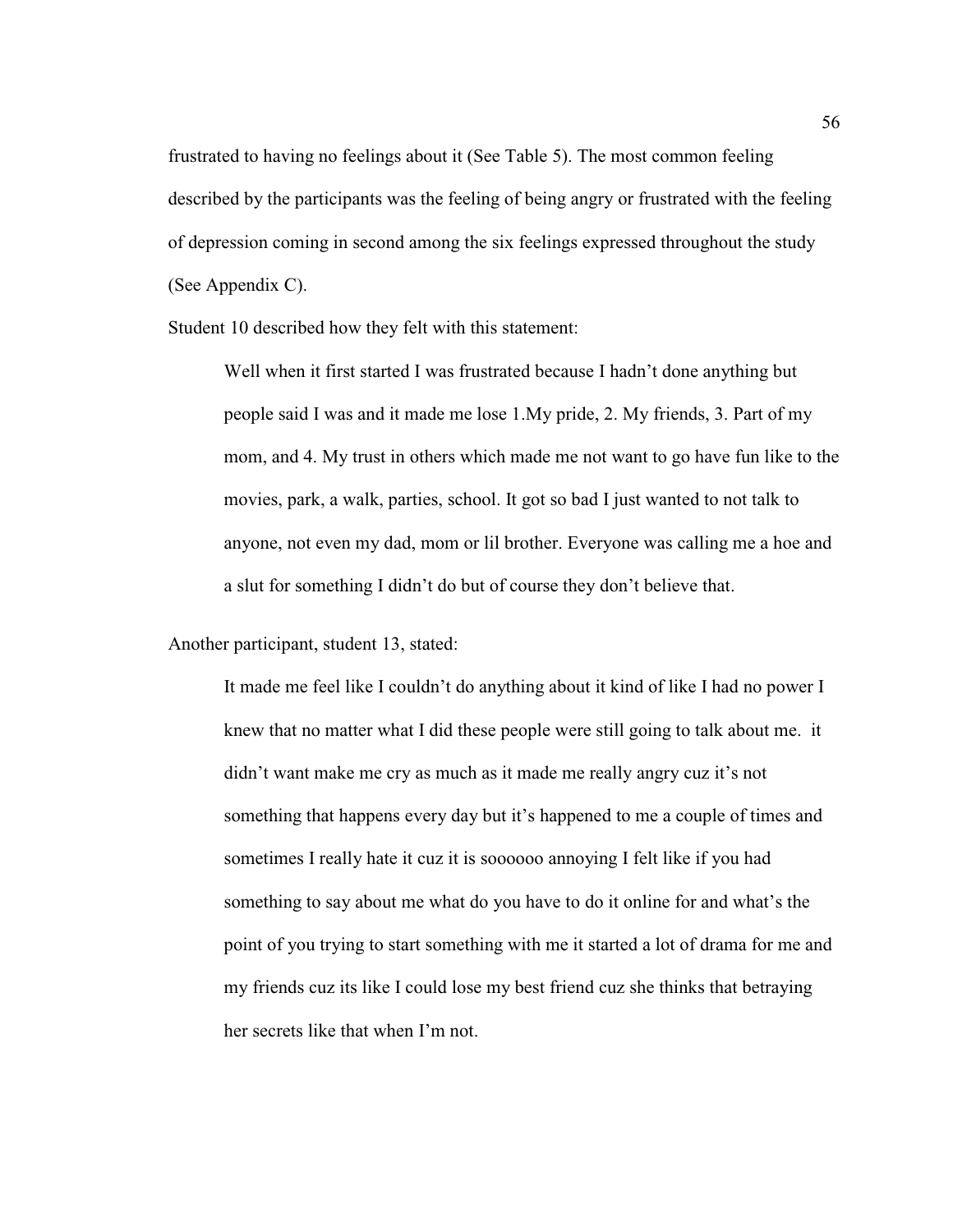frustrated to having no feelings about it (See Table 5). The most common feeling described by the participants was the feeling of being angry or frustrated with the feeling of depression coming in second among the six feelings expressed throughout the study (See Appendix C).

Student 10 described how they felt with this statement:

> Well when it first started I was frustrated because I hadn't done anything but people said I was and it made me lose 1.My pride, 2. My friends, 3. Part of my mom, and 4. My trust in others which made me not want to go have fun like to the movies, park, a walk, parties, school. It got so bad I just wanted to not talk to anyone, not even my dad, mom or lil brother. Everyone was calling me a hoe and a slut for something I didn't do but of course they don't believe that.

Another participant, student 13, stated:

> It made me feel like I couldn't do anything about it kind of like I had no power I knew that no matter what I did these people were still going to talk about me. it didn't want make me cry as much as it made me really angry cuz it's not something that happens every day but it's happened to me a couple of times and sometimes I really hate it cuz it is soooooo annoying I felt like if you had something to say about me what do you have to do it online for and what's the point of you trying to start something with me it started a lot of drama for me and my friends cuz its like I could lose my best friend cuz she thinks that betraying her secrets like that when I'm not.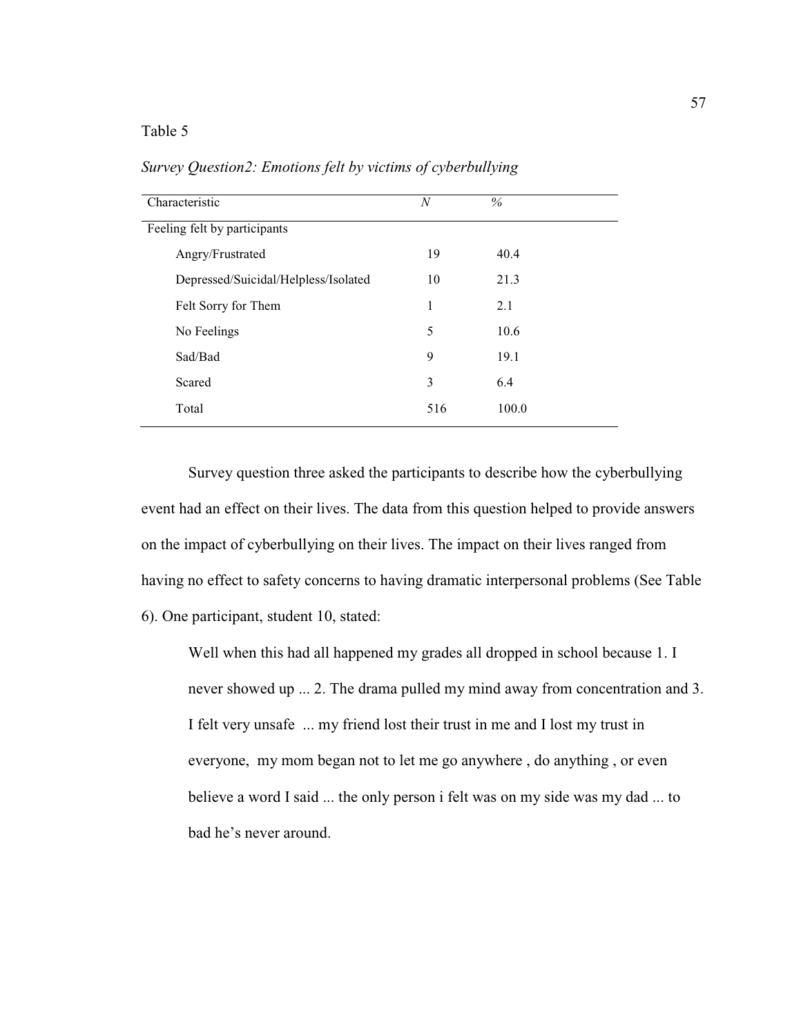Table 5

*Survey Question2: Emotions felt by victims of cyberbullying*

| Characteristic | *N* | % |
|---|---|---|
| Feeling felt by participants | | |
| Angry/Frustrated | 19 | 40.4 |
| Depressed/Suicidal/Helpless/Isolated | 10 | 21.3 |
| Felt Sorry for Them | 1 | 2.1 |
| No Feelings | 5 | 10.6 |
| Sad/Bad | 9 | 19.1 |
| Scared | 3 | 6.4 |
| Total | 516 | 100.0 |

Survey question three asked the participants to describe how the cyberbullying event had an effect on their lives. The data from this question helped to provide answers on the impact of cyberbullying on their lives. The impact on their lives ranged from having no effect to safety concerns to having dramatic interpersonal problems (See Table 6). One participant, student 10, stated:

> Well when this had all happened my grades all dropped in school because 1. I never showed up ... 2. The drama pulled my mind away from concentration and 3. I felt very unsafe ... my friend lost their trust in me and I lost my trust in everyone, my mom began not to let me go anywhere , do anything , or even believe a word I said ... the only person i felt was on my side was my dad ... to bad he's never around.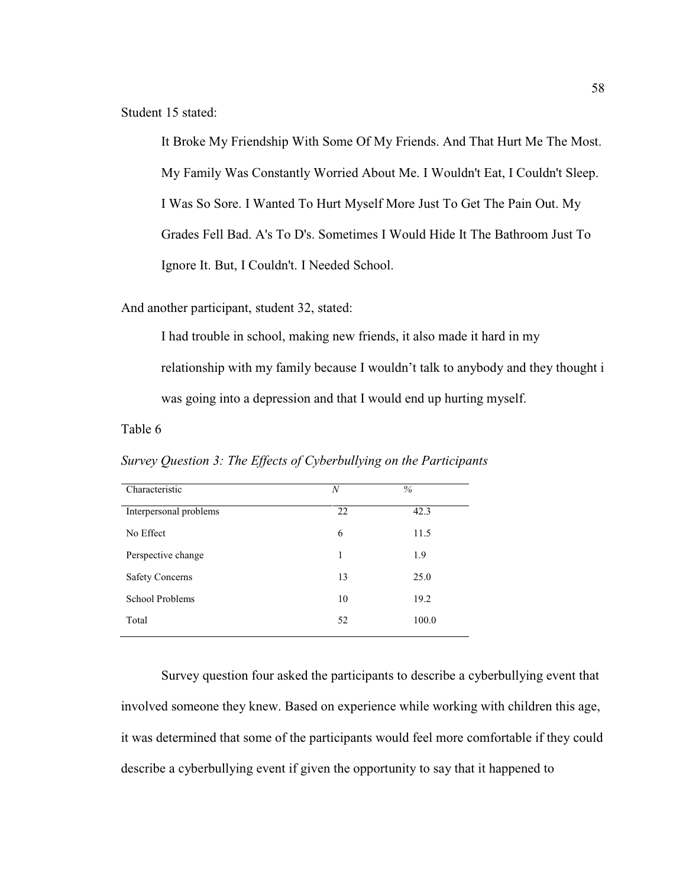Student 15 stated:

> It Broke My Friendship With Some Of My Friends. And That Hurt Me The Most. My Family Was Constantly Worried About Me. I Wouldn't Eat, I Couldn't Sleep. I Was So Sore. I Wanted To Hurt Myself More Just To Get The Pain Out. My Grades Fell Bad. A's To D's. Sometimes I Would Hide It The Bathroom Just To Ignore It. But, I Couldn't. I Needed School.

And another participant, student 32, stated:

> I had trouble in school, making new friends, it also made it hard in my relationship with my family because I wouldn't talk to anybody and they thought i was going into a depression and that I would end up hurting myself.

Table 6

*Survey Question 3: The Effects of Cyberbullying on the Participants*

| Characteristic | *N* | % |
|---|---|---|
| Interpersonal problems | 22 | 42.3 |
| No Effect | 6 | 11.5 |
| Perspective change | 1 | 1.9 |
| Safety Concerns | 13 | 25.0 |
| School Problems | 10 | 19.2 |
| Total | 52 | 100.0 |

Survey question four asked the participants to describe a cyberbullying event that involved someone they knew. Based on experience while working with children this age, it was determined that some of the participants would feel more comfortable if they could describe a cyberbullying event if given the opportunity to say that it happened to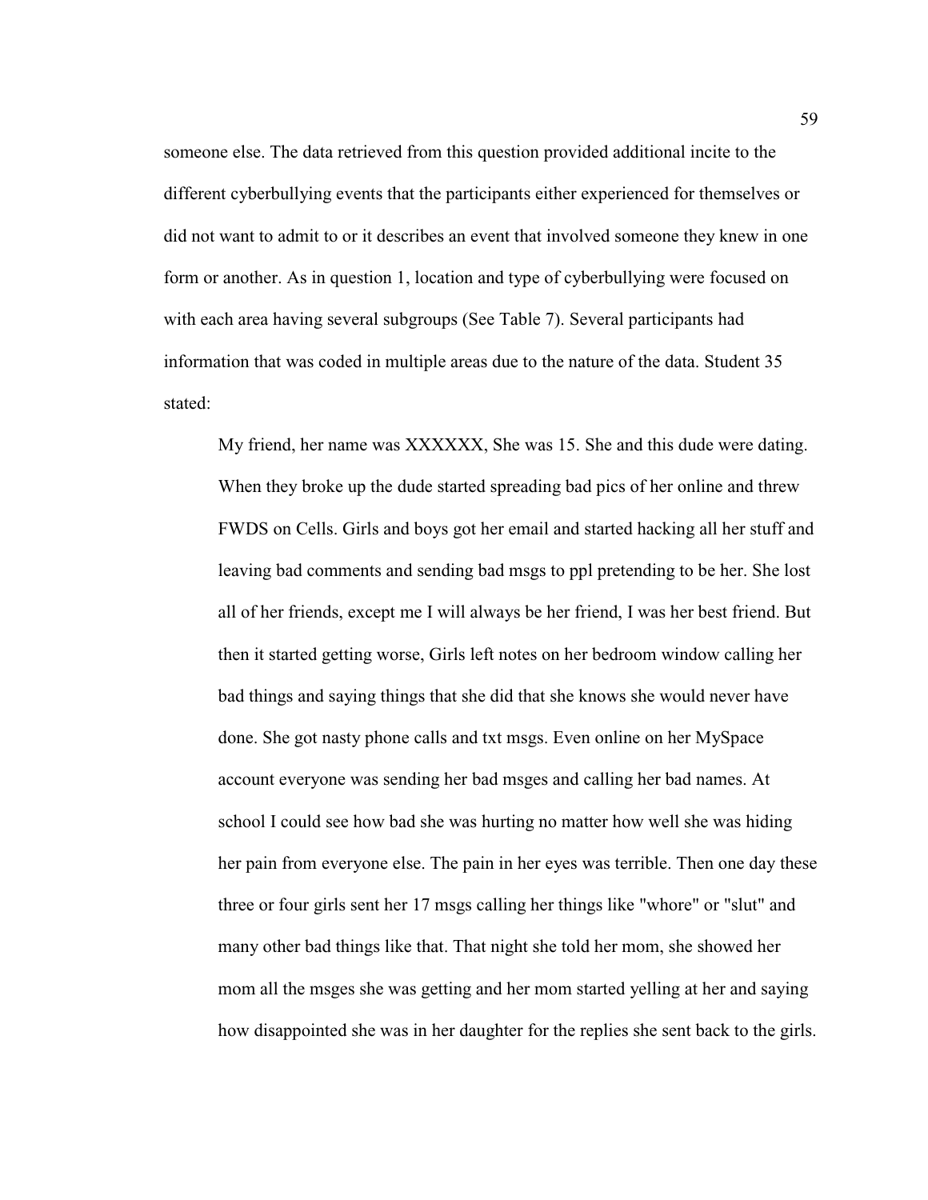someone else. The data retrieved from this question provided additional incite to the different cyberbullying events that the participants either experienced for themselves or did not want to admit to or it describes an event that involved someone they knew in one form or another. As in question 1, location and type of cyberbullying were focused on with each area having several subgroups (See Table 7). Several participants had information that was coded in multiple areas due to the nature of the data. Student 35 stated:

> My friend, her name was XXXXXX, She was 15. She and this dude were dating. When they broke up the dude started spreading bad pics of her online and threw FWDS on Cells. Girls and boys got her email and started hacking all her stuff and leaving bad comments and sending bad msgs to ppl pretending to be her. She lost all of her friends, except me I will always be her friend, I was her best friend. But then it started getting worse, Girls left notes on her bedroom window calling her bad things and saying things that she did that she knows she would never have done. She got nasty phone calls and txt msgs. Even online on her MySpace account everyone was sending her bad msges and calling her bad names. At school I could see how bad she was hurting no matter how well she was hiding her pain from everyone else. The pain in her eyes was terrible. Then one day these three or four girls sent her 17 msgs calling her things like "whore" or "slut" and many other bad things like that. That night she told her mom, she showed her mom all the msges she was getting and her mom started yelling at her and saying how disappointed she was in her daughter for the replies she sent back to the girls.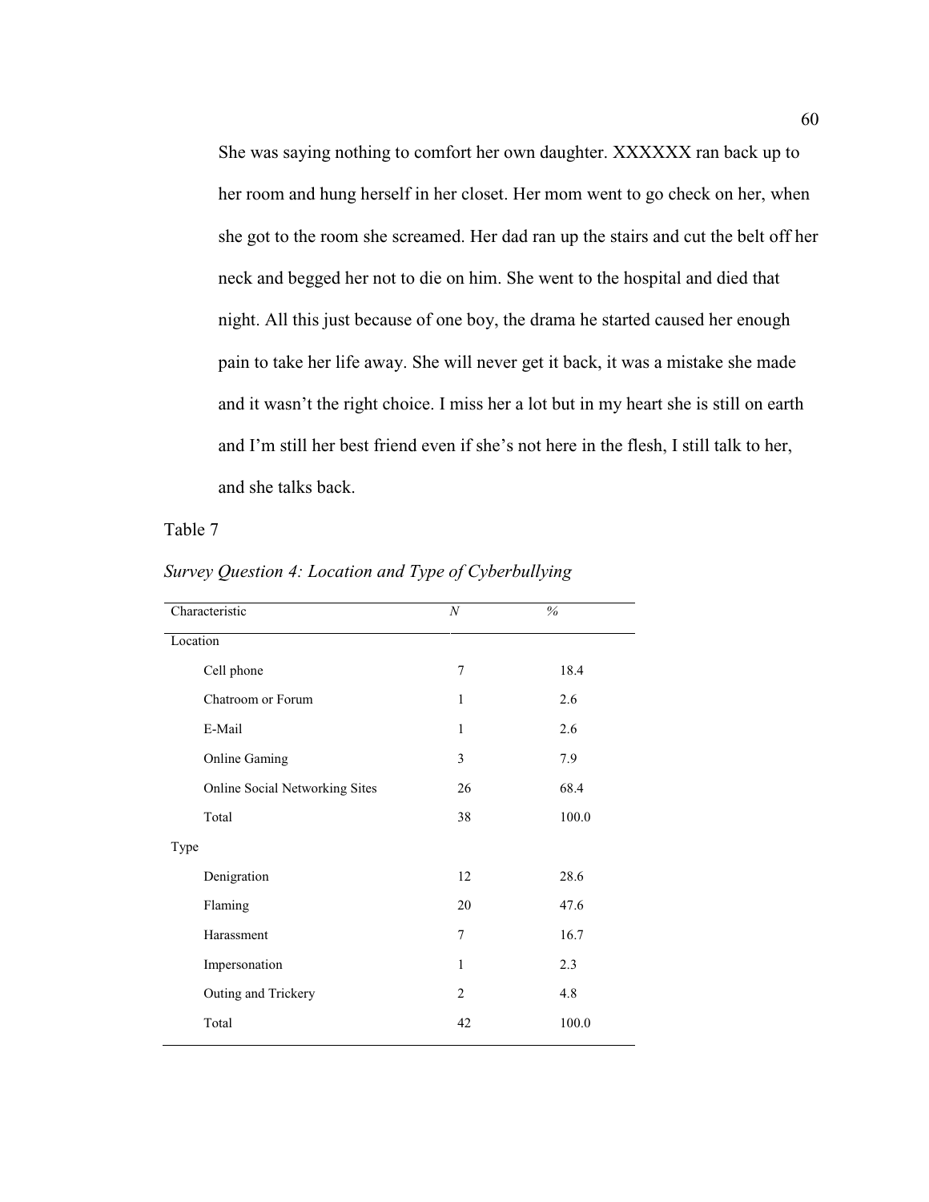> She was saying nothing to comfort her own daughter. XXXXXX ran back up to her room and hung herself in her closet. Her mom went to go check on her, when she got to the room she screamed. Her dad ran up the stairs and cut the belt off her neck and begged her not to die on him. She went to the hospital and died that night. All this just because of one boy, the drama he started caused her enough pain to take her life away. She will never get it back, it was a mistake she made and it wasn't the right choice. I miss her a lot but in my heart she is still on earth and I'm still her best friend even if she's not here in the flesh, I still talk to her, and she talks back.

Table 7

*Survey Question 4: Location and Type of Cyberbullying*

| Characteristic | *N* | *%* |
|---|---|---|
| Location | | |
| Cell phone | 7 | 18.4 |
| Chatroom or Forum | 1 | 2.6 |
| E-Mail | 1 | 2.6 |
| Online Gaming | 3 | 7.9 |
| Online Social Networking Sites | 26 | 68.4 |
| Total | 38 | 100.0 |
| Type | | |
| Denigration | 12 | 28.6 |
| Flaming | 20 | 47.6 |
| Harassment | 7 | 16.7 |
| Impersonation | 1 | 2.3 |
| Outing and Trickery | 2 | 4.8 |
| Total | 42 | 100.0 |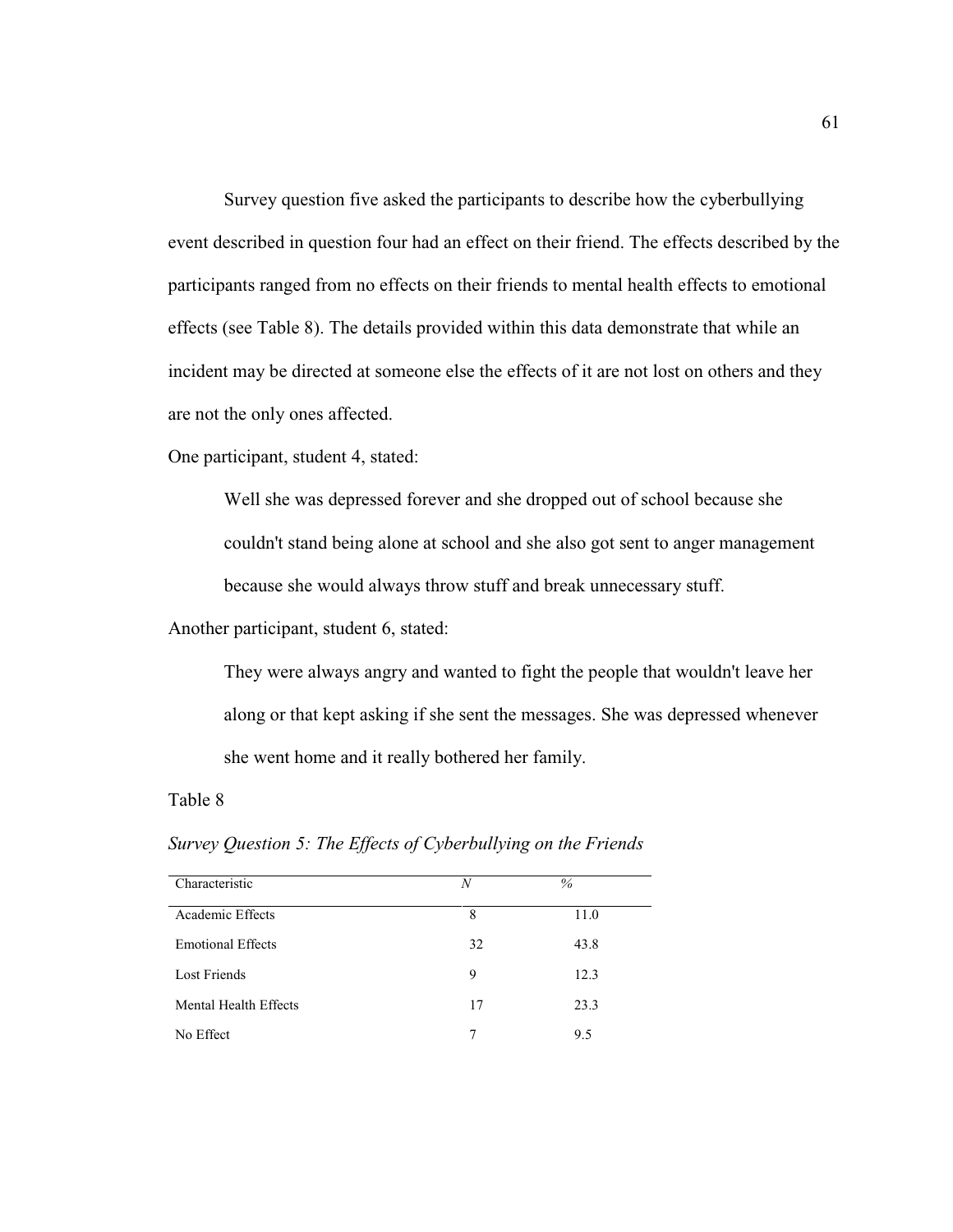Survey question five asked the participants to describe how the cyberbullying event described in question four had an effect on their friend. The effects described by the participants ranged from no effects on their friends to mental health effects to emotional effects (see Table 8). The details provided within this data demonstrate that while an incident may be directed at someone else the effects of it are not lost on others and they are not the only ones affected.

One participant, student 4, stated:

> Well she was depressed forever and she dropped out of school because she couldn't stand being alone at school and she also got sent to anger management because she would always throw stuff and break unnecessary stuff.

Another participant, student 6, stated:

> They were always angry and wanted to fight the people that wouldn't leave her along or that kept asking if she sent the messages. She was depressed whenever she went home and it really bothered her family.

Table 8

*Survey Question 5: The Effects of Cyberbullying on the Friends*

| Characteristic | *N* | % |
|---|---|---|
| Academic Effects | 8 | 11.0 |
| Emotional Effects | 32 | 43.8 |
| Lost Friends | 9 | 12.3 |
| Mental Health Effects | 17 | 23.3 |
| No Effect | 7 | 9.5 |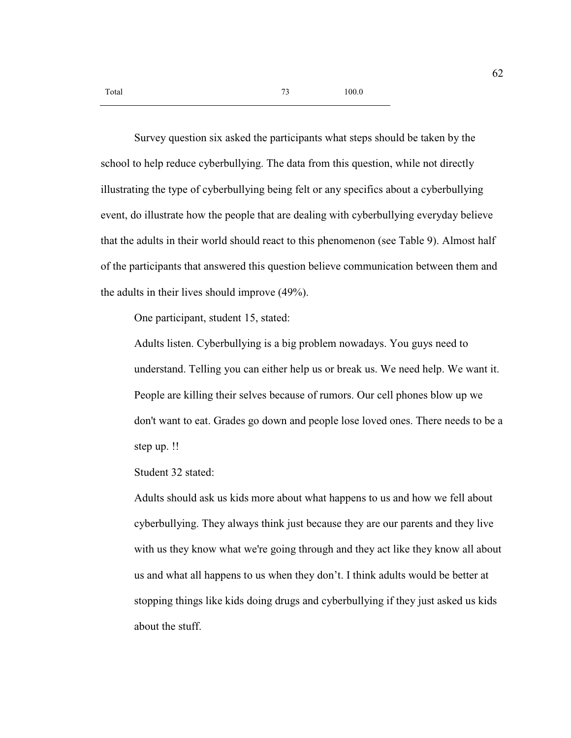| Total | 73 | 100.0 |
|---|---|---|

Survey question six asked the participants what steps should be taken by the school to help reduce cyberbullying. The data from this question, while not directly illustrating the type of cyberbullying being felt or any specifics about a cyberbullying event, do illustrate how the people that are dealing with cyberbullying everyday believe that the adults in their world should react to this phenomenon (see Table 9). Almost half of the participants that answered this question believe communication between them and the adults in their lives should improve (49%).

One participant, student 15, stated:

> Adults listen. Cyberbullying is a big problem nowadays. You guys need to understand. Telling you can either help us or break us. We need help. We want it. People are killing their selves because of rumors. Our cell phones blow up we don't want to eat. Grades go down and people lose loved ones. There needs to be a step up. !!

Student 32 stated:

> Adults should ask us kids more about what happens to us and how we fell about cyberbullying. They always think just because they are our parents and they live with us they know what we're going through and they act like they know all about us and what all happens to us when they don't. I think adults would be better at stopping things like kids doing drugs and cyberbullying if they just asked us kids about the stuff.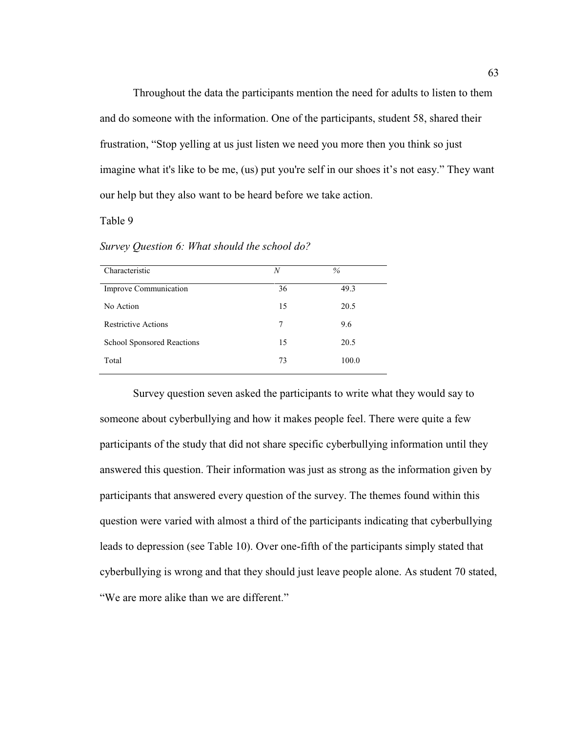Throughout the data the participants mention the need for adults to listen to them and do someone with the information. One of the participants, student 58, shared their frustration, "Stop yelling at us just listen we need you more then you think so just imagine what it's like to be me, (us) put you're self in our shoes it's not easy." They want our help but they also want to be heard before we take action.

Table 9

*Survey Question 6: What should the school do?*

| Characteristic | *N* | % |
|---|---|---|
| Improve Communication | 36 | 49.3 |
| No Action | 15 | 20.5 |
| Restrictive Actions | 7 | 9.6 |
| School Sponsored Reactions | 15 | 20.5 |
| Total | 73 | 100.0 |

Survey question seven asked the participants to write what they would say to someone about cyberbullying and how it makes people feel. There were quite a few participants of the study that did not share specific cyberbullying information until they answered this question. Their information was just as strong as the information given by participants that answered every question of the survey. The themes found within this question were varied with almost a third of the participants indicating that cyberbullying leads to depression (see Table 10). Over one-fifth of the participants simply stated that cyberbullying is wrong and that they should just leave people alone. As student 70 stated, "We are more alike than we are different."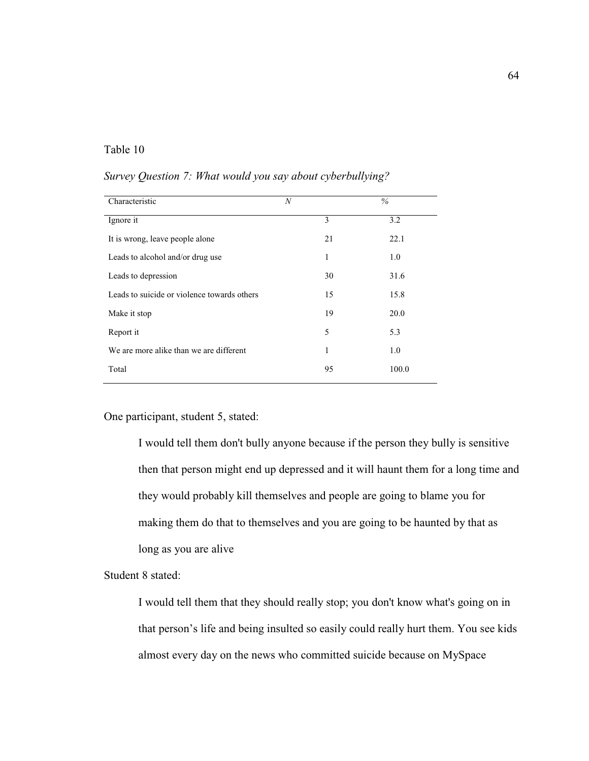Table 10

*Survey Question 7: What would you say about cyberbullying?*

| Characteristic | *N* | % |
|---|---|---|
| Ignore it | 3 | 3.2 |
| It is wrong, leave people alone | 21 | 22.1 |
| Leads to alcohol and/or drug use | 1 | 1.0 |
| Leads to depression | 30 | 31.6 |
| Leads to suicide or violence towards others | 15 | 15.8 |
| Make it stop | 19 | 20.0 |
| Report it | 5 | 5.3 |
| We are more alike than we are different | 1 | 1.0 |
| Total | 95 | 100.0 |

One participant, student 5, stated:

> I would tell them don't bully anyone because if the person they bully is sensitive then that person might end up depressed and it will haunt them for a long time and they would probably kill themselves and people are going to blame you for making them do that to themselves and you are going to be haunted by that as long as you are alive

Student 8 stated:

> I would tell them that they should really stop; you don't know what's going on in that person's life and being insulted so easily could really hurt them. You see kids almost every day on the news who committed suicide because on MySpace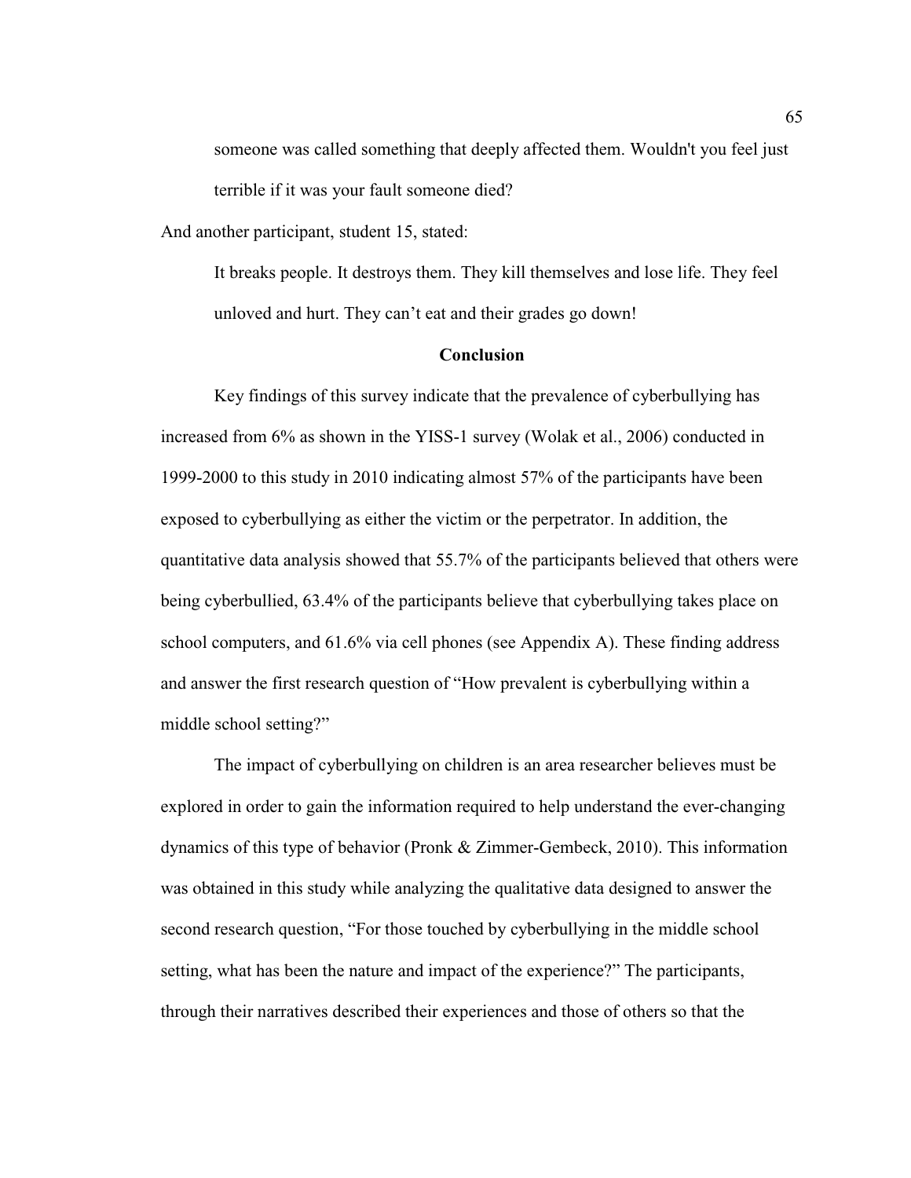> someone was called something that deeply affected them. Wouldn't you feel just terrible if it was your fault someone died?

And another participant, student 15, stated:

> It breaks people. It destroys them. They kill themselves and lose life. They feel unloved and hurt. They can't eat and their grades go down!

## Conclusion

Key findings of this survey indicate that the prevalence of cyberbullying has increased from 6% as shown in the YISS-1 survey (Wolak et al., 2006) conducted in 1999-2000 to this study in 2010 indicating almost 57% of the participants have been exposed to cyberbullying as either the victim or the perpetrator. In addition, the quantitative data analysis showed that 55.7% of the participants believed that others were being cyberbullied, 63.4% of the participants believe that cyberbullying takes place on school computers, and 61.6% via cell phones (see Appendix A). These finding address and answer the first research question of "How prevalent is cyberbullying within a middle school setting?"

The impact of cyberbullying on children is an area researcher believes must be explored in order to gain the information required to help understand the ever-changing dynamics of this type of behavior (Pronk & Zimmer-Gembeck, 2010). This information was obtained in this study while analyzing the qualitative data designed to answer the second research question, "For those touched by cyberbullying in the middle school setting, what has been the nature and impact of the experience?" The participants, through their narratives described their experiences and those of others so that the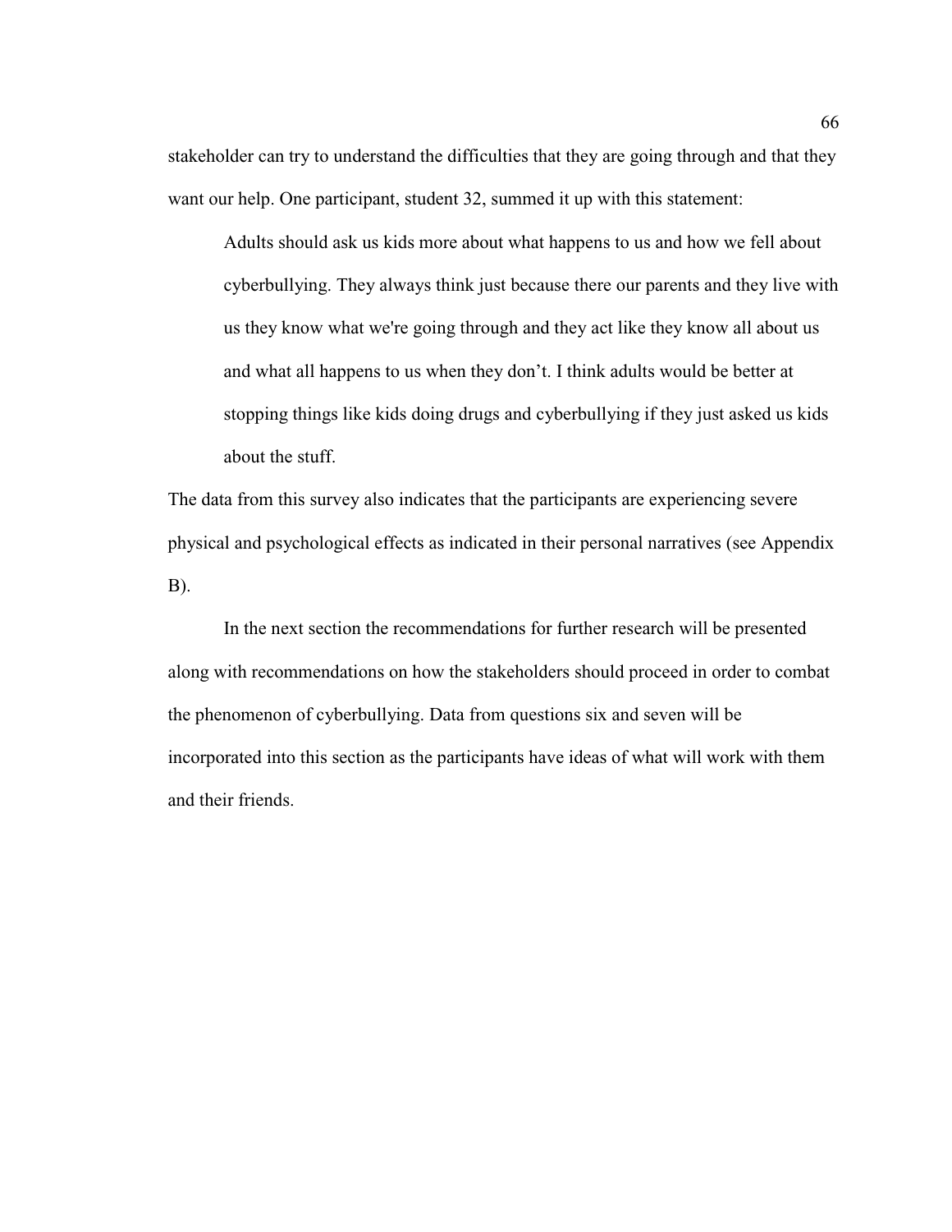stakeholder can try to understand the difficulties that they are going through and that they want our help. One participant, student 32, summed it up with this statement:

> Adults should ask us kids more about what happens to us and how we fell about cyberbullying. They always think just because there our parents and they live with us they know what we're going through and they act like they know all about us and what all happens to us when they don't. I think adults would be better at stopping things like kids doing drugs and cyberbullying if they just asked us kids about the stuff.

The data from this survey also indicates that the participants are experiencing severe physical and psychological effects as indicated in their personal narratives (see Appendix B).

In the next section the recommendations for further research will be presented along with recommendations on how the stakeholders should proceed in order to combat the phenomenon of cyberbullying. Data from questions six and seven will be incorporated into this section as the participants have ideas of what will work with them and their friends.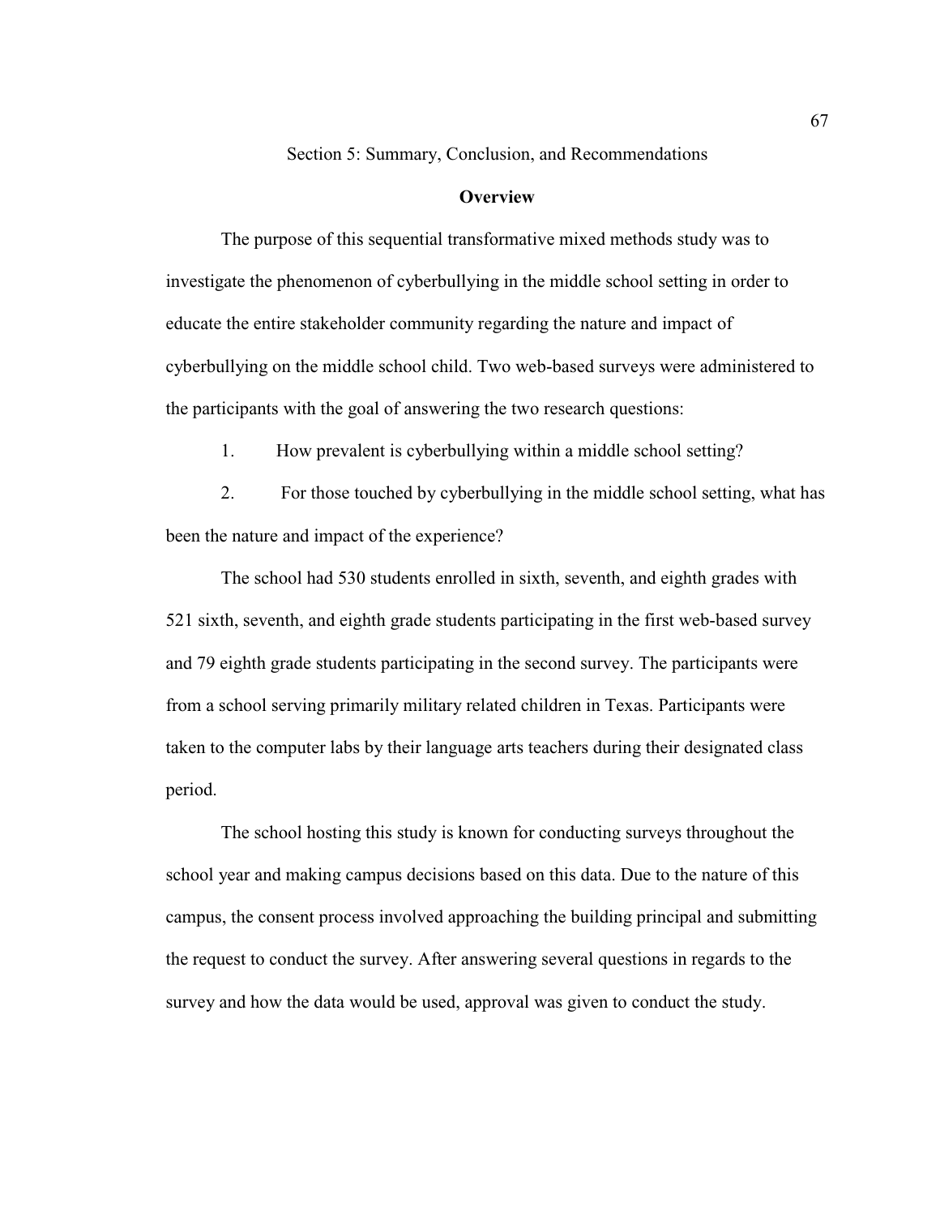# Section 5: Summary, Conclusion, and Recommendations

## Overview

The purpose of this sequential transformative mixed methods study was to investigate the phenomenon of cyberbullying in the middle school setting in order to educate the entire stakeholder community regarding the nature and impact of cyberbullying on the middle school child. Two web-based surveys were administered to the participants with the goal of answering the two research questions:

1. How prevalent is cyberbullying within a middle school setting?
2. For those touched by cyberbullying in the middle school setting, what has been the nature and impact of the experience?

The school had 530 students enrolled in sixth, seventh, and eighth grades with 521 sixth, seventh, and eighth grade students participating in the first web-based survey and 79 eighth grade students participating in the second survey. The participants were from a school serving primarily military related children in Texas. Participants were taken to the computer labs by their language arts teachers during their designated class period.

The school hosting this study is known for conducting surveys throughout the school year and making campus decisions based on this data. Due to the nature of this campus, the consent process involved approaching the building principal and submitting the request to conduct the survey. After answering several questions in regards to the survey and how the data would be used, approval was given to conduct the study.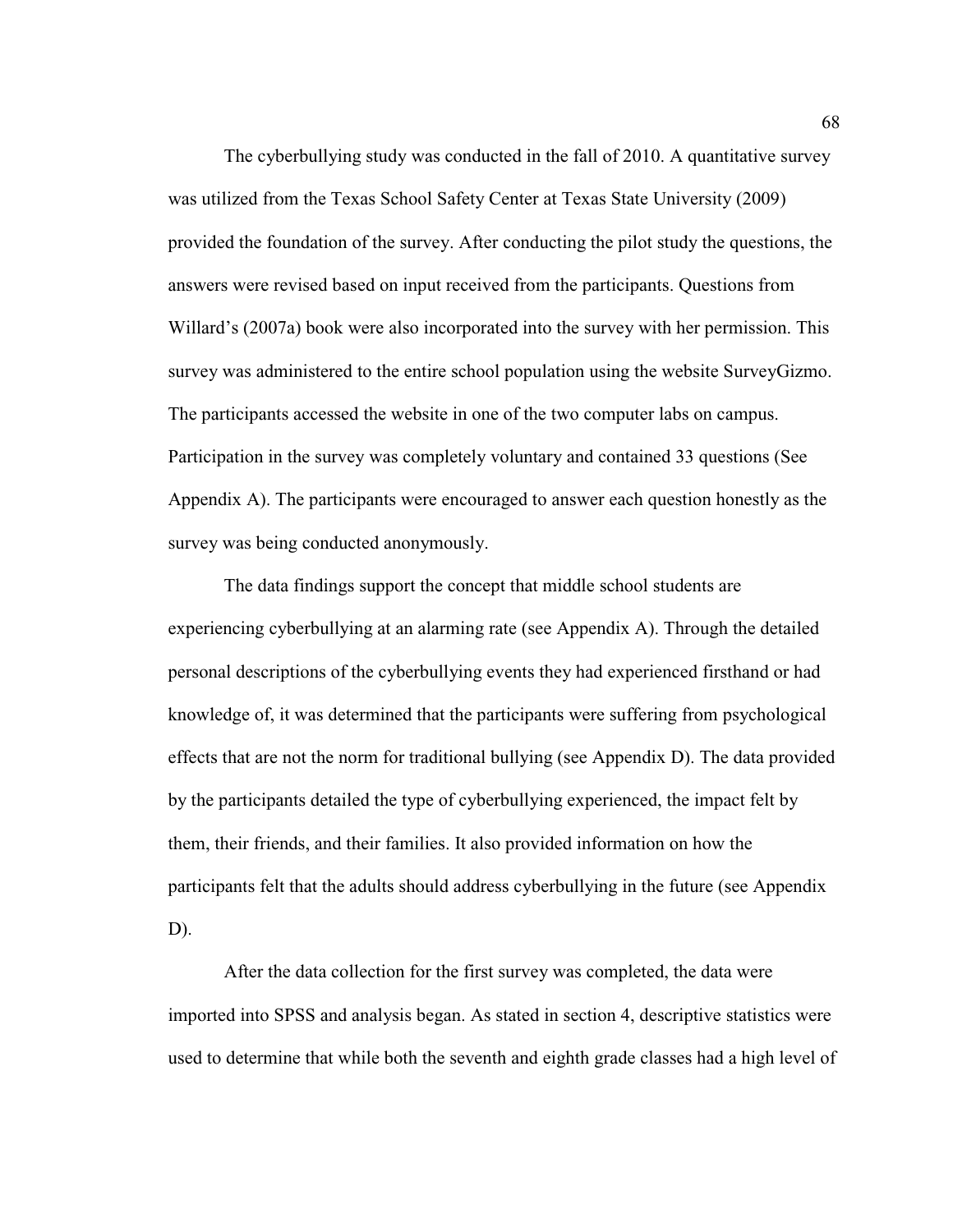The cyberbullying study was conducted in the fall of 2010. A quantitative survey was utilized from the Texas School Safety Center at Texas State University (2009) provided the foundation of the survey. After conducting the pilot study the questions, the answers were revised based on input received from the participants. Questions from Willard's (2007a) book were also incorporated into the survey with her permission. This survey was administered to the entire school population using the website SurveyGizmo. The participants accessed the website in one of the two computer labs on campus. Participation in the survey was completely voluntary and contained 33 questions (See Appendix A). The participants were encouraged to answer each question honestly as the survey was being conducted anonymously.

The data findings support the concept that middle school students are experiencing cyberbullying at an alarming rate (see Appendix A). Through the detailed personal descriptions of the cyberbullying events they had experienced firsthand or had knowledge of, it was determined that the participants were suffering from psychological effects that are not the norm for traditional bullying (see Appendix D). The data provided by the participants detailed the type of cyberbullying experienced, the impact felt by them, their friends, and their families. It also provided information on how the participants felt that the adults should address cyberbullying in the future (see Appendix D).

After the data collection for the first survey was completed, the data were imported into SPSS and analysis began. As stated in section 4, descriptive statistics were used to determine that while both the seventh and eighth grade classes had a high level of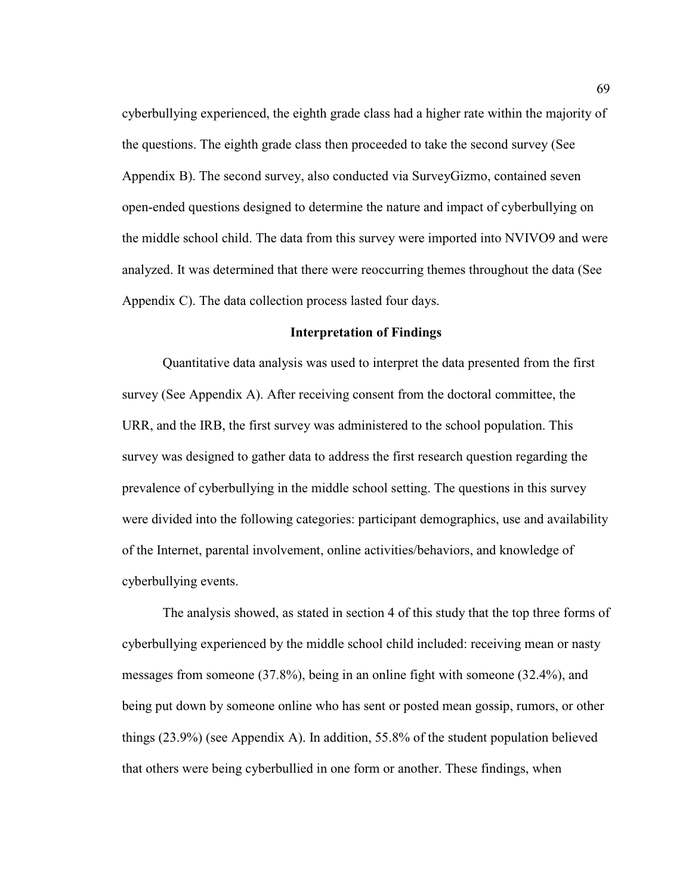cyberbullying experienced, the eighth grade class had a higher rate within the majority of the questions. The eighth grade class then proceeded to take the second survey (See Appendix B). The second survey, also conducted via SurveyGizmo, contained seven open-ended questions designed to determine the nature and impact of cyberbullying on the middle school child. The data from this survey were imported into NVIVO9 and were analyzed. It was determined that there were reoccurring themes throughout the data (See Appendix C). The data collection process lasted four days.

## Interpretation of Findings

Quantitative data analysis was used to interpret the data presented from the first survey (See Appendix A). After receiving consent from the doctoral committee, the URR, and the IRB, the first survey was administered to the school population. This survey was designed to gather data to address the first research question regarding the prevalence of cyberbullying in the middle school setting. The questions in this survey were divided into the following categories: participant demographics, use and availability of the Internet, parental involvement, online activities/behaviors, and knowledge of cyberbullying events.

The analysis showed, as stated in section 4 of this study that the top three forms of cyberbullying experienced by the middle school child included: receiving mean or nasty messages from someone (37.8%), being in an online fight with someone (32.4%), and being put down by someone online who has sent or posted mean gossip, rumors, or other things (23.9%) (see Appendix A). In addition, 55.8% of the student population believed that others were being cyberbullied in one form or another. These findings, when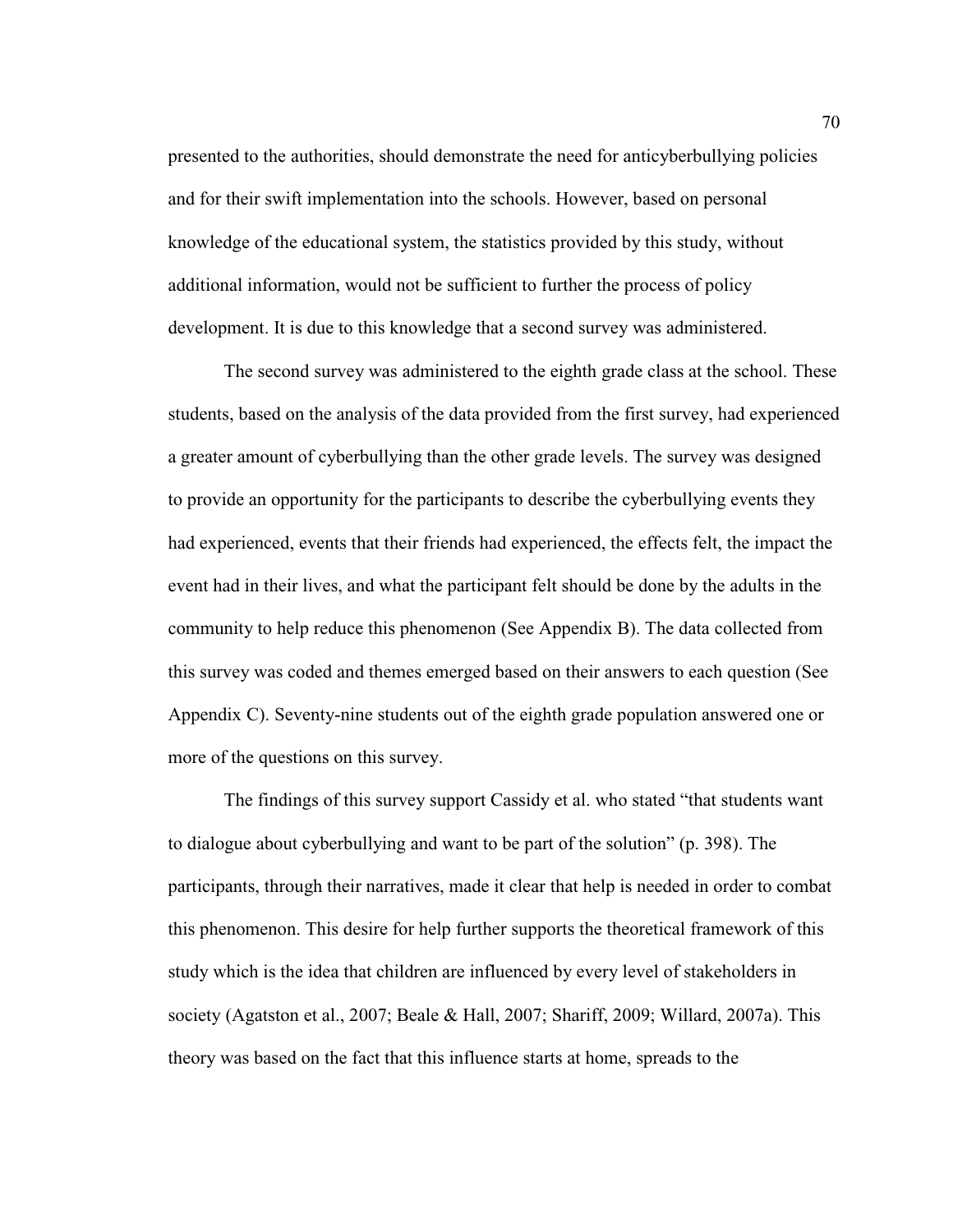presented to the authorities, should demonstrate the need for anticyberbullying policies and for their swift implementation into the schools. However, based on personal knowledge of the educational system, the statistics provided by this study, without additional information, would not be sufficient to further the process of policy development. It is due to this knowledge that a second survey was administered.

The second survey was administered to the eighth grade class at the school. These students, based on the analysis of the data provided from the first survey, had experienced a greater amount of cyberbullying than the other grade levels. The survey was designed to provide an opportunity for the participants to describe the cyberbullying events they had experienced, events that their friends had experienced, the effects felt, the impact the event had in their lives, and what the participant felt should be done by the adults in the community to help reduce this phenomenon (See Appendix B). The data collected from this survey was coded and themes emerged based on their answers to each question (See Appendix C). Seventy-nine students out of the eighth grade population answered one or more of the questions on this survey.

The findings of this survey support Cassidy et al. who stated "that students want to dialogue about cyberbullying and want to be part of the solution" (p. 398). The participants, through their narratives, made it clear that help is needed in order to combat this phenomenon. This desire for help further supports the theoretical framework of this study which is the idea that children are influenced by every level of stakeholders in society (Agatston et al., 2007; Beale & Hall, 2007; Shariff, 2009; Willard, 2007a). This theory was based on the fact that this influence starts at home, spreads to the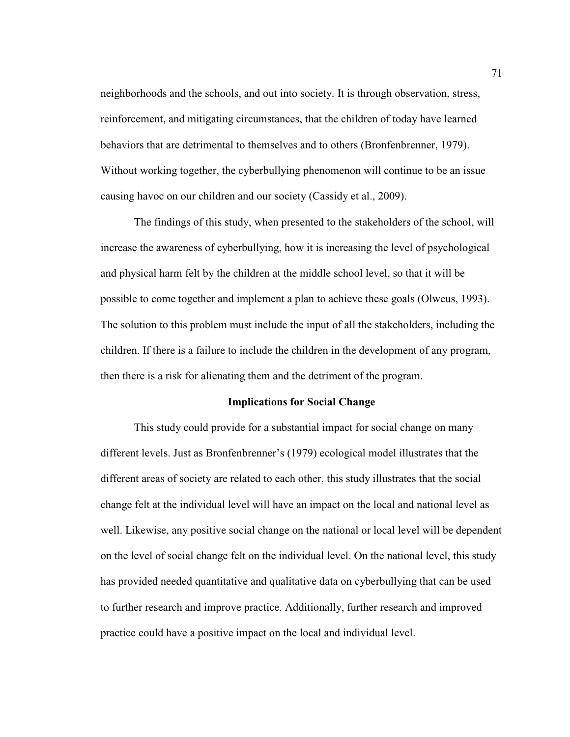neighborhoods and the schools, and out into society. It is through observation, stress, reinforcement, and mitigating circumstances, that the children of today have learned behaviors that are detrimental to themselves and to others (Bronfenbrenner, 1979). Without working together, the cyberbullying phenomenon will continue to be an issue causing havoc on our children and our society (Cassidy et al., 2009).

The findings of this study, when presented to the stakeholders of the school, will increase the awareness of cyberbullying, how it is increasing the level of psychological and physical harm felt by the children at the middle school level, so that it will be possible to come together and implement a plan to achieve these goals (Olweus, 1993). The solution to this problem must include the input of all the stakeholders, including the children. If there is a failure to include the children in the development of any program, then there is a risk for alienating them and the detriment of the program.

## Implications for Social Change

This study could provide for a substantial impact for social change on many different levels. Just as Bronfenbrenner's (1979) ecological model illustrates that the different areas of society are related to each other, this study illustrates that the social change felt at the individual level will have an impact on the local and national level as well. Likewise, any positive social change on the national or local level will be dependent on the level of social change felt on the individual level. On the national level, this study has provided needed quantitative and qualitative data on cyberbullying that can be used to further research and improve practice. Additionally, further research and improved practice could have a positive impact on the local and individual level.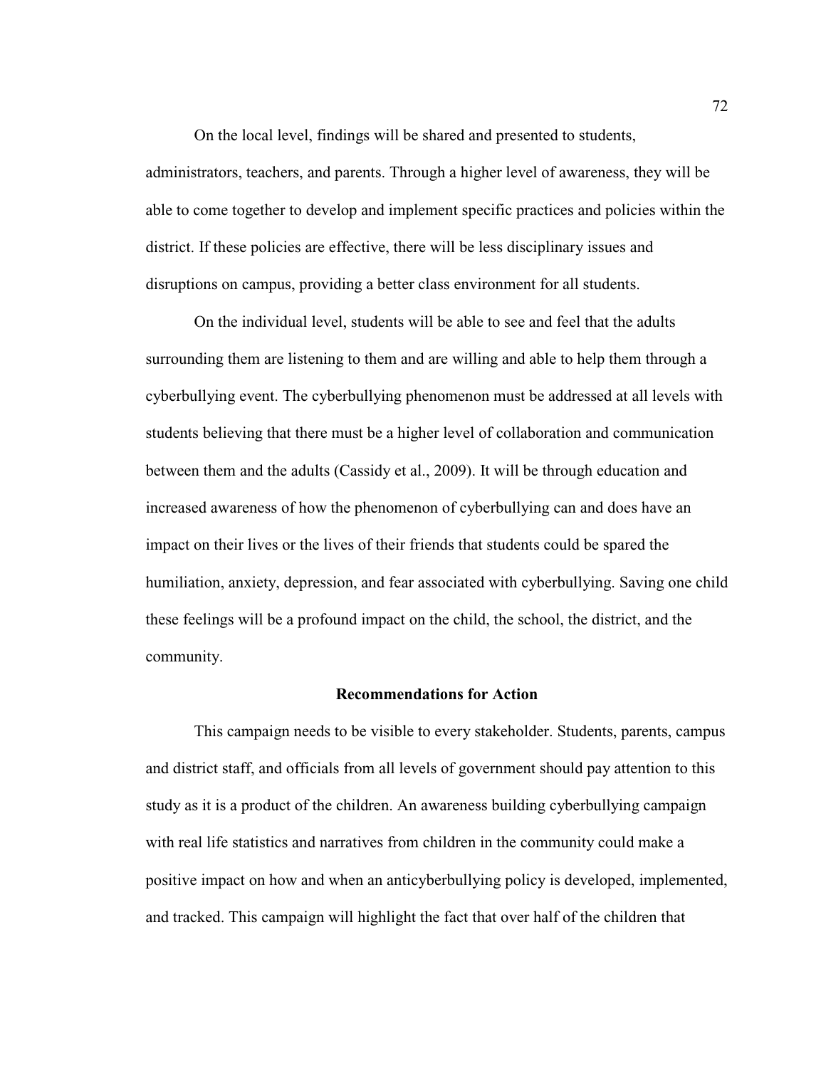On the local level, findings will be shared and presented to students, administrators, teachers, and parents. Through a higher level of awareness, they will be able to come together to develop and implement specific practices and policies within the district. If these policies are effective, there will be less disciplinary issues and disruptions on campus, providing a better class environment for all students.

On the individual level, students will be able to see and feel that the adults surrounding them are listening to them and are willing and able to help them through a cyberbullying event. The cyberbullying phenomenon must be addressed at all levels with students believing that there must be a higher level of collaboration and communication between them and the adults (Cassidy et al., 2009). It will be through education and increased awareness of how the phenomenon of cyberbullying can and does have an impact on their lives or the lives of their friends that students could be spared the humiliation, anxiety, depression, and fear associated with cyberbullying. Saving one child these feelings will be a profound impact on the child, the school, the district, and the community.

## Recommendations for Action

This campaign needs to be visible to every stakeholder. Students, parents, campus and district staff, and officials from all levels of government should pay attention to this study as it is a product of the children. An awareness building cyberbullying campaign with real life statistics and narratives from children in the community could make a positive impact on how and when an anticyberbullying policy is developed, implemented, and tracked. This campaign will highlight the fact that over half of the children that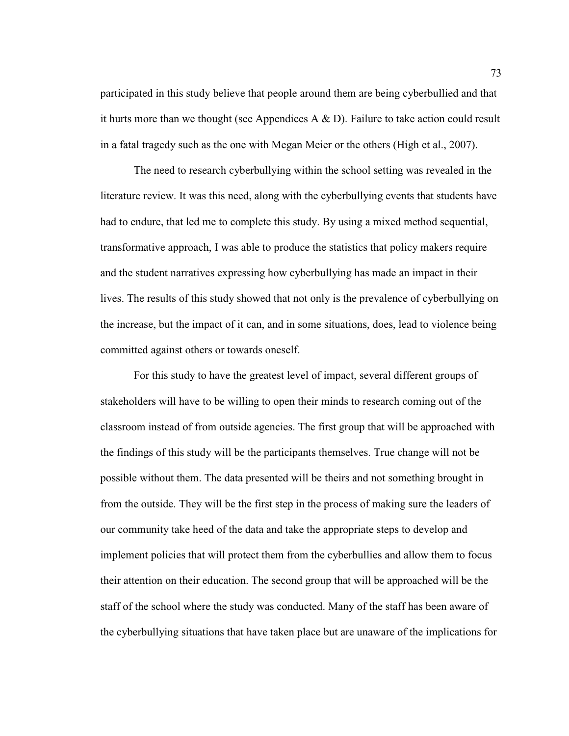participated in this study believe that people around them are being cyberbullied and that it hurts more than we thought (see Appendices A & D). Failure to take action could result in a fatal tragedy such as the one with Megan Meier or the others (High et al., 2007).

The need to research cyberbullying within the school setting was revealed in the literature review. It was this need, along with the cyberbullying events that students have had to endure, that led me to complete this study. By using a mixed method sequential, transformative approach, I was able to produce the statistics that policy makers require and the student narratives expressing how cyberbullying has made an impact in their lives. The results of this study showed that not only is the prevalence of cyberbullying on the increase, but the impact of it can, and in some situations, does, lead to violence being committed against others or towards oneself.

For this study to have the greatest level of impact, several different groups of stakeholders will have to be willing to open their minds to research coming out of the classroom instead of from outside agencies. The first group that will be approached with the findings of this study will be the participants themselves. True change will not be possible without them. The data presented will be theirs and not something brought in from the outside. They will be the first step in the process of making sure the leaders of our community take heed of the data and take the appropriate steps to develop and implement policies that will protect them from the cyberbullies and allow them to focus their attention on their education. The second group that will be approached will be the staff of the school where the study was conducted. Many of the staff has been aware of the cyberbullying situations that have taken place but are unaware of the implications for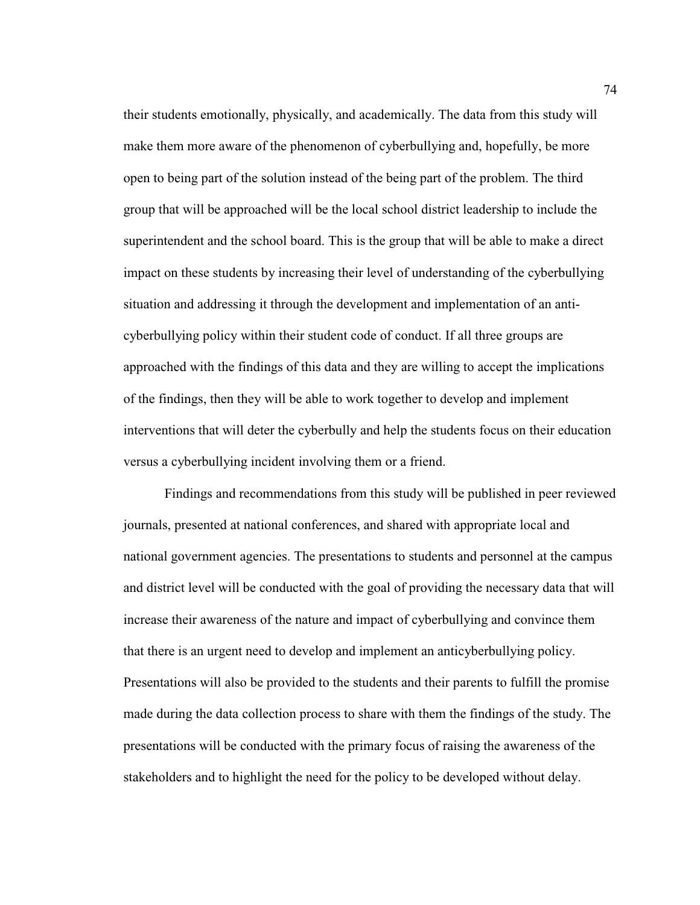their students emotionally, physically, and academically. The data from this study will make them more aware of the phenomenon of cyberbullying and, hopefully, be more open to being part of the solution instead of the being part of the problem. The third group that will be approached will be the local school district leadership to include the superintendent and the school board. This is the group that will be able to make a direct impact on these students by increasing their level of understanding of the cyberbullying situation and addressing it through the development and implementation of an anti-cyberbullying policy within their student code of conduct. If all three groups are approached with the findings of this data and they are willing to accept the implications of the findings, then they will be able to work together to develop and implement interventions that will deter the cyberbully and help the students focus on their education versus a cyberbullying incident involving them or a friend.

Findings and recommendations from this study will be published in peer reviewed journals, presented at national conferences, and shared with appropriate local and national government agencies. The presentations to students and personnel at the campus and district level will be conducted with the goal of providing the necessary data that will increase their awareness of the nature and impact of cyberbullying and convince them that there is an urgent need to develop and implement an anticyberbullying policy. Presentations will also be provided to the students and their parents to fulfill the promise made during the data collection process to share with them the findings of the study. The presentations will be conducted with the primary focus of raising the awareness of the stakeholders and to highlight the need for the policy to be developed without delay.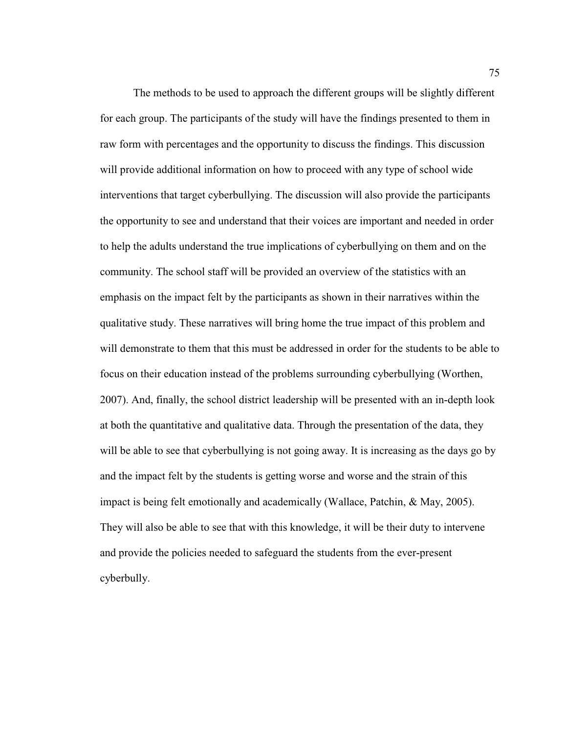The methods to be used to approach the different groups will be slightly different for each group. The participants of the study will have the findings presented to them in raw form with percentages and the opportunity to discuss the findings. This discussion will provide additional information on how to proceed with any type of school wide interventions that target cyberbullying. The discussion will also provide the participants the opportunity to see and understand that their voices are important and needed in order to help the adults understand the true implications of cyberbullying on them and on the community. The school staff will be provided an overview of the statistics with an emphasis on the impact felt by the participants as shown in their narratives within the qualitative study. These narratives will bring home the true impact of this problem and will demonstrate to them that this must be addressed in order for the students to be able to focus on their education instead of the problems surrounding cyberbullying (Worthen, 2007). And, finally, the school district leadership will be presented with an in-depth look at both the quantitative and qualitative data. Through the presentation of the data, they will be able to see that cyberbullying is not going away. It is increasing as the days go by and the impact felt by the students is getting worse and worse and the strain of this impact is being felt emotionally and academically (Wallace, Patchin, & May, 2005). They will also be able to see that with this knowledge, it will be their duty to intervene and provide the policies needed to safeguard the students from the ever-present cyberbully.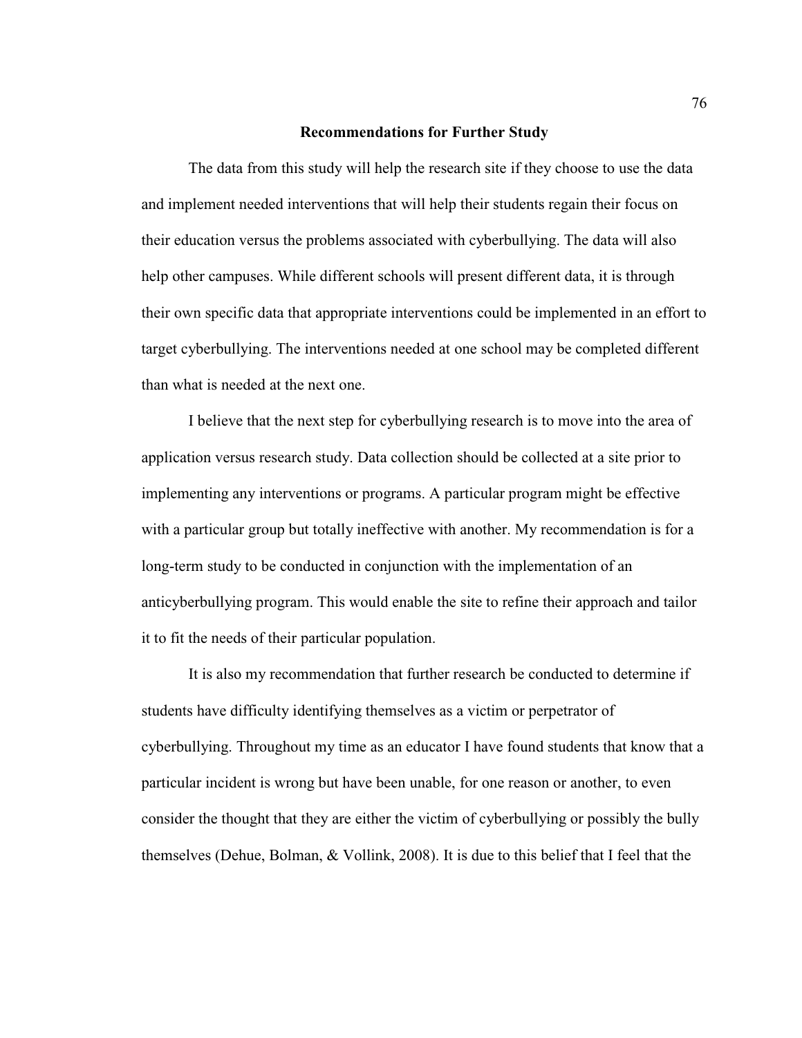## Recommendations for Further Study

The data from this study will help the research site if they choose to use the data and implement needed interventions that will help their students regain their focus on their education versus the problems associated with cyberbullying. The data will also help other campuses. While different schools will present different data, it is through their own specific data that appropriate interventions could be implemented in an effort to target cyberbullying. The interventions needed at one school may be completed different than what is needed at the next one.

I believe that the next step for cyberbullying research is to move into the area of application versus research study. Data collection should be collected at a site prior to implementing any interventions or programs. A particular program might be effective with a particular group but totally ineffective with another. My recommendation is for a long-term study to be conducted in conjunction with the implementation of an anticyberbullying program. This would enable the site to refine their approach and tailor it to fit the needs of their particular population.

It is also my recommendation that further research be conducted to determine if students have difficulty identifying themselves as a victim or perpetrator of cyberbullying. Throughout my time as an educator I have found students that know that a particular incident is wrong but have been unable, for one reason or another, to even consider the thought that they are either the victim of cyberbullying or possibly the bully themselves (Dehue, Bolman, & Vollink, 2008). It is due to this belief that I feel that the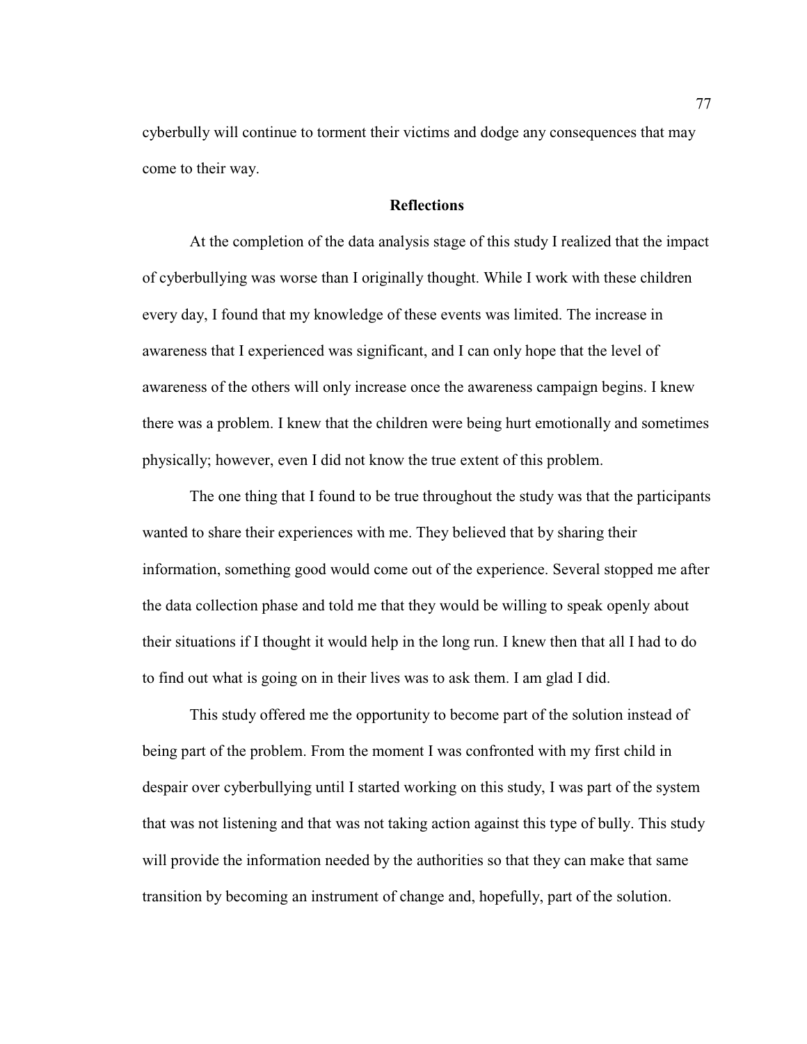cyberbully will continue to torment their victims and dodge any consequences that may come to their way.

## Reflections

At the completion of the data analysis stage of this study I realized that the impact of cyberbullying was worse than I originally thought. While I work with these children every day, I found that my knowledge of these events was limited. The increase in awareness that I experienced was significant, and I can only hope that the level of awareness of the others will only increase once the awareness campaign begins. I knew there was a problem. I knew that the children were being hurt emotionally and sometimes physically; however, even I did not know the true extent of this problem.

The one thing that I found to be true throughout the study was that the participants wanted to share their experiences with me. They believed that by sharing their information, something good would come out of the experience. Several stopped me after the data collection phase and told me that they would be willing to speak openly about their situations if I thought it would help in the long run. I knew then that all I had to do to find out what is going on in their lives was to ask them. I am glad I did.

This study offered me the opportunity to become part of the solution instead of being part of the problem. From the moment I was confronted with my first child in despair over cyberbullying until I started working on this study, I was part of the system that was not listening and that was not taking action against this type of bully. This study will provide the information needed by the authorities so that they can make that same transition by becoming an instrument of change and, hopefully, part of the solution.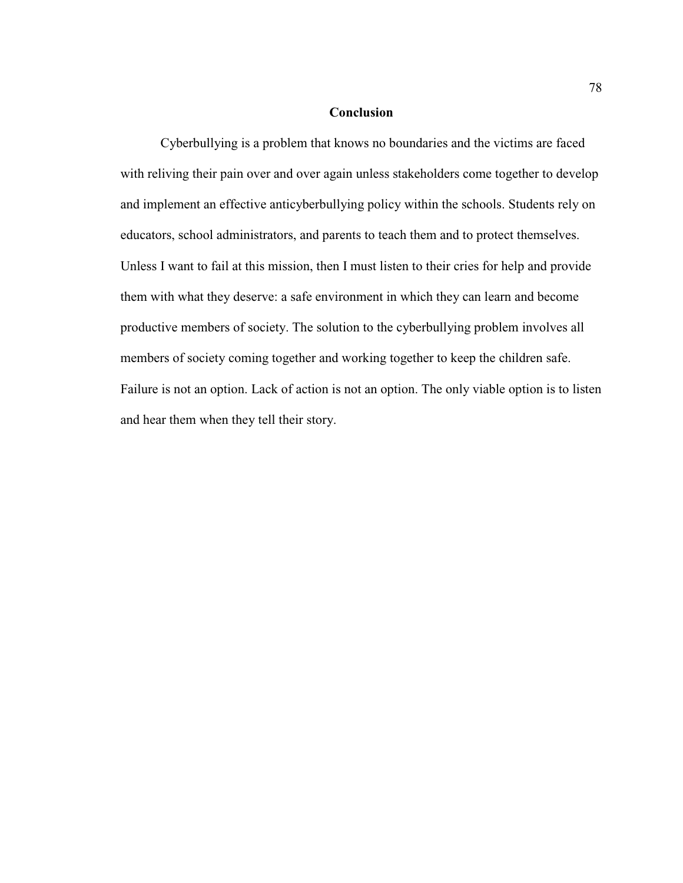## Conclusion

Cyberbullying is a problem that knows no boundaries and the victims are faced with reliving their pain over and over again unless stakeholders come together to develop and implement an effective anticyberbullying policy within the schools. Students rely on educators, school administrators, and parents to teach them and to protect themselves. Unless I want to fail at this mission, then I must listen to their cries for help and provide them with what they deserve: a safe environment in which they can learn and become productive members of society. The solution to the cyberbullying problem involves all members of society coming together and working together to keep the children safe. Failure is not an option. Lack of action is not an option. The only viable option is to listen and hear them when they tell their story.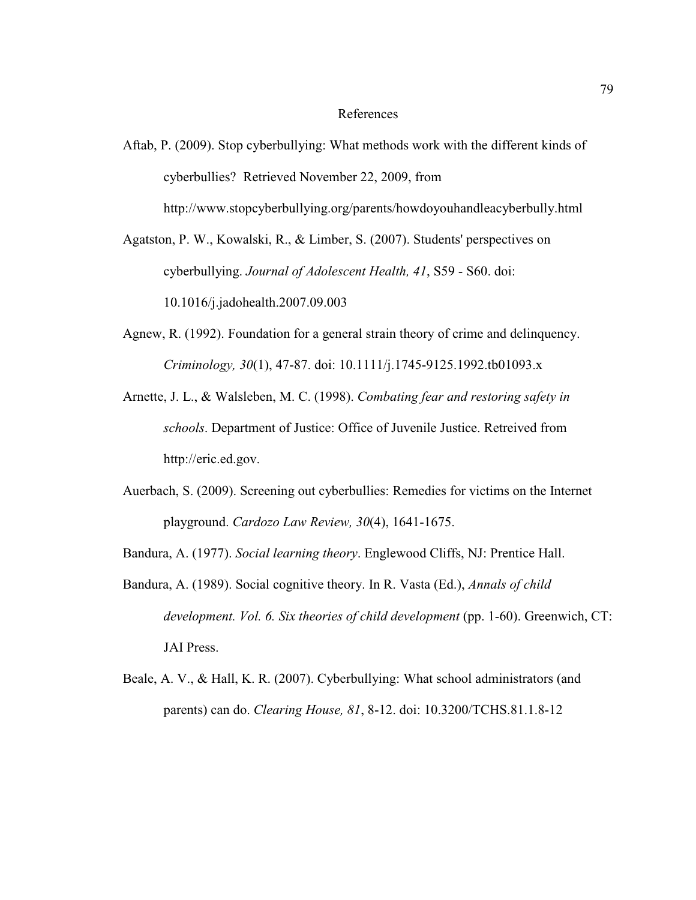# References

Aftab, P. (2009). Stop cyberbullying: What methods work with the different kinds of cyberbullies? Retrieved November 22, 2009, from http://www.stopcyberbullying.org/parents/howdoyouhandleacyberbully.html

Agatston, P. W., Kowalski, R., & Limber, S. (2007). Students' perspectives on cyberbullying. *Journal of Adolescent Health, 41*, S59 - S60. doi: 10.1016/j.jadohealth.2007.09.003

Agnew, R. (1992). Foundation for a general strain theory of crime and delinquency. *Criminology, 30*(1), 47-87. doi: 10.1111/j.1745-9125.1992.tb01093.x

Arnette, J. L., & Walsleben, M. C. (1998). *Combating fear and restoring safety in schools*. Department of Justice: Office of Juvenile Justice. Retreived from http://eric.ed.gov.

Auerbach, S. (2009). Screening out cyberbullies: Remedies for victims on the Internet playground. *Cardozo Law Review, 30*(4), 1641-1675.

Bandura, A. (1977). *Social learning theory*. Englewood Cliffs, NJ: Prentice Hall.

Bandura, A. (1989). Social cognitive theory. In R. Vasta (Ed.), *Annals of child development. Vol. 6. Six theories of child development* (pp. 1-60). Greenwich, CT: JAI Press.

Beale, A. V., & Hall, K. R. (2007). Cyberbullying: What school administrators (and parents) can do. *Clearing House, 81*, 8-12. doi: 10.3200/TCHS.81.1.8-12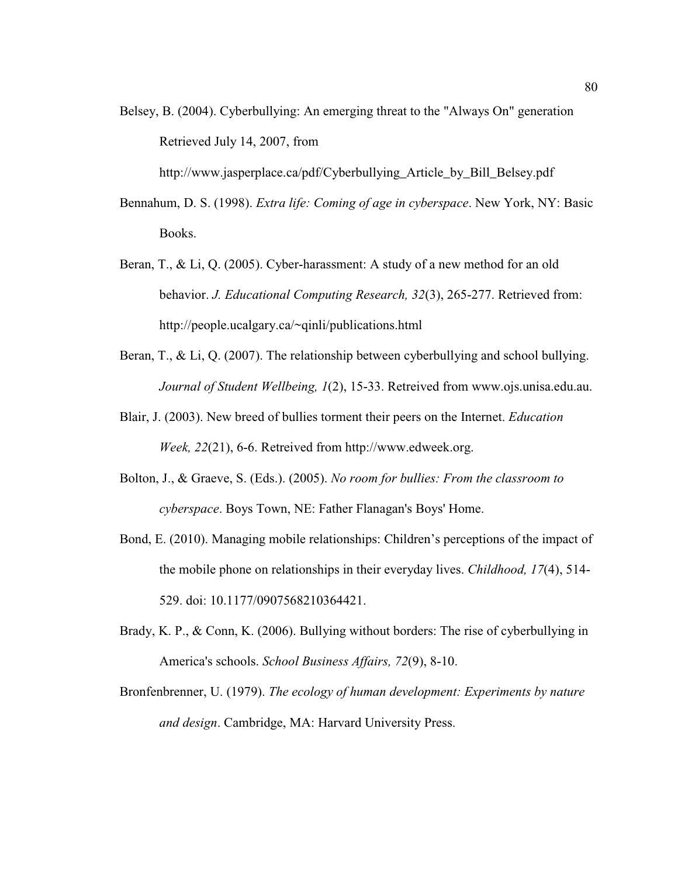Belsey, B. (2004). Cyberbullying: An emerging threat to the "Always On" generation Retrieved July 14, 2007, from http://www.jasperplace.ca/pdf/Cyberbullying_Article_by_Bill_Belsey.pdf

Bennahum, D. S. (1998). *Extra life: Coming of age in cyberspace*. New York, NY: Basic Books.

Beran, T., & Li, Q. (2005). Cyber-harassment: A study of a new method for an old behavior. *J. Educational Computing Research, 32*(3), 265-277. Retrieved from: http://people.ucalgary.ca/~qinli/publications.html

Beran, T., & Li, Q. (2007). The relationship between cyberbullying and school bullying. *Journal of Student Wellbeing, 1*(2), 15-33. Retreived from www.ojs.unisa.edu.au.

Blair, J. (2003). New breed of bullies torment their peers on the Internet. *Education Week, 22*(21), 6-6. Retreived from http://www.edweek.org.

Bolton, J., & Graeve, S. (Eds.). (2005). *No room for bullies: From the classroom to cyberspace*. Boys Town, NE: Father Flanagan's Boys' Home.

Bond, E. (2010). Managing mobile relationships: Children's perceptions of the impact of the mobile phone on relationships in their everyday lives. *Childhood, 17*(4), 514-529. doi: 10.1177/0907568210364421.

Brady, K. P., & Conn, K. (2006). Bullying without borders: The rise of cyberbullying in America's schools. *School Business Affairs, 72*(9), 8-10.

Bronfenbrenner, U. (1979). *The ecology of human development: Experiments by nature and design*. Cambridge, MA: Harvard University Press.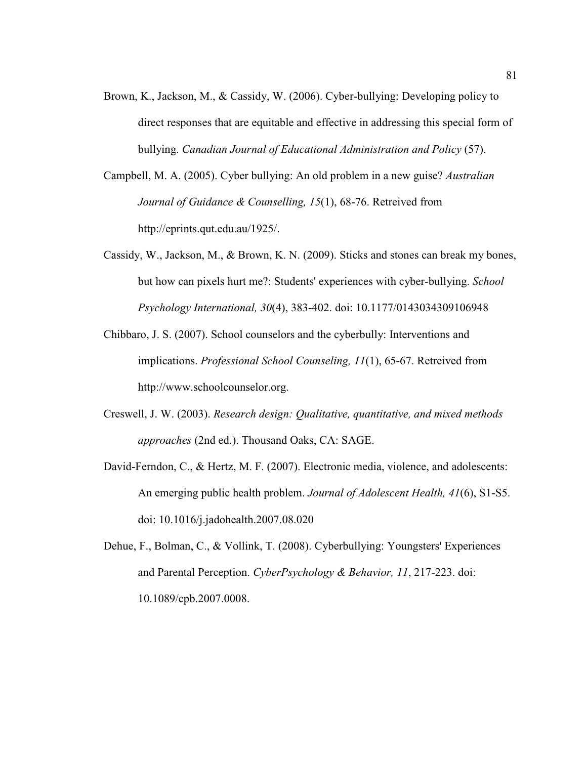Brown, K., Jackson, M., & Cassidy, W. (2006). Cyber-bullying: Developing policy to direct responses that are equitable and effective in addressing this special form of bullying. *Canadian Journal of Educational Administration and Policy* (57).

Campbell, M. A. (2005). Cyber bullying: An old problem in a new guise? *Australian Journal of Guidance & Counselling, 15*(1), 68-76. Retreived from http://eprints.qut.edu.au/1925/.

Cassidy, W., Jackson, M., & Brown, K. N. (2009). Sticks and stones can break my bones, but how can pixels hurt me?: Students' experiences with cyber-bullying. *School Psychology International, 30*(4), 383-402. doi: 10.1177/0143034309106948

Chibbaro, J. S. (2007). School counselors and the cyberbully: Interventions and implications. *Professional School Counseling, 11*(1), 65-67. Retreived from http://www.schoolcounselor.org.

Creswell, J. W. (2003). *Research design: Qualitative, quantitative, and mixed methods approaches* (2nd ed.). Thousand Oaks, CA: SAGE.

David-Ferndon, C., & Hertz, M. F. (2007). Electronic media, violence, and adolescents: An emerging public health problem. *Journal of Adolescent Health, 41*(6), S1-S5. doi: 10.1016/j.jadohealth.2007.08.020

Dehue, F., Bolman, C., & Vollink, T. (2008). Cyberbullying: Youngsters' Experiences and Parental Perception. *CyberPsychology & Behavior, 11*, 217-223. doi: 10.1089/cpb.2007.0008.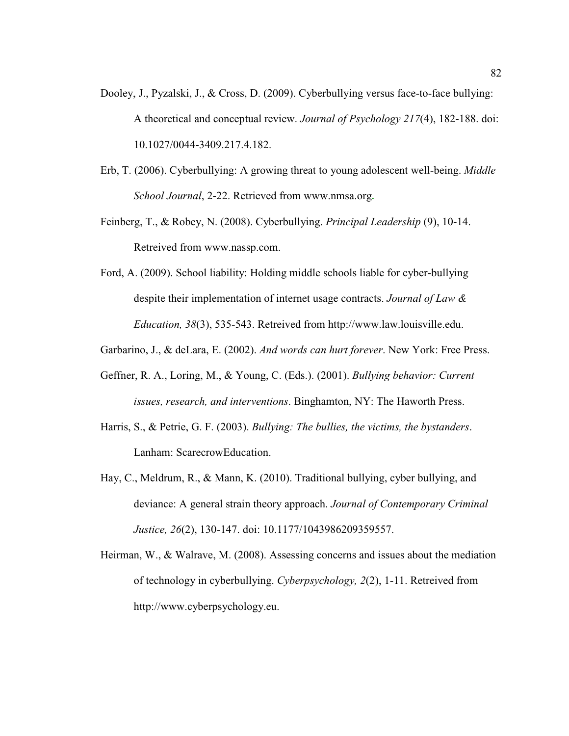Dooley, J., Pyzalski, J., & Cross, D. (2009). Cyberbullying versus face-to-face bullying: A theoretical and conceptual review. *Journal of Psychology 217*(4), 182-188. doi: 10.1027/0044-3409.217.4.182.

Erb, T. (2006). Cyberbullying: A growing threat to young adolescent well-being. *Middle School Journal*, 2-22. Retrieved from www.nmsa.org.

Feinberg, T., & Robey, N. (2008). Cyberbullying. *Principal Leadership* (9), 10-14. Retreived from www.nassp.com.

Ford, A. (2009). School liability: Holding middle schools liable for cyber-bullying despite their implementation of internet usage contracts. *Journal of Law & Education, 38*(3), 535-543. Retreived from http://www.law.louisville.edu.

Garbarino, J., & deLara, E. (2002). *And words can hurt forever*. New York: Free Press.

Geffner, R. A., Loring, M., & Young, C. (Eds.). (2001). *Bullying behavior: Current issues, research, and interventions*. Binghamton, NY: The Haworth Press.

Harris, S., & Petrie, G. F. (2003). *Bullying: The bullies, the victims, the bystanders*. Lanham: ScarecrowEducation.

Hay, C., Meldrum, R., & Mann, K. (2010). Traditional bullying, cyber bullying, and deviance: A general strain theory approach. *Journal of Contemporary Criminal Justice, 26*(2), 130-147. doi: 10.1177/1043986209359557.

Heirman, W., & Walrave, M. (2008). Assessing concerns and issues about the mediation of technology in cyberbullying. *Cyberpsychology, 2*(2), 1-11. Retreived from http://www.cyberpsychology.eu.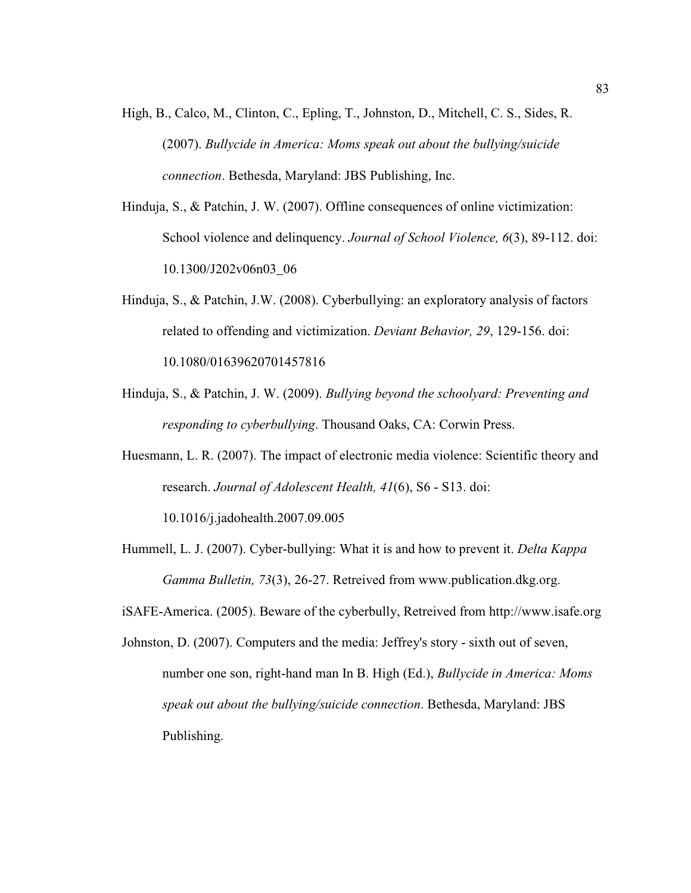High, B., Calco, M., Clinton, C., Epling, T., Johnston, D., Mitchell, C. S., Sides, R. (2007). *Bullycide in America: Moms speak out about the bullying/suicide connection*. Bethesda, Maryland: JBS Publishing, Inc.

Hinduja, S., & Patchin, J. W. (2007). Offline consequences of online victimization: School violence and delinquency. *Journal of School Violence, 6*(3), 89-112. doi: 10.1300/J202v06n03_06

Hinduja, S., & Patchin, J.W. (2008). Cyberbullying: an exploratory analysis of factors related to offending and victimization. *Deviant Behavior, 29*, 129-156. doi: 10.1080/01639620701457816

Hinduja, S., & Patchin, J. W. (2009). *Bullying beyond the schoolyard: Preventing and responding to cyberbullying*. Thousand Oaks, CA: Corwin Press.

Huesmann, L. R. (2007). The impact of electronic media violence: Scientific theory and research. *Journal of Adolescent Health, 41*(6), S6 - S13. doi: 10.1016/j.jadohealth.2007.09.005

Hummell, L. J. (2007). Cyber-bullying: What it is and how to prevent it. *Delta Kappa Gamma Bulletin, 73*(3), 26-27. Retreived from www.publication.dkg.org.

iSAFE-America. (2005). Beware of the cyberbully, Retreived from http://www.isafe.org

Johnston, D. (2007). Computers and the media: Jeffrey's story - sixth out of seven, number one son, right-hand man In B. High (Ed.), *Bullycide in America: Moms speak out about the bullying/suicide connection*. Bethesda, Maryland: JBS Publishing.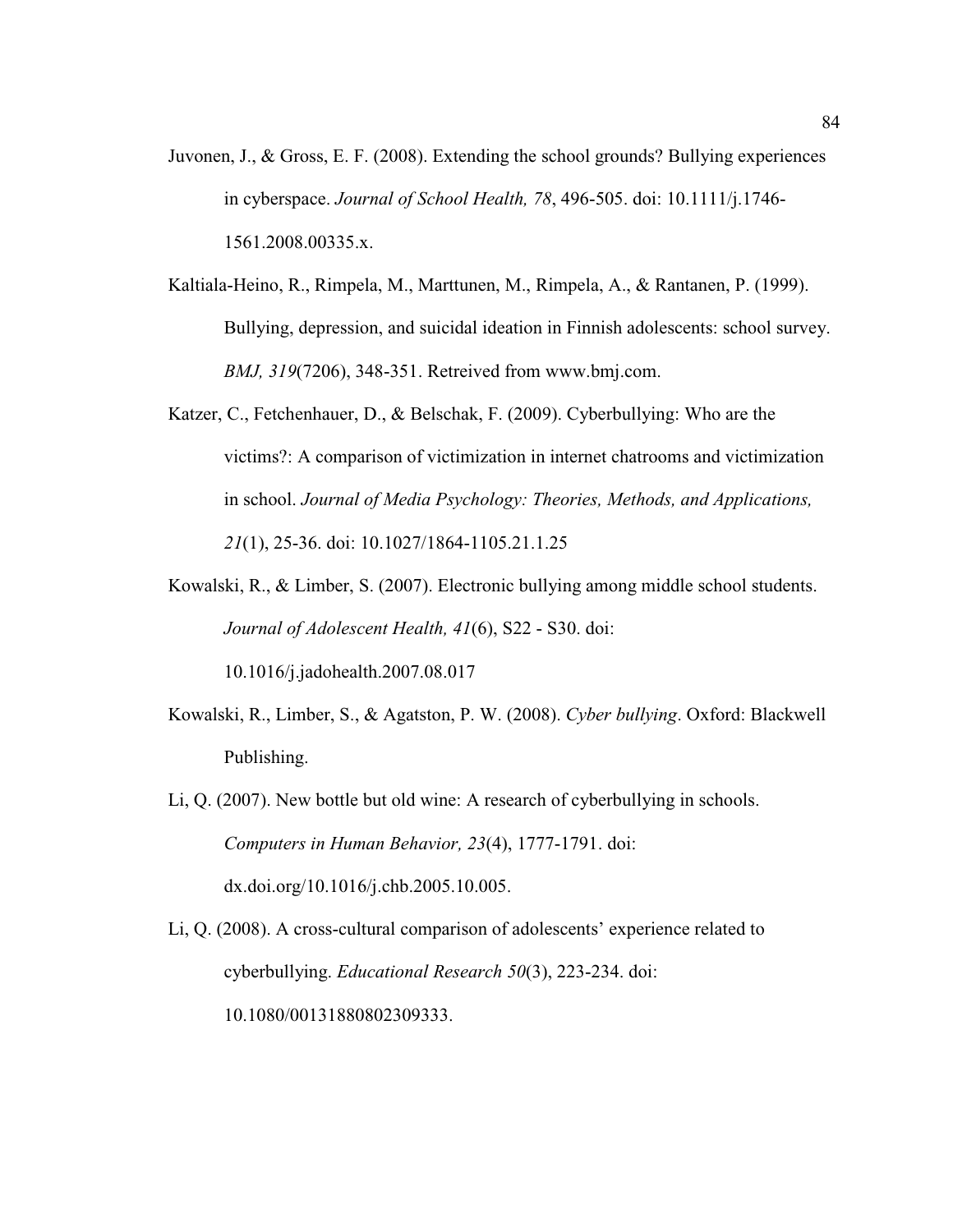Juvonen, J., & Gross, E. F. (2008). Extending the school grounds? Bullying experiences in cyberspace. *Journal of School Health, 78*, 496-505. doi: 10.1111/j.1746-1561.2008.00335.x.

Kaltiala-Heino, R., Rimpela, M., Marttunen, M., Rimpela, A., & Rantanen, P. (1999). Bullying, depression, and suicidal ideation in Finnish adolescents: school survey. *BMJ, 319*(7206), 348-351. Retreived from www.bmj.com.

Katzer, C., Fetchenhauer, D., & Belschak, F. (2009). Cyberbullying: Who are the victims?: A comparison of victimization in internet chatrooms and victimization in school. *Journal of Media Psychology: Theories, Methods, and Applications, 21*(1), 25-36. doi: 10.1027/1864-1105.21.1.25

Kowalski, R., & Limber, S. (2007). Electronic bullying among middle school students. *Journal of Adolescent Health, 41*(6), S22 - S30. doi: 10.1016/j.jadohealth.2007.08.017

Kowalski, R., Limber, S., & Agatston, P. W. (2008). *Cyber bullying*. Oxford: Blackwell Publishing.

Li, Q. (2007). New bottle but old wine: A research of cyberbullying in schools. *Computers in Human Behavior, 23*(4), 1777-1791. doi: dx.doi.org/10.1016/j.chb.2005.10.005.

Li, Q. (2008). A cross-cultural comparison of adolescents' experience related to cyberbullying. *Educational Research 50*(3), 223-234. doi: 10.1080/00131880802309333.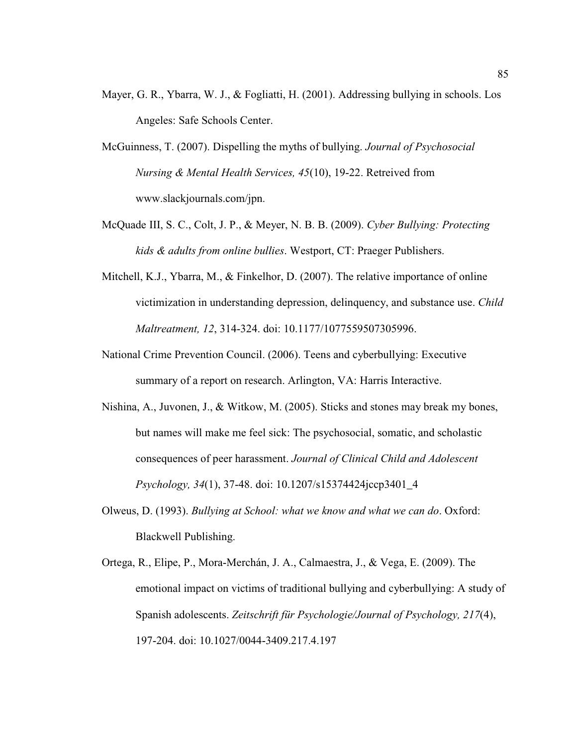Mayer, G. R., Ybarra, W. J., & Fogliatti, H. (2001). Addressing bullying in schools. Los Angeles: Safe Schools Center.

McGuinness, T. (2007). Dispelling the myths of bullying. *Journal of Psychosocial Nursing & Mental Health Services, 45*(10), 19-22. Retreived from www.slackjournals.com/jpn.

McQuade III, S. C., Colt, J. P., & Meyer, N. B. B. (2009). *Cyber Bullying: Protecting kids & adults from online bullies*. Westport, CT: Praeger Publishers.

Mitchell, K.J., Ybarra, M., & Finkelhor, D. (2007). The relative importance of online victimization in understanding depression, delinquency, and substance use. *Child Maltreatment, 12*, 314-324. doi: 10.1177/1077559507305996.

National Crime Prevention Council. (2006). Teens and cyberbullying: Executive summary of a report on research. Arlington, VA: Harris Interactive.

Nishina, A., Juvonen, J., & Witkow, M. (2005). Sticks and stones may break my bones, but names will make me feel sick: The psychosocial, somatic, and scholastic consequences of peer harassment. *Journal of Clinical Child and Adolescent Psychology, 34*(1), 37-48. doi: 10.1207/s15374424jccp3401_4

Olweus, D. (1993). *Bullying at School: what we know and what we can do*. Oxford: Blackwell Publishing.

Ortega, R., Elipe, P., Mora-Merchán, J. A., Calmaestra, J., & Vega, E. (2009). The emotional impact on victims of traditional bullying and cyberbullying: A study of Spanish adolescents. *Zeitschrift für Psychologie/Journal of Psychology, 217*(4), 197-204. doi: 10.1027/0044-3409.217.4.197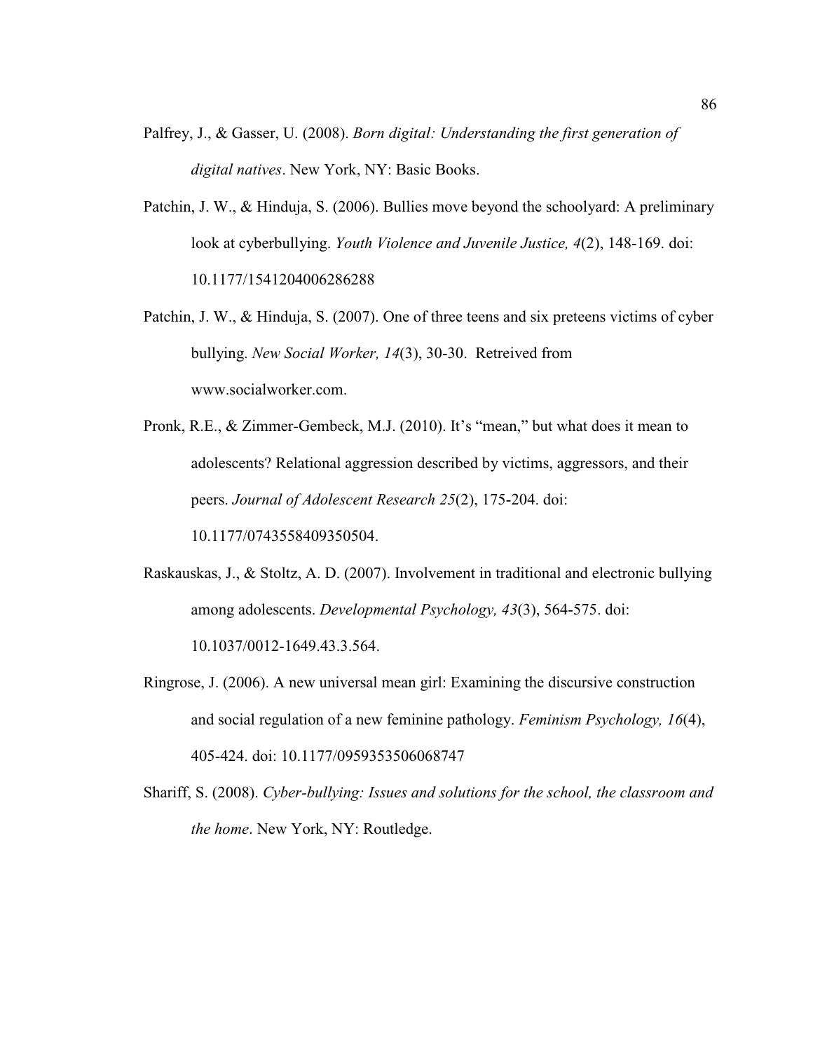Palfrey, J., & Gasser, U. (2008). *Born digital: Understanding the first generation of digital natives*. New York, NY: Basic Books.

Patchin, J. W., & Hinduja, S. (2006). Bullies move beyond the schoolyard: A preliminary look at cyberbullying. *Youth Violence and Juvenile Justice, 4*(2), 148-169. doi: 10.1177/1541204006286288

Patchin, J. W., & Hinduja, S. (2007). One of three teens and six preteens victims of cyber bullying. *New Social Worker, 14*(3), 30-30. Retreived from www.socialworker.com.

Pronk, R.E., & Zimmer-Gembeck, M.J. (2010). It's "mean," but what does it mean to adolescents? Relational aggression described by victims, aggressors, and their peers. *Journal of Adolescent Research 25*(2), 175-204. doi: 10.1177/0743558409350504.

Raskauskas, J., & Stoltz, A. D. (2007). Involvement in traditional and electronic bullying among adolescents. *Developmental Psychology, 43*(3), 564-575. doi: 10.1037/0012-1649.43.3.564.

Ringrose, J. (2006). A new universal mean girl: Examining the discursive construction and social regulation of a new feminine pathology. *Feminism Psychology, 16*(4), 405-424. doi: 10.1177/0959353506068747

Shariff, S. (2008). *Cyber-bullying: Issues and solutions for the school, the classroom and the home*. New York, NY: Routledge.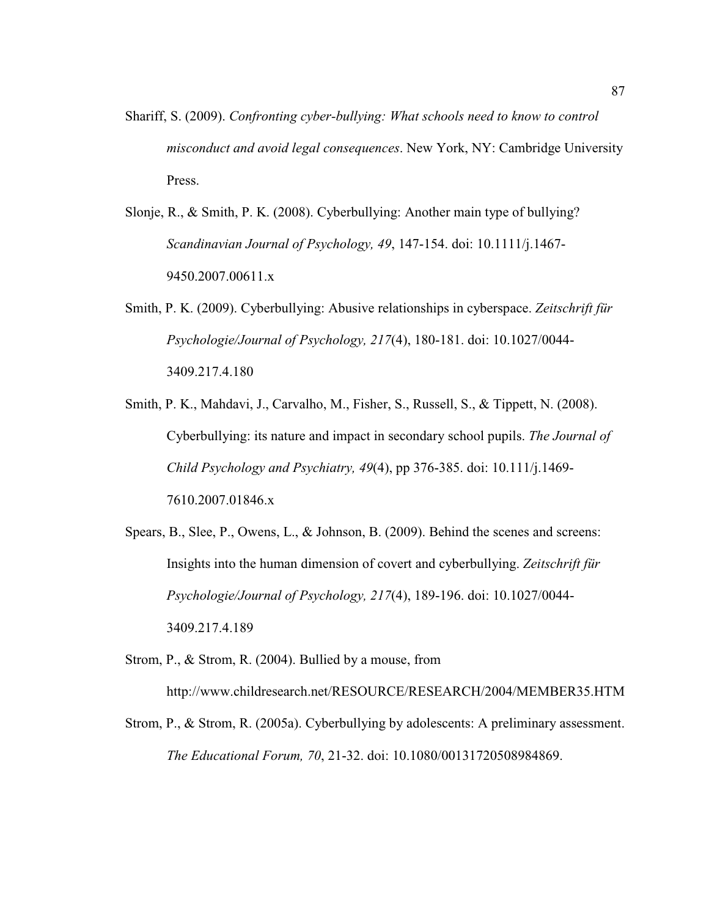Shariff, S. (2009). *Confronting cyber-bullying: What schools need to know to control misconduct and avoid legal consequences*. New York, NY: Cambridge University Press.

Slonje, R., & Smith, P. K. (2008). Cyberbullying: Another main type of bullying? *Scandinavian Journal of Psychology, 49*, 147-154. doi: 10.1111/j.1467-9450.2007.00611.x

Smith, P. K. (2009). Cyberbullying: Abusive relationships in cyberspace. *Zeitschrift für Psychologie/Journal of Psychology, 217*(4), 180-181. doi: 10.1027/0044-3409.217.4.180

Smith, P. K., Mahdavi, J., Carvalho, M., Fisher, S., Russell, S., & Tippett, N. (2008). Cyberbullying: its nature and impact in secondary school pupils. *The Journal of Child Psychology and Psychiatry, 49*(4), pp 376-385. doi: 10.111/j.1469-7610.2007.01846.x

Spears, B., Slee, P., Owens, L., & Johnson, B. (2009). Behind the scenes and screens: Insights into the human dimension of covert and cyberbullying. *Zeitschrift für Psychologie/Journal of Psychology, 217*(4), 189-196. doi: 10.1027/0044-3409.217.4.189

Strom, P., & Strom, R. (2004). Bullied by a mouse, from http://www.childresearch.net/RESOURCE/RESEARCH/2004/MEMBER35.HTM

Strom, P., & Strom, R. (2005a). Cyberbullying by adolescents: A preliminary assessment. *The Educational Forum, 70*, 21-32. doi: 10.1080/00131720508984869.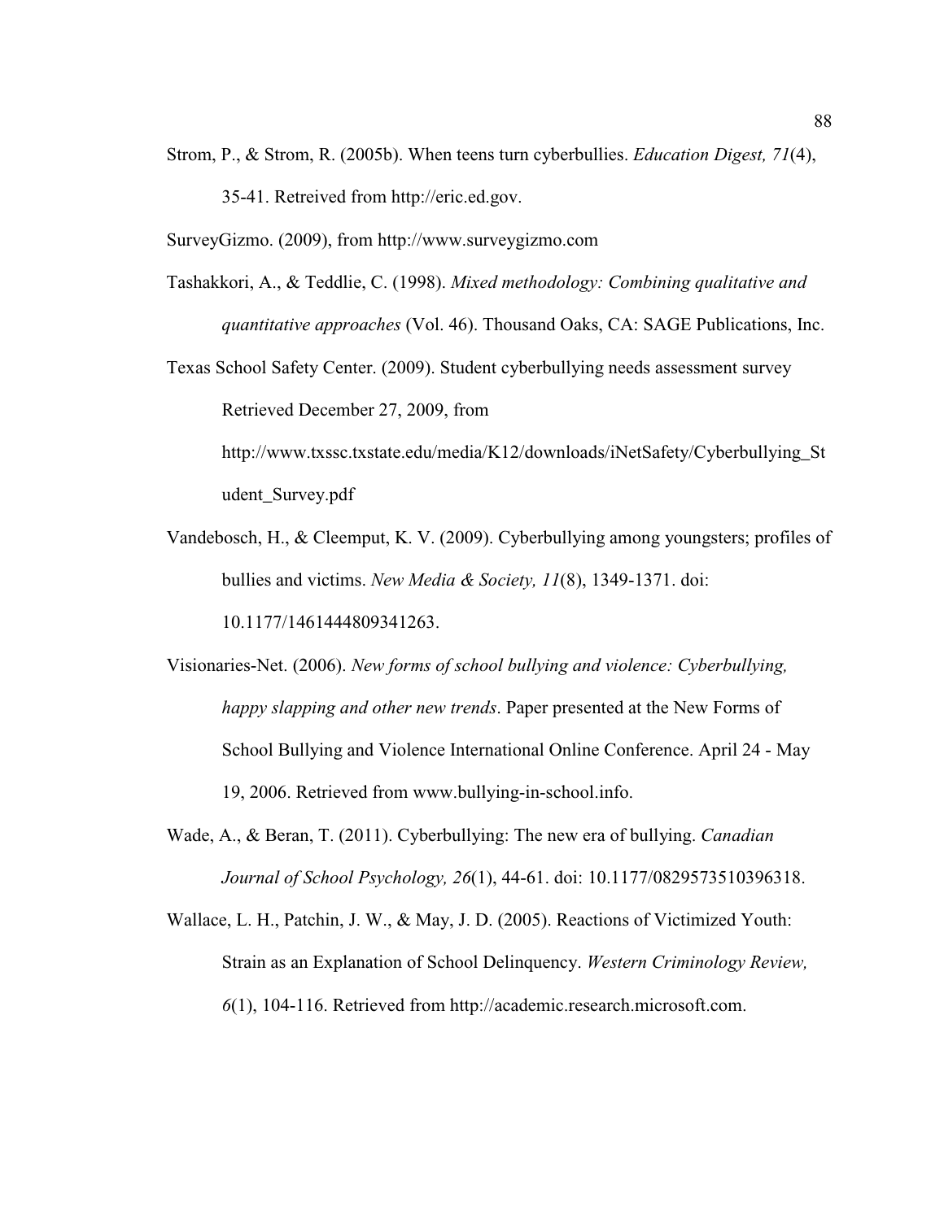Strom, P., & Strom, R. (2005b). When teens turn cyberbullies. *Education Digest, 71*(4), 35-41. Retreived from http://eric.ed.gov.

SurveyGizmo. (2009), from http://www.surveygizmo.com

Tashakkori, A., & Teddlie, C. (1998). *Mixed methodology: Combining qualitative and quantitative approaches* (Vol. 46). Thousand Oaks, CA: SAGE Publications, Inc.

Texas School Safety Center. (2009). Student cyberbullying needs assessment survey Retrieved December 27, 2009, from http://www.txssc.txstate.edu/media/K12/downloads/iNetSafety/Cyberbullying_Student_Survey.pdf

Vandebosch, H., & Cleemput, K. V. (2009). Cyberbullying among youngsters; profiles of bullies and victims. *New Media & Society, 11*(8), 1349-1371. doi: 10.1177/1461444809341263.

Visionaries-Net. (2006). *New forms of school bullying and violence: Cyberbullying, happy slapping and other new trends*. Paper presented at the New Forms of School Bullying and Violence International Online Conference. April 24 - May 19, 2006. Retrieved from www.bullying-in-school.info.

Wade, A., & Beran, T. (2011). Cyberbullying: The new era of bullying. *Canadian Journal of School Psychology, 26*(1), 44-61. doi: 10.1177/0829573510396318.

Wallace, L. H., Patchin, J. W., & May, J. D. (2005). Reactions of Victimized Youth: Strain as an Explanation of School Delinquency. *Western Criminology Review, 6*(1), 104-116. Retrieved from http://academic.research.microsoft.com.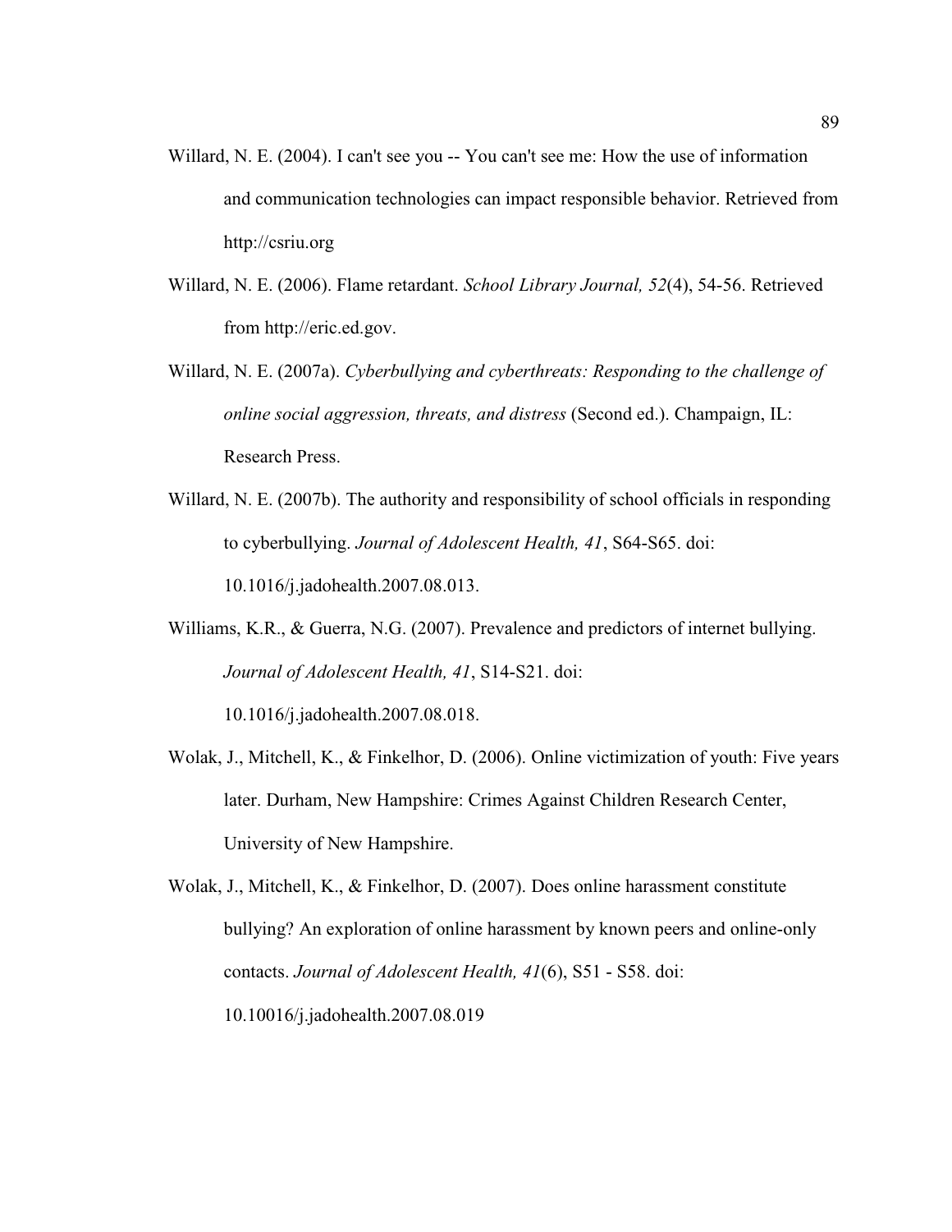Willard, N. E. (2004). I can't see you -- You can't see me: How the use of information and communication technologies can impact responsible behavior. Retrieved from http://csriu.org

Willard, N. E. (2006). Flame retardant. *School Library Journal, 52*(4), 54-56. Retrieved from http://eric.ed.gov.

Willard, N. E. (2007a). *Cyberbullying and cyberthreats: Responding to the challenge of online social aggression, threats, and distress* (Second ed.). Champaign, IL: Research Press.

Willard, N. E. (2007b). The authority and responsibility of school officials in responding to cyberbullying. *Journal of Adolescent Health, 41*, S64-S65. doi: 10.1016/j.jadohealth.2007.08.013.

Williams, K.R., & Guerra, N.G. (2007). Prevalence and predictors of internet bullying. *Journal of Adolescent Health, 41*, S14-S21. doi: 10.1016/j.jadohealth.2007.08.018.

Wolak, J., Mitchell, K., & Finkelhor, D. (2006). Online victimization of youth: Five years later. Durham, New Hampshire: Crimes Against Children Research Center, University of New Hampshire.

Wolak, J., Mitchell, K., & Finkelhor, D. (2007). Does online harassment constitute bullying? An exploration of online harassment by known peers and online-only contacts. *Journal of Adolescent Health, 41*(6), S51 - S58. doi: 10.10016/j.jadohealth.2007.08.019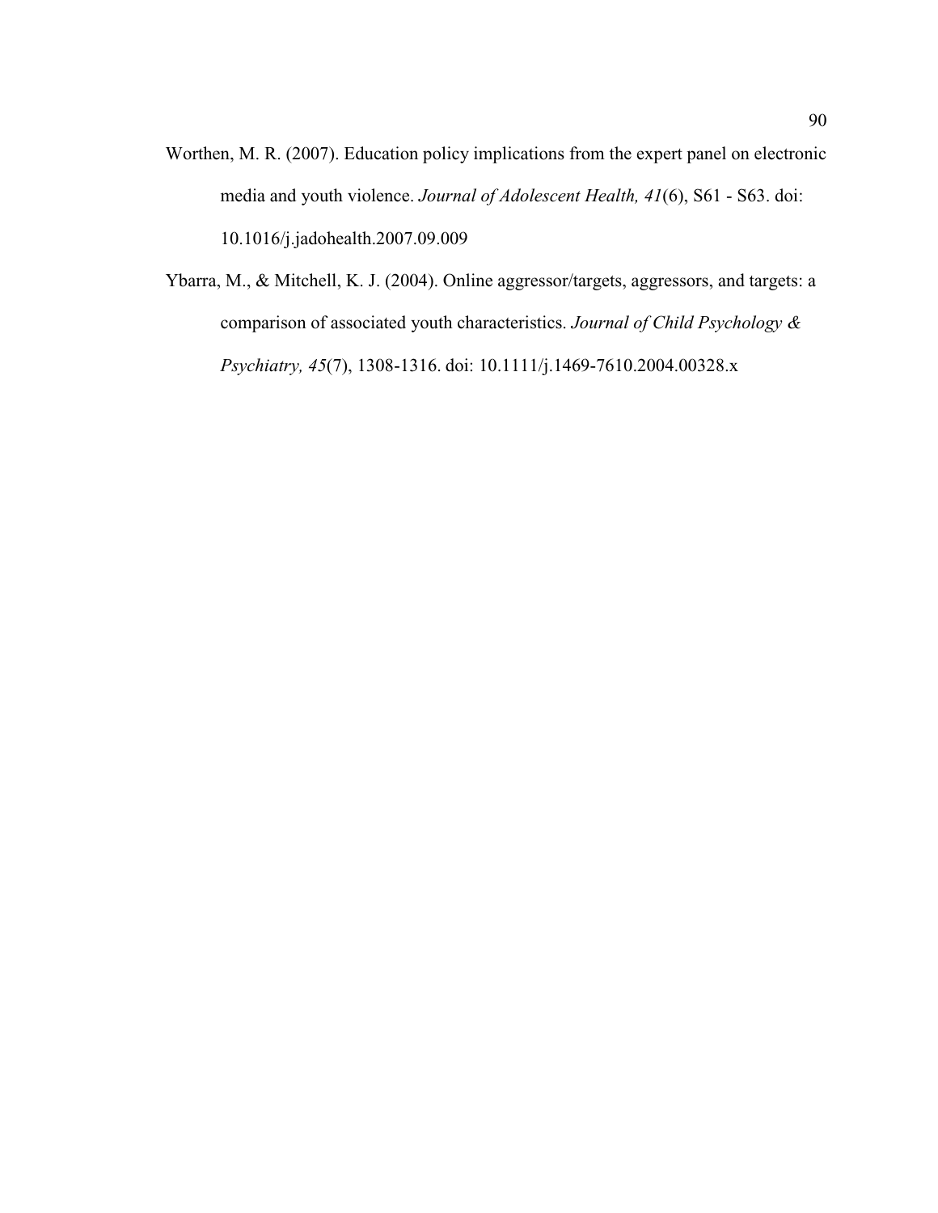Worthen, M. R. (2007). Education policy implications from the expert panel on electronic media and youth violence. *Journal of Adolescent Health, 41*(6), S61 - S63. doi: 10.1016/j.jadohealth.2007.09.009

Ybarra, M., & Mitchell, K. J. (2004). Online aggressor/targets, aggressors, and targets: a comparison of associated youth characteristics. *Journal of Child Psychology & Psychiatry, 45*(7), 1308-1316. doi: 10.1111/j.1469-7610.2004.00328.x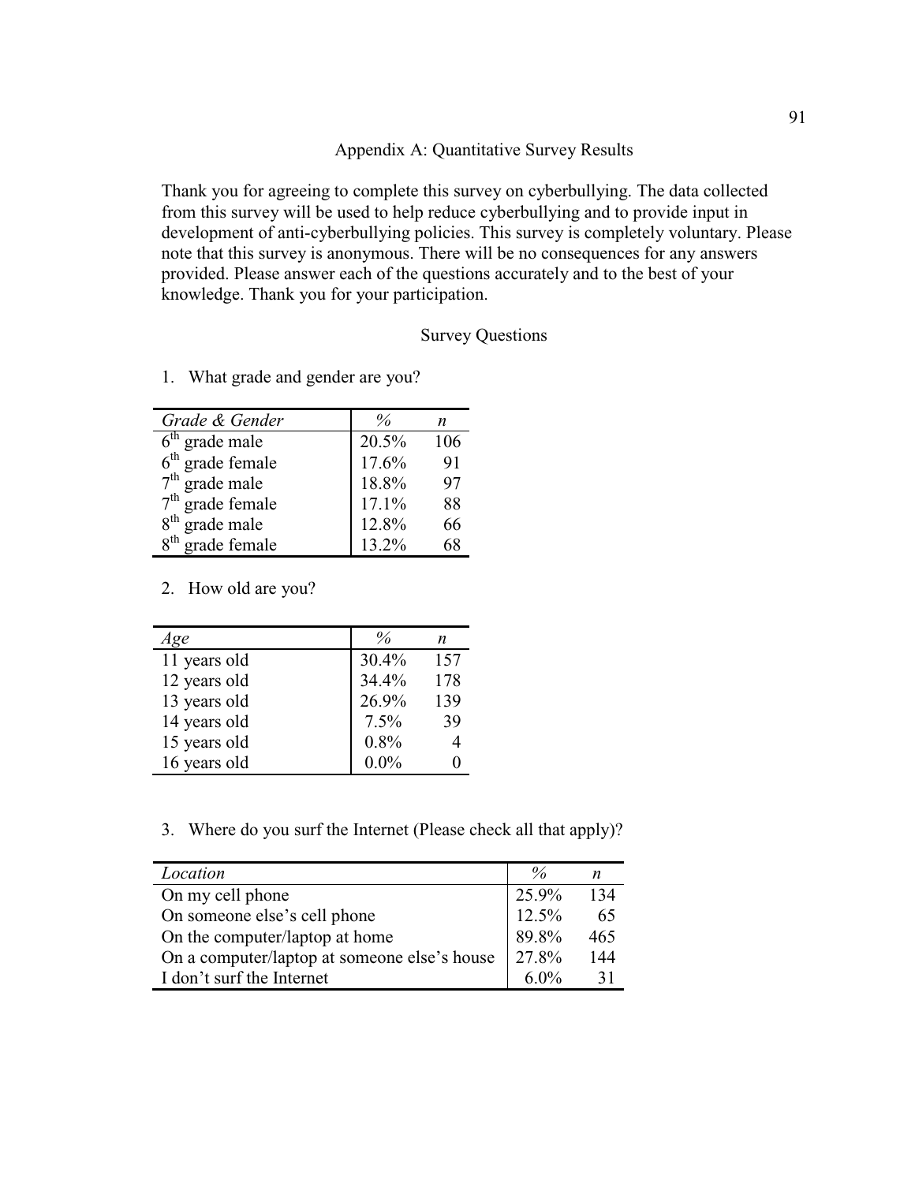## Appendix A: Quantitative Survey Results

Thank you for agreeing to complete this survey on cyberbullying. The data collected from this survey will be used to help reduce cyberbullying and to provide input in development of anti-cyberbullying policies. This survey is completely voluntary. Please note that this survey is anonymous. There will be no consequences for any answers provided. Please answer each of the questions accurately and to the best of your knowledge. Thank you for your participation.

### Survey Questions

1. What grade and gender are you?

| *Grade & Gender* | *%* | *n* |
|---|---|---|
| 6th grade male | 20.5% | 106 |
| 6th grade female | 17.6% | 91 |
| 7th grade male | 18.8% | 97 |
| 7th grade female | 17.1% | 88 |
| 8th grade male | 12.8% | 66 |
| 8th grade female | 13.2% | 68 |

2. How old are you?

| *Age* | *%* | *n* |
|---|---|---|
| 11 years old | 30.4% | 157 |
| 12 years old | 34.4% | 178 |
| 13 years old | 26.9% | 139 |
| 14 years old | 7.5% | 39 |
| 15 years old | 0.8% | 4 |
| 16 years old | 0.0% | 0 |

3. Where do you surf the Internet (Please check all that apply)?

| *Location* | *%* | *n* |
|---|---|---|
| On my cell phone | 25.9% | 134 |
| On someone else's cell phone | 12.5% | 65 |
| On the computer/laptop at home | 89.8% | 465 |
| On a computer/laptop at someone else's house | 27.8% | 144 |
| I don't surf the Internet | 6.0% | 31 |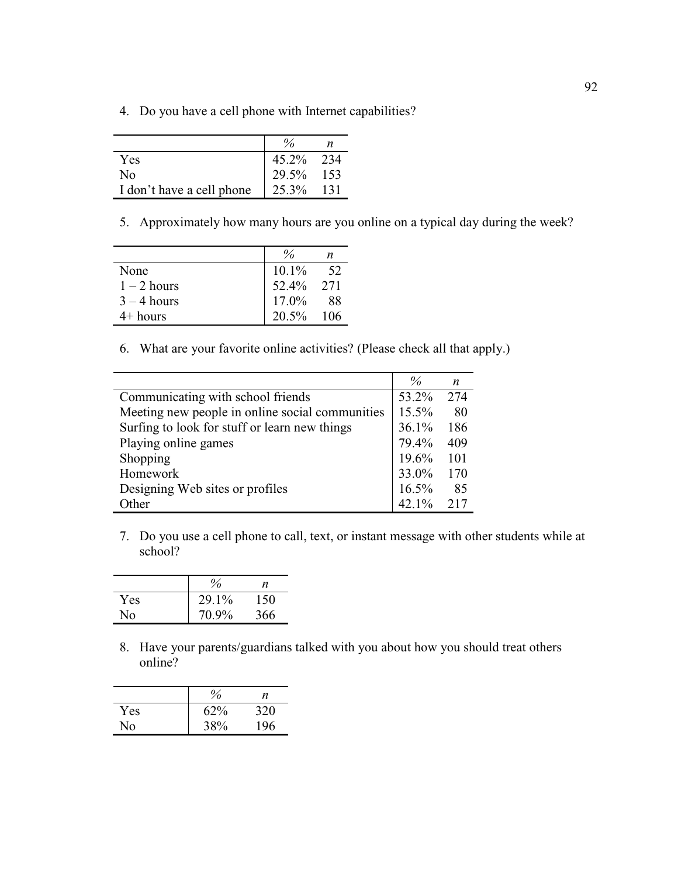4. Do you have a cell phone with Internet capabilities?

| | % | *n* |
|---|---|---|
| Yes | 45.2% | 234 |
| No | 29.5% | 153 |
| I don't have a cell phone | 25.3% | 131 |

5. Approximately how many hours are you online on a typical day during the week?

| | % | *n* |
|---|---|---|
| None | 10.1% | 52 |
| 1 – 2 hours | 52.4% | 271 |
| 3 – 4 hours | 17.0% | 88 |
| 4+ hours | 20.5% | 106 |

6. What are your favorite online activities? (Please check all that apply.)

| | % | *n* |
|---|---|---|
| Communicating with school friends | 53.2% | 274 |
| Meeting new people in online social communities | 15.5% | 80 |
| Surfing to look for stuff or learn new things | 36.1% | 186 |
| Playing online games | 79.4% | 409 |
| Shopping | 19.6% | 101 |
| Homework | 33.0% | 170 |
| Designing Web sites or profiles | 16.5% | 85 |
| Other | 42.1% | 217 |

7. Do you use a cell phone to call, text, or instant message with other students while at school?

| | % | *n* |
|---|---|---|
| Yes | 29.1% | 150 |
| No | 70.9% | 366 |

8. Have your parents/guardians talked with you about how you should treat others online?

| | % | *n* |
|---|---|---|
| Yes | 62% | 320 |
| No | 38% | 196 |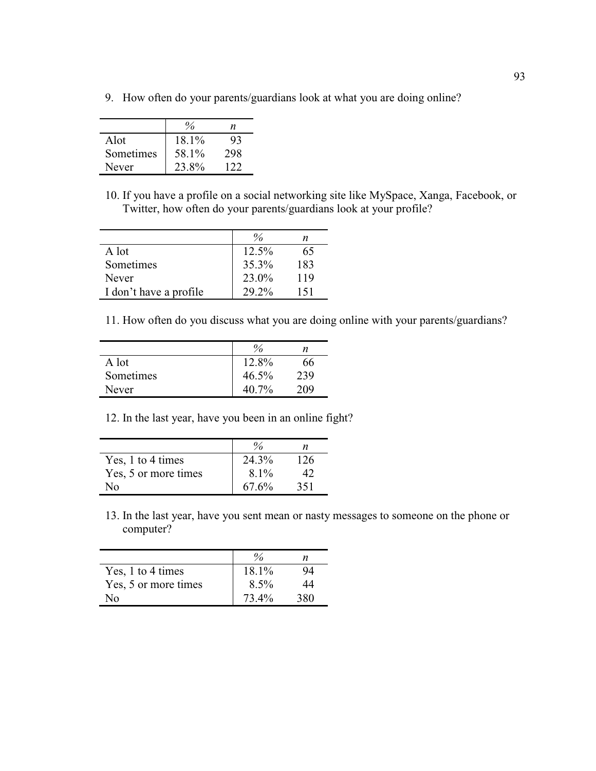9. How often do your parents/guardians look at what you are doing online?

| | % | *n* |
|---|---|---|
| Alot | 18.1% | 93 |
| Sometimes | 58.1% | 298 |
| Never | 23.8% | 122 |

10. If you have a profile on a social networking site like MySpace, Xanga, Facebook, or Twitter, how often do your parents/guardians look at your profile?

| | % | *n* |
|---|---|---|
| A lot | 12.5% | 65 |
| Sometimes | 35.3% | 183 |
| Never | 23.0% | 119 |
| I don't have a profile | 29.2% | 151 |

11. How often do you discuss what you are doing online with your parents/guardians?

| | % | *n* |
|---|---|---|
| A lot | 12.8% | 66 |
| Sometimes | 46.5% | 239 |
| Never | 40.7% | 209 |

12. In the last year, have you been in an online fight?

| | % | *n* |
|---|---|---|
| Yes, 1 to 4 times | 24.3% | 126 |
| Yes, 5 or more times | 8.1% | 42 |
| No | 67.6% | 351 |

13. In the last year, have you sent mean or nasty messages to someone on the phone or computer?

| | % | *n* |
|---|---|---|
| Yes, 1 to 4 times | 18.1% | 94 |
| Yes, 5 or more times | 8.5% | 44 |
| No | 73.4% | 380 |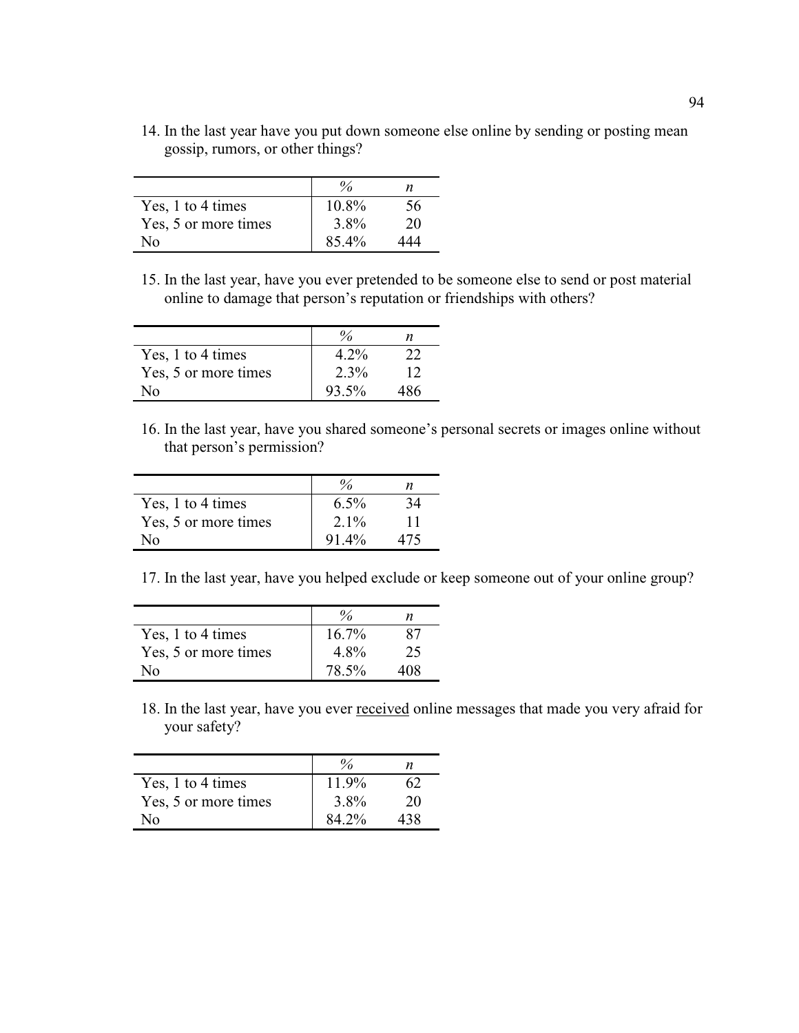14. In the last year have you put down someone else online by sending or posting mean gossip, rumors, or other things?

| | % | *n* |
|---|---|---|
| Yes, 1 to 4 times | 10.8% | 56 |
| Yes, 5 or more times | 3.8% | 20 |
| No | 85.4% | 444 |

15. In the last year, have you ever pretended to be someone else to send or post material online to damage that person's reputation or friendships with others?

| | % | *n* |
|---|---|---|
| Yes, 1 to 4 times | 4.2% | 22 |
| Yes, 5 or more times | 2.3% | 12 |
| No | 93.5% | 486 |

16. In the last year, have you shared someone's personal secrets or images online without that person's permission?

| | % | *n* |
|---|---|---|
| Yes, 1 to 4 times | 6.5% | 34 |
| Yes, 5 or more times | 2.1% | 11 |
| No | 91.4% | 475 |

17. In the last year, have you helped exclude or keep someone out of your online group?

| | % | *n* |
|---|---|---|
| Yes, 1 to 4 times | 16.7% | 87 |
| Yes, 5 or more times | 4.8% | 25 |
| No | 78.5% | 408 |

18. In the last year, have you ever <u>received</u> online messages that made you very afraid for your safety?

| | % | *n* |
|---|---|---|
| Yes, 1 to 4 times | 11.9% | 62 |
| Yes, 5 or more times | 3.8% | 20 |
| No | 84.2% | 438 |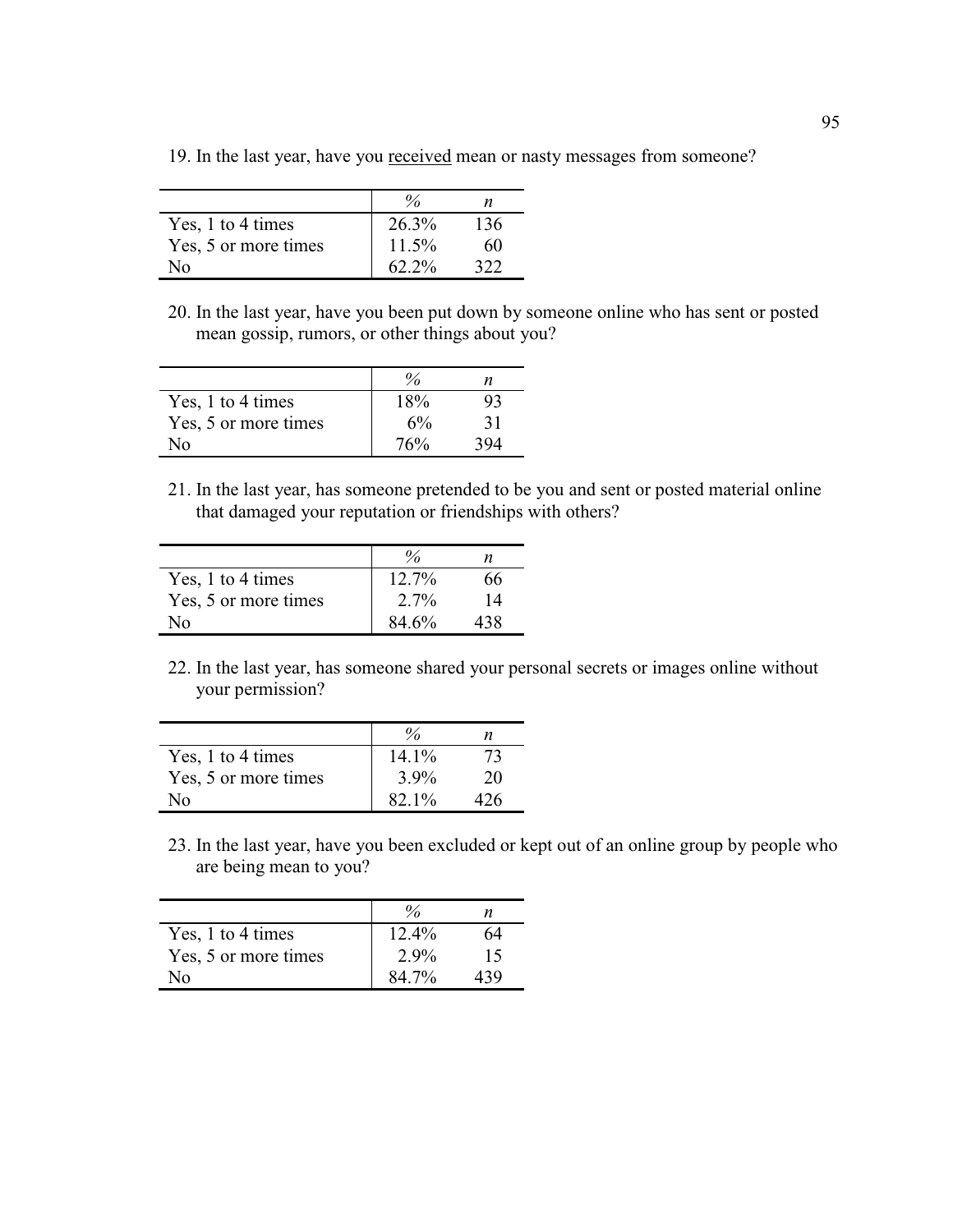19. In the last year, have you <u>received</u> mean or nasty messages from someone?

| | % | *n* |
|---|---|---|
| Yes, 1 to 4 times | 26.3% | 136 |
| Yes, 5 or more times | 11.5% | 60 |
| No | 62.2% | 322 |

20. In the last year, have you been put down by someone online who has sent or posted mean gossip, rumors, or other things about you?

| | % | *n* |
|---|---|---|
| Yes, 1 to 4 times | 18% | 93 |
| Yes, 5 or more times | 6% | 31 |
| No | 76% | 394 |

21. In the last year, has someone pretended to be you and sent or posted material online that damaged your reputation or friendships with others?

| | % | *n* |
|---|---|---|
| Yes, 1 to 4 times | 12.7% | 66 |
| Yes, 5 or more times | 2.7% | 14 |
| No | 84.6% | 438 |

22. In the last year, has someone shared your personal secrets or images online without your permission?

| | % | *n* |
|---|---|---|
| Yes, 1 to 4 times | 14.1% | 73 |
| Yes, 5 or more times | 3.9% | 20 |
| No | 82.1% | 426 |

23. In the last year, have you been excluded or kept out of an online group by people who are being mean to you?

| | % | *n* |
|---|---|---|
| Yes, 1 to 4 times | 12.4% | 64 |
| Yes, 5 or more times | 2.9% | 15 |
| No | 84.7% | 439 |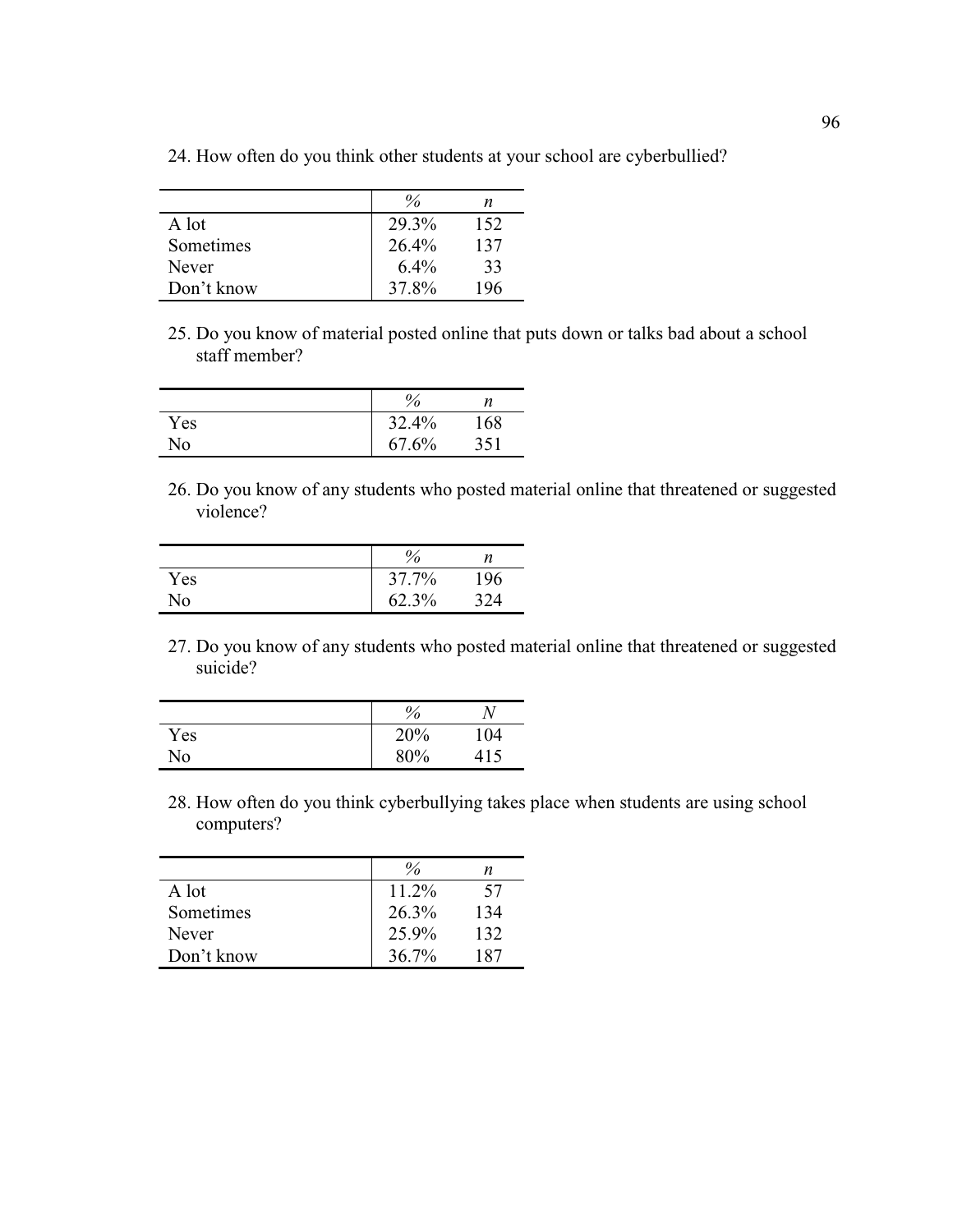24. How often do you think other students at your school are cyberbullied?

| | % | *n* |
|---|---|---|
| A lot | 29.3% | 152 |
| Sometimes | 26.4% | 137 |
| Never | 6.4% | 33 |
| Don't know | 37.8% | 196 |

25. Do you know of material posted online that puts down or talks bad about a school staff member?

| | % | *n* |
|---|---|---|
| Yes | 32.4% | 168 |
| No | 67.6% | 351 |

26. Do you know of any students who posted material online that threatened or suggested violence?

| | % | *n* |
|---|---|---|
| Yes | 37.7% | 196 |
| No | 62.3% | 324 |

27. Do you know of any students who posted material online that threatened or suggested suicide?

| | % | *N* |
|---|---|---|
| Yes | 20% | 104 |
| No | 80% | 415 |

28. How often do you think cyberbullying takes place when students are using school computers?

| | % | *n* |
|---|---|---|
| A lot | 11.2% | 57 |
| Sometimes | 26.3% | 134 |
| Never | 25.9% | 132 |
| Don't know | 36.7% | 187 |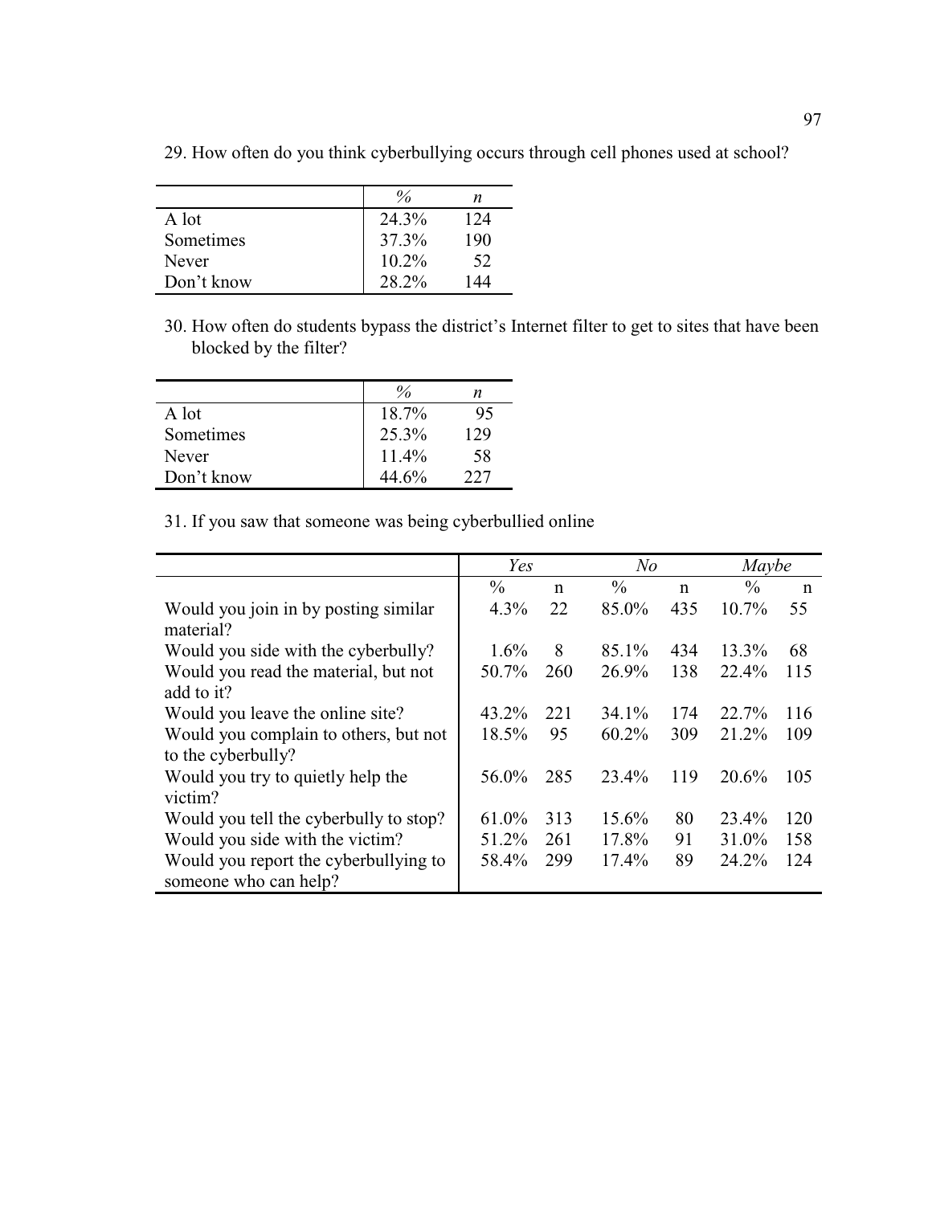29. How often do you think cyberbullying occurs through cell phones used at school?

| | *%* | *n* |
|---|---|---|
| A lot | 24.3% | 124 |
| Sometimes | 37.3% | 190 |
| Never | 10.2% | 52 |
| Don't know | 28.2% | 144 |

30. How often do students bypass the district's Internet filter to get to sites that have been blocked by the filter?

| | *%* | *n* |
|---|---|---|
| A lot | 18.7% | 95 |
| Sometimes | 25.3% | 129 |
| Never | 11.4% | 58 |
| Don't know | 44.6% | 227 |

31. If you saw that someone was being cyberbullied online

| | *Yes* | | *No* | | *Maybe* | |
|---|---|---|---|---|---|---|
| | % | n | % | n | % | n |
| Would you join in by posting similar material? | 4.3% | 22 | 85.0% | 435 | 10.7% | 55 |
| Would you side with the cyberbully? | 1.6% | 8 | 85.1% | 434 | 13.3% | 68 |
| Would you read the material, but not add to it? | 50.7% | 260 | 26.9% | 138 | 22.4% | 115 |
| Would you leave the online site? | 43.2% | 221 | 34.1% | 174 | 22.7% | 116 |
| Would you complain to others, but not to the cyberbully? | 18.5% | 95 | 60.2% | 309 | 21.2% | 109 |
| Would you try to quietly help the victim? | 56.0% | 285 | 23.4% | 119 | 20.6% | 105 |
| Would you tell the cyberbully to stop? | 61.0% | 313 | 15.6% | 80 | 23.4% | 120 |
| Would you side with the victim? | 51.2% | 261 | 17.8% | 91 | 31.0% | 158 |
| Would you report the cyberbullying to someone who can help? | 58.4% | 299 | 17.4% | 89 | 24.2% | 124 |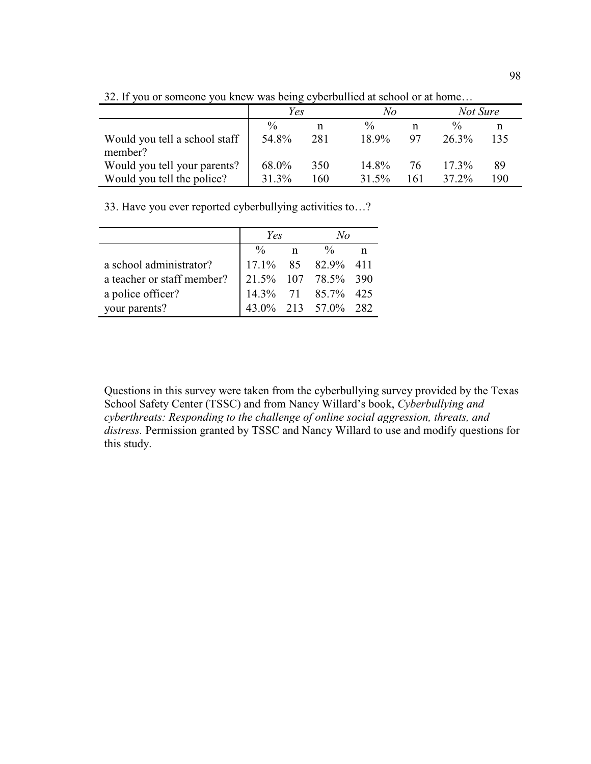32. If you or someone you knew was being cyberbullied at school or at home…

| | *Yes* | | *No* | | *Not Sure* | |
|---|---|---|---|---|---|---|
| | % | n | % | n | % | n |
| Would you tell a school staff member? | 54.8% | 281 | 18.9% | 97 | 26.3% | 135 |
| Would you tell your parents? | 68.0% | 350 | 14.8% | 76 | 17.3% | 89 |
| Would you tell the police? | 31.3% | 160 | 31.5% | 161 | 37.2% | 190 |

33. Have you ever reported cyberbullying activities to…?

| | *Yes* | | *No* | |
|---|---|---|---|---|
| | % | n | % | n |
| a school administrator? | 17.1% | 85 | 82.9% | 411 |
| a teacher or staff member? | 21.5% | 107 | 78.5% | 390 |
| a police officer? | 14.3% | 71 | 85.7% | 425 |
| your parents? | 43.0% | 213 | 57.0% | 282 |

Questions in this survey were taken from the cyberbullying survey provided by the Texas School Safety Center (TSSC) and from Nancy Willard's book, *Cyberbullying and cyberthreats: Responding to the challenge of online social aggression, threats, and distress.* Permission granted by TSSC and Nancy Willard to use and modify questions for this study.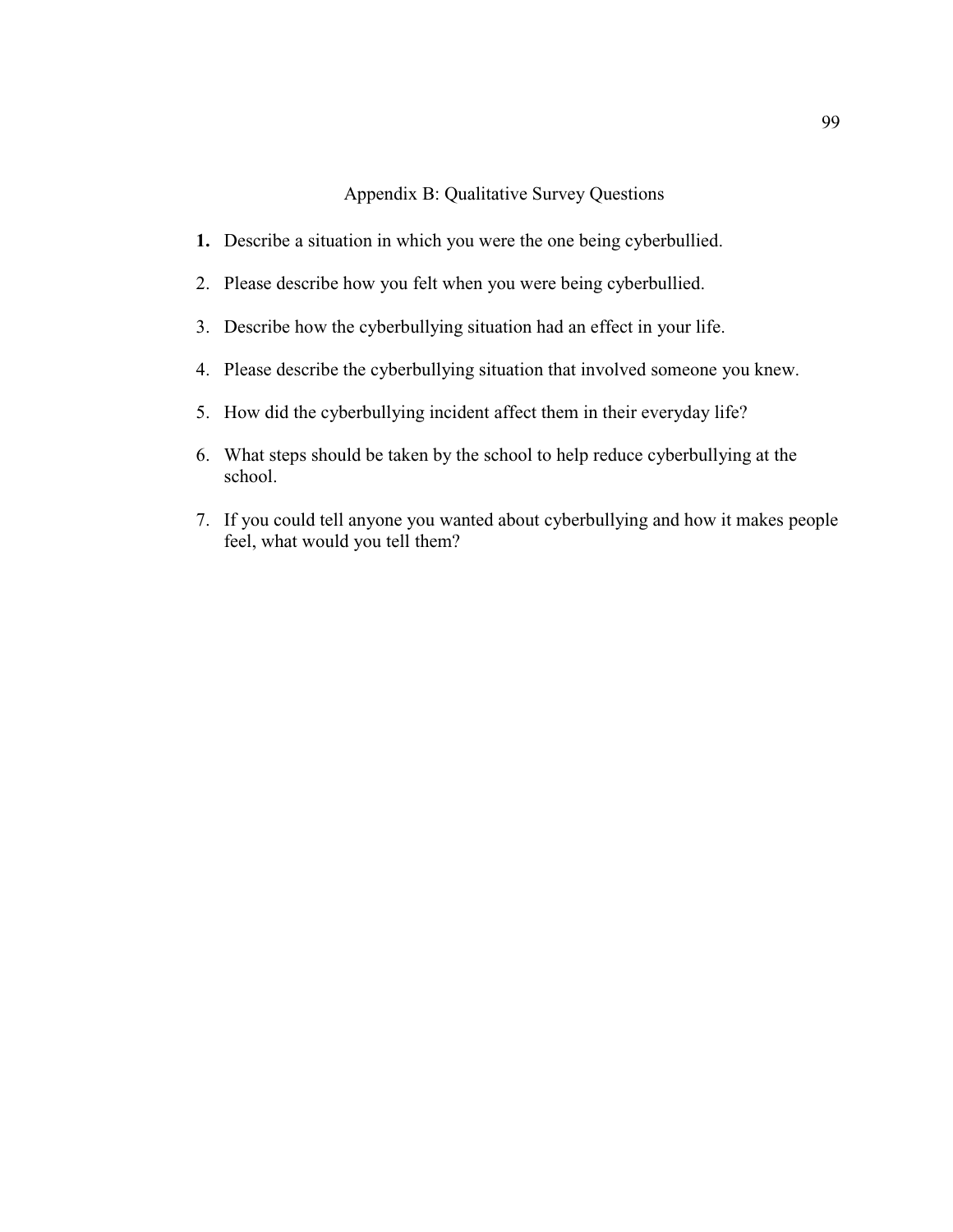# Appendix B: Qualitative Survey Questions

1. Describe a situation in which you were the one being cyberbullied.
2. Please describe how you felt when you were being cyberbullied.
3. Describe how the cyberbullying situation had an effect in your life.
4. Please describe the cyberbullying situation that involved someone you knew.
5. How did the cyberbullying incident affect them in their everyday life?
6. What steps should be taken by the school to help reduce cyberbullying at the school.
7. If you could tell anyone you wanted about cyberbullying and how it makes people feel, what would you tell them?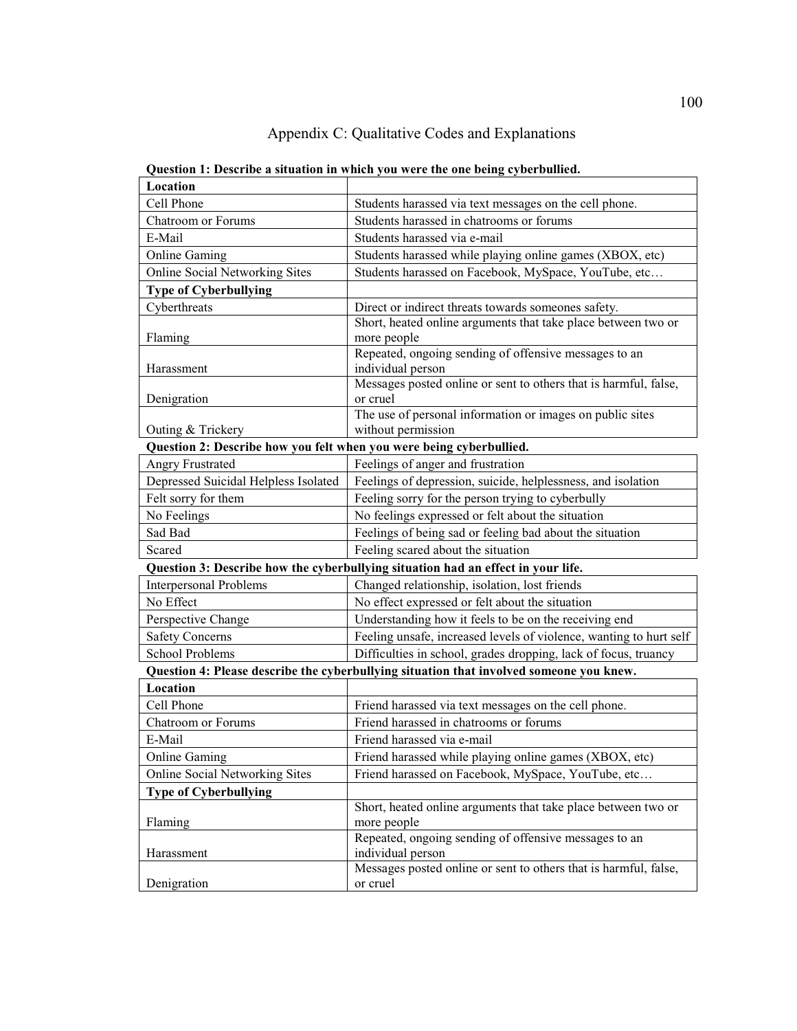# Appendix C: Qualitative Codes and Explanations

**Question 1: Describe a situation in which you were the one being cyberbullied.**

| **Location** | |
|---|---|
| Cell Phone | Students harassed via text messages on the cell phone. |
| Chatroom or Forums | Students harassed in chatrooms or forums |
| E-Mail | Students harassed via e-mail |
| Online Gaming | Students harassed while playing online games (XBOX, etc) |
| Online Social Networking Sites | Students harassed on Facebook, MySpace, YouTube, etc… |
| **Type of Cyberbullying** | |
| Cyberthreats | Direct or indirect threats towards someones safety. |
| Flaming | Short, heated online arguments that take place between two or more people |
| Harassment | Repeated, ongoing sending of offensive messages to an individual person |
| Denigration | Messages posted online or sent to others that is harmful, false, or cruel |
| Outing & Trickery | The use of personal information or images on public sites without permission |

**Question 2: Describe how you felt when you were being cyberbullied.**

| | |
|---|---|
| Angry Frustrated | Feelings of anger and frustration |
| Depressed Suicidal Helpless Isolated | Feelings of depression, suicide, helplessness, and isolation |
| Felt sorry for them | Feeling sorry for the person trying to cyberbully |
| No Feelings | No feelings expressed or felt about the situation |
| Sad Bad | Feelings of being sad or feeling bad about the situation |
| Scared | Feeling scared about the situation |

**Question 3: Describe how the cyberbullying situation had an effect in your life.**

| | |
|---|---|
| Interpersonal Problems | Changed relationship, isolation, lost friends |
| No Effect | No effect expressed or felt about the situation |
| Perspective Change | Understanding how it feels to be on the receiving end |
| Safety Concerns | Feeling unsafe, increased levels of violence, wanting to hurt self |
| School Problems | Difficulties in school, grades dropping, lack of focus, truancy |

**Question 4: Please describe the cyberbullying situation that involved someone you knew.**

| **Location** | |
|---|---|
| Cell Phone | Friend harassed via text messages on the cell phone. |
| Chatroom or Forums | Friend harassed in chatrooms or forums |
| E-Mail | Friend harassed via e-mail |
| Online Gaming | Friend harassed while playing online games (XBOX, etc) |
| Online Social Networking Sites | Friend harassed on Facebook, MySpace, YouTube, etc… |
| **Type of Cyberbullying** | |
| Flaming | Short, heated online arguments that take place between two or more people |
| Harassment | Repeated, ongoing sending of offensive messages to an individual person |
| Denigration | Messages posted online or sent to others that is harmful, false, or cruel |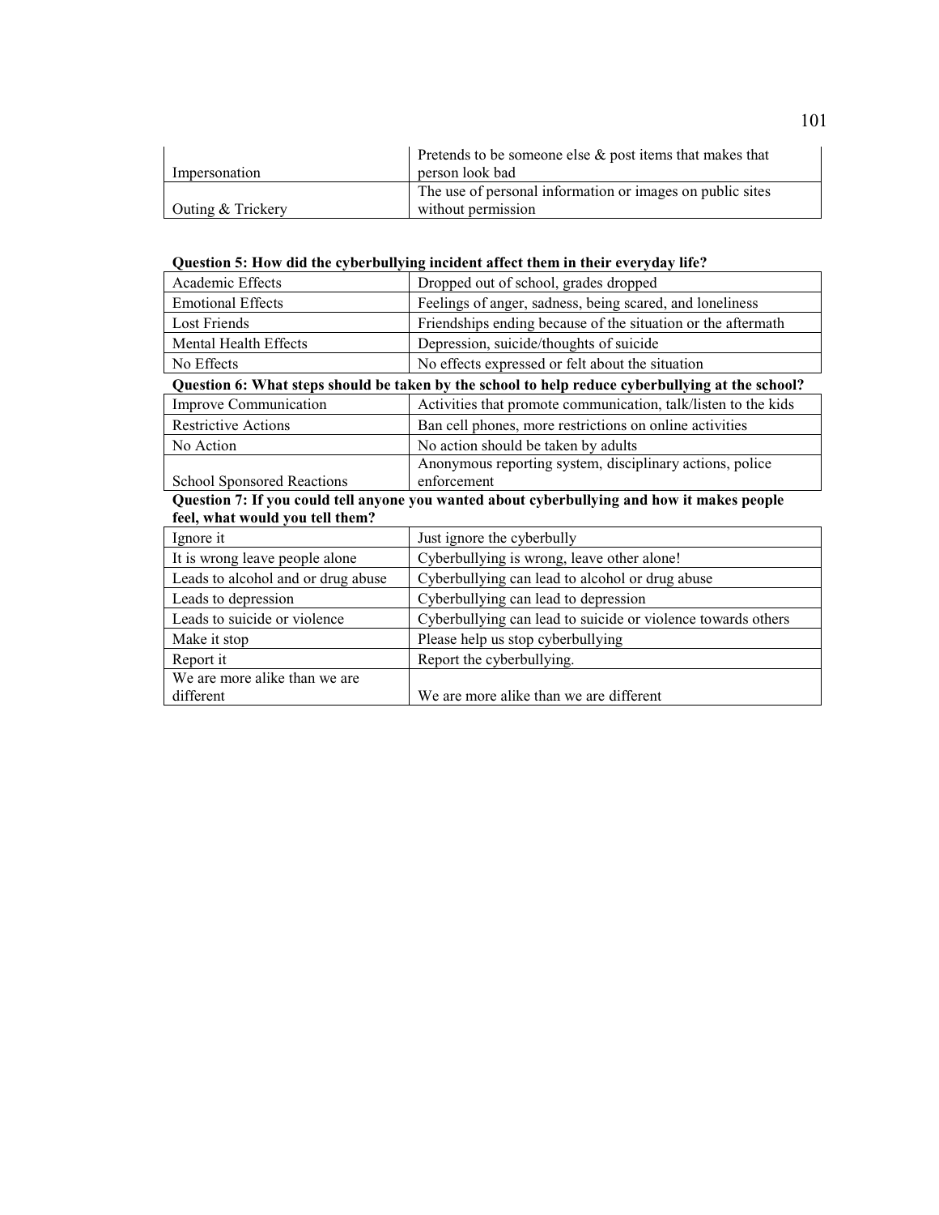| | |
|---|---|
| Impersonation | Pretends to be someone else & post items that makes that person look bad |
| Outing & Trickery | The use of personal information or images on public sites without permission |

**Question 5: How did the cyberbullying incident affect them in their everyday life?**

| | |
|---|---|
| Academic Effects | Dropped out of school, grades dropped |
| Emotional Effects | Feelings of anger, sadness, being scared, and loneliness |
| Lost Friends | Friendships ending because of the situation or the aftermath |
| Mental Health Effects | Depression, suicide/thoughts of suicide |
| No Effects | No effects expressed or felt about the situation |

**Question 6: What steps should be taken by the school to help reduce cyberbullying at the school?**

| | |
|---|---|
| Improve Communication | Activities that promote communication, talk/listen to the kids |
| Restrictive Actions | Ban cell phones, more restrictions on online activities |
| No Action | No action should be taken by adults |
| School Sponsored Reactions | Anonymous reporting system, disciplinary actions, police enforcement |

**Question 7: If you could tell anyone you wanted about cyberbullying and how it makes people feel, what would you tell them?**

| | |
|---|---|
| Ignore it | Just ignore the cyberbully |
| It is wrong leave people alone | Cyberbullying is wrong, leave other alone! |
| Leads to alcohol and or drug abuse | Cyberbullying can lead to alcohol or drug abuse |
| Leads to depression | Cyberbullying can lead to depression |
| Leads to suicide or violence | Cyberbullying can lead to suicide or violence towards others |
| Make it stop | Please help us stop cyberbullying |
| Report it | Report the cyberbullying. |
| We are more alike than we are different | We are more alike than we are different |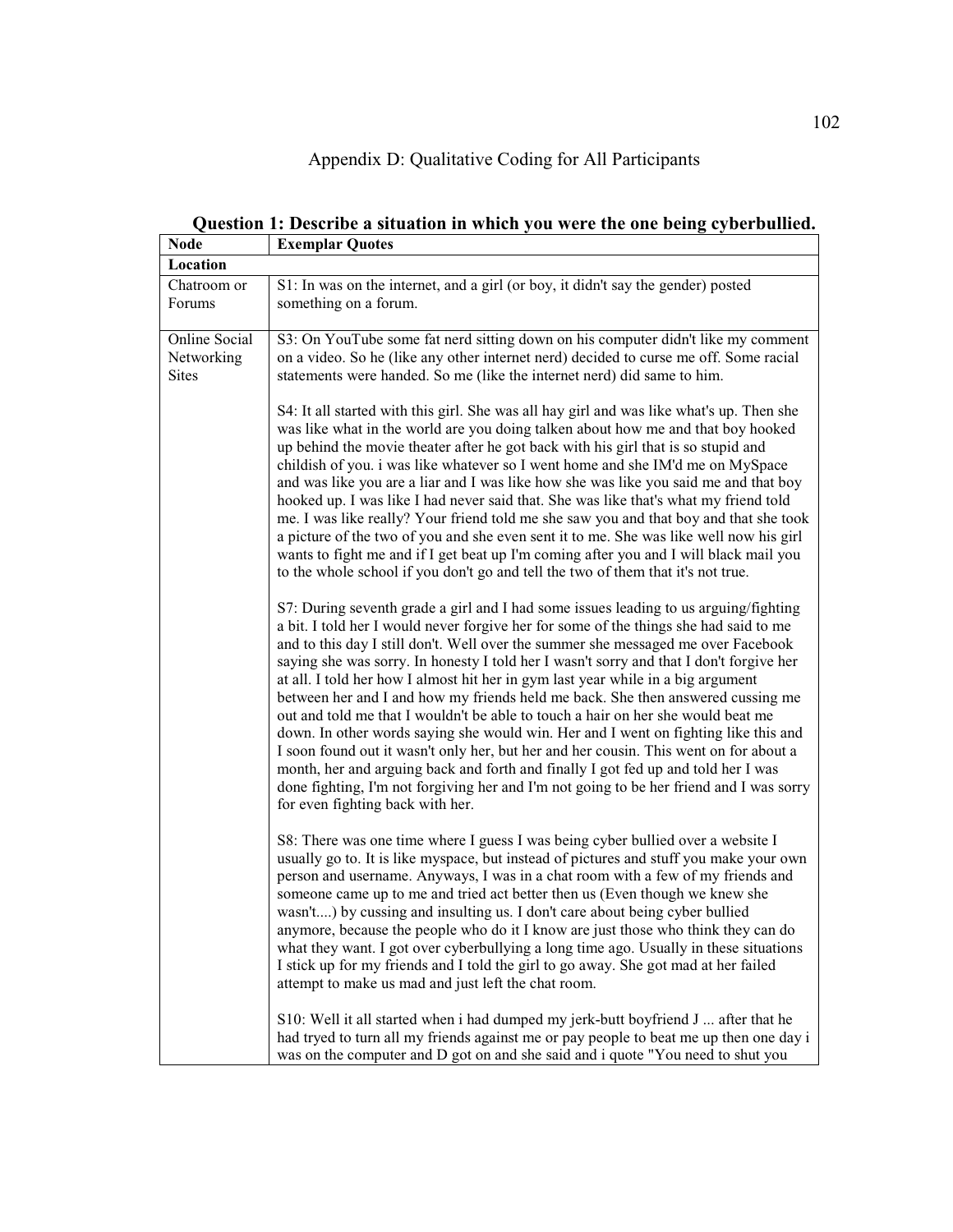# Appendix D: Qualitative Coding for All Participants

**Question 1: Describe a situation in which you were the one being cyberbullied.**

| Node | Exemplar Quotes |
|---|---|
| **Location** | |
| Chatroom or Forums | S1: In was on the internet, and a girl (or boy, it didn't say the gender) posted something on a forum. |
| Online Social Networking Sites | S3: On YouTube some fat nerd sitting down on his computer didn't like my comment on a video. So he (like any other internet nerd) decided to curse me off. Some racial statements were handed. So me (like the internet nerd) did same to him.<br><br>S4: It all started with this girl. She was all hay girl and was like what's up. Then she was like what in the world are you doing talken about how me and that boy hooked up behind the movie theater after he got back with his girl that is so stupid and childish of you. i was like whatever so I went home and she IM'd me on MySpace and was like you are a liar and I was like how she was like you said me and that boy hooked up. I was like I had never said that. She was like that's what my friend told me. I was like really? Your friend told me she saw you and that boy and that she took a picture of the two of you and she even sent it to me. She was like well now his girl wants to fight me and if I get beat up I'm coming after you and I will black mail you to the whole school if you don't go and tell the two of them that it's not true.<br><br>S7: During seventh grade a girl and I had some issues leading to us arguing/fighting a bit. I told her I would never forgive her for some of the things she had said to me and to this day I still don't. Well over the summer she messaged me over Facebook saying she was sorry. In honesty I told her I wasn't sorry and that I don't forgive her at all. I told her how I almost hit her in gym last year while in a big argument between her and I and how my friends held me back. She then answered cussing me out and told me that I wouldn't be able to touch a hair on her she would beat me down. In other words saying she would win. Her and I went on fighting like this and I soon found out it wasn't only her, but her and her cousin. This went on for about a month, her and arguing back and forth and finally I got fed up and told her I was done fighting, I'm not forgiving her and I'm not going to be her friend and I was sorry for even fighting back with her.<br><br>S8: There was one time where I guess I was being cyber bullied over a website I usually go to. It is like myspace, but instead of pictures and stuff you make your own person and username. Anyways, I was in a chat room with a few of my friends and someone came up to me and tried act better then us (Even though we knew she wasn't....) by cussing and insulting us. I don't care about being cyber bullied anymore, because the people who do it I know are just those who think they can do what they want. I got over cyberbullying a long time ago. Usually in these situations I stick up for my friends and I told the girl to go away. She got mad at her failed attempt to make us mad and just left the chat room.<br><br>S10: Well it all started when i had dumped my jerk-butt boyfriend J ... after that he had tryed to turn all my friends against me or pay people to beat me up then one day i was on the computer and D got on and she said and i quote "You need to shut you |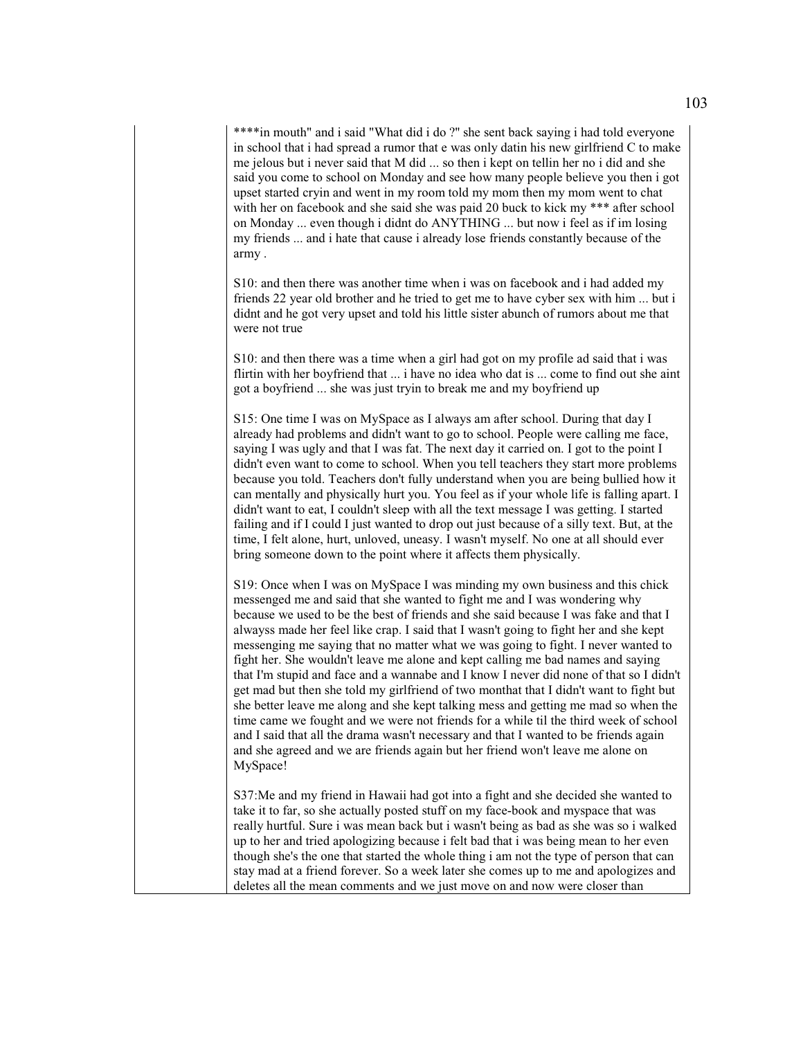****in mouth" and i said "What did i do ?" she sent back saying i had told everyone in school that i had spread a rumor that e was only datin his new girlfriend C to make me jelous but i never said that M did ... so then i kept on tellin her no i did and she said you come to school on Monday and see how many people believe you then i got upset started cryin and went in my room told my mom then my mom went to chat with her on facebook and she said she was paid 20 buck to kick my *** after school on Monday ... even though i didnt do ANYTHING ... but now i feel as if im losing my friends ... and i hate that cause i already lose friends constantly because of the army .

S10: and then there was another time when i was on facebook and i had added my friends 22 year old brother and he tried to get me to have cyber sex with him ... but i didnt and he got very upset and told his little sister abunch of rumors about me that were not true

S10: and then there was a time when a girl had got on my profile ad said that i was flirtin with her boyfriend that ... i have no idea who dat is ... come to find out she aint got a boyfriend ... she was just tryin to break me and my boyfriend up

S15: One time I was on MySpace as I always am after school. During that day I already had problems and didn't want to go to school. People were calling me face, saying I was ugly and that I was fat. The next day it carried on. I got to the point I didn't even want to come to school. When you tell teachers they start more problems because you told. Teachers don't fully understand when you are being bullied how it can mentally and physically hurt you. You feel as if your whole life is falling apart. I didn't want to eat, I couldn't sleep with all the text message I was getting. I started failing and if I could I just wanted to drop out just because of a silly text. But, at the time, I felt alone, hurt, unloved, uneasy. I wasn't myself. No one at all should ever bring someone down to the point where it affects them physically.

S19: Once when I was on MySpace I was minding my own business and this chick messenged me and said that she wanted to fight me and I was wondering why because we used to be the best of friends and she said because I was fake and that I alwayss made her feel like crap. I said that I wasn't going to fight her and she kept messenging me saying that no matter what we was going to fight. I never wanted to fight her. She wouldn't leave me alone and kept calling me bad names and saying that I'm stupid and face and a wannabe and I know I never did none of that so I didn't get mad but then she told my girlfriend of two monthat that I didn't want to fight but she better leave me along and she kept talking mess and getting me mad so when the time came we fought and we were not friends for a while til the third week of school and I said that all the drama wasn't necessary and that I wanted to be friends again and she agreed and we are friends again but her friend won't leave me alone on MySpace!

S37:Me and my friend in Hawaii had got into a fight and she decided she wanted to take it to far, so she actually posted stuff on my face-book and myspace that was really hurtful. Sure i was mean back but i wasn't being as bad as she was so i walked up to her and tried apologizing because i felt bad that i was being mean to her even though she's the one that started the whole thing i am not the type of person that can stay mad at a friend forever. So a week later she comes up to me and apologizes and deletes all the mean comments and we just move on and now were closer than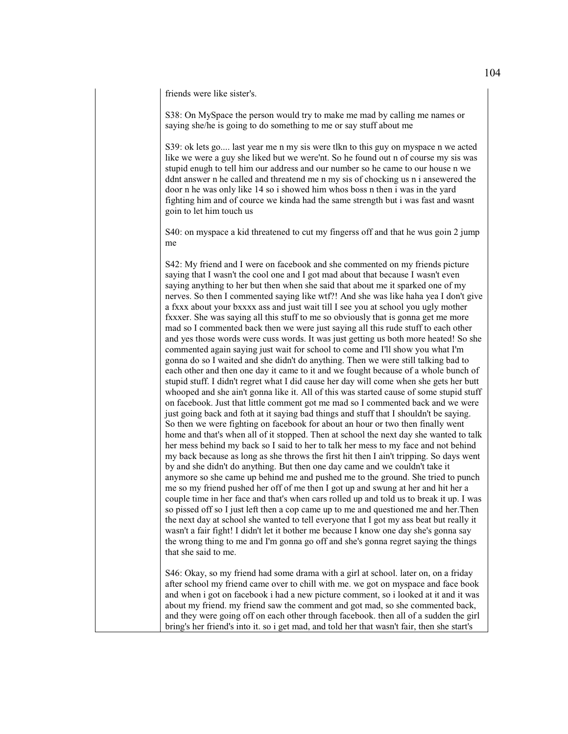friends were like sister's.

S38: On MySpace the person would try to make me mad by calling me names or saying she/he is going to do something to me or say stuff about me

S39: ok lets go.... last year me n my sis were tlkn to this guy on myspace n we acted like we were a guy she liked but we were'nt. So he found out n of course my sis was stupid enugh to tell him our address and our number so he came to our house n we ddnt answer n he called and threatend me n my sis of chocking us n i ansewered the door n he was only like 14 so i showed him whos boss n then i was in the yard fighting him and of cource we kinda had the same strength but i was fast and wasnt goin to let him touch us

S40: on myspace a kid threatened to cut my fingerss off and that he wus goin 2 jump me

S42: My friend and I were on facebook and she commented on my friends picture saying that I wasn't the cool one and I got mad about that because I wasn't even saying anything to her but then when she said that about me it sparked one of my nerves. So then I commented saying like wtf?! And she was like haha yea I don't give a fxxx about your bxxxx ass and just wait till I see you at school you ugly mother fxxxer. She was saying all this stuff to me so obviously that is gonna get me more mad so I commented back then we were just saying all this rude stuff to each other and yes those words were cuss words. It was just getting us both more heated! So she commented again saying just wait for school to come and I'll show you what I'm gonna do so I waited and she didn't do anything. Then we were still talking bad to each other and then one day it came to it and we fought because of a whole bunch of stupid stuff. I didn't regret what I did cause her day will come when she gets her butt whooped and she ain't gonna like it. All of this was started cause of some stupid stuff on facebook. Just that little comment got me mad so I commented back and we were just going back and foth at it saying bad things and stuff that I shouldn't be saying. So then we were fighting on facebook for about an hour or two then finally went home and that's when all of it stopped. Then at school the next day she wanted to talk her mess behind my back so I said to her to talk her mess to my face and not behind my back because as long as she throws the first hit then I ain't tripping. So days went by and she didn't do anything. But then one day came and we couldn't take it anymore so she came up behind me and pushed me to the ground. She tried to punch me so my friend pushed her off of me then I got up and swung at her and hit her a couple time in her face and that's when cars rolled up and told us to break it up. I was so pissed off so I just left then a cop came up to me and questioned me and her.Then the next day at school she wanted to tell everyone that I got my ass beat but really it wasn't a fair fight! I didn't let it bother me because I know one day she's gonna say the wrong thing to me and I'm gonna go off and she's gonna regret saying the things that she said to me.

S46: Okay, so my friend had some drama with a girl at school. later on, on a friday after school my friend came over to chill with me. we got on myspace and face book and when i got on facebook i had a new picture comment, so i looked at it and it was about my friend. my friend saw the comment and got mad, so she commented back, and they were going off on each other through facebook. then all of a sudden the girl bring's her friend's into it. so i get mad, and told her that wasn't fair, then she start's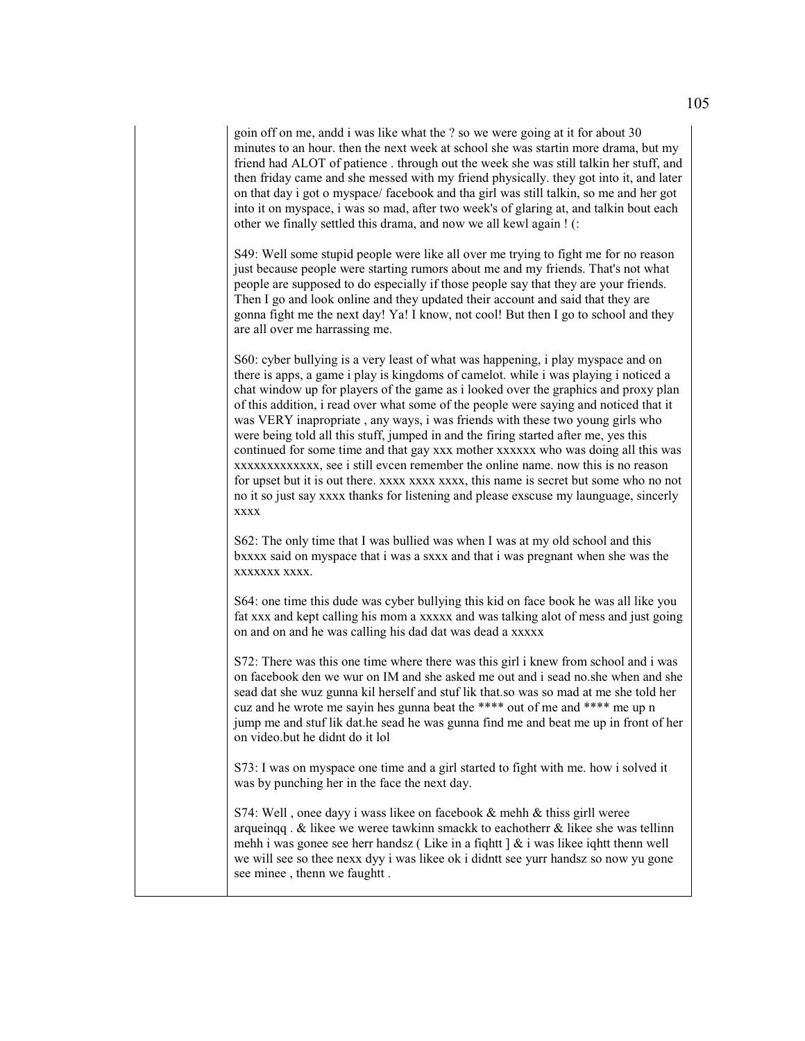goin off on me, andd i was like what the ? so we were going at it for about 30 minutes to an hour. then the next week at school she was startin more drama, but my friend had ALOT of patience . through out the week she was still talkin her stuff, and then friday came and she messed with my friend physically. they got into it, and later on that day i got o myspace/ facebook and tha girl was still talkin, so me and her got into it on myspace, i was so mad, after two week's of glaring at, and talkin bout each other we finally settled this drama, and now we all kewl again ! (:

S49: Well some stupid people were like all over me trying to fight me for no reason just because people were starting rumors about me and my friends. That's not what people are supposed to do especially if those people say that they are your friends. Then I go and look online and they updated their account and said that they are gonna fight me the next day! Ya! I know, not cool! But then I go to school and they are all over me harrassing me.

S60: cyber bullying is a very least of what was happening, i play myspace and on there is apps, a game i play is kingdoms of camelot. while i was playing i noticed a chat window up for players of the game as i looked over the graphics and proxy plan of this addition, i read over what some of the people were saying and noticed that it was VERY inapropriate , any ways, i was friends with these two young girls who were being told all this stuff, jumped in and the firing started after me, yes this continued for some time and that gay xxx mother xxxxxx who was doing all this was xxxxxxxxxxxxx, see i still evcen remember the online name. now this is no reason for upset but it is out there. xxxx xxxx xxxx, this name is secret but some who no not no it so just say xxxx thanks for listening and please exscuse my launguage, sincerly xxxx

S62: The only time that I was bullied was when I was at my old school and this bxxxx said on myspace that i was a sxxx and that i was pregnant when she was the xxxxxxx xxxx.

S64: one time this dude was cyber bullying this kid on face book he was all like you fat xxx and kept calling his mom a xxxxx and was talking alot of mess and just going on and on and he was calling his dad dat was dead a xxxxx

S72: There was this one time where there was this girl i knew from school and i was on facebook den we wur on IM and she asked me out and i sead no.she when and she sead dat she wuz gunna kil herself and stuf lik that.so was so mad at me she told her cuz and he wrote me sayin hes gunna beat the **** out of me and **** me up n jump me and stuf lik dat.he sead he was gunna find me and beat me up in front of her on video.but he didnt do it lol

S73: I was on myspace one time and a girl started to fight with me. how i solved it was by punching her in the face the next day.

S74: Well , onee dayy i wass likee on facebook & mehh & thiss girll weree arqueinqq . & likee we weree tawkinn smackk to eachotherr & likee she was tellinn mehh i was gonee see herr handsz ( Like in a fiqhtt ] & i was likee iqhtt thenn well we will see so thee nexx dyy i was likee ok i didntt see yurr handsz so now yu gone see minee , thenn we faughtt .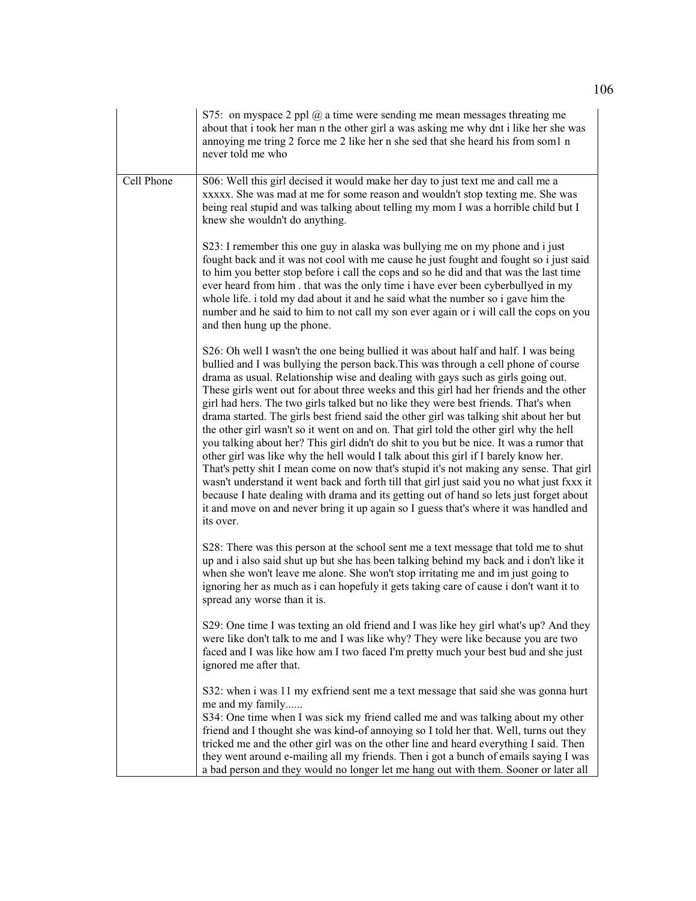| | |
|---|---|
| | S75: on myspace 2 ppl @ a time were sending me mean messages threating me about that i took her man n the other girl a was asking me why dnt i like her she was annoying me tring 2 force me 2 like her n she sed that she heard his from som1 n never told me who |
| Cell Phone | S06: Well this girl decised it would make her day to just text me and call me a xxxxx. She was mad at me for some reason and wouldn't stop texting me. She was being real stupid and was talking about telling my mom I was a horrible child but I knew she wouldn't do anything.<br><br>S23: I remember this one guy in alaska was bullying me on my phone and i just fought back and it was not cool with me cause he just fought and fought so i just said to him you better stop before i call the cops and so he did and that was the last time ever heard from him . that was the only time i have ever been cyberbullyed in my whole life. i told my dad about it and he said what the number so i gave him the number and he said to him to not call my son ever again or i will call the cops on you and then hung up the phone.<br><br>S26: Oh well I wasn't the one being bullied it was about half and half. I was being bullied and I was bullying the person back.This was through a cell phone of course drama as usual. Relationship wise and dealing with gays such as girls going out. These girls went out for about three weeks and this girl had her friends and the other girl had hers. The two girls talked but no like they were best friends. That's when drama started. The girls best friend said the other girl was talking shit about her but the other girl wasn't so it went on and on. That girl told the other girl why the hell you talking about her? This girl didn't do shit to you but be nice. It was a rumor that other girl was like why the hell would I talk about this girl if I barely know her. That's petty shit I mean come on now that's stupid it's not making any sense. That girl wasn't understand it went back and forth till that girl just said you no what just fxxx it because I hate dealing with drama and its getting out of hand so lets just forget about it and move on and never bring it up again so I guess that's where it was handled and its over.<br><br>S28: There was this person at the school sent me a text message that told me to shut up and i also said shut up but she has been talking behind my back and i don't like it when she won't leave me alone. She won't stop irritating me and im just going to ignoring her as much as i can hopefuly it gets taking care of cause i don't want it to spread any worse than it is.<br><br>S29: One time I was texting an old friend and I was like hey girl what's up? And they were like don't talk to me and I was like why? They were like because you are two faced and I was like how am I two faced I'm pretty much your best bud and she just ignored me after that.<br><br>S32: when i was 11 my exfriend sent me a text message that said she was gonna hurt me and my family......<br>S34: One time when I was sick my friend called me and was talking about my other friend and I thought she was kind-of annoying so I told her that. Well, turns out they tricked me and the other girl was on the other line and heard everything I said. Then they went around e-mailing all my friends. Then i got a bunch of emails saying I was a bad person and they would no longer let me hang out with them. Sooner or later all |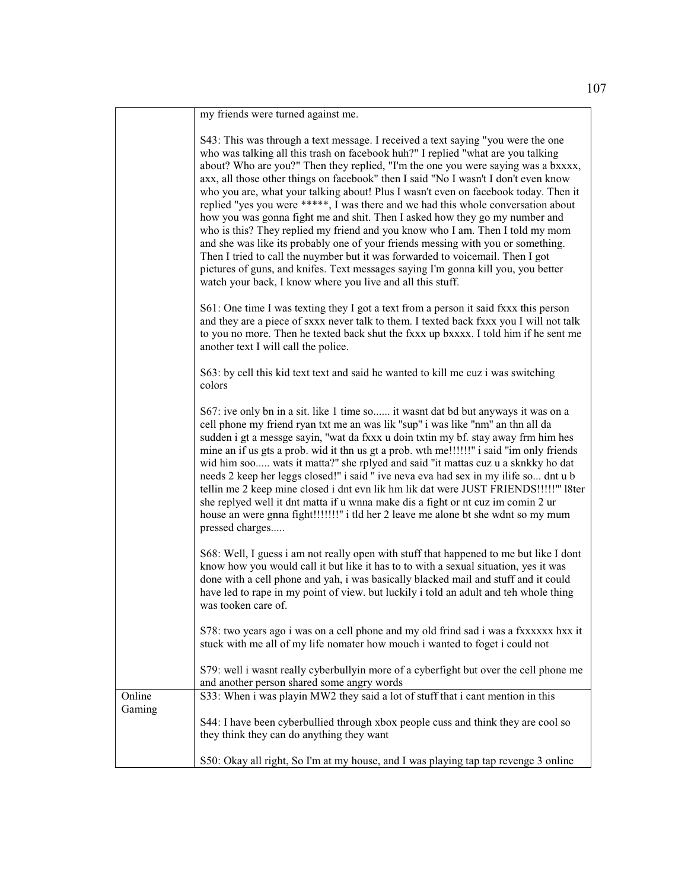| | |
|---|---|
| | my friends were turned against me.<br><br>S43: This was through a text message. I received a text saying "you were the one who was talking all this trash on facebook huh?" I replied "what are you talking about? Who are you?" Then they replied, "I'm the one you were saying was a bxxxx, axx, all those other things on facebook" then I said "No I wasn't I don't even know who you are, what your talking about! Plus I wasn't even on facebook today. Then it replied "yes you were *****, I was there and we had this whole conversation about how you was gonna fight me and shit. Then I asked how they go my number and who is this? They replied my friend and you know who I am. Then I told my mom and she was like its probably one of your friends messing with you or something. Then I tried to call the nuymber but it was forwarded to voicemail. Then I got pictures of guns, and knifes. Text messages saying I'm gonna kill you, you better watch your back, I know where you live and all this stuff.<br><br>S61: One time I was texting they I got a text from a person it said fxxx this person and they are a piece of sxxx never talk to them. I texted back fxxx you I will not talk to you no more. Then he texted back shut the fxxx up bxxxx. I told him if he sent me another text I will call the police.<br><br>S63: by cell this kid text text and said he wanted to kill me cuz i was switching colors<br><br>S67: ive only bn in a sit. like 1 time so...... it wasnt dat bd but anyways it was on a cell phone my friend ryan txt me an was lik "sup" i was like "nm" an thn all da sudden i gt a messge sayin, "wat da fxxx u doin txtin my bf. stay away frm him hes mine an if us gts a prob. wid it thn us gt a prob. wth me!!!!!!" i said "im only friends wid him soo..... wats it matta?" she rplyed and said "it mattas cuz u a sknkky ho dat needs 2 keep her leggs closed!" i said " ive neva eva had sex in my ilife so... dnt u b tellin me 2 keep mine closed i dnt evn lik hm lik dat were JUST FRIENDS!!!!!'" l8ter she replyed well it dnt matta if u wnna make dis a fight or nt cuz im comin 2 ur house an were gnna fight!!!!!!!" i tld her 2 leave me alone bt she wdnt so my mum pressed charges.....<br><br>S68: Well, I guess i am not really open with stuff that happened to me but like I dont know how you would call it but like it has to to with a sexual situation, yes it was done with a cell phone and yah, i was basically blacked mail and stuff and it could have led to rape in my point of view. but luckily i told an adult and teh whole thing was tooken care of.<br><br>S78: two years ago i was on a cell phone and my old frind sad i was a fxxxxxx hxx it stuck with me all of my life nomater how mouch i wanted to foget i could not<br><br>S79: well i wasnt really cyberbullyin more of a cyberfight but over the cell phone me and another person shared some angry words |
| Online Gaming | S33: When i was playin MW2 they said a lot of stuff that i cant mention in this<br><br>S44: I have been cyberbullied through xbox people cuss and think they are cool so they think they can do anything they want<br><br>S50: Okay all right, So I'm at my house, and I was playing tap tap revenge 3 online |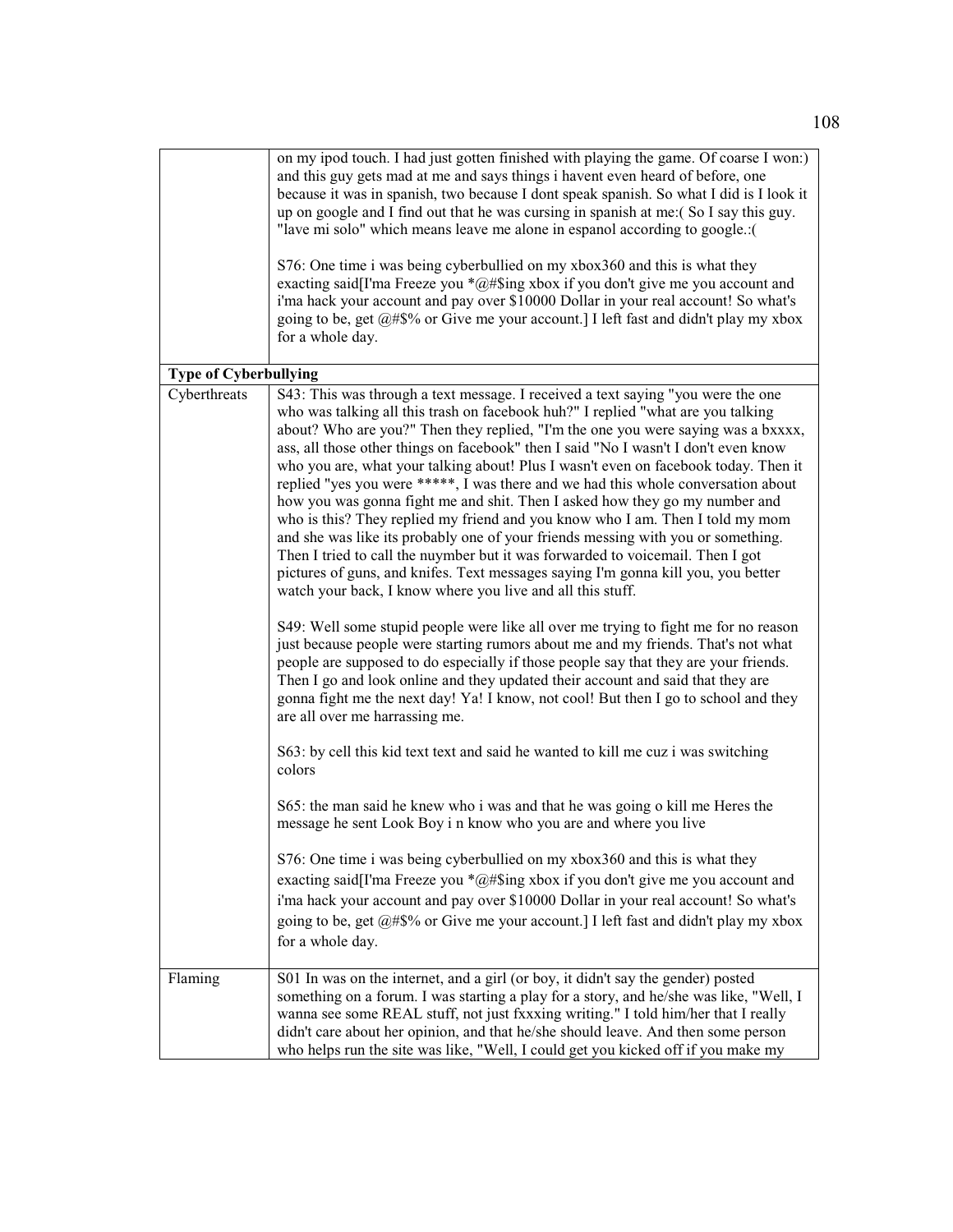| | |
|---|---|
| | on my ipod touch. I had just gotten finished with playing the game. Of coarse I won:) and this guy gets mad at me and says things i havent even heard of before, one because it was in spanish, two because I dont speak spanish. So what I did is I look it up on google and I find out that he was cursing in spanish at me:( So I say this guy. "lave mi solo" which means leave me alone in espanol according to google.:(<br><br>S76: One time i was being cyberbullied on my xbox360 and this is what they exacting said[I'ma Freeze you *@#$ing xbox if you don't give me you account and i'ma hack your account and pay over $10000 Dollar in your real account! So what's going to be, get @#$% or Give me your account.] I left fast and didn't play my xbox for a whole day. |
| **Type of Cyberbullying** | |
| Cyberthreats | S43: This was through a text message. I received a text saying "you were the one who was talking all this trash on facebook huh?" I replied "what are you talking about? Who are you?" Then they replied, "I'm the one you were saying was a bxxxx, ass, all those other things on facebook" then I said "No I wasn't I don't even know who you are, what your talking about! Plus I wasn't even on facebook today. Then it replied "yes you were *****, I was there and we had this whole conversation about how you was gonna fight me and shit. Then I asked how they go my number and who is this? They replied my friend and you know who I am. Then I told my mom and she was like its probably one of your friends messing with you or something. Then I tried to call the nuymber but it was forwarded to voicemail. Then I got pictures of guns, and knifes. Text messages saying I'm gonna kill you, you better watch your back, I know where you live and all this stuff.<br><br>S49: Well some stupid people were like all over me trying to fight me for no reason just because people were starting rumors about me and my friends. That's not what people are supposed to do especially if those people say that they are your friends. Then I go and look online and they updated their account and said that they are gonna fight me the next day! Ya! I know, not cool! But then I go to school and they are all over me harrassing me.<br><br>S63: by cell this kid text text and said he wanted to kill me cuz i was switching colors<br><br>S65: the man said he knew who i was and that he was going o kill me Heres the message he sent Look Boy i n know who you are and where you live<br><br>S76: One time i was being cyberbullied on my xbox360 and this is what they exacting said[I'ma Freeze you *@#$ing xbox if you don't give me you account and i'ma hack your account and pay over $10000 Dollar in your real account! So what's going to be, get @#$% or Give me your account.] I left fast and didn't play my xbox for a whole day. |
| Flaming | S01 In was on the internet, and a girl (or boy, it didn't say the gender) posted something on a forum. I was starting a play for a story, and he/she was like, "Well, I wanna see some REAL stuff, not just fxxxing writing." I told him/her that I really didn't care about her opinion, and that he/she should leave. And then some person who helps run the site was like, "Well, I could get you kicked off if you make my |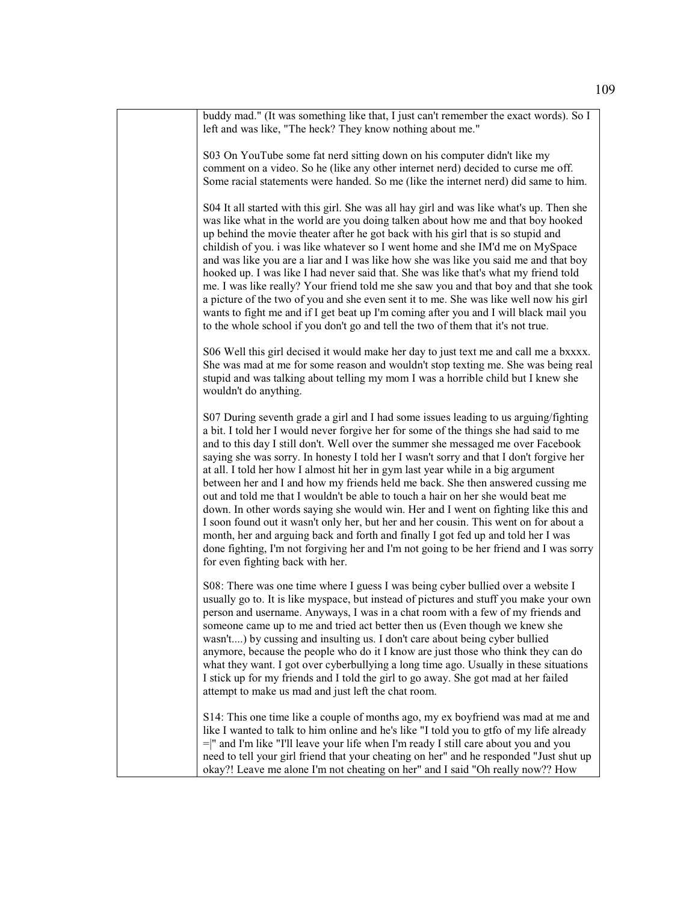| | |
|---|---|
| | buddy mad." (It was something like that, I just can't remember the exact words). So I left and was like, "The heck? They know nothing about me."<br><br>S03 On YouTube some fat nerd sitting down on his computer didn't like my comment on a video. So he (like any other internet nerd) decided to curse me off. Some racial statements were handed. So me (like the internet nerd) did same to him.<br><br>S04 It all started with this girl. She was all hay girl and was like what's up. Then she was like what in the world are you doing talken about how me and that boy hooked up behind the movie theater after he got back with his girl that is so stupid and childish of you. i was like whatever so I went home and she IM'd me on MySpace and was like you are a liar and I was like how she was like you said me and that boy hooked up. I was like I had never said that. She was like that's what my friend told me. I was like really? Your friend told me she saw you and that boy and that she took a picture of the two of you and she even sent it to me. She was like well now his girl wants to fight me and if I get beat up I'm coming after you and I will black mail you to the whole school if you don't go and tell the two of them that it's not true.<br><br>S06 Well this girl decised it would make her day to just text me and call me a bxxxx. She was mad at me for some reason and wouldn't stop texting me. She was being real stupid and was talking about telling my mom I was a horrible child but I knew she wouldn't do anything.<br><br>S07 During seventh grade a girl and I had some issues leading to us arguing/fighting a bit. I told her I would never forgive her for some of the things she had said to me and to this day I still don't. Well over the summer she messaged me over Facebook saying she was sorry. In honesty I told her I wasn't sorry and that I don't forgive her at all. I told her how I almost hit her in gym last year while in a big argument between her and I and how my friends held me back. She then answered cussing me out and told me that I wouldn't be able to touch a hair on her she would beat me down. In other words saying she would win. Her and I went on fighting like this and I soon found out it wasn't only her, but her and her cousin. This went on for about a month, her and arguing back and forth and finally I got fed up and told her I was done fighting, I'm not forgiving her and I'm not going to be her friend and I was sorry for even fighting back with her.<br><br>S08: There was one time where I guess I was being cyber bullied over a website I usually go to. It is like myspace, but instead of pictures and stuff you make your own person and username. Anyways, I was in a chat room with a few of my friends and someone came up to me and tried act better then us (Even though we knew she wasn't....) by cussing and insulting us. I don't care about being cyber bullied anymore, because the people who do it I know are just those who think they can do what they want. I got over cyberbullying a long time ago. Usually in these situations I stick up for my friends and I told the girl to go away. She got mad at her failed attempt to make us mad and just left the chat room.<br><br>S14: This one time like a couple of months ago, my ex boyfriend was mad at me and like I wanted to talk to him online and he's like "I told you to gtfo of my life already =\|" and I'm like "I'll leave your life when I'm ready I still care about you and you need to tell your girl friend that your cheating on her" and he responded "Just shut up okay?! Leave me alone I'm not cheating on her" and I said "Oh really now?? How |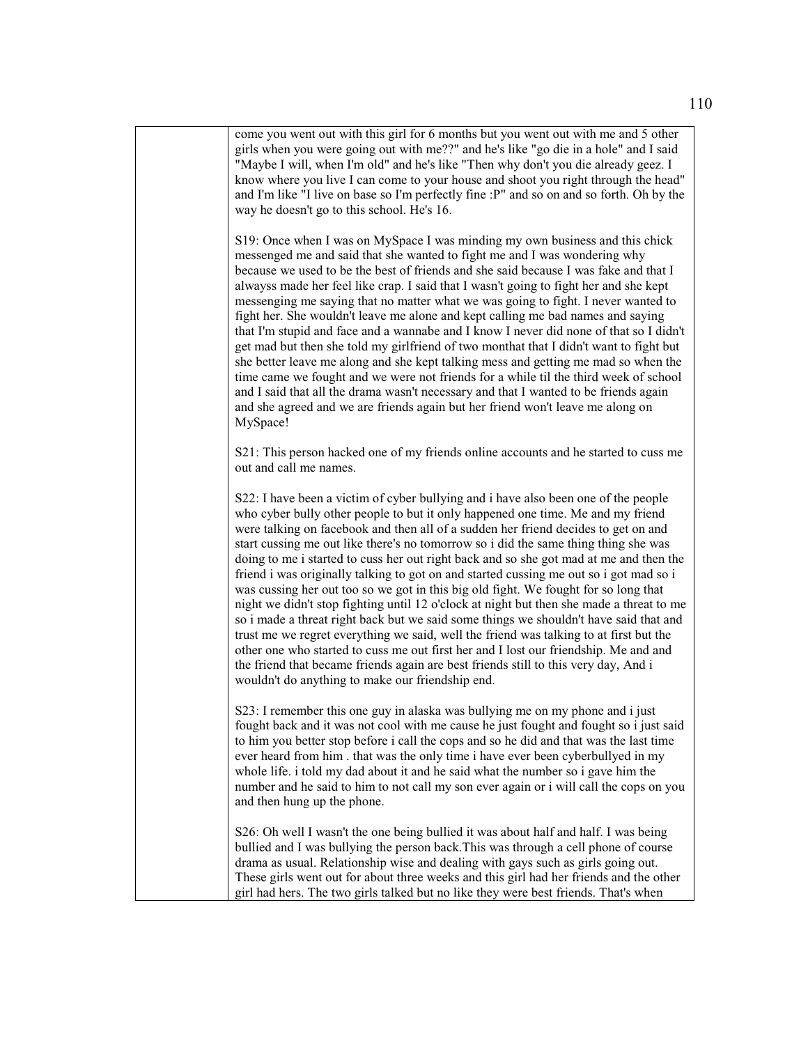| | |
|---|---|
| | come you went out with this girl for 6 months but you went out with me and 5 other girls when you were going out with me??" and he's like "go die in a hole" and I said "Maybe I will, when I'm old" and he's like "Then why don't you die already geez. I know where you live I can come to your house and shoot you right through the head" and I'm like "I live on base so I'm perfectly fine :P" and so on and so forth. Oh by the way he doesn't go to this school. He's 16.<br><br>S19: Once when I was on MySpace I was minding my own business and this chick messenged me and said that she wanted to fight me and I was wondering why because we used to be the best of friends and she said because I was fake and that I alwayss made her feel like crap. I said that I wasn't going to fight her and she kept messenging me saying that no matter what we was going to fight. I never wanted to fight her. She wouldn't leave me alone and kept calling me bad names and saying that I'm stupid and face and a wannabe and I know I never did none of that so I didn't get mad but then she told my girlfriend of two monthat that I didn't want to fight but she better leave me along and she kept talking mess and getting me mad so when the time came we fought and we were not friends for a while til the third week of school and I said that all the drama wasn't necessary and that I wanted to be friends again and she agreed and we are friends again but her friend won't leave me along on MySpace!<br><br>S21: This person hacked one of my friends online accounts and he started to cuss me out and call me names.<br><br>S22: I have been a victim of cyber bullying and i have also been one of the people who cyber bully other people to but it only happened one time. Me and my friend were talking on facebook and then all of a sudden her friend decides to get on and start cussing me out like there's no tomorrow so i did the same thing thing she was doing to me i started to cuss her out right back and so she got mad at me and then the friend i was originally talking to got on and started cussing me out so i got mad so i was cussing her out too so we got in this big old fight. We fought for so long that night we didn't stop fighting until 12 o'clock at night but then she made a threat to me so i made a threat right back but we said some things we shouldn't have said that and trust me we regret everything we said, well the friend was talking to at first but the other one who started to cuss me out first her and I lost our friendship. Me and and the friend that became friends again are best friends still to this very day, And i wouldn't do anything to make our friendship end.<br><br>S23: I remember this one guy in alaska was bullying me on my phone and i just fought back and it was not cool with me cause he just fought and fought so i just said to him you better stop before i call the cops and so he did and that was the last time ever heard from him . that was the only time i have ever been cyberbullyed in my whole life. i told my dad about it and he said what the number so i gave him the number and he said to him to not call my son ever again or i will call the cops on you and then hung up the phone.<br><br>S26: Oh well I wasn't the one being bullied it was about half and half. I was being bullied and I was bullying the person back.This was through a cell phone of course drama as usual. Relationship wise and dealing with gays such as girls going out. These girls went out for about three weeks and this girl had her friends and the other girl had hers. The two girls talked but no like they were best friends. That's when |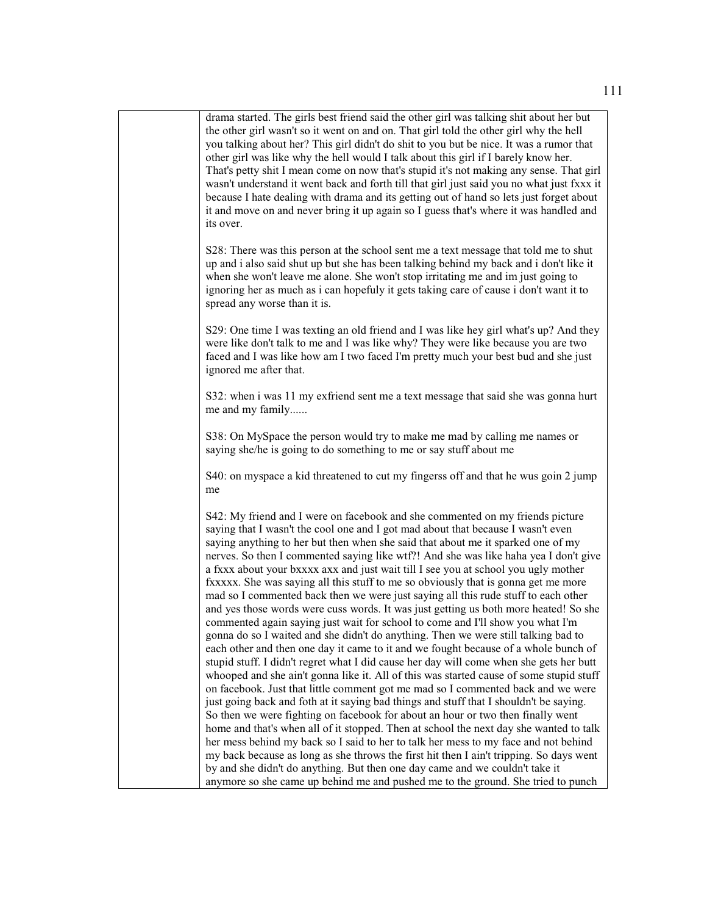| | |
|---|---|
| | drama started. The girls best friend said the other girl was talking shit about her but the other girl wasn't so it went on and on. That girl told the other girl why the hell you talking about her? This girl didn't do shit to you but be nice. It was a rumor that other girl was like why the hell would I talk about this girl if I barely know her. That's petty shit I mean come on now that's stupid it's not making any sense. That girl wasn't understand it went back and forth till that girl just said you no what just fxxx it because I hate dealing with drama and its getting out of hand so lets just forget about it and move on and never bring it up again so I guess that's where it was handled and its over.<br><br>S28: There was this person at the school sent me a text message that told me to shut up and i also said shut up but she has been talking behind my back and i don't like it when she won't leave me alone. She won't stop irritating me and im just going to ignoring her as much as i can hopefuly it gets taking care of cause i don't want it to spread any worse than it is.<br><br>S29: One time I was texting an old friend and I was like hey girl what's up? And they were like don't talk to me and I was like why? They were like because you are two faced and I was like how am I two faced I'm pretty much your best bud and she just ignored me after that.<br><br>S32: when i was 11 my exfriend sent me a text message that said she was gonna hurt me and my family......<br><br>S38: On MySpace the person would try to make me mad by calling me names or saying she/he is going to do something to me or say stuff about me<br><br>S40: on myspace a kid threatened to cut my fingerss off and that he wus goin 2 jump me<br><br>S42: My friend and I were on facebook and she commented on my friends picture saying that I wasn't the cool one and I got mad about that because I wasn't even saying anything to her but then when she said that about me it sparked one of my nerves. So then I commented saying like wtf?! And she was like haha yea I don't give a fxxx about your bxxxx axx and just wait till I see you at school you ugly mother fxxxxx. She was saying all this stuff to me so obviously that is gonna get me more mad so I commented back then we were just saying all this rude stuff to each other and yes those words were cuss words. It was just getting us both more heated! So she commented again saying just wait for school to come and I'll show you what I'm gonna do so I waited and she didn't do anything. Then we were still talking bad to each other and then one day it came to it and we fought because of a whole bunch of stupid stuff. I didn't regret what I did cause her day will come when she gets her butt whooped and she ain't gonna like it. All of this was started cause of some stupid stuff on facebook. Just that little comment got me mad so I commented back and we were just going back and foth at it saying bad things and stuff that I shouldn't be saying. So then we were fighting on facebook for about an hour or two then finally went home and that's when all of it stopped. Then at school the next day she wanted to talk her mess behind my back so I said to her to talk her mess to my face and not behind my back because as long as she throws the first hit then I ain't tripping. So days went by and she didn't do anything. But then one day came and we couldn't take it anymore so she came up behind me and pushed me to the ground. She tried to punch |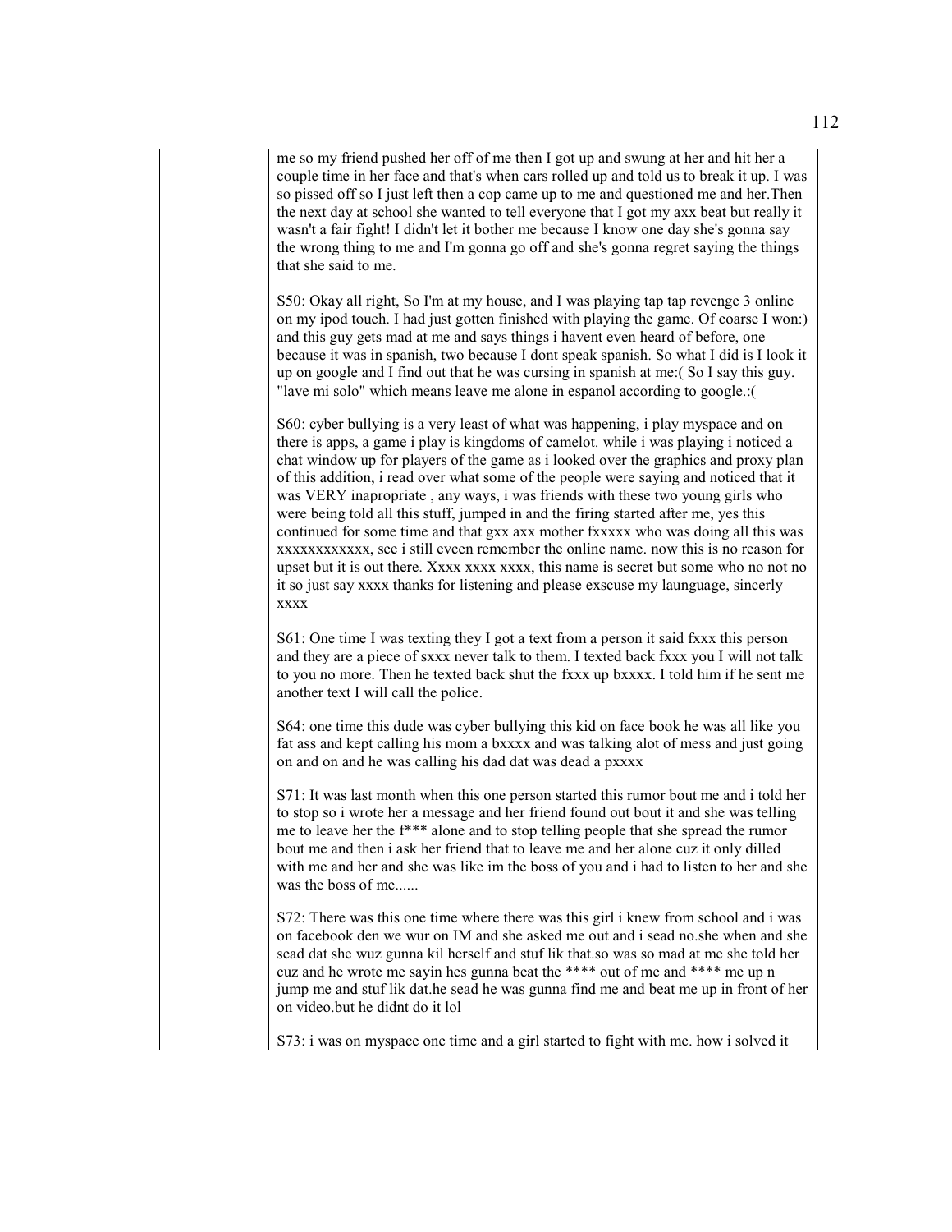| | |
|---|---|
| | me so my friend pushed her off of me then I got up and swung at her and hit her a couple time in her face and that's when cars rolled up and told us to break it up. I was so pissed off so I just left then a cop came up to me and questioned me and her.Then the next day at school she wanted to tell everyone that I got my axx beat but really it wasn't a fair fight! I didn't let it bother me because I know one day she's gonna say the wrong thing to me and I'm gonna go off and she's gonna regret saying the things that she said to me.<br><br>S50: Okay all right, So I'm at my house, and I was playing tap tap revenge 3 online on my ipod touch. I had just gotten finished with playing the game. Of coarse I won:) and this guy gets mad at me and says things i havent even heard of before, one because it was in spanish, two because I dont speak spanish. So what I did is I look it up on google and I find out that he was cursing in spanish at me:( So I say this guy. "lave mi solo" which means leave me alone in espanol according to google.:(<br><br>S60: cyber bullying is a very least of what was happening, i play myspace and on there is apps, a game i play is kingdoms of camelot. while i was playing i noticed a chat window up for players of the game as i looked over the graphics and proxy plan of this addition, i read over what some of the people were saying and noticed that it was VERY inapropriate , any ways, i was friends with these two young girls who were being told all this stuff, jumped in and the firing started after me, yes this continued for some time and that gxx axx mother fxxxxx who was doing all this was xxxxxxxxxxxx, see i still evcen remember the online name. now this is no reason for upset but it is out there. Xxxx xxxx xxxx, this name is secret but some who no not no it so just say xxxx thanks for listening and please exscuse my launguage, sincerly xxxx<br><br>S61: One time I was texting they I got a text from a person it said fxxx this person and they are a piece of sxxx never talk to them. I texted back fxxx you I will not talk to you no more. Then he texted back shut the fxxx up bxxxx. I told him if he sent me another text I will call the police.<br><br>S64: one time this dude was cyber bullying this kid on face book he was all like you fat ass and kept calling his mom a bxxxx and was talking alot of mess and just going on and on and he was calling his dad dat was dead a pxxxx<br><br>S71: It was last month when this one person started this rumor bout me and i told her to stop so i wrote her a message and her friend found out bout it and she was telling me to leave her the f*** alone and to stop telling people that she spread the rumor bout me and then i ask her friend that to leave me and her alone cuz it only dilled with me and her and she was like im the boss of you and i had to listen to her and she was the boss of me......<br><br>S72: There was this one time where there was this girl i knew from school and i was on facebook den we wur on IM and she asked me out and i sead no.she when and she sead dat she wuz gunna kil herself and stuf lik that.so was so mad at me she told her cuz and he wrote me sayin hes gunna beat the **** out of me and **** me up n jump me and stuf lik dat.he sead he was gunna find me and beat me up in front of her on video.but he didnt do it lol<br><br>S73: i was on myspace one time and a girl started to fight with me. how i solved it |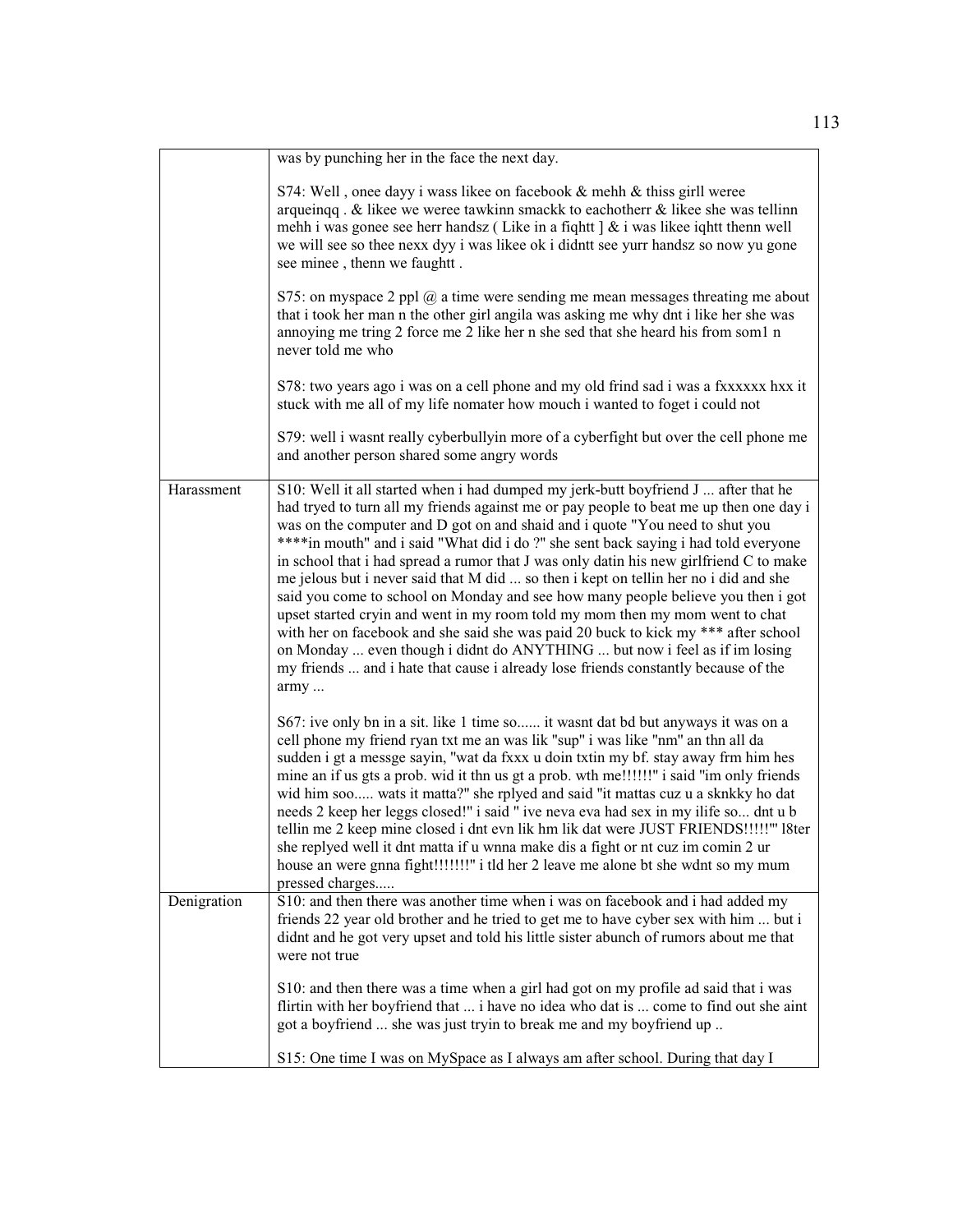| | |
|---|---|
| | was by punching her in the face the next day.<br><br>S74: Well , onee dayy i wass likee on facebook & mehh & thiss girll weree arqueinqq . & likee we weree tawkinn smackk to eachotherr & likee she was tellinn mehh i was gonee see herr handsz ( Like in a fiqhtt ] & i was likee iqhtt thenn well we will see so thee nexx dyy i was likee ok i didntt see yurr handsz so now yu gone see minee , thenn we faughtt .<br><br>S75: on myspace 2 ppl @ a time were sending me mean messages threating me about that i took her man n the other girl angila was asking me why dnt i like her she was annoying me tring 2 force me 2 like her n she sed that she heard his from som1 n never told me who<br><br>S78: two years ago i was on a cell phone and my old frind sad i was a fxxxxxx hxx it stuck with me all of my life nomater how mouch i wanted to foget i could not<br><br>S79: well i wasnt really cyberbullyin more of a cyberfight but over the cell phone me and another person shared some angry words |
| Harassment | S10: Well it all started when i had dumped my jerk-butt boyfriend J ... after that he had tryed to turn all my friends against me or pay people to beat me up then one day i was on the computer and D got on and shaid and i quote "You need to shut you ****in mouth" and i said "What did i do ?" she sent back saying i had told everyone in school that i had spread a rumor that J was only datin his new girlfriend C to make me jelous but i never said that M did ... so then i kept on tellin her no i did and she said you come to school on Monday and see how many people believe you then i got upset started cryin and went in my room told my mom then my mom went to chat with her on facebook and she said she was paid 20 buck to kick my *** after school on Monday ... even though i didnt do ANYTHING ... but now i feel as if im losing my friends ... and i hate that cause i already lose friends constantly because of the army ...<br><br>S67: ive only bn in a sit. like 1 time so...... it wasnt dat bd but anyways it was on a cell phone my friend ryan txt me an was lik "sup" i was like "nm" an thn all da sudden i gt a messge sayin, "wat da fxxx u doin txtin my bf. stay away frm him hes mine an if us gts a prob. wid it thn us gt a prob. wth me!!!!!!" i said "im only friends wid him soo..... wats it matta?" she rplyed and said "it mattas cuz u a sknkky ho dat needs 2 keep her leggs closed!" i said " ive neva eva had sex in my ilife so... dnt u b tellin me 2 keep mine closed i dnt evn lik hm lik dat were JUST FRIENDS!!!!!"' l8ter she replyed well it dnt matta if u wnna make dis a fight or nt cuz im comin 2 ur house an were gnna fight!!!!!!!" i tld her 2 leave me alone bt she wdnt so my mum pressed charges..... |
| Denigration | S10: and then there was another time when i was on facebook and i had added my friends 22 year old brother and he tried to get me to have cyber sex with him ... but i didnt and he got very upset and told his little sister abunch of rumors about me that were not true<br><br>S10: and then there was a time when a girl had got on my profile ad said that i was flirtin with her boyfriend that ... i have no idea who dat is ... come to find out she aint got a boyfriend ... she was just tryin to break me and my boyfriend up ..<br><br>S15: One time I was on MySpace as I always am after school. During that day I |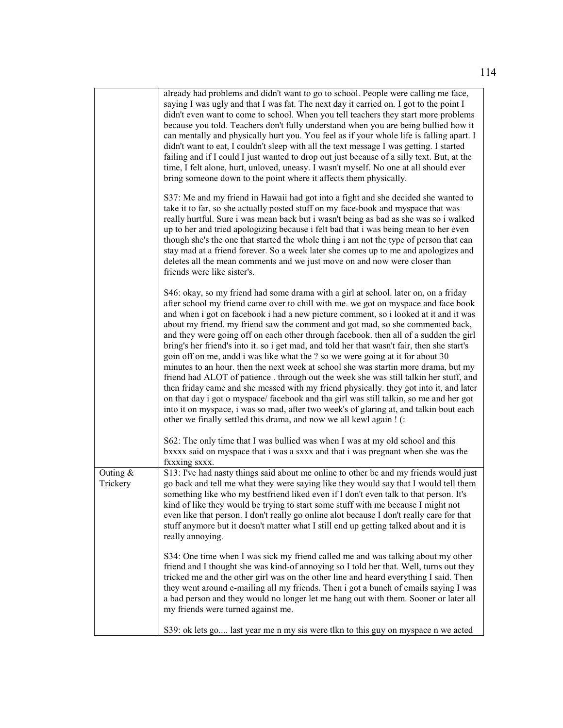| | |
|---|---|
| | already had problems and didn't want to go to school. People were calling me face, saying I was ugly and that I was fat. The next day it carried on. I got to the point I didn't even want to come to school. When you tell teachers they start more problems because you told. Teachers don't fully understand when you are being bullied how it can mentally and physically hurt you. You feel as if your whole life is falling apart. I didn't want to eat, I couldn't sleep with all the text message I was getting. I started failing and if I could I just wanted to drop out just because of a silly text. But, at the time, I felt alone, hurt, unloved, uneasy. I wasn't myself. No one at all should ever bring someone down to the point where it affects them physically.<br><br>S37: Me and my friend in Hawaii had got into a fight and she decided she wanted to take it to far, so she actually posted stuff on my face-book and myspace that was really hurtful. Sure i was mean back but i wasn't being as bad as she was so i walked up to her and tried apologizing because i felt bad that i was being mean to her even though she's the one that started the whole thing i am not the type of person that can stay mad at a friend forever. So a week later she comes up to me and apologizes and deletes all the mean comments and we just move on and now were closer than friends were like sister's.<br><br>S46: okay, so my friend had some drama with a girl at school. later on, on a friday after school my friend came over to chill with me. we got on myspace and face book and when i got on facebook i had a new picture comment, so i looked at it and it was about my friend. my friend saw the comment and got mad, so she commented back, and they were going off on each other through facebook. then all of a sudden the girl bring's her friend's into it. so i get mad, and told her that wasn't fair, then she start's goin off on me, andd i was like what the ? so we were going at it for about 30 minutes to an hour. then the next week at school she was startin more drama, but my friend had ALOT of patience . through out the week she was still talkin her stuff, and then friday came and she messed with my friend physically. they got into it, and later on that day i got o myspace/ facebook and tha girl was still talkin, so me and her got into it on myspace, i was so mad, after two week's of glaring at, and talkin bout each other we finally settled this drama, and now we all kewl again ! (:<br><br>S62: The only time that I was bullied was when I was at my old school and this bxxxx said on myspace that i was a sxxx and that i was pregnant when she was the fxxxing sxxx. |
| Outing & Trickery | S13: I've had nasty things said about me online to other be and my friends would just go back and tell me what they were saying like they would say that I would tell them something like who my bestfriend liked even if I don't even talk to that person. It's kind of like they would be trying to start some stuff with me because I might not even like that person. I don't really go online alot because I don't really care for that stuff anymore but it doesn't matter what I still end up getting talked about and it is really annoying.<br><br>S34: One time when I was sick my friend called me and was talking about my other friend and I thought she was kind-of annoying so I told her that. Well, turns out they tricked me and the other girl was on the other line and heard everything I said. Then they went around e-mailing all my friends. Then i got a bunch of emails saying I was a bad person and they would no longer let me hang out with them. Sooner or later all my friends were turned against me.<br><br>S39: ok lets go.... last year me n my sis were tlkn to this guy on myspace n we acted |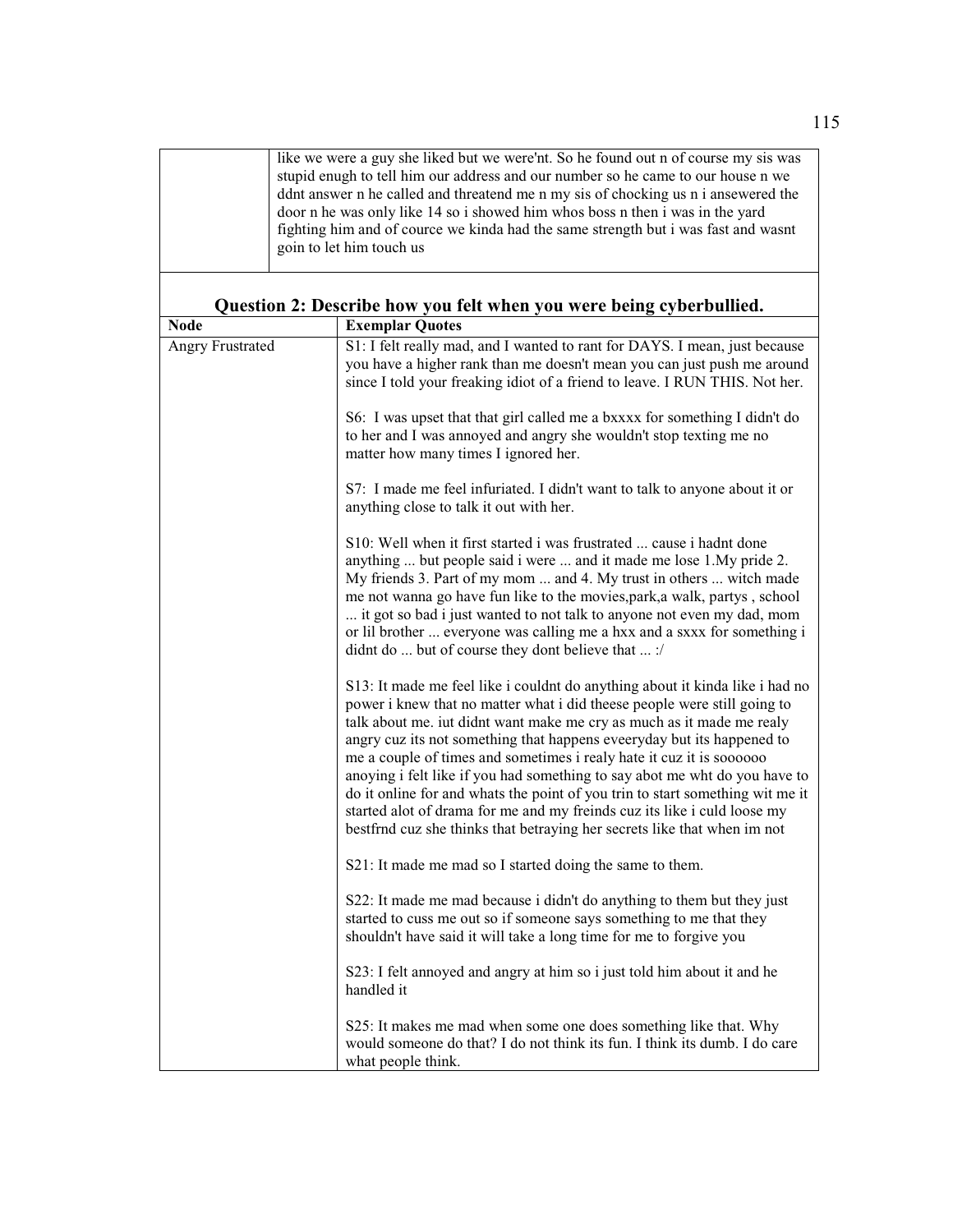| | |
|---|---|
| | like we were a guy she liked but we were'nt. So he found out n of course my sis was stupid enugh to tell him our address and our number so he came to our house n we ddnt answer n he called and threatend me n my sis of chocking us n i ansewered the door n he was only like 14 so i showed him whos boss n then i was in the yard fighting him and of cource we kinda had the same strength but i was fast and wasnt goin to let him touch us |

## Question 2: Describe how you felt when you were being cyberbullied.

| Node | Exemplar Quotes |
|---|---|
| Angry Frustrated | S1: I felt really mad, and I wanted to rant for DAYS. I mean, just because you have a higher rank than me doesn't mean you can just push me around since I told your freaking idiot of a friend to leave. I RUN THIS. Not her.<br><br>S6: I was upset that that girl called me a bxxxx for something I didn't do to her and I was annoyed and angry she wouldn't stop texting me no matter how many times I ignored her.<br><br>S7: I made me feel infuriated. I didn't want to talk to anyone about it or anything close to talk it out with her.<br><br>S10: Well when it first started i was frustrated ... cause i hadnt done anything ... but people said i were ... and it made me lose 1.My pride 2. My friends 3. Part of my mom ... and 4. My trust in others ... witch made me not wanna go have fun like to the movies,park,a walk, partys , school ... it got so bad i just wanted to not talk to anyone not even my dad, mom or lil brother ... everyone was calling me a hxx and a sxxx for something i didnt do ... but of course they dont believe that ... :/<br><br>S13: It made me feel like i couldnt do anything about it kinda like i had no power i knew that no matter what i did theese people were still going to talk about me. iut didnt want make me cry as much as it made me realy angry cuz its not something that happens eveeryday but its happened to me a couple of times and sometimes i realy hate it cuz it is soooooo anoying i felt like if you had something to say abot me wht do you have to do it online for and whats the point of you trin to start something wit me it started alot of drama for me and my freinds cuz its like i culd loose my bestfrnd cuz she thinks that betraying her secrets like that when im not<br><br>S21: It made me mad so I started doing the same to them.<br><br>S22: It made me mad because i didn't do anything to them but they just started to cuss me out so if someone says something to me that they shouldn't have said it will take a long time for me to forgive you<br><br>S23: I felt annoyed and angry at him so i just told him about it and he handled it<br><br>S25: It makes me mad when some one does something like that. Why would someone do that? I do not think its fun. I think its dumb. I do care what people think. |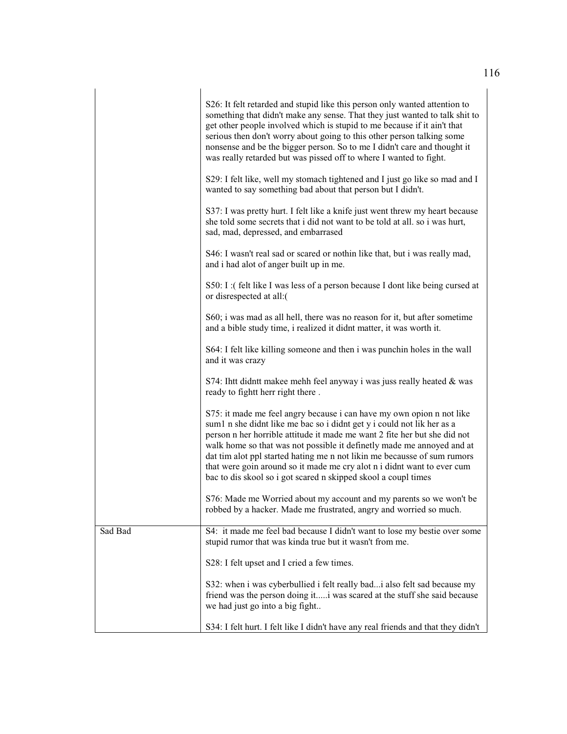| | |
|---|---|
| | S26: It felt retarded and stupid like this person only wanted attention to something that didn't make any sense. That they just wanted to talk shit to get other people involved which is stupid to me because if it ain't that serious then don't worry about going to this other person talking some nonsense and be the bigger person. So to me I didn't care and thought it was really retarded but was pissed off to where I wanted to fight.<br><br>S29: I felt like, well my stomach tightened and I just go like so mad and I wanted to say something bad about that person but I didn't.<br><br>S37: I was pretty hurt. I felt like a knife just went threw my heart because she told some secrets that i did not want to be told at all. so i was hurt, sad, mad, depressed, and embarrased<br><br>S46: I wasn't real sad or scared or nothin like that, but i was really mad, and i had alot of anger built up in me.<br><br>S50: I :( felt like I was less of a person because I dont like being cursed at or disrespected at all:(<br><br>S60; i was mad as all hell, there was no reason for it, but after sometime and a bible study time, i realized it didnt matter, it was worth it.<br><br>S64: I felt like killing someone and then i was punchin holes in the wall and it was crazy<br><br>S74: Ihtt didntt makee mehh feel anyway i was juss really heated & was ready to fightt herr right there .<br><br>S75: it made me feel angry because i can have my own opion n not like sum1 n she didnt like me bac so i didnt get y i could not lik her as a person n her horrible attitude it made me want 2 fite her but she did not walk home so that was not possible it definetly made me annoyed and at dat tim alot ppl started hating me n not likin me becausse of sum rumors that were goin around so it made me cry alot n i didnt want to ever cum bac to dis skool so i got scared n skipped skool a coupl times<br><br>S76: Made me Worried about my account and my parents so we won't be robbed by a hacker. Made me frustrated, angry and worried so much. |
| Sad Bad | S4: it made me feel bad because I didn't want to lose my bestie over some stupid rumor that was kinda true but it wasn't from me.<br><br>S28: I felt upset and I cried a few times.<br><br>S32: when i was cyberbullied i felt really bad...i also felt sad because my friend was the person doing it.....i was scared at the stuff she said because we had just go into a big fight..<br><br>S34: I felt hurt. I felt like I didn't have any real friends and that they didn't |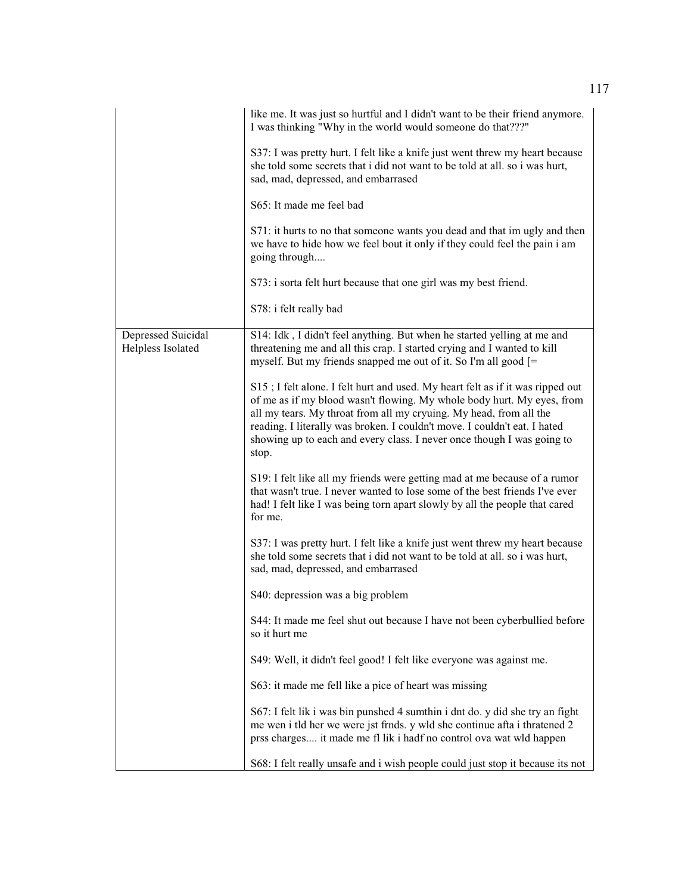| | |
|---|---|
| | like me. It was just so hurtful and I didn't want to be their friend anymore. I was thinking "Why in the world would someone do that???"<br><br>S37: I was pretty hurt. I felt like a knife just went threw my heart because she told some secrets that i did not want to be told at all. so i was hurt, sad, mad, depressed, and embarrased<br><br>S65: It made me feel bad<br><br>S71: it hurts to no that someone wants you dead and that im ugly and then we have to hide how we feel bout it only if they could feel the pain i am going through....<br><br>S73: i sorta felt hurt because that one girl was my best friend.<br><br>S78: i felt really bad |
| Depressed Suicidal Helpless Isolated | S14: Idk , I didn't feel anything. But when he started yelling at me and threatening me and all this crap. I started crying and I wanted to kill myself. But my friends snapped me out of it. So I'm all good [=<br><br>S15 ; I felt alone. I felt hurt and used. My heart felt as if it was ripped out of me as if my blood wasn't flowing. My whole body hurt. My eyes, from all my tears. My throat from all my cryuing. My head, from all the reading. I literally was broken. I couldn't move. I couldn't eat. I hated showing up to each and every class. I never once though I was going to stop.<br><br>S19: I felt like all my friends were getting mad at me because of a rumor that wasn't true. I never wanted to lose some of the best friends I've ever had! I felt like I was being torn apart slowly by all the people that cared for me.<br><br>S37: I was pretty hurt. I felt like a knife just went threw my heart because she told some secrets that i did not want to be told at all. so i was hurt, sad, mad, depressed, and embarrased<br><br>S40: depression was a big problem<br><br>S44: It made me feel shut out because I have not been cyberbullied before so it hurt me<br><br>S49: Well, it didn't feel good! I felt like everyone was against me.<br><br>S63: it made me fell like a pice of heart was missing<br><br>S67: I felt lik i was bin punshed 4 sumthin i dnt do. y did she try an fight me wen i tld her we were jst frnds. y wld she continue afta i thratened 2 prss charges.... it made me fl lik i hadf no control ova wat wld happen<br><br>S68: I felt really unsafe and i wish people could just stop it because its not |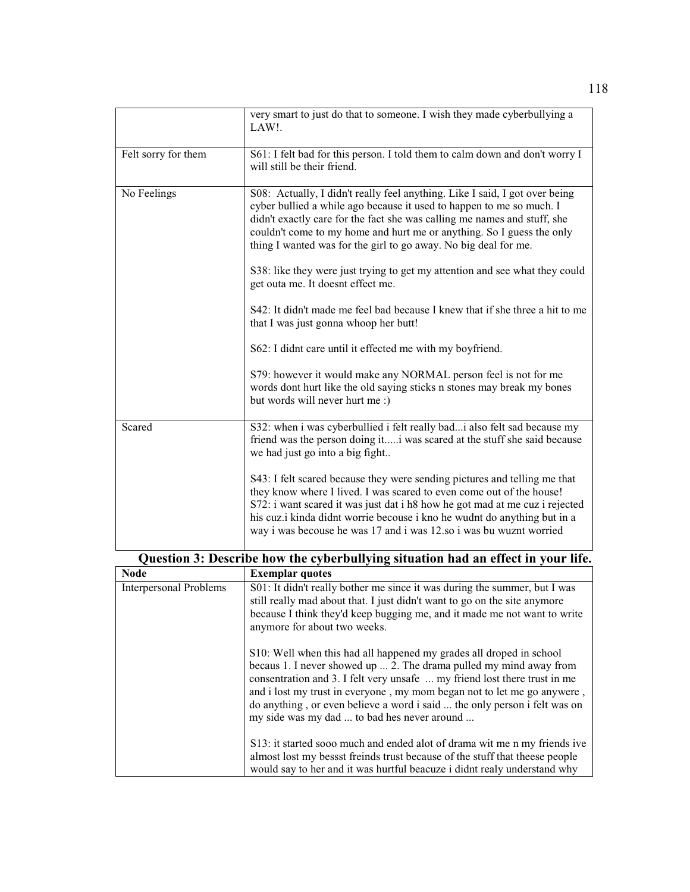| | |
|---|---|
| | very smart to just do that to someone. I wish they made cyberbullying a LAW!. |
| Felt sorry for them | S61: I felt bad for this person. I told them to calm down and don't worry I will still be their friend. |
| No Feelings | S08: Actually, I didn't really feel anything. Like I said, I got over being cyber bullied a while ago because it used to happen to me so much. I didn't exactly care for the fact she was calling me names and stuff, she couldn't come to my home and hurt me or anything. So I guess the only thing I wanted was for the girl to go away. No big deal for me.<br><br>S38: like they were just trying to get my attention and see what they could get outa me. It doesnt effect me.<br><br>S42: It didn't made me feel bad because I knew that if she three a hit to me that I was just gonna whoop her butt!<br><br>S62: I didnt care until it effected me with my boyfriend.<br><br>S79: however it would make any NORMAL person feel is not for me words dont hurt like the old saying sticks n stones may break my bones but words will never hurt me :) |
| Scared | S32: when i was cyberbullied i felt really bad...i also felt sad because my friend was the person doing it.....i was scared at the stuff she said because we had just go into a big fight..<br><br>S43: I felt scared because they were sending pictures and telling me that they know where I lived. I was scared to even come out of the house!<br>S72: i want scared it was just dat i h8 how he got mad at me cuz i rejected his cuz.i kinda didnt worrie becouse i kno he wudnt do anything but in a way i was becouse he was 17 and i was 12.so i was bu wuznt worried |

**Question 3: Describe how the cyberbullying situation had an effect in your life.**

| Node | Exemplar quotes |
|---|---|
| Interpersonal Problems | S01: It didn't really bother me since it was during the summer, but I was still really mad about that. I just didn't want to go on the site anymore because I think they'd keep bugging me, and it made me not want to write anymore for about two weeks.<br><br>S10: Well when this had all happened my grades all droped in school becaus 1. I never showed up ... 2. The drama pulled my mind away from consentration and 3. I felt very unsafe ... my friend lost there trust in me and i lost my trust in everyone , my mom began not to let me go anywere , do anything , or even believe a word i said ... the only person i felt was on my side was my dad ... to bad hes never around ...<br><br>S13: it started sooo much and ended alot of drama wit me n my friends ive almost lost my bessst freinds trust because of the stuff that theese people would say to her and it was hurtful beacuze i didnt realy understand why |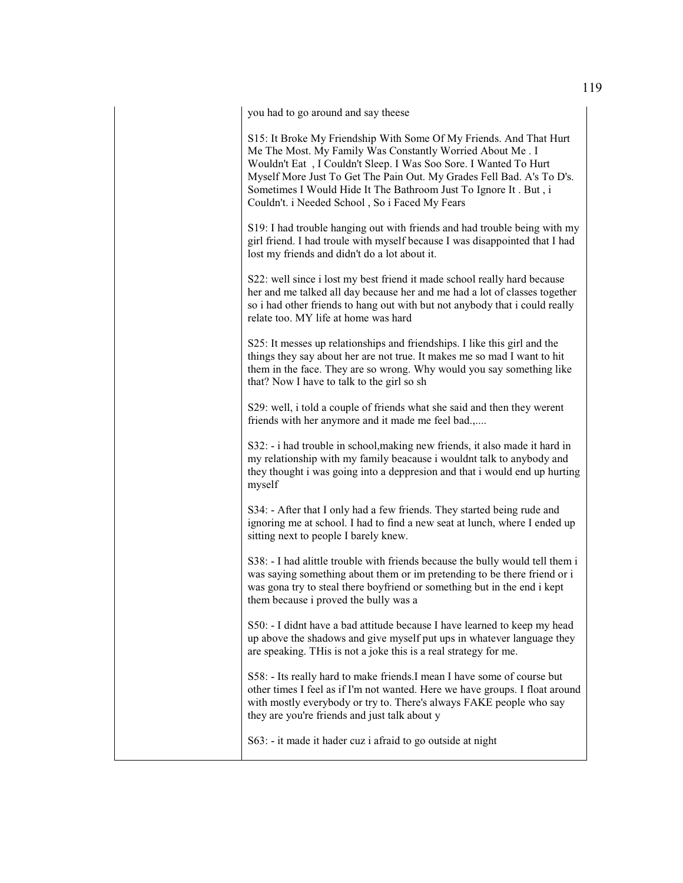| | |
|---|---|
| | you had to go around and say theese<br><br>S15: It Broke My Friendship With Some Of My Friends. And That Hurt Me The Most. My Family Was Constantly Worried About Me . I Wouldn't Eat , I Couldn't Sleep. I Was Soo Sore. I Wanted To Hurt Myself More Just To Get The Pain Out. My Grades Fell Bad. A's To D's. Sometimes I Would Hide It The Bathroom Just To Ignore It . But , i Couldn't. i Needed School , So i Faced My Fears<br><br>S19: I had trouble hanging out with friends and had trouble being with my girl friend. I had troule with myself because I was disappointed that I had lost my friends and didn't do a lot about it.<br><br>S22: well since i lost my best friend it made school really hard because her and me talked all day because her and me had a lot of classes together so i had other friends to hang out with but not anybody that i could really relate too. MY life at home was hard<br><br>S25: It messes up relationships and friendships. I like this girl and the things they say about her are not true. It makes me so mad I want to hit them in the face. They are so wrong. Why would you say something like that? Now I have to talk to the girl so sh<br><br>S29: well, i told a couple of friends what she said and then they werent friends with her anymore and it made me feel bad.,....<br><br>S32: - i had trouble in school,making new friends, it also made it hard in my relationship with my family beacause i wouldnt talk to anybody and they thought i was going into a deppresion and that i would end up hurting myself<br><br>S34: - After that I only had a few friends. They started being rude and ignoring me at school. I had to find a new seat at lunch, where I ended up sitting next to people I barely knew.<br><br>S38: - I had alittle trouble with friends because the bully would tell them i was saying something about them or im pretending to be there friend or i was gona try to steal there boyfriend or something but in the end i kept them because i proved the bully was a<br><br>S50: - I didnt have a bad attitude because I have learned to keep my head up above the shadows and give myself put ups in whatever language they are speaking. THis is not a joke this is a real strategy for me.<br><br>S58: - Its really hard to make friends.I mean I have some of course but other times I feel as if I'm not wanted. Here we have groups. I float around with mostly everybody or try to. There's always FAKE people who say they are you're friends and just talk about y<br><br>S63: - it made it hader cuz i afraid to go outside at night |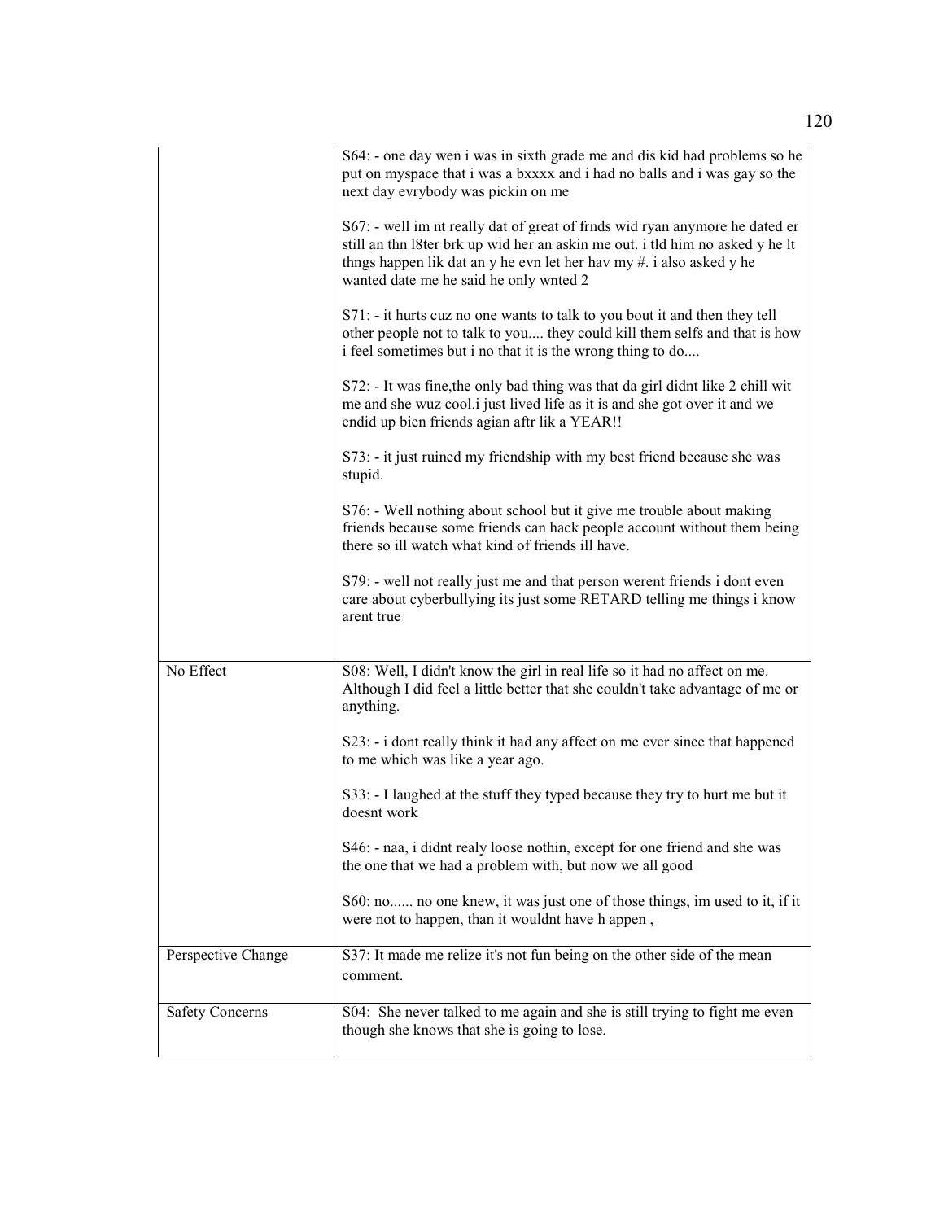| | |
|---|---|
| | S64: - one day wen i was in sixth grade me and dis kid had problems so he put on myspace that i was a bxxxx and i had no balls and i was gay so the next day evrybody was pickin on me<br><br>S67: - well im nt really dat of great of frnds wid ryan anymore he dated er still an thn l8ter brk up wid her an askin me out. i tld him no asked y he lt thngs happen lik dat an y he evn let her hav my #. i also asked y he wanted date me he said he only wnted 2<br><br>S71: - it hurts cuz no one wants to talk to you bout it and then they tell other people not to talk to you.... they could kill them selfs and that is how i feel sometimes but i no that it is the wrong thing to do....<br><br>S72: - It was fine,the only bad thing was that da girl didnt like 2 chill wit me and she wuz cool.i just lived life as it is and she got over it and we endid up bien friends agian aftr lik a YEAR!!<br><br>S73: - it just ruined my friendship with my best friend because she was stupid.<br><br>S76: - Well nothing about school but it give me trouble about making friends because some friends can hack people account without them being there so ill watch what kind of friends ill have.<br><br>S79: - well not really just me and that person werent friends i dont even care about cyberbullying its just some RETARD telling me things i know arent true |
| No Effect | S08: Well, I didn't know the girl in real life so it had no affect on me. Although I did feel a little better that she couldn't take advantage of me or anything.<br><br>S23: - i dont really think it had any affect on me ever since that happened to me which was like a year ago.<br><br>S33: - I laughed at the stuff they typed because they try to hurt me but it doesnt work<br><br>S46: - naa, i didnt realy loose nothin, except for one friend and she was the one that we had a problem with, but now we all good<br><br>S60: no...... no one knew, it was just one of those things, im used to it, if it were not to happen, than it wouldnt have h appen , |
| Perspective Change | S37: It made me relize it's not fun being on the other side of the mean comment. |
| Safety Concerns | S04: She never talked to me again and she is still trying to fight me even though she knows that she is going to lose. |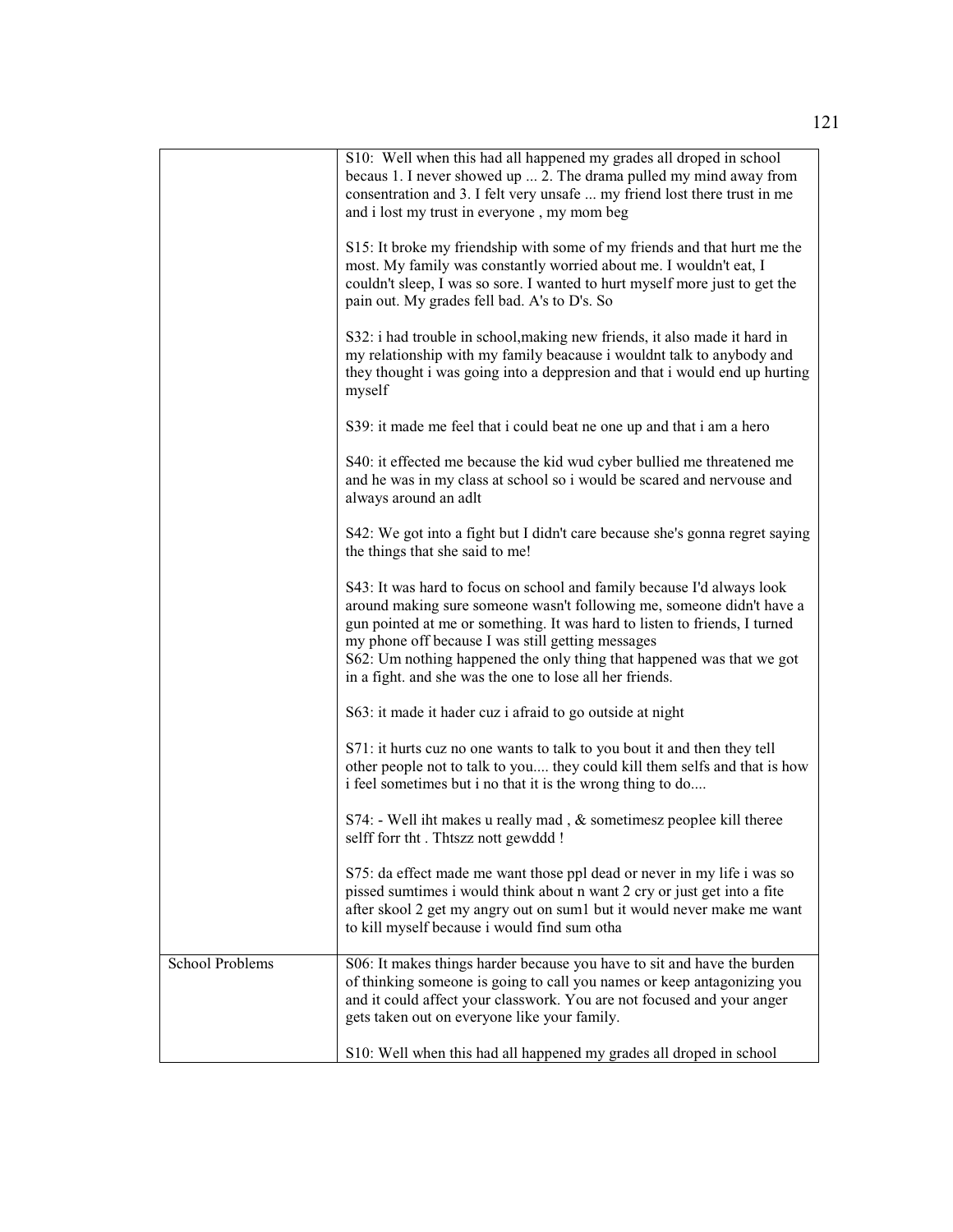| | |
|---|---|
| | S10: Well when this had all happened my grades all droped in school becaus 1. I never showed up ... 2. The drama pulled my mind away from consentration and 3. I felt very unsafe ... my friend lost there trust in me and i lost my trust in everyone , my mom beg<br><br>S15: It broke my friendship with some of my friends and that hurt me the most. My family was constantly worried about me. I wouldn't eat, I couldn't sleep, I was so sore. I wanted to hurt myself more just to get the pain out. My grades fell bad. A's to D's. So<br><br>S32: i had trouble in school,making new friends, it also made it hard in my relationship with my family beacause i wouldnt talk to anybody and they thought i was going into a deppresion and that i would end up hurting myself<br><br>S39: it made me feel that i could beat ne one up and that i am a hero<br><br>S40: it effected me because the kid wud cyber bullied me threatened me and he was in my class at school so i would be scared and nervouse and always around an adlt<br><br>S42: We got into a fight but I didn't care because she's gonna regret saying the things that she said to me!<br><br>S43: It was hard to focus on school and family because I'd always look around making sure someone wasn't following me, someone didn't have a gun pointed at me or something. It was hard to listen to friends, I turned my phone off because I was still getting messages<br>S62: Um nothing happened the only thing that happened was that we got in a fight. and she was the one to lose all her friends.<br><br>S63: it made it hader cuz i afraid to go outside at night<br><br>S71: it hurts cuz no one wants to talk to you bout it and then they tell other people not to talk to you.... they could kill them selfs and that is how i feel sometimes but i no that it is the wrong thing to do....<br><br>S74: - Well iht makes u really mad , & sometimesz peoplee kill theree selff forr tht . Thtszz nott gewddd !<br><br>S75: da effect made me want those ppl dead or never in my life i was so pissed sumtimes i would think about n want 2 cry or just get into a fite after skool 2 get my angry out on sum1 but it would never make me want to kill myself because i would find sum otha |
| School Problems | S06: It makes things harder because you have to sit and have the burden of thinking someone is going to call you names or keep antagonizing you and it could affect your classwork. You are not focused and your anger gets taken out on everyone like your family.<br><br>S10: Well when this had all happened my grades all droped in school |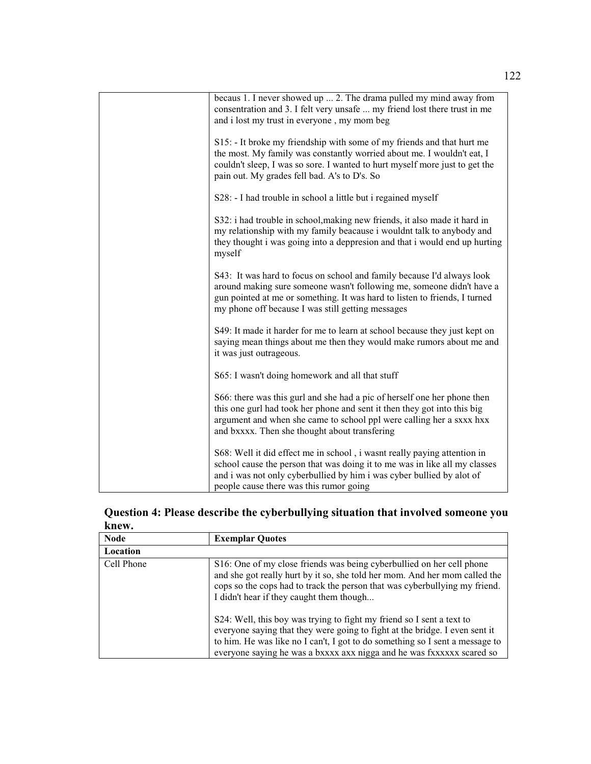| | |
|---|---|
| | becaus 1. I never showed up ... 2. The drama pulled my mind away from consentration and 3. I felt very unsafe ... my friend lost there trust in me and i lost my trust in everyone , my mom beg<br><br>S15: - It broke my friendship with some of my friends and that hurt me the most. My family was constantly worried about me. I wouldn't eat, I couldn't sleep, I was so sore. I wanted to hurt myself more just to get the pain out. My grades fell bad. A's to D's. So<br><br>S28: - I had trouble in school a little but i regained myself<br><br>S32: i had trouble in school,making new friends, it also made it hard in my relationship with my family beacause i wouldnt talk to anybody and they thought i was going into a deppresion and that i would end up hurting myself<br><br>S43: It was hard to focus on school and family because I'd always look around making sure someone wasn't following me, someone didn't have a gun pointed at me or something. It was hard to listen to friends, I turned my phone off because I was still getting messages<br><br>S49: It made it harder for me to learn at school because they just kept on saying mean things about me then they would make rumors about me and it was just outrageous.<br><br>S65: I wasn't doing homework and all that stuff<br><br>S66: there was this gurl and she had a pic of herself one her phone then this one gurl had took her phone and sent it then they got into this big argument and when she came to school ppl were calling her a sxxx hxx and bxxxx. Then she thought about transfering<br><br>S68: Well it did effect me in school , i wasnt really paying attention in school cause the person that was doing it to me was in like all my classes and i was not only cyberbullied by him i was cyber bullied by alot of people cause there was this rumor going |

## Question 4: Please describe the cyberbullying situation that involved someone you knew.

| Node | Exemplar Quotes |
|---|---|
| **Location** | |
| Cell Phone | S16: One of my close friends was being cyberbullied on her cell phone and she got really hurt by it so, she told her mom. And her mom called the cops so the cops had to track the person that was cyberbullying my friend. I didn't hear if they caught them though...<br><br>S24: Well, this boy was trying to fight my friend so I sent a text to everyone saying that they were going to fight at the bridge. I even sent it to him. He was like no I can't, I got to do something so I sent a message to everyone saying he was a bxxxx axx nigga and he was fxxxxxx scared so |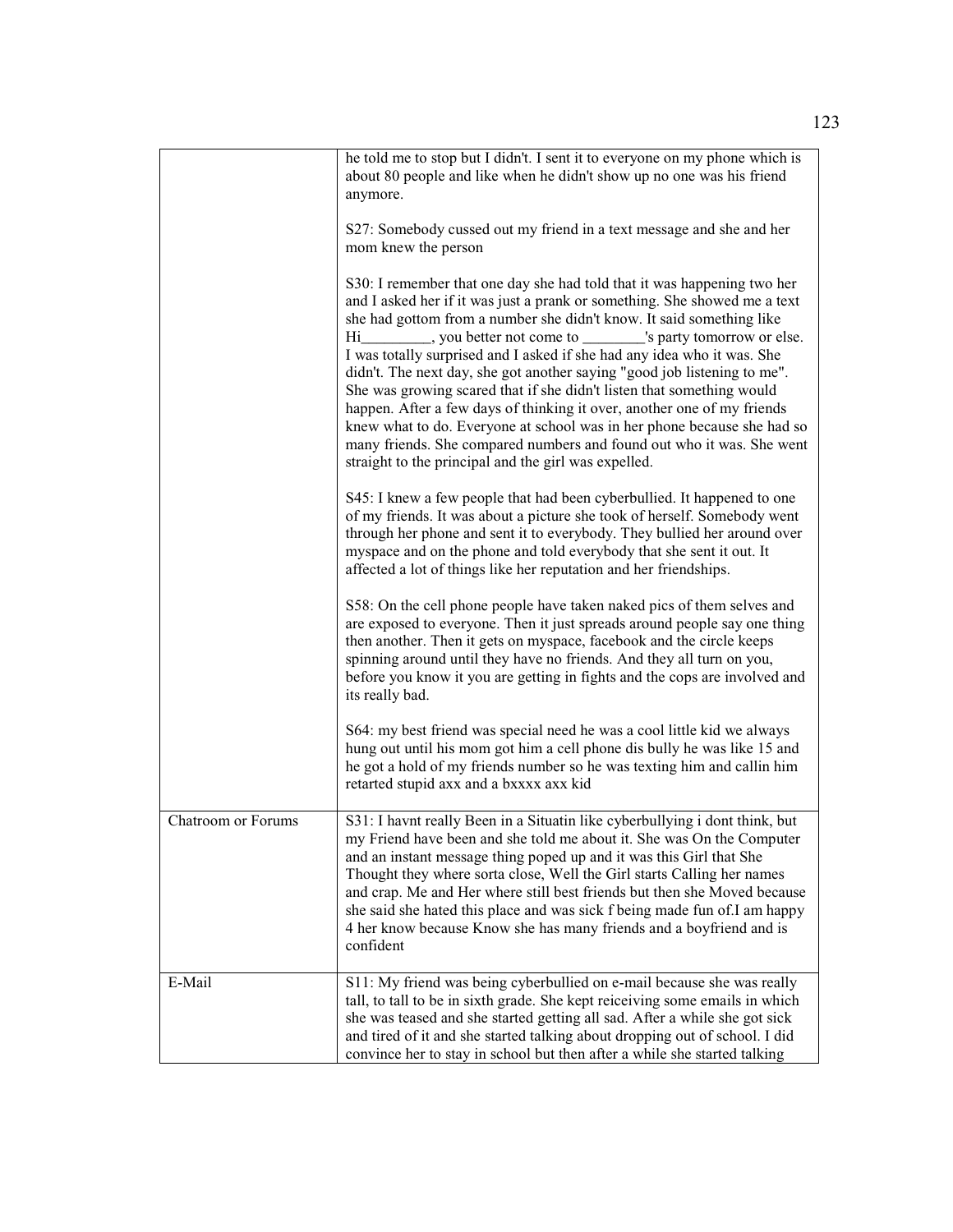| | |
|---|---|
| | he told me to stop but I didn't. I sent it to everyone on my phone which is about 80 people and like when he didn't show up no one was his friend anymore.<br><br>S27: Somebody cussed out my friend in a text message and she and her mom knew the person<br><br>S30: I remember that one day she had told that it was happening two her and I asked her if it was just a prank or something. She showed me a text she had gottom from a number she didn't know. It said something like Hi_________, you better not come to ________'s party tomorrow or else. I was totally surprised and I asked if she had any idea who it was. She didn't. The next day, she got another saying "good job listening to me". She was growing scared that if she didn't listen that something would happen. After a few days of thinking it over, another one of my friends knew what to do. Everyone at school was in her phone because she had so many friends. She compared numbers and found out who it was. She went straight to the principal and the girl was expelled.<br><br>S45: I knew a few people that had been cyberbullied. It happened to one of my friends. It was about a picture she took of herself. Somebody went through her phone and sent it to everybody. They bullied her around over myspace and on the phone and told everybody that she sent it out. It affected a lot of things like her reputation and her friendships.<br><br>S58: On the cell phone people have taken naked pics of them selves and are exposed to everyone. Then it just spreads around people say one thing then another. Then it gets on myspace, facebook and the circle keeps spinning around until they have no friends. And they all turn on you, before you know it you are getting in fights and the cops are involved and its really bad.<br><br>S64: my best friend was special need he was a cool little kid we always hung out until his mom got him a cell phone dis bully he was like 15 and he got a hold of my friends number so he was texting him and callin him retarted stupid axx and a bxxxx axx kid |
| Chatroom or Forums | S31: I havnt really Been in a Situatin like cyberbullying i dont think, but my Friend have been and she told me about it. She was On the Computer and an instant message thing poped up and it was this Girl that She Thought they where sorta close, Well the Girl starts Calling her names and crap. Me and Her where still best friends but then she Moved because she said she hated this place and was sick f being made fun of.I am happy 4 her know because Know she has many friends and a boyfriend and is confident |
| E-Mail | S11: My friend was being cyberbullied on e-mail because she was really tall, to tall to be in sixth grade. She kept reiceiving some emails in which she was teased and she started getting all sad. After a while she got sick and tired of it and she started talking about dropping out of school. I did convince her to stay in school but then after a while she started talking |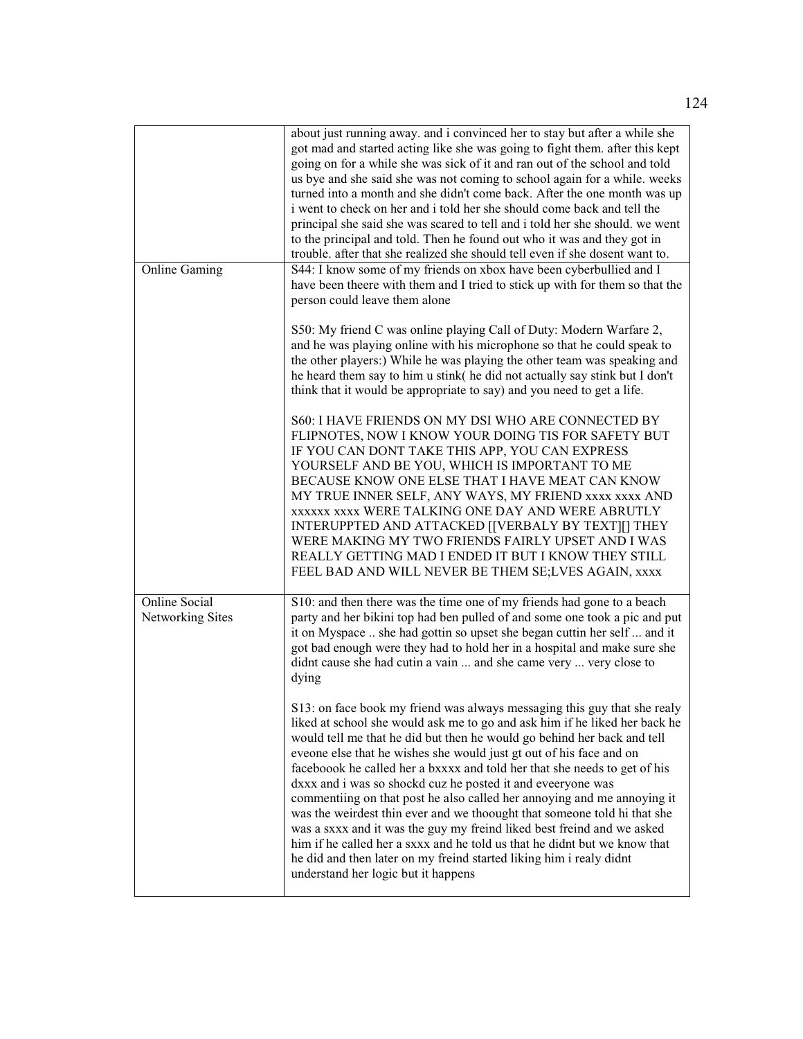| | |
|---|---|
| | about just running away. and i convinced her to stay but after a while she got mad and started acting like she was going to fight them. after this kept going on for a while she was sick of it and ran out of the school and told us bye and she said she was not coming to school again for a while. weeks turned into a month and she didn't come back. After the one month was up i went to check on her and i told her she should come back and tell the principal she said she was scared to tell and i told her she should. we went to the principal and told. Then he found out who it was and they got in trouble. after that she realized she should tell even if she dosent want to. |
| Online Gaming | S44: I know some of my friends on xbox have been cyberbullied and I have been theere with them and I tried to stick up with for them so that the person could leave them alone<br><br>S50: My friend C was online playing Call of Duty: Modern Warfare 2, and he was playing online with his microphone so that he could speak to the other players:) While he was playing the other team was speaking and he heard them say to him u stink( he did not actually say stink but I don't think that it would be appropriate to say) and you need to get a life.<br><br>S60: I HAVE FRIENDS ON MY DSI WHO ARE CONNECTED BY FLIPNOTES, NOW I KNOW YOUR DOING TIS FOR SAFETY BUT IF YOU CAN DONT TAKE THIS APP, YOU CAN EXPRESS YOURSELF AND BE YOU, WHICH IS IMPORTANT TO ME BECAUSE KNOW ONE ELSE THAT I HAVE MEAT CAN KNOW MY TRUE INNER SELF, ANY WAYS, MY FRIEND xxxx xxxx AND xxxxxx xxxx WERE TALKING ONE DAY AND WERE ABRUTLY INTERUPPTED AND ATTACKED [[VERBALY BY TEXT][] THEY WERE MAKING MY TWO FRIENDS FAIRLY UPSET AND I WAS REALLY GETTING MAD I ENDED IT BUT I KNOW THEY STILL FEEL BAD AND WILL NEVER BE THEM SE;LVES AGAIN, xxxx |
| Online Social Networking Sites | S10: and then there was the time one of my friends had gone to a beach party and her bikini top had ben pulled of and some one took a pic and put it on Myspace .. she had gottin so upset she began cuttin her self ... and it got bad enough were they had to hold her in a hospital and make sure she didnt cause she had cutin a vain ... and she came very ... very close to dying<br><br>S13: on face book my friend was always messaging this guy that she realy liked at school she would ask me to go and ask him if he liked her back he would tell me that he did but then he would go behind her back and tell eveone else that he wishes she would just gt out of his face and on faceboook he called her a bxxxx and told her that she needs to get of his dxxx and i was so shockd cuz he posted it and eveeryone was commentiing on that post he also called her annoying and me annoying it was the weirdest thin ever and we thoought that someone told hi that she was a sxxx and it was the guy my freind liked best freind and we asked him if he called her a sxxx and he told us that he didnt but we know that he did and then later on my freind started liking him i realy didnt understand her logic but it happens |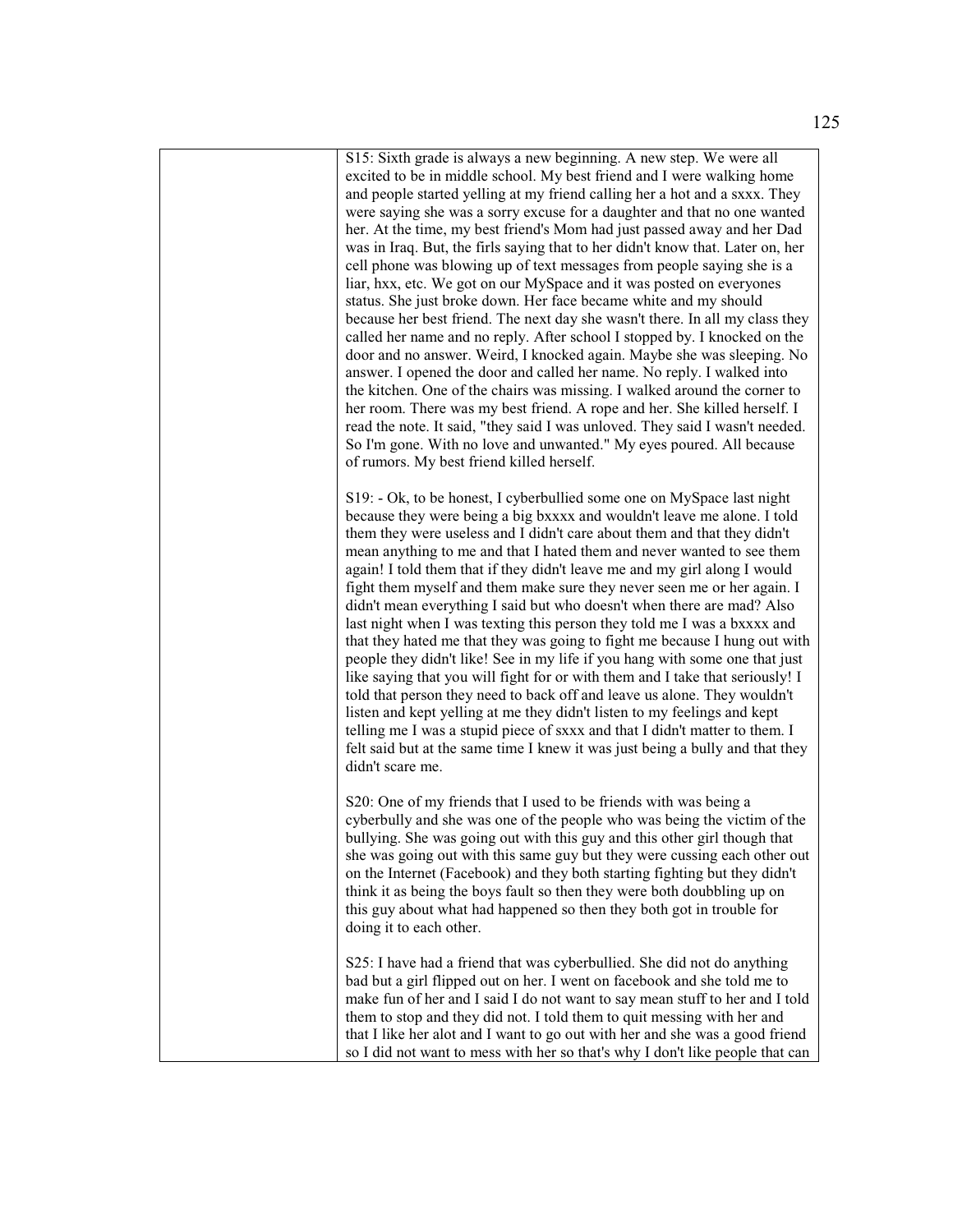| | |
|---|---|
| | S15: Sixth grade is always a new beginning. A new step. We were all excited to be in middle school. My best friend and I were walking home and people started yelling at my friend calling her a hot and a sxxx. They were saying she was a sorry excuse for a daughter and that no one wanted her. At the time, my best friend's Mom had just passed away and her Dad was in Iraq. But, the firls saying that to her didn't know that. Later on, her cell phone was blowing up of text messages from people saying she is a liar, hxx, etc. We got on our MySpace and it was posted on everyones status. She just broke down. Her face became white and my should because her best friend. The next day she wasn't there. In all my class they called her name and no reply. After school I stopped by. I knocked on the door and no answer. Weird, I knocked again. Maybe she was sleeping. No answer. I opened the door and called her name. No reply. I walked into the kitchen. One of the chairs was missing. I walked around the corner to her room. There was my best friend. A rope and her. She killed herself. I read the note. It said, "they said I was unloved. They said I wasn't needed. So I'm gone. With no love and unwanted." My eyes poured. All because of rumors. My best friend killed herself.<br><br>S19: - Ok, to be honest, I cyberbullied some one on MySpace last night because they were being a big bxxxx and wouldn't leave me alone. I told them they were useless and I didn't care about them and that they didn't mean anything to me and that I hated them and never wanted to see them again! I told them that if they didn't leave me and my girl along I would fight them myself and them make sure they never seen me or her again. I didn't mean everything I said but who doesn't when there are mad? Also last night when I was texting this person they told me I was a bxxxx and that they hated me that they was going to fight me because I hung out with people they didn't like! See in my life if you hang with some one that just like saying that you will fight for or with them and I take that seriously! I told that person they need to back off and leave us alone. They wouldn't listen and kept yelling at me they didn't listen to my feelings and kept telling me I was a stupid piece of sxxx and that I didn't matter to them. I felt said but at the same time I knew it was just being a bully and that they didn't scare me.<br><br>S20: One of my friends that I used to be friends with was being a cyberbully and she was one of the people who was being the victim of the bullying. She was going out with this guy and this other girl though that she was going out with this same guy but they were cussing each other out on the Internet (Facebook) and they both starting fighting but they didn't think it as being the boys fault so then they were both doubbling up on this guy about what had happened so then they both got in trouble for doing it to each other.<br><br>S25: I have had a friend that was cyberbullied. She did not do anything bad but a girl flipped out on her. I went on facebook and she told me to make fun of her and I said I do not want to say mean stuff to her and I told them to stop and they did not. I told them to quit messing with her and that I like her alot and I want to go out with her and she was a good friend so I did not want to mess with her so that's why I don't like people that can |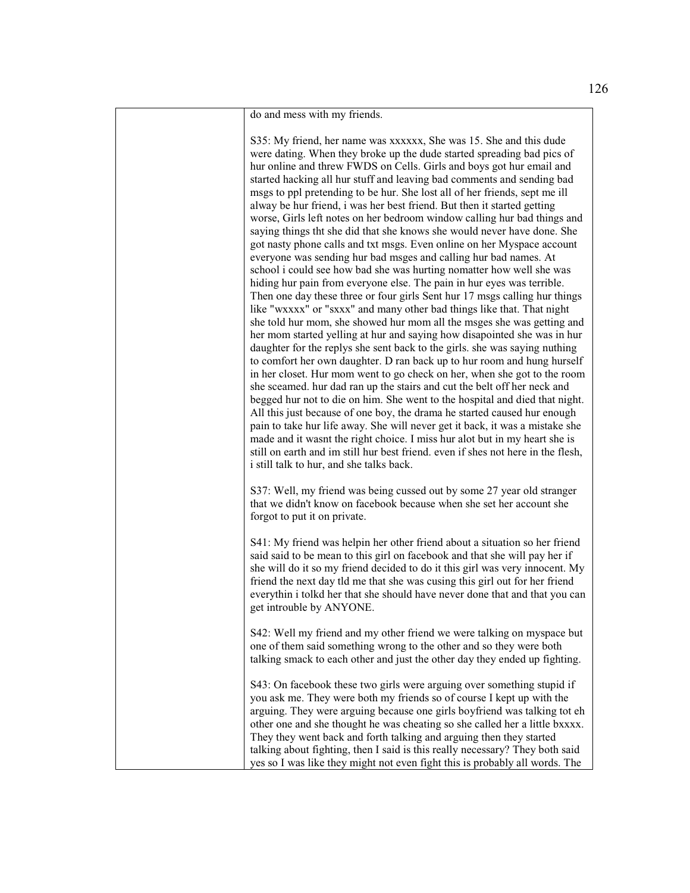| | do and mess with my friends.<br><br>S35: My friend, her name was xxxxxx, She was 15. She and this dude were dating. When they broke up the dude started spreading bad pics of hur online and threw FWDS on Cells. Girls and boys got hur email and started hacking all hur stuff and leaving bad comments and sending bad msgs to ppl pretending to be hur. She lost all of her friends, sept me ill alway be hur friend, i was her best friend. But then it started getting worse, Girls left notes on her bedroom window calling hur bad things and saying things tht she did that she knows she would never have done. She got nasty phone calls and txt msgs. Even online on her Myspace account everyone was sending hur bad msges and calling hur bad names. At school i could see how bad she was hurting nomatter how well she was hiding hur pain from everyone else. The pain in hur eyes was terrible. Then one day these three or four girls Sent hur 17 msgs calling hur things like "wxxxx" or "sxxx" and many other bad things like that. That night she told hur mom, she showed hur mom all the msges she was getting and her mom started yelling at hur and saying how disapointed she was in hur daughter for the replys she sent back to the girls. she was saying nuthing to comfort her own daughter. D ran back up to hur room and hung hurself in her closet. Hur mom went to go check on her, when she got to the room she sceamed. hur dad ran up the stairs and cut the belt off her neck and begged hur not to die on him. She went to the hospital and died that night. All this just because of one boy, the drama he started caused hur enough pain to take hur life away. She will never get it back, it was a mistake she made and it wasnt the right choice. I miss hur alot but in my heart she is still on earth and im still hur best friend. even if shes not here in the flesh, i still talk to hur, and she talks back.<br><br>S37: Well, my friend was being cussed out by some 27 year old stranger that we didn't know on facebook because when she set her account she forgot to put it on private.<br><br>S41: My friend was helpin her other friend about a situation so her friend said said to be mean to this girl on facebook and that she will pay her if she will do it so my friend decided to do it this girl was very innocent. My friend the next day tld me that she was cusing this girl out for her friend everythin i tolkd her that she should have never done that and that you can get introuble by ANYONE.<br><br>S42: Well my friend and my other friend we were talking on myspace but one of them said something wrong to the other and so they were both talking smack to each other and just the other day they ended up fighting.<br><br>S43: On facebook these two girls were arguing over something stupid if you ask me. They were both my friends so of course I kept up with the arguing. They were arguing because one girls boyfriend was talking tot eh other one and she thought he was cheating so she called her a little bxxxx. They they went back and forth talking and arguing then they started talking about fighting, then I said is this really necessary? They both said yes so I was like they might not even fight this is probably all words. The |
|---|---|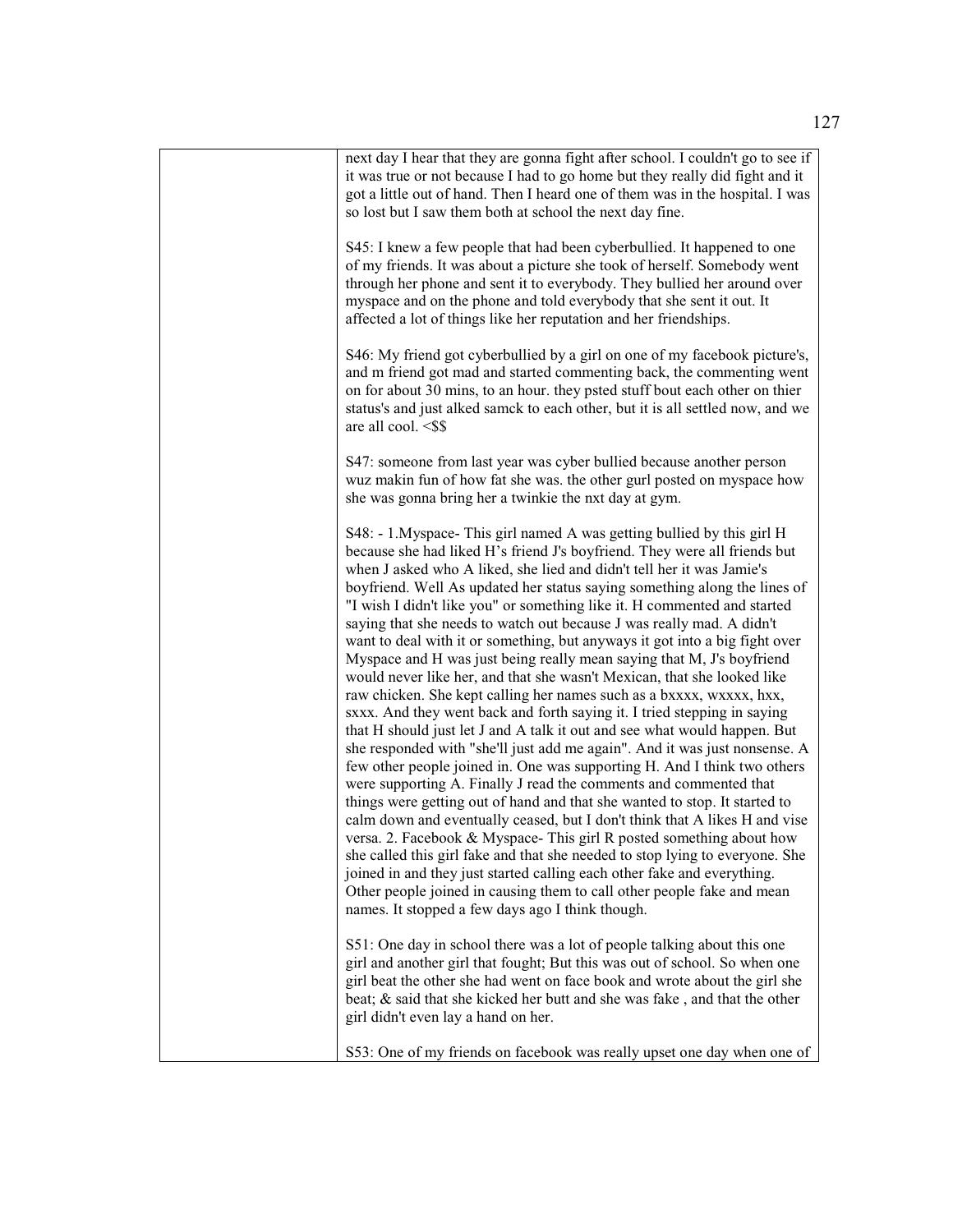| | |
|---|---|
| | next day I hear that they are gonna fight after school. I couldn't go to see if it was true or not because I had to go home but they really did fight and it got a little out of hand. Then I heard one of them was in the hospital. I was so lost but I saw them both at school the next day fine.<br><br>S45: I knew a few people that had been cyberbullied. It happened to one of my friends. It was about a picture she took of herself. Somebody went through her phone and sent it to everybody. They bullied her around over myspace and on the phone and told everybody that she sent it out. It affected a lot of things like her reputation and her friendships.<br><br>S46: My friend got cyberbullied by a girl on one of my facebook picture's, and m friend got mad and started commenting back, the commenting went on for about 30 mins, to an hour. they psted stuff bout each other on thier status's and just alked samck to each other, but it is all settled now, and we are all cool. <$$<br><br>S47: someone from last year was cyber bullied because another person wuz makin fun of how fat she was. the other gurl posted on myspace how she was gonna bring her a twinkie the nxt day at gym.<br><br>S48: - 1.Myspace- This girl named A was getting bullied by this girl H because she had liked H's friend J's boyfriend. They were all friends but when J asked who A liked, she lied and didn't tell her it was Jamie's boyfriend. Well As updated her status saying something along the lines of "I wish I didn't like you" or something like it. H commented and started saying that she needs to watch out because J was really mad. A didn't want to deal with it or something, but anyways it got into a big fight over Myspace and H was just being really mean saying that M, J's boyfriend would never like her, and that she wasn't Mexican, that she looked like raw chicken. She kept calling her names such as a bxxxx, wxxxx, hxx, sxxx. And they went back and forth saying it. I tried stepping in saying that H should just let J and A talk it out and see what would happen. But she responded with "she'll just add me again". And it was just nonsense. A few other people joined in. One was supporting H. And I think two others were supporting A. Finally J read the comments and commented that things were getting out of hand and that she wanted to stop. It started to calm down and eventually ceased, but I don't think that A likes H and vise versa. 2. Facebook & Myspace- This girl R posted something about how she called this girl fake and that she needed to stop lying to everyone. She joined in and they just started calling each other fake and everything. Other people joined in causing them to call other people fake and mean names. It stopped a few days ago I think though.<br><br>S51: One day in school there was a lot of people talking about this one girl and another girl that fought; But this was out of school. So when one girl beat the other she had went on face book and wrote about the girl she beat; & said that she kicked her butt and she was fake , and that the other girl didn't even lay a hand on her.<br><br>S53: One of my friends on facebook was really upset one day when one of |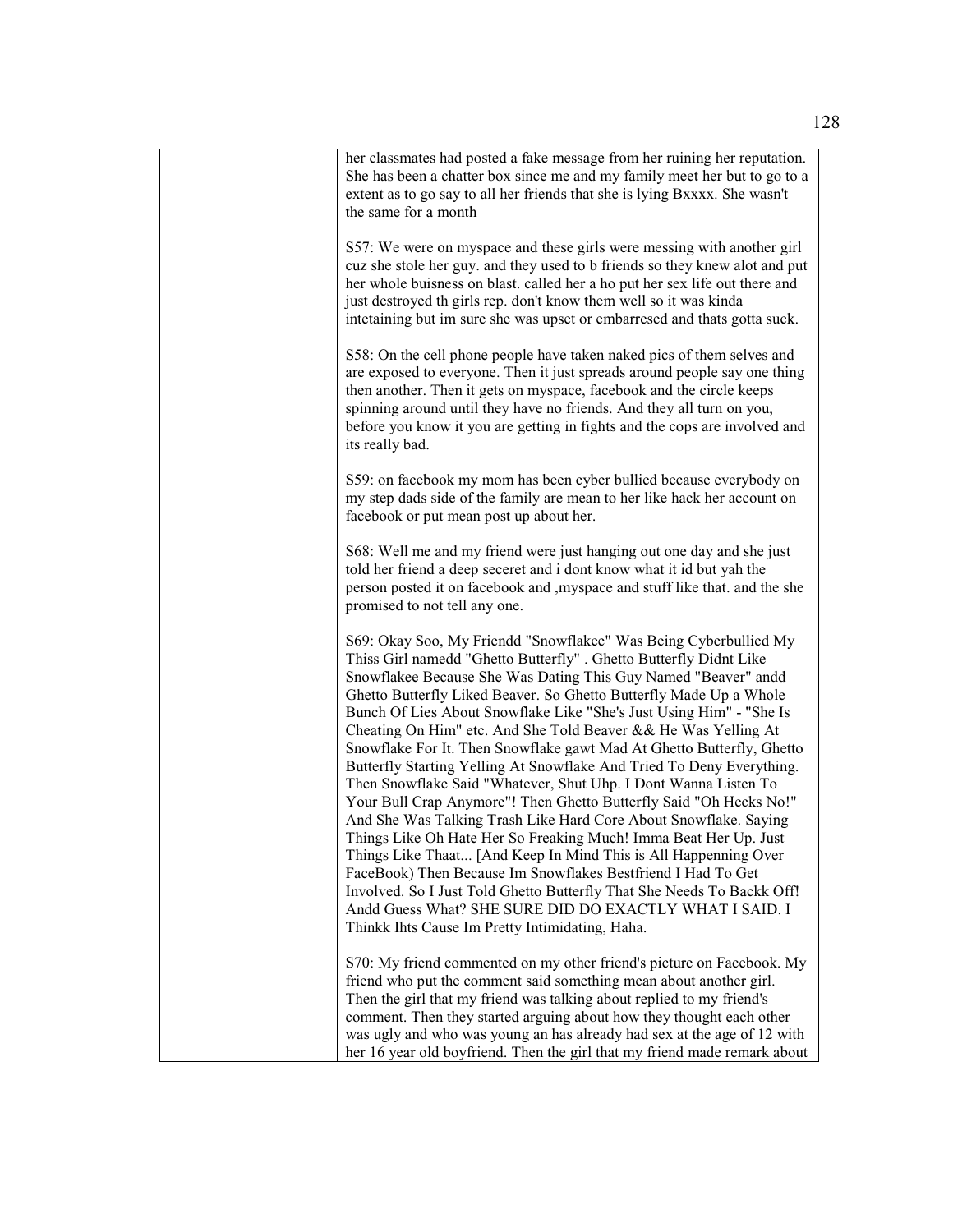| | |
|---|---|
| | her classmates had posted a fake message from her ruining her reputation. She has been a chatter box since me and my family meet her but to go to a extent as to go say to all her friends that she is lying Bxxxx. She wasn't the same for a month<br><br>S57: We were on myspace and these girls were messing with another girl cuz she stole her guy. and they used to b friends so they knew alot and put her whole buisness on blast. called her a ho put her sex life out there and just destroyed th girls rep. don't know them well so it was kinda intetaining but im sure she was upset or embarresed and thats gotta suck.<br><br>S58: On the cell phone people have taken naked pics of them selves and are exposed to everyone. Then it just spreads around people say one thing then another. Then it gets on myspace, facebook and the circle keeps spinning around until they have no friends. And they all turn on you, before you know it you are getting in fights and the cops are involved and its really bad.<br><br>S59: on facebook my mom has been cyber bullied because everybody on my step dads side of the family are mean to her like hack her account on facebook or put mean post up about her.<br><br>S68: Well me and my friend were just hanging out one day and she just told her friend a deep seceret and i dont know what it id but yah the person posted it on facebook and ,myspace and stuff like that. and the she promised to not tell any one.<br><br>S69: Okay Soo, My Friendd "Snowflakee" Was Being Cyberbullied My Thiss Girl namedd "Ghetto Butterfly" . Ghetto Butterfly Didnt Like Snowflakee Because She Was Dating This Guy Named "Beaver" andd Ghetto Butterfly Liked Beaver. So Ghetto Butterfly Made Up a Whole Bunch Of Lies About Snowflake Like "She's Just Using Him" - "She Is Cheating On Him" etc. And She Told Beaver && He Was Yelling At Snowflake For It. Then Snowflake gawt Mad At Ghetto Butterfly, Ghetto Butterfly Starting Yelling At Snowflake And Tried To Deny Everything. Then Snowflake Said "Whatever, Shut Uhp. I Dont Wanna Listen To Your Bull Crap Anymore"! Then Ghetto Butterfly Said "Oh Hecks No!" And She Was Talking Trash Like Hard Core About Snowflake. Saying Things Like Oh Hate Her So Freaking Much! Imma Beat Her Up. Just Things Like Thaat... [And Keep In Mind This is All Happenning Over FaceBook) Then Because Im Snowflakes Bestfriend I Had To Get Involved. So I Just Told Ghetto Butterfly That She Needs To Backk Off! Andd Guess What? SHE SURE DID DO EXACTLY WHAT I SAID. I Thinkk Ihts Cause Im Pretty Intimidating, Haha.<br><br>S70: My friend commented on my other friend's picture on Facebook. My friend who put the comment said something mean about another girl. Then the girl that my friend was talking about replied to my friend's comment. Then they started arguing about how they thought each other was ugly and who was young an has already had sex at the age of 12 with her 16 year old boyfriend. Then the girl that my friend made remark about |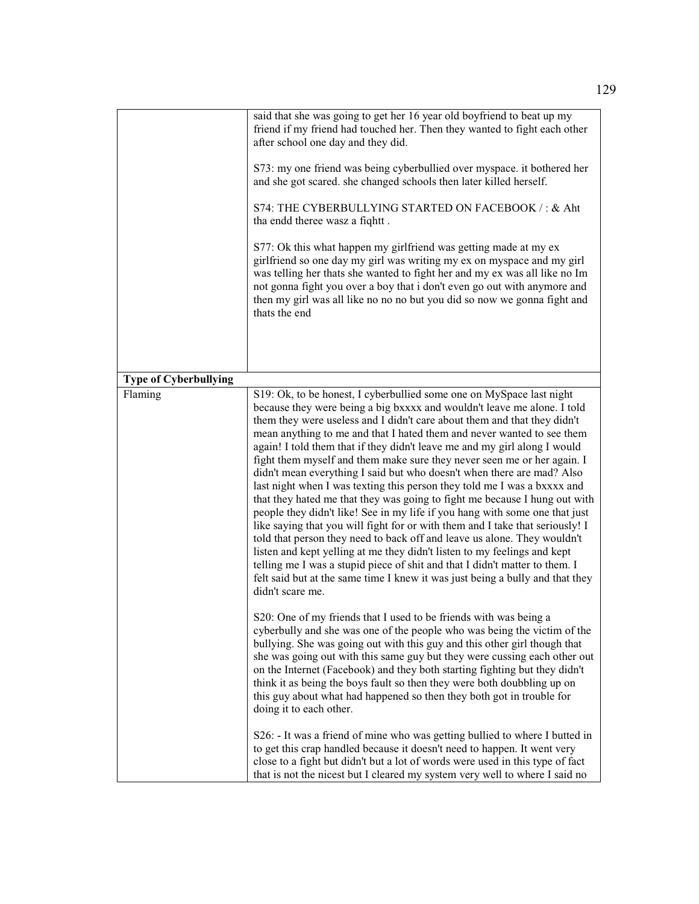| | |
|---|---|
| | said that she was going to get her 16 year old boyfriend to beat up my friend if my friend had touched her. Then they wanted to fight each other after school one day and they did.<br><br>S73: my one friend was being cyberbullied over myspace. it bothered her and she got scared. she changed schools then later killed herself.<br><br>S74: THE CYBERBULLYING STARTED ON FACEBOOK / : & Aht tha endd theree wasz a fiqhtt .<br><br>S77: Ok this what happen my girlfriend was getting made at my ex girlfriend so one day my girl was writing my ex on myspace and my girl was telling her thats she wanted to fight her and my ex was all like no Im not gonna fight you over a boy that i don't even go out with anymore and then my girl was all like no no no but you did so now we gonna fight and thats the end |
| **Type of Cyberbullying** | |
| Flaming | S19: Ok, to be honest, I cyberbullied some one on MySpace last night because they were being a big bxxxx and wouldn't leave me alone. I told them they were useless and I didn't care about them and that they didn't mean anything to me and that I hated them and never wanted to see them again! I told them that if they didn't leave me and my girl along I would fight them myself and them make sure they never seen me or her again. I didn't mean everything I said but who doesn't when there are mad? Also last night when I was texting this person they told me I was a bxxxx and that they hated me that they was going to fight me because I hung out with people they didn't like! See in my life if you hang with some one that just like saying that you will fight for or with them and I take that seriously! I told that person they need to back off and leave us alone. They wouldn't listen and kept yelling at me they didn't listen to my feelings and kept telling me I was a stupid piece of shit and that I didn't matter to them. I felt said but at the same time I knew it was just being a bully and that they didn't scare me.<br><br>S20: One of my friends that I used to be friends with was being a cyberbully and she was one of the people who was being the victim of the bullying. She was going out with this guy and this other girl though that she was going out with this same guy but they were cussing each other out on the Internet (Facebook) and they both starting fighting but they didn't think it as being the boys fault so then they were both doubbling up on this guy about what had happened so then they both got in trouble for doing it to each other.<br><br>S26: - It was a friend of mine who was getting bullied to where I butted in to get this crap handled because it doesn't need to happen. It went very close to a fight but didn't but a lot of words were used in this type of fact that is not the nicest but I cleared my system very well to where I said no |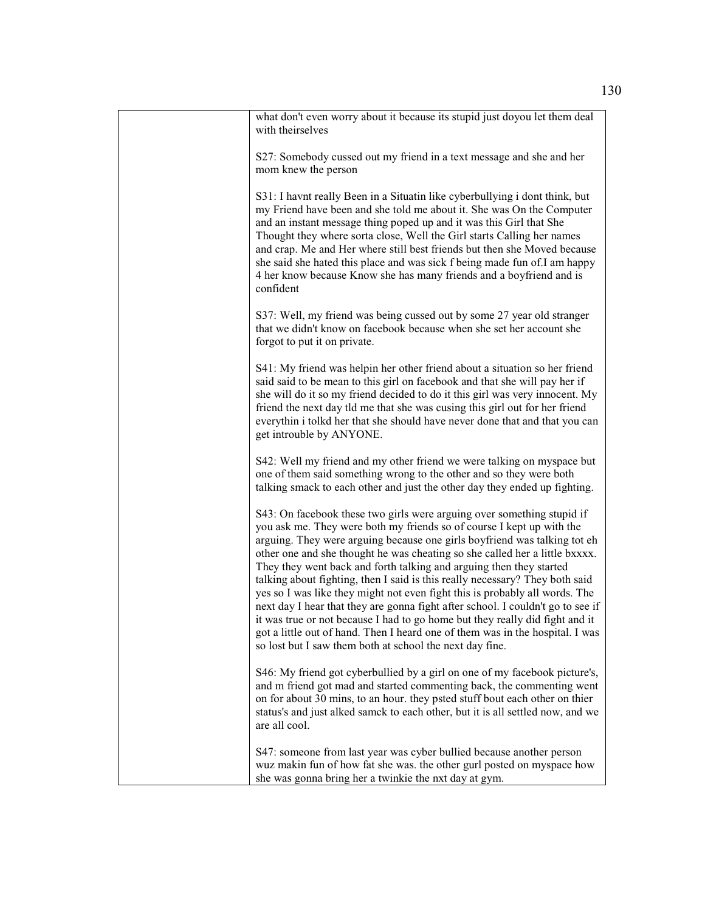| | |
|---|---|
| | what don't even worry about it because its stupid just doyou let them deal with theirselves<br><br>S27: Somebody cussed out my friend in a text message and she and her mom knew the person<br><br>S31: I havnt really Been in a Situatin like cyberbullying i dont think, but my Friend have been and she told me about it. She was On the Computer and an instant message thing poped up and it was this Girl that She Thought they where sorta close, Well the Girl starts Calling her names and crap. Me and Her where still best friends but then she Moved because she said she hated this place and was sick f being made fun of.I am happy 4 her know because Know she has many friends and a boyfriend and is confident<br><br>S37: Well, my friend was being cussed out by some 27 year old stranger that we didn't know on facebook because when she set her account she forgot to put it on private.<br><br>S41: My friend was helpin her other friend about a situation so her friend said said to be mean to this girl on facebook and that she will pay her if she will do it so my friend decided to do it this girl was very innocent. My friend the next day tld me that she was cusing this girl out for her friend everythin i tolkd her that she should have never done that and that you can get introuble by ANYONE.<br><br>S42: Well my friend and my other friend we were talking on myspace but one of them said something wrong to the other and so they were both talking smack to each other and just the other day they ended up fighting.<br><br>S43: On facebook these two girls were arguing over something stupid if you ask me. They were both my friends so of course I kept up with the arguing. They were arguing because one girls boyfriend was talking tot eh other one and she thought he was cheating so she called her a little bxxxx. They they went back and forth talking and arguing then they started talking about fighting, then I said is this really necessary? They both said yes so I was like they might not even fight this is probably all words. The next day I hear that they are gonna fight after school. I couldn't go to see if it was true or not because I had to go home but they really did fight and it got a little out of hand. Then I heard one of them was in the hospital. I was so lost but I saw them both at school the next day fine.<br><br>S46: My friend got cyberbullied by a girl on one of my facebook picture's, and m friend got mad and started commenting back, the commenting went on for about 30 mins, to an hour. they psted stuff bout each other on thier status's and just alked samck to each other, but it is all settled now, and we are all cool.<br><br>S47: someone from last year was cyber bullied because another person wuz makin fun of how fat she was. the other gurl posted on myspace how she was gonna bring her a twinkie the nxt day at gym. |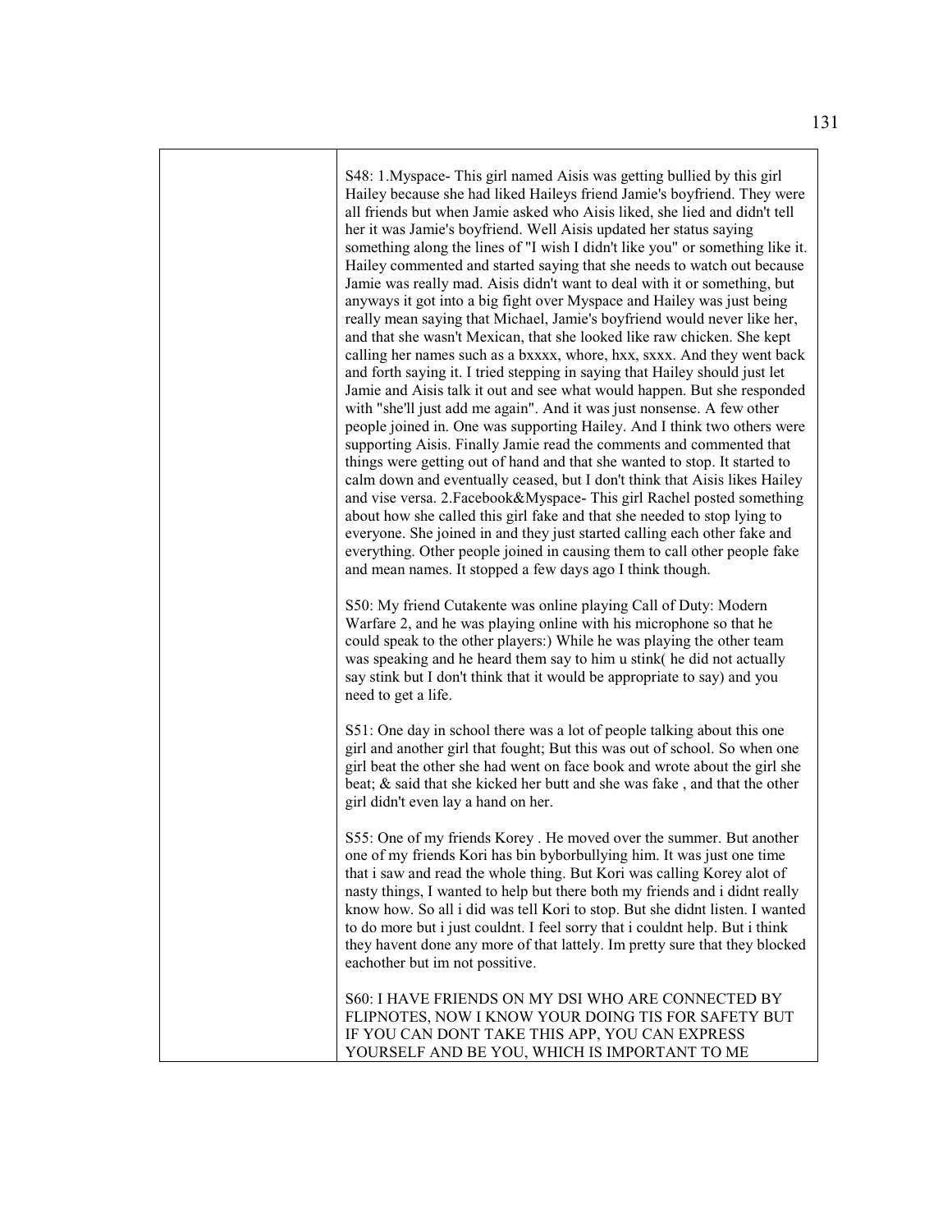| | |
|---|---|
| | S48: 1.Myspace- This girl named Aisis was getting bullied by this girl Hailey because she had liked Haileys friend Jamie's boyfriend. They were all friends but when Jamie asked who Aisis liked, she lied and didn't tell her it was Jamie's boyfriend. Well Aisis updated her status saying something along the lines of "I wish I didn't like you" or something like it. Hailey commented and started saying that she needs to watch out because Jamie was really mad. Aisis didn't want to deal with it or something, but anyways it got into a big fight over Myspace and Hailey was just being really mean saying that Michael, Jamie's boyfriend would never like her, and that she wasn't Mexican, that she looked like raw chicken. She kept calling her names such as a bxxxx, whore, hxx, sxxx. And they went back and forth saying it. I tried stepping in saying that Hailey should just let Jamie and Aisis talk it out and see what would happen. But she responded with "she'll just add me again". And it was just nonsense. A few other people joined in. One was supporting Hailey. And I think two others were supporting Aisis. Finally Jamie read the comments and commented that things were getting out of hand and that she wanted to stop. It started to calm down and eventually ceased, but I don't think that Aisis likes Hailey and vise versa. 2.Facebook&Myspace- This girl Rachel posted something about how she called this girl fake and that she needed to stop lying to everyone. She joined in and they just started calling each other fake and everything. Other people joined in causing them to call other people fake and mean names. It stopped a few days ago I think though.<br><br>S50: My friend Cutakente was online playing Call of Duty: Modern Warfare 2, and he was playing online with his microphone so that he could speak to the other players:) While he was playing the other team was speaking and he heard them say to him u stink( he did not actually say stink but I don't think that it would be appropriate to say) and you need to get a life.<br><br>S51: One day in school there was a lot of people talking about this one girl and another girl that fought; But this was out of school. So when one girl beat the other she had went on face book and wrote about the girl she beat; & said that she kicked her butt and she was fake , and that the other girl didn't even lay a hand on her.<br><br>S55: One of my friends Korey . He moved over the summer. But another one of my friends Kori has bin byborbullying him. It was just one time that i saw and read the whole thing. But Kori was calling Korey alot of nasty things, I wanted to help but there both my friends and i didnt really know how. So all i did was tell Kori to stop. But she didnt listen. I wanted to do more but i just couldnt. I feel sorry that i couldnt help. But i think they havent done any more of that lattely. Im pretty sure that they blocked eachother but im not possitive.<br><br>S60: I HAVE FRIENDS ON MY DSI WHO ARE CONNECTED BY FLIPNOTES, NOW I KNOW YOUR DOING TIS FOR SAFETY BUT IF YOU CAN DONT TAKE THIS APP, YOU CAN EXPRESS YOURSELF AND BE YOU, WHICH IS IMPORTANT TO ME |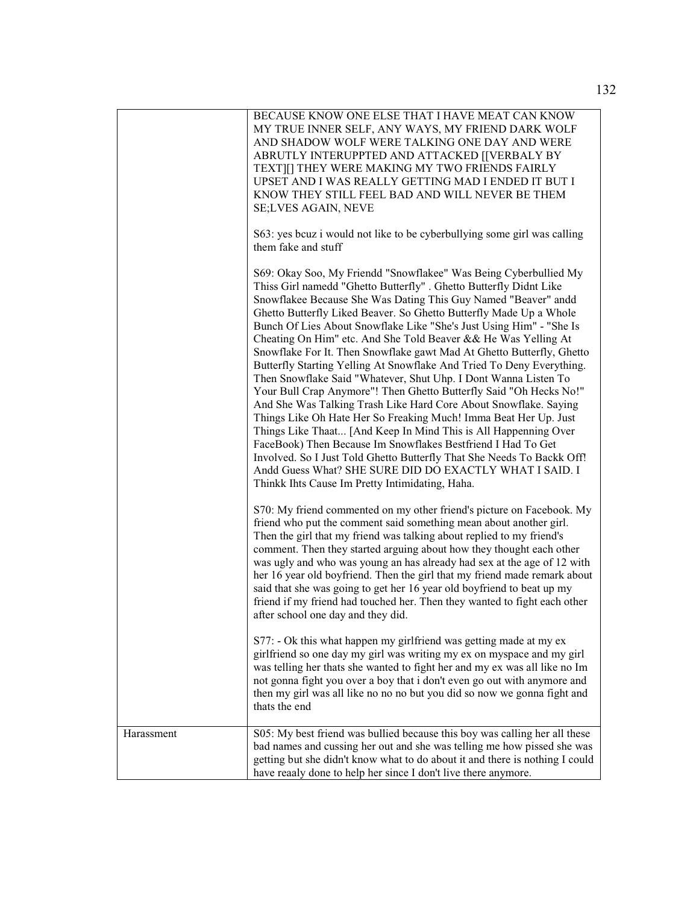| | |
|---|---|
| | BECAUSE KNOW ONE ELSE THAT I HAVE MEAT CAN KNOW MY TRUE INNER SELF, ANY WAYS, MY FRIEND DARK WOLF AND SHADOW WOLF WERE TALKING ONE DAY AND WERE ABRUTLY INTERUPPTED AND ATTACKED [[VERBALY BY TEXT][] THEY WERE MAKING MY TWO FRIENDS FAIRLY UPSET AND I WAS REALLY GETTING MAD I ENDED IT BUT I KNOW THEY STILL FEEL BAD AND WILL NEVER BE THEM SE;LVES AGAIN, NEVE<br><br>S63: yes bcuz i would not like to be cyberbullying some girl was calling them fake and stuff<br><br>S69: Okay Soo, My Friendd "Snowflakee" Was Being Cyberbullied My Thiss Girl namedd "Ghetto Butterfly" . Ghetto Butterfly Didnt Like Snowflakee Because She Was Dating This Guy Named "Beaver" andd Ghetto Butterfly Liked Beaver. So Ghetto Butterfly Made Up a Whole Bunch Of Lies About Snowflake Like "She's Just Using Him" - "She Is Cheating On Him" etc. And She Told Beaver && He Was Yelling At Snowflake For It. Then Snowflake gawt Mad At Ghetto Butterfly, Ghetto Butterfly Starting Yelling At Snowflake And Tried To Deny Everything. Then Snowflake Said "Whatever, Shut Uhp. I Dont Wanna Listen To Your Bull Crap Anymore"! Then Ghetto Butterfly Said "Oh Hecks No!" And She Was Talking Trash Like Hard Core About Snowflake. Saying Things Like Oh Hate Her So Freaking Much! Imma Beat Her Up. Just Things Like Thaat... [And Keep In Mind This is All Happenning Over FaceBook) Then Because Im Snowflakes Bestfriend I Had To Get Involved. So I Just Told Ghetto Butterfly That She Needs To Backk Off! Andd Guess What? SHE SURE DID DO EXACTLY WHAT I SAID. I Thinkk Ihts Cause Im Pretty Intimidating, Haha.<br><br>S70: My friend commented on my other friend's picture on Facebook. My friend who put the comment said something mean about another girl. Then the girl that my friend was talking about replied to my friend's comment. Then they started arguing about how they thought each other was ugly and who was young an has already had sex at the age of 12 with her 16 year old boyfriend. Then the girl that my friend made remark about said that she was going to get her 16 year old boyfriend to beat up my friend if my friend had touched her. Then they wanted to fight each other after school one day and they did.<br><br>S77: - Ok this what happen my girlfriend was getting made at my ex girlfriend so one day my girl was writing my ex on myspace and my girl was telling her thats she wanted to fight her and my ex was all like no Im not gonna fight you over a boy that i don't even go out with anymore and then my girl was all like no no no but you did so now we gonna fight and thats the end |
| Harassment | S05: My best friend was bullied because this boy was calling her all these bad names and cussing her out and she was telling me how pissed she was getting but she didn't know what to do about it and there is nothing I could have reaaly done to help her since I don't live there anymore. |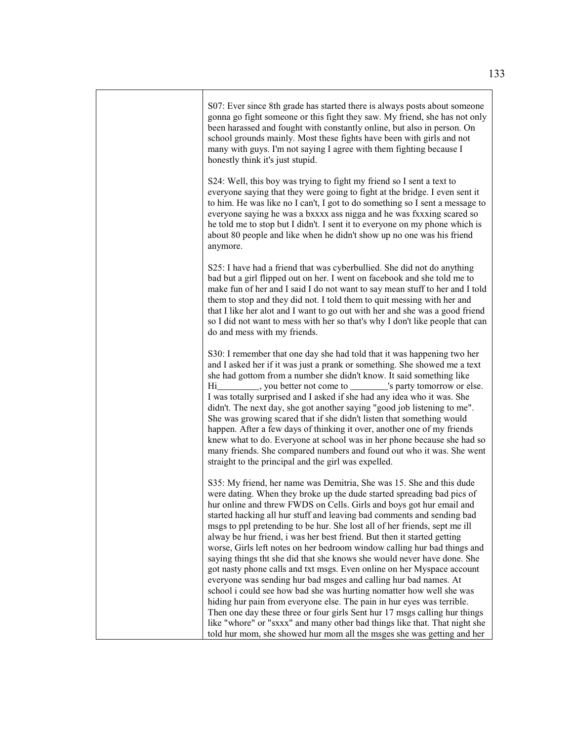| | |
|---|---|
| | S07: Ever since 8th grade has started there is always posts about someone gonna go fight someone or this fight they saw. My friend, she has not only been harassed and fought with constantly online, but also in person. On school grounds mainly. Most these fights have been with girls and not many with guys. I'm not saying I agree with them fighting because I honestly think it's just stupid.<br><br>S24: Well, this boy was trying to fight my friend so I sent a text to everyone saying that they were going to fight at the bridge. I even sent it to him. He was like no I can't, I got to do something so I sent a message to everyone saying he was a bxxxx ass nigga and he was fxxxing scared so he told me to stop but I didn't. I sent it to everyone on my phone which is about 80 people and like when he didn't show up no one was his friend anymore.<br><br>S25: I have had a friend that was cyberbullied. She did not do anything bad but a girl flipped out on her. I went on facebook and she told me to make fun of her and I said I do not want to say mean stuff to her and I told them to stop and they did not. I told them to quit messing with her and that I like her alot and I want to go out with her and she was a good friend so I did not want to mess with her so that's why I don't like people that can do and mess with my friends.<br><br>S30: I remember that one day she had told that it was happening two her and I asked her if it was just a prank or something. She showed me a text she had gottom from a number she didn't know. It said something like Hi_________, you better not come to ________'s party tomorrow or else. I was totally surprised and I asked if she had any idea who it was. She didn't. The next day, she got another saying "good job listening to me". She was growing scared that if she didn't listen that something would happen. After a few days of thinking it over, another one of my friends knew what to do. Everyone at school was in her phone because she had so many friends. She compared numbers and found out who it was. She went straight to the principal and the girl was expelled.<br><br>S35: My friend, her name was Demitria, She was 15. She and this dude were dating. When they broke up the dude started spreading bad pics of hur online and threw FWDS on Cells. Girls and boys got hur email and started hacking all hur stuff and leaving bad comments and sending bad msgs to ppl pretending to be hur. She lost all of her friends, sept me ill alway be hur friend, i was her best friend. But then it started getting worse, Girls left notes on her bedroom window calling hur bad things and saying things tht she did that she knows she would never have done. She got nasty phone calls and txt msgs. Even online on her Myspace account everyone was sending hur bad msges and calling hur bad names. At school i could see how bad she was hurting nomatter how well she was hiding hur pain from everyone else. The pain in hur eyes was terrible. Then one day these three or four girls Sent hur 17 msgs calling hur things like "whore" or "sxxx" and many other bad things like that. That night she told hur mom, she showed hur mom all the msges she was getting and her |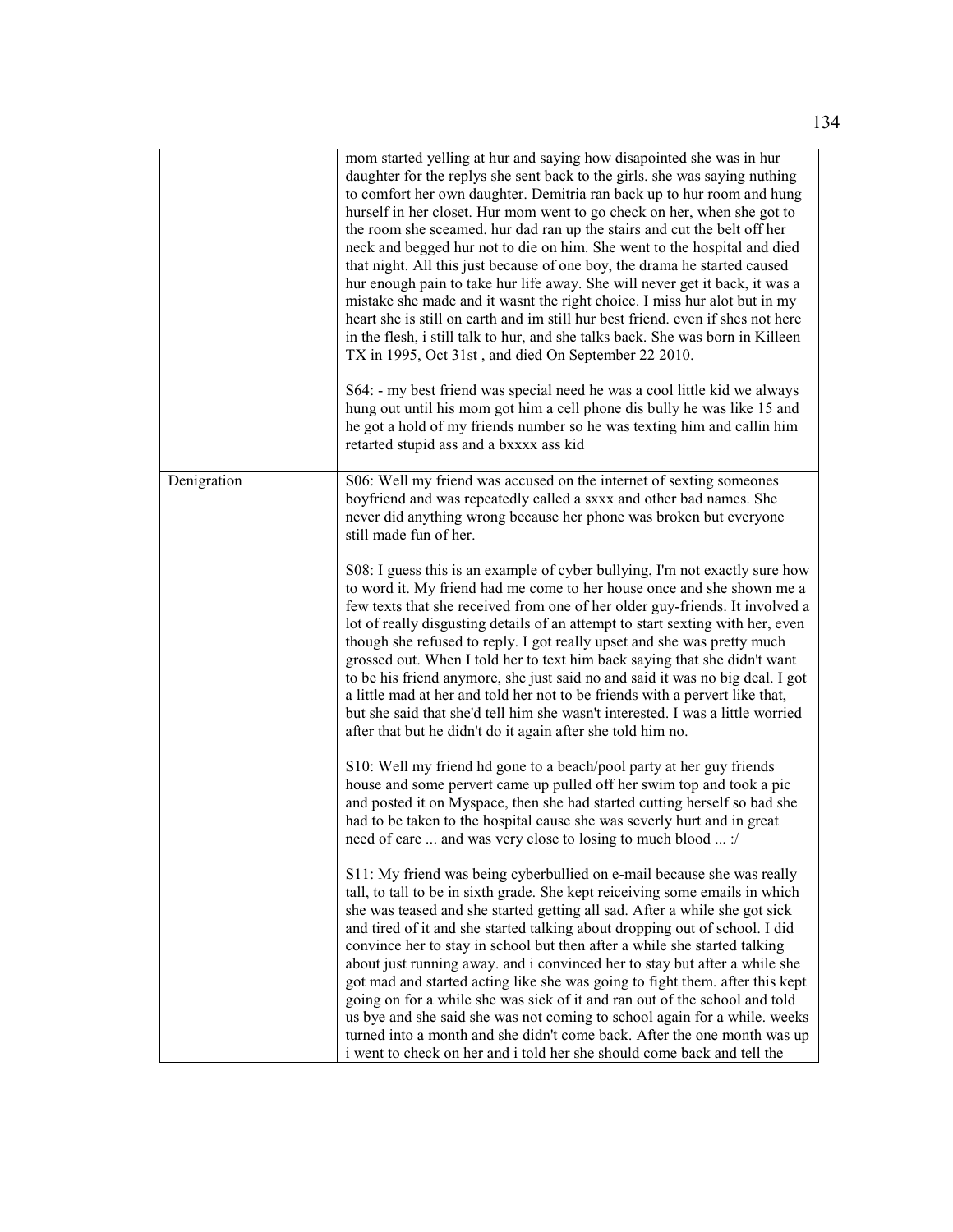| | |
|---|---|
| | mom started yelling at hur and saying how disapointed she was in hur daughter for the replys she sent back to the girls. she was saying nuthing to comfort her own daughter. Demitria ran back up to hur room and hung hurself in her closet. Hur mom went to go check on her, when she got to the room she sceamed. hur dad ran up the stairs and cut the belt off her neck and begged hur not to die on him. She went to the hospital and died that night. All this just because of one boy, the drama he started caused hur enough pain to take hur life away. She will never get it back, it was a mistake she made and it wasnt the right choice. I miss hur alot but in my heart she is still on earth and im still hur best friend. even if shes not here in the flesh, i still talk to hur, and she talks back. She was born in Killeen TX in 1995, Oct 31st , and died On September 22 2010.<br><br>S64: - my best friend was special need he was a cool little kid we always hung out until his mom got him a cell phone dis bully he was like 15 and he got a hold of my friends number so he was texting him and callin him retarted stupid ass and a bxxxx ass kid |
| Denigration | S06: Well my friend was accused on the internet of sexting someones boyfriend and was repeatedly called a sxxx and other bad names. She never did anything wrong because her phone was broken but everyone still made fun of her.<br><br>S08: I guess this is an example of cyber bullying, I'm not exactly sure how to word it. My friend had me come to her house once and she shown me a few texts that she received from one of her older guy-friends. It involved a lot of really disgusting details of an attempt to start sexting with her, even though she refused to reply. I got really upset and she was pretty much grossed out. When I told her to text him back saying that she didn't want to be his friend anymore, she just said no and said it was no big deal. I got a little mad at her and told her not to be friends with a pervert like that, but she said that she'd tell him she wasn't interested. I was a little worried after that but he didn't do it again after she told him no.<br><br>S10: Well my friend hd gone to a beach/pool party at her guy friends house and some pervert came up pulled off her swim top and took a pic and posted it on Myspace, then she had started cutting herself so bad she had to be taken to the hospital cause she was severly hurt and in great need of care ... and was very close to losing to much blood ... :/<br><br>S11: My friend was being cyberbullied on e-mail because she was really tall, to tall to be in sixth grade. She kept reiceiving some emails in which she was teased and she started getting all sad. After a while she got sick and tired of it and she started talking about dropping out of school. I did convince her to stay in school but then after a while she started talking about just running away. and i convinced her to stay but after a while she got mad and started acting like she was going to fight them. after this kept going on for a while she was sick of it and ran out of the school and told us bye and she said she was not coming to school again for a while. weeks turned into a month and she didn't come back. After the one month was up i went to check on her and i told her she should come back and tell the |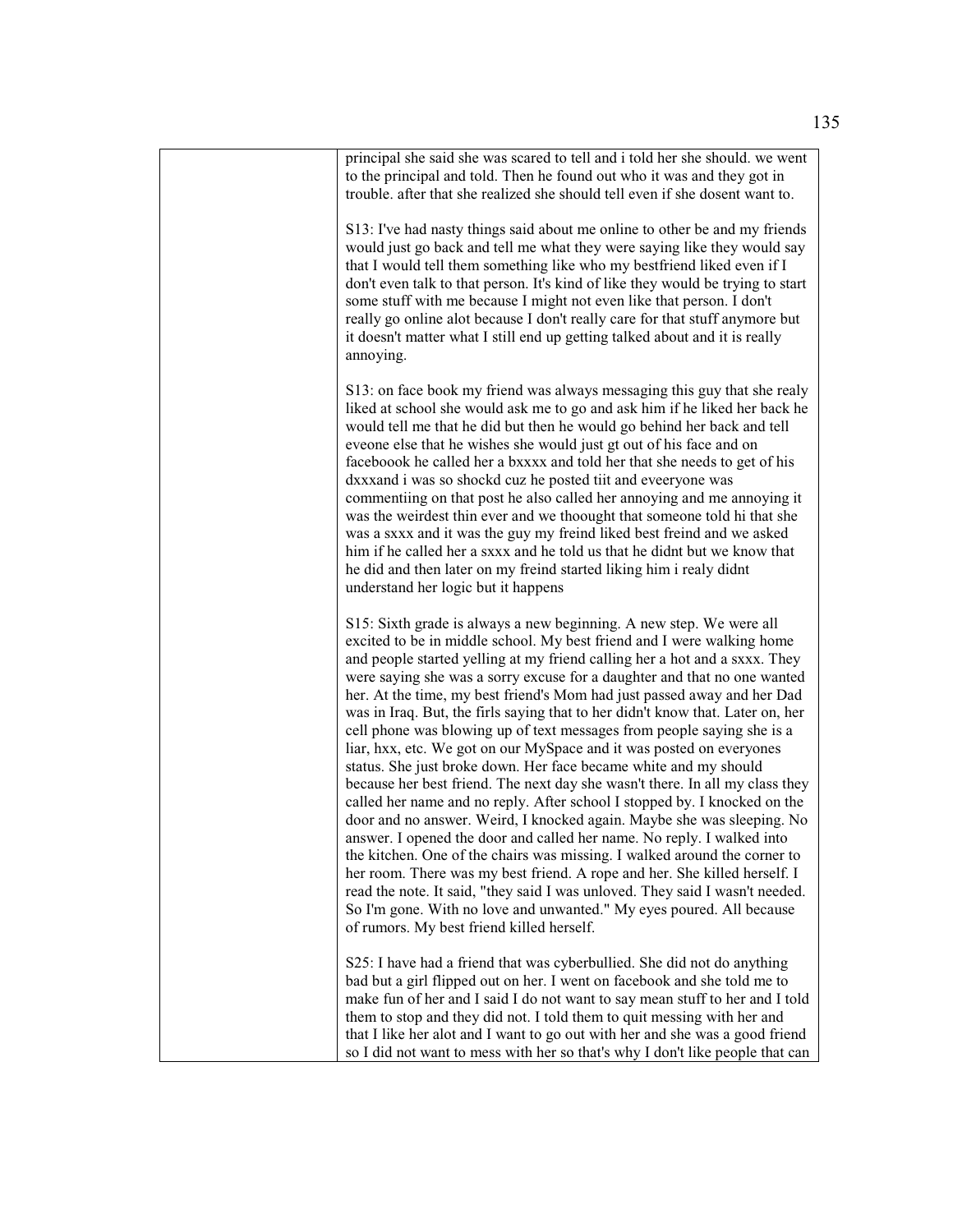| | principal she said she was scared to tell and i told her she should. we went to the principal and told. Then he found out who it was and they got in trouble. after that she realized she should tell even if she dosent want to.<br><br>S13: I've had nasty things said about me online to other be and my friends would just go back and tell me what they were saying like they would say that I would tell them something like who my bestfriend liked even if I don't even talk to that person. It's kind of like they would be trying to start some stuff with me because I might not even like that person. I don't really go online alot because I don't really care for that stuff anymore but it doesn't matter what I still end up getting talked about and it is really annoying.<br><br>S13: on face book my friend was always messaging this guy that she realy liked at school she would ask me to go and ask him if he liked her back he would tell me that he did but then he would go behind her back and tell eveone else that he wishes she would just gt out of his face and on faceboook he called her a bxxxx and told her that she needs to get of his dxxxand i was so shockd cuz he posted tiit and eveeryone was commentiing on that post he also called her annoying and me annoying it was the weirdest thin ever and we thoought that someone told hi that she was a sxxx and it was the guy my freind liked best freind and we asked him if he called her a sxxx and he told us that he didnt but we know that he did and then later on my freind started liking him i realy didnt understand her logic but it happens<br><br>S15: Sixth grade is always a new beginning. A new step. We were all excited to be in middle school. My best friend and I were walking home and people started yelling at my friend calling her a hot and a sxxx. They were saying she was a sorry excuse for a daughter and that no one wanted her. At the time, my best friend's Mom had just passed away and her Dad was in Iraq. But, the firls saying that to her didn't know that. Later on, her cell phone was blowing up of text messages from people saying she is a liar, hxx, etc. We got on our MySpace and it was posted on everyones status. She just broke down. Her face became white and my should because her best friend. The next day she wasn't there. In all my class they called her name and no reply. After school I stopped by. I knocked on the door and no answer. Weird, I knocked again. Maybe she was sleeping. No answer. I opened the door and called her name. No reply. I walked into the kitchen. One of the chairs was missing. I walked around the corner to her room. There was my best friend. A rope and her. She killed herself. I read the note. It said, "they said I was unloved. They said I wasn't needed. So I'm gone. With no love and unwanted." My eyes poured. All because of rumors. My best friend killed herself.<br><br>S25: I have had a friend that was cyberbullied. She did not do anything bad but a girl flipped out on her. I went on facebook and she told me to make fun of her and I said I do not want to say mean stuff to her and I told them to stop and they did not. I told them to quit messing with her and that I like her alot and I want to go out with her and she was a good friend so I did not want to mess with her so that's why I don't like people that can |
|---|---|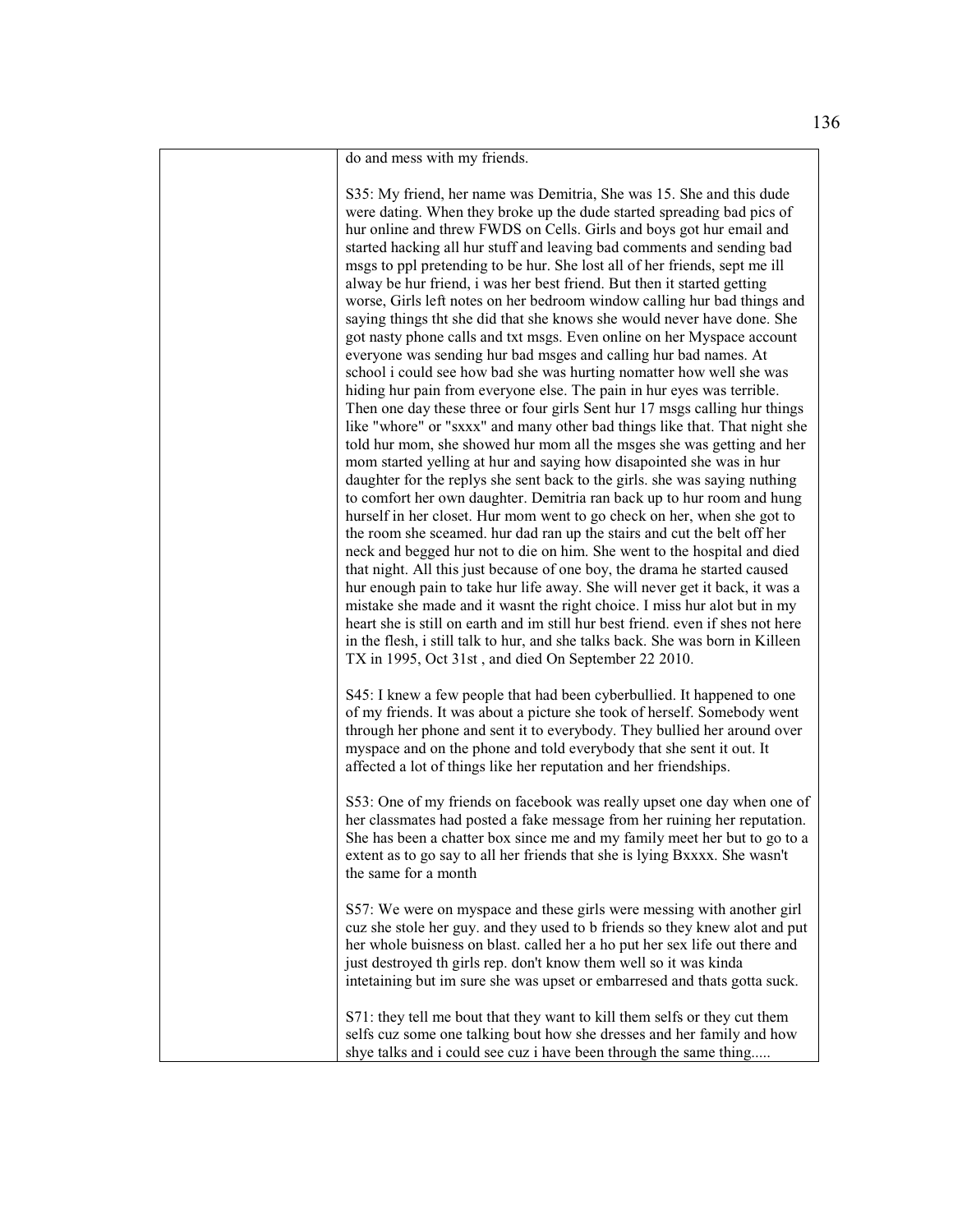| | do and mess with my friends.<br><br>S35: My friend, her name was Demitria, She was 15. She and this dude were dating. When they broke up the dude started spreading bad pics of hur online and threw FWDS on Cells. Girls and boys got hur email and started hacking all hur stuff and leaving bad comments and sending bad msgs to ppl pretending to be hur. She lost all of her friends, sept me ill alway be hur friend, i was her best friend. But then it started getting worse, Girls left notes on her bedroom window calling hur bad things and saying things tht she did that she knows she would never have done. She got nasty phone calls and txt msgs. Even online on her Myspace account everyone was sending hur bad msges and calling hur bad names. At school i could see how bad she was hurting nomatter how well she was hiding hur pain from everyone else. The pain in hur eyes was terrible. Then one day these three or four girls Sent hur 17 msgs calling hur things like "whore" or "sxxx" and many other bad things like that. That night she told hur mom, she showed hur mom all the msges she was getting and her mom started yelling at hur and saying how disapointed she was in hur daughter for the replys she sent back to the girls. she was saying nuthing to comfort her own daughter. Demitria ran back up to hur room and hung hurself in her closet. Hur mom went to go check on her, when she got to the room she sceamed. hur dad ran up the stairs and cut the belt off her neck and begged hur not to die on him. She went to the hospital and died that night. All this just because of one boy, the drama he started caused hur enough pain to take hur life away. She will never get it back, it was a mistake she made and it wasnt the right choice. I miss hur alot but in my heart she is still on earth and im still hur best friend. even if shes not here in the flesh, i still talk to hur, and she talks back. She was born in Killeen TX in 1995, Oct 31st , and died On September 22 2010.<br><br>S45: I knew a few people that had been cyberbullied. It happened to one of my friends. It was about a picture she took of herself. Somebody went through her phone and sent it to everybody. They bullied her around over myspace and on the phone and told everybody that she sent it out. It affected a lot of things like her reputation and her friendships.<br><br>S53: One of my friends on facebook was really upset one day when one of her classmates had posted a fake message from her ruining her reputation. She has been a chatter box since me and my family meet her but to go to a extent as to go say to all her friends that she is lying Bxxxx. She wasn't the same for a month<br><br>S57: We were on myspace and these girls were messing with another girl cuz she stole her guy. and they used to b friends so they knew alot and put her whole buisness on blast. called her a ho put her sex life out there and just destroyed th girls rep. don't know them well so it was kinda intetaining but im sure she was upset or embarresed and thats gotta suck.<br><br>S71: they tell me bout that they want to kill them selfs or they cut them selfs cuz some one talking bout how she dresses and her family and how shye talks and i could see cuz i have been through the same thing..... |
|---|---|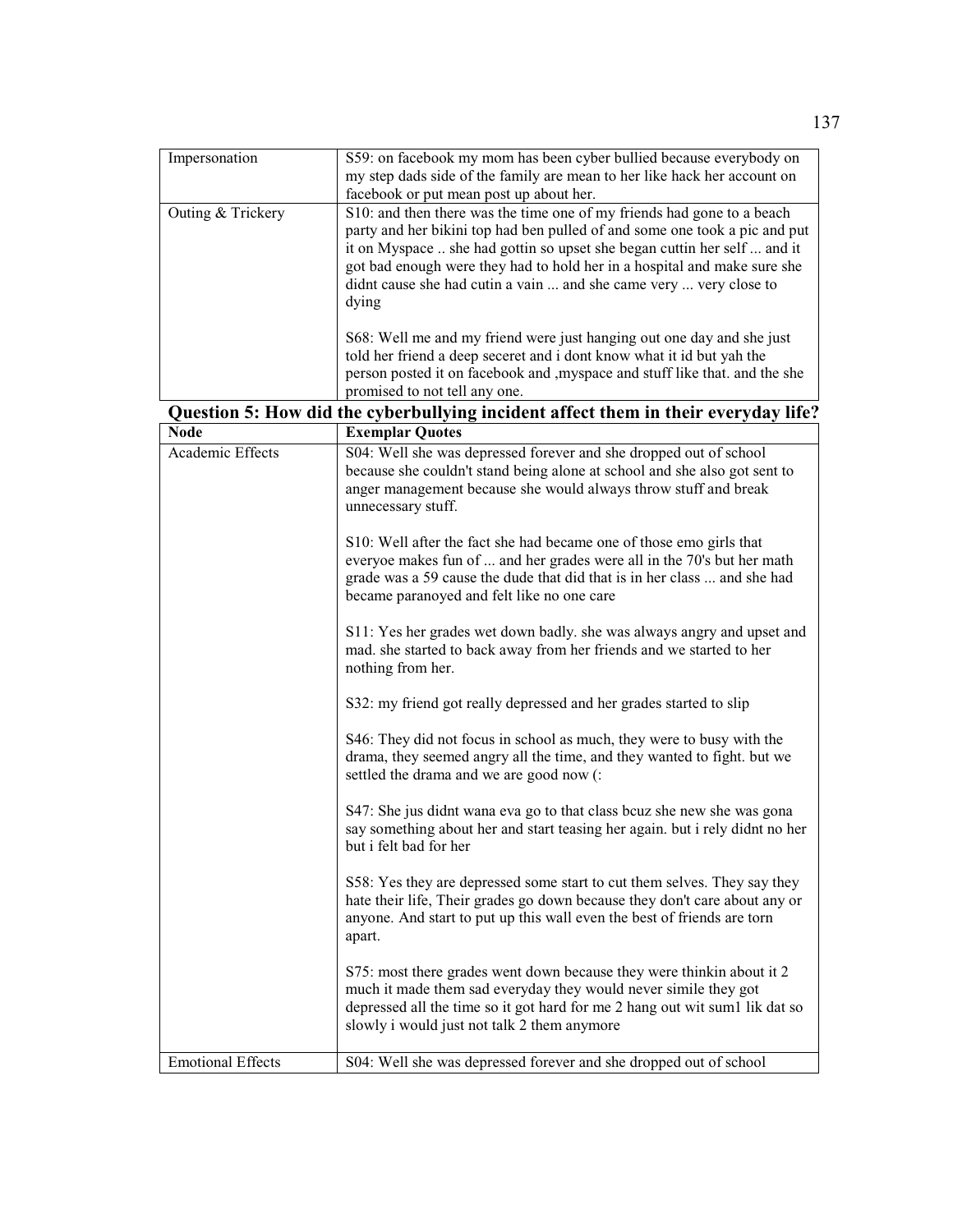| | |
|---|---|
| Impersonation | S59: on facebook my mom has been cyber bullied because everybody on my step dads side of the family are mean to her like hack her account on facebook or put mean post up about her. |
| Outing & Trickery | S10: and then there was the time one of my friends had gone to a beach party and her bikini top had ben pulled of and some one took a pic and put it on Myspace .. she had gottin so upset she began cuttin her self ... and it got bad enough were they had to hold her in a hospital and make sure she didnt cause she had cutin a vain ... and she came very ... very close to dying<br><br>S68: Well me and my friend were just hanging out one day and she just told her friend a deep seceret and i dont know what it id but yah the person posted it on facebook and ,myspace and stuff like that. and the she promised to not tell any one. |

**Question 5: How did the cyberbullying incident affect them in their everyday life?**

| Node | Exemplar Quotes |
|---|---|
| Academic Effects | S04: Well she was depressed forever and she dropped out of school because she couldn't stand being alone at school and she also got sent to anger management because she would always throw stuff and break unnecessary stuff.<br><br>S10: Well after the fact she had became one of those emo girls that everyoe makes fun of ... and her grades were all in the 70's but her math grade was a 59 cause the dude that did that is in her class ... and she had became paranoyed and felt like no one care<br><br>S11: Yes her grades wet down badly. she was always angry and upset and mad. she started to back away from her friends and we started to her nothing from her.<br><br>S32: my friend got really depressed and her grades started to slip<br><br>S46: They did not focus in school as much, they were to busy with the drama, they seemed angry all the time, and they wanted to fight. but we settled the drama and we are good now (:<br><br>S47: She jus didnt wana eva go to that class bcuz she new she was gona say something about her and start teasing her again. but i rely didnt no her but i felt bad for her<br><br>S58: Yes they are depressed some start to cut them selves. They say they hate their life, Their grades go down because they don't care about any or anyone. And start to put up this wall even the best of friends are torn apart.<br><br>S75: most there grades went down because they were thinkin about it 2 much it made them sad everyday they would never simile they got depressed all the time so it got hard for me 2 hang out wit sum1 lik dat so slowly i would just not talk 2 them anymore |
| Emotional Effects | S04: Well she was depressed forever and she dropped out of school |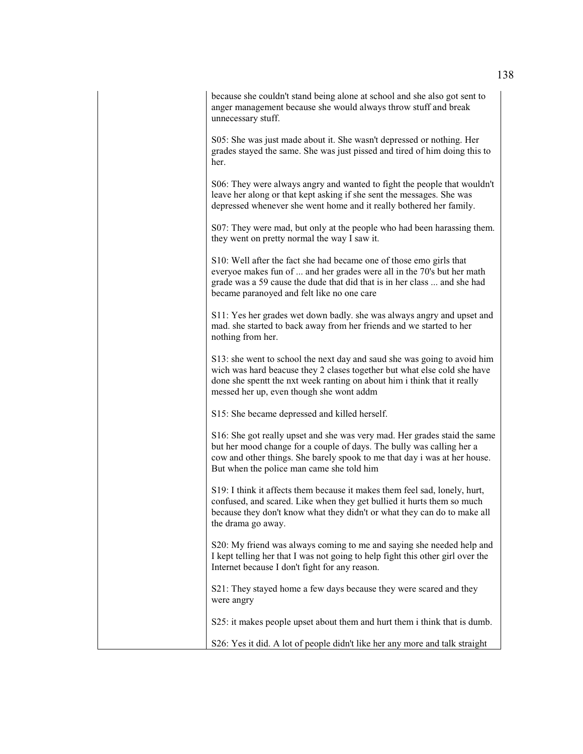| | |
|---|---|
| | because she couldn't stand being alone at school and she also got sent to anger management because she would always throw stuff and break unnecessary stuff.<br><br>S05: She was just made about it. She wasn't depressed or nothing. Her grades stayed the same. She was just pissed and tired of him doing this to her.<br><br>S06: They were always angry and wanted to fight the people that wouldn't leave her along or that kept asking if she sent the messages. She was depressed whenever she went home and it really bothered her family.<br><br>S07: They were mad, but only at the people who had been harassing them. they went on pretty normal the way I saw it.<br><br>S10: Well after the fact she had became one of those emo girls that everyoe makes fun of ... and her grades were all in the 70's but her math grade was a 59 cause the dude that did that is in her class ... and she had became paranoyed and felt like no one care<br><br>S11: Yes her grades wet down badly. she was always angry and upset and mad. she started to back away from her friends and we started to her nothing from her.<br><br>S13: she went to school the next day and saud she was going to avoid him wich was hard beacuse they 2 clases together but what else cold she have done she spentt the nxt week ranting on about him i think that it really messed her up, even though she wont addm<br><br>S15: She became depressed and killed herself.<br><br>S16: She got really upset and she was very mad. Her grades staid the same but her mood change for a couple of days. The bully was calling her a cow and other things. She barely spook to me that day i was at her house. But when the police man came she told him<br><br>S19: I think it affects them because it makes them feel sad, lonely, hurt, confused, and scared. Like when they get bullied it hurts them so much because they don't know what they didn't or what they can do to make all the drama go away.<br><br>S20: My friend was always coming to me and saying she needed help and I kept telling her that I was not going to help fight this other girl over the Internet because I don't fight for any reason.<br><br>S21: They stayed home a few days because they were scared and they were angry<br><br>S25: it makes people upset about them and hurt them i think that is dumb.<br><br>S26: Yes it did. A lot of people didn't like her any more and talk straight |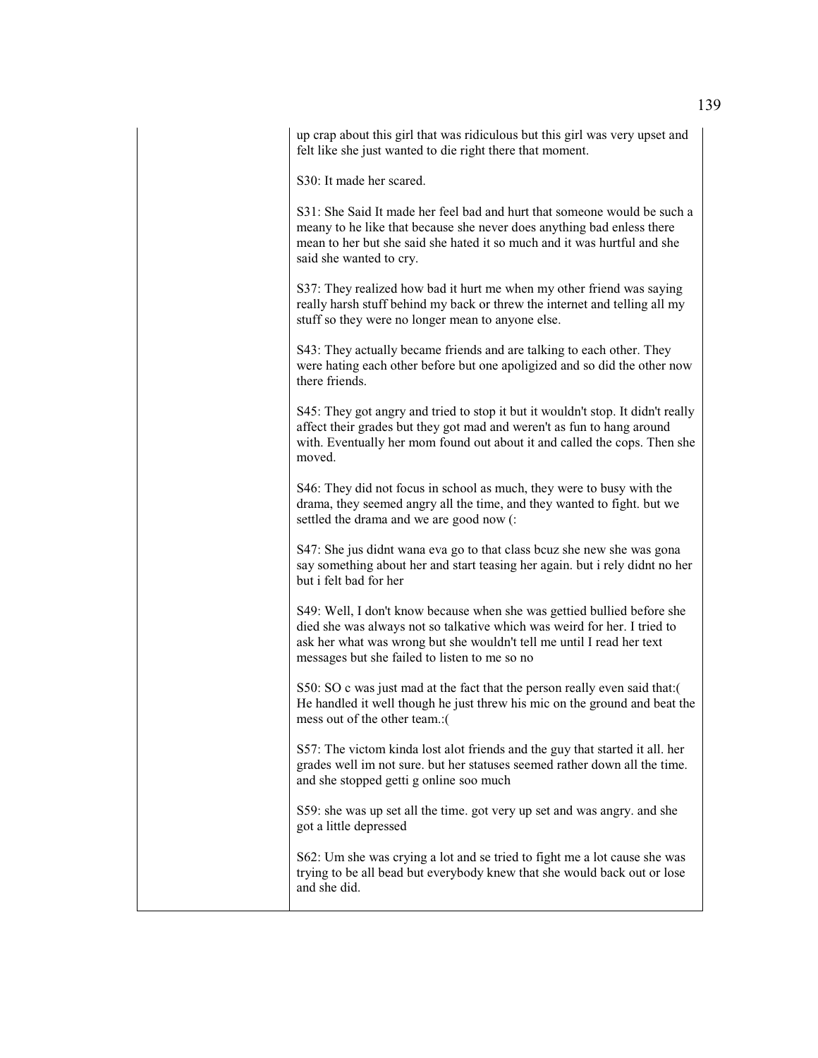| | up crap about this girl that was ridiculous but this girl was very upset and felt like she just wanted to die right there that moment.<br><br>S30: It made her scared.<br><br>S31: She Said It made her feel bad and hurt that someone would be such a meany to he like that because she never does anything bad enless there mean to her but she said she hated it so much and it was hurtful and she said she wanted to cry.<br><br>S37: They realized how bad it hurt me when my other friend was saying really harsh stuff behind my back or threw the internet and telling all my stuff so they were no longer mean to anyone else.<br><br>S43: They actually became friends and are talking to each other. They were hating each other before but one apoligized and so did the other now there friends.<br><br>S45: They got angry and tried to stop it but it wouldn't stop. It didn't really affect their grades but they got mad and weren't as fun to hang around with. Eventually her mom found out about it and called the cops. Then she moved.<br><br>S46: They did not focus in school as much, they were to busy with the drama, they seemed angry all the time, and they wanted to fight. but we settled the drama and we are good now (:<br><br>S47: She jus didnt wana eva go to that class bcuz she new she was gona say something about her and start teasing her again. but i rely didnt no her but i felt bad for her<br><br>S49: Well, I don't know because when she was gettied bullied before she died she was always not so talkative which was weird for her. I tried to ask her what was wrong but she wouldn't tell me until I read her text messages but she failed to listen to me so no<br><br>S50: SO c was just mad at the fact that the person really even said that:( He handled it well though he just threw his mic on the ground and beat the mess out of the other team.:(<br><br>S57: The victom kinda lost alot friends and the guy that started it all. her grades well im not sure. but her statuses seemed rather down all the time. and she stopped getti g online soo much<br><br>S59: she was up set all the time. got very up set and was angry. and she got a little depressed<br><br>S62: Um she was crying a lot and se tried to fight me a lot cause she was trying to be all bead but everybody knew that she would back out or lose and she did. |
|---|---|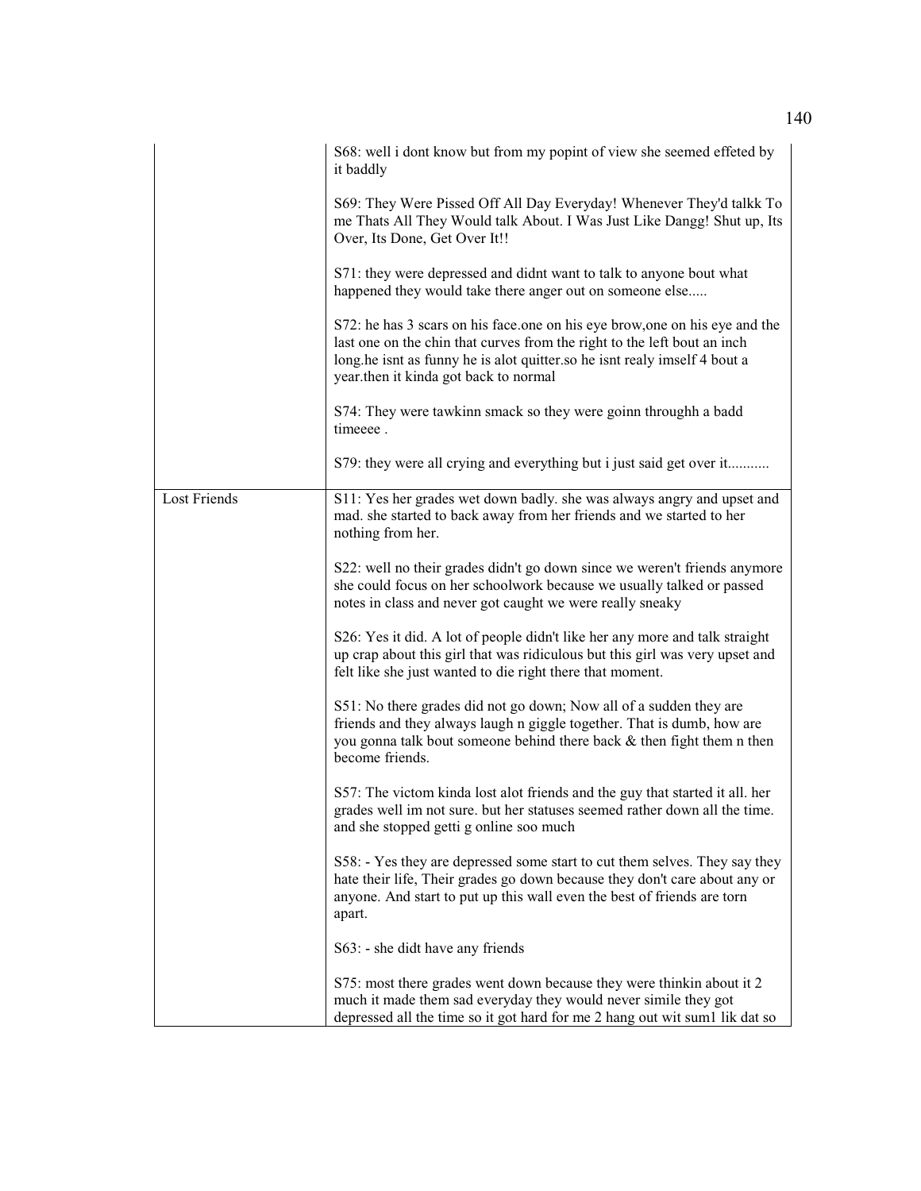| | |
|---|---|
| | S68: well i dont know but from my popint of view she seemed effeted by it baddly<br><br>S69: They Were Pissed Off All Day Everyday! Whenever They'd talkk To me Thats All They Would talk About. I Was Just Like Dangg! Shut up, Its Over, Its Done, Get Over It!!<br><br>S71: they were depressed and didnt want to talk to anyone bout what happened they would take there anger out on someone else.....<br><br>S72: he has 3 scars on his face.one on his eye brow,one on his eye and the last one on the chin that curves from the right to the left bout an inch long.he isnt as funny he is alot quitter.so he isnt realy imself 4 bout a year.then it kinda got back to normal<br><br>S74: They were tawkinn smack so they were goinn throughh a badd timeeee .<br><br>S79: they were all crying and everything but i just said get over it........... |
| Lost Friends | S11: Yes her grades wet down badly. she was always angry and upset and mad. she started to back away from her friends and we started to her nothing from her.<br><br>S22: well no their grades didn't go down since we weren't friends anymore she could focus on her schoolwork because we usually talked or passed notes in class and never got caught we were really sneaky<br><br>S26: Yes it did. A lot of people didn't like her any more and talk straight up crap about this girl that was ridiculous but this girl was very upset and felt like she just wanted to die right there that moment.<br><br>S51: No there grades did not go down; Now all of a sudden they are friends and they always laugh n giggle together. That is dumb, how are you gonna talk bout someone behind there back & then fight them n then become friends.<br><br>S57: The victom kinda lost alot friends and the guy that started it all. her grades well im not sure. but her statuses seemed rather down all the time. and she stopped getti g online soo much<br><br>S58: - Yes they are depressed some start to cut them selves. They say they hate their life, Their grades go down because they don't care about any or anyone. And start to put up this wall even the best of friends are torn apart.<br><br>S63: - she didt have any friends<br><br>S75: most there grades went down because they were thinkin about it 2 much it made them sad everyday they would never simile they got depressed all the time so it got hard for me 2 hang out wit sum1 lik dat so |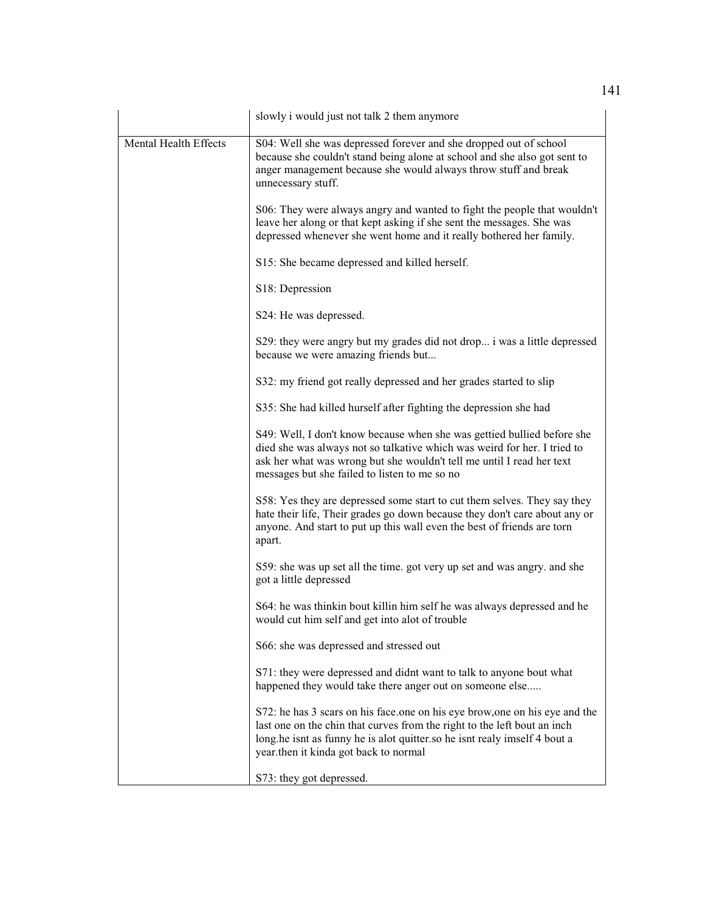| | |
|---|---|
| | slowly i would just not talk 2 them anymore |
| Mental Health Effects | S04: Well she was depressed forever and she dropped out of school because she couldn't stand being alone at school and she also got sent to anger management because she would always throw stuff and break unnecessary stuff.<br><br>S06: They were always angry and wanted to fight the people that wouldn't leave her along or that kept asking if she sent the messages. She was depressed whenever she went home and it really bothered her family.<br><br>S15: She became depressed and killed herself.<br><br>S18: Depression<br><br>S24: He was depressed.<br><br>S29: they were angry but my grades did not drop... i was a little depressed because we were amazing friends but...<br><br>S32: my friend got really depressed and her grades started to slip<br><br>S35: She had killed hurself after fighting the depression she had<br><br>S49: Well, I don't know because when she was gettied bullied before she died she was always not so talkative which was weird for her. I tried to ask her what was wrong but she wouldn't tell me until I read her text messages but she failed to listen to me so no<br><br>S58: Yes they are depressed some start to cut them selves. They say they hate their life, Their grades go down because they don't care about any or anyone. And start to put up this wall even the best of friends are torn apart.<br><br>S59: she was up set all the time. got very up set and was angry. and she got a little depressed<br><br>S64: he was thinkin bout killin him self he was always depressed and he would cut him self and get into alot of trouble<br><br>S66: she was depressed and stressed out<br><br>S71: they were depressed and didnt want to talk to anyone bout what happened they would take there anger out on someone else.....<br><br>S72: he has 3 scars on his face.one on his eye brow,one on his eye and the last one on the chin that curves from the right to the left bout an inch long.he isnt as funny he is alot quitter.so he isnt realy imself 4 bout a year.then it kinda got back to normal<br><br>S73: they got depressed. |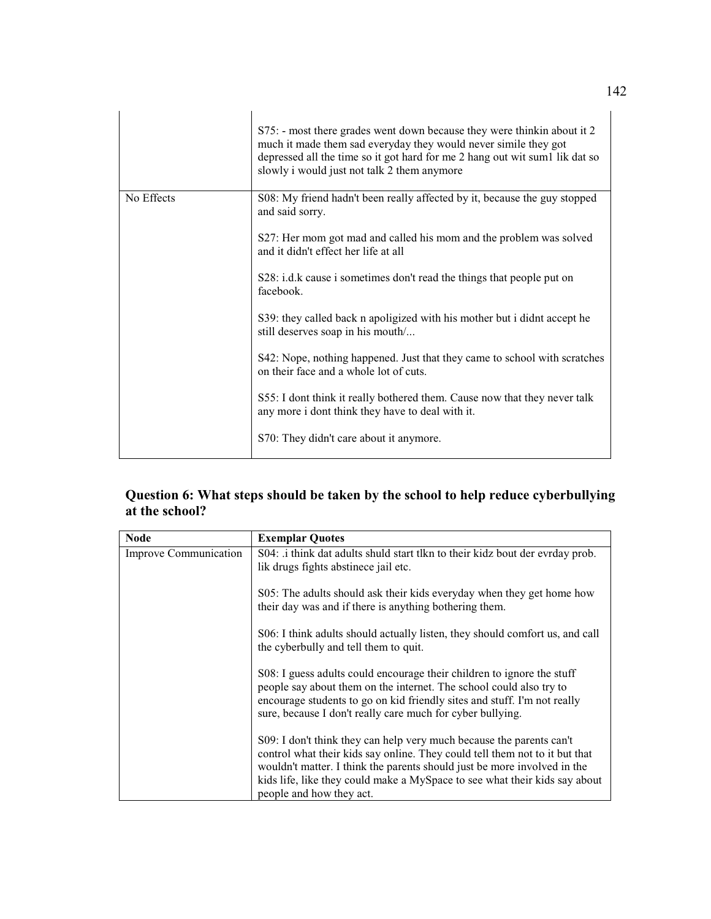| | |
|---|---|
| | S75: - most there grades went down because they were thinkin about it 2 much it made them sad everyday they would never simile they got depressed all the time so it got hard for me 2 hang out wit sum1 lik dat so slowly i would just not talk 2 them anymore |
| No Effects | S08: My friend hadn't been really affected by it, because the guy stopped and said sorry.<br><br>S27: Her mom got mad and called his mom and the problem was solved and it didn't effect her life at all<br><br>S28: i.d.k cause i sometimes don't read the things that people put on facebook.<br><br>S39: they called back n apoligized with his mother but i didnt accept he still deserves soap in his mouth/...<br><br>S42: Nope, nothing happened. Just that they came to school with scratches on their face and a whole lot of cuts.<br><br>S55: I dont think it really bothered them. Cause now that they never talk any more i dont think they have to deal with it.<br><br>S70: They didn't care about it anymore. |

## Question 6: What steps should be taken by the school to help reduce cyberbullying at the school?

| Node | Exemplar Quotes |
|---|---|
| Improve Communication | S04: .i think dat adults shuld start tlkn to their kidz bout der evrday prob. lik drugs fights abstinece jail etc.<br><br>S05: The adults should ask their kids everyday when they get home how their day was and if there is anything bothering them.<br><br>S06: I think adults should actually listen, they should comfort us, and call the cyberbully and tell them to quit.<br><br>S08: I guess adults could encourage their children to ignore the stuff people say about them on the internet. The school could also try to encourage students to go on kid friendly sites and stuff. I'm not really sure, because I don't really care much for cyber bullying.<br><br>S09: I don't think they can help very much because the parents can't control what their kids say online. They could tell them not to it but that wouldn't matter. I think the parents should just be more involved in the kids life, like they could make a MySpace to see what their kids say about people and how they act. |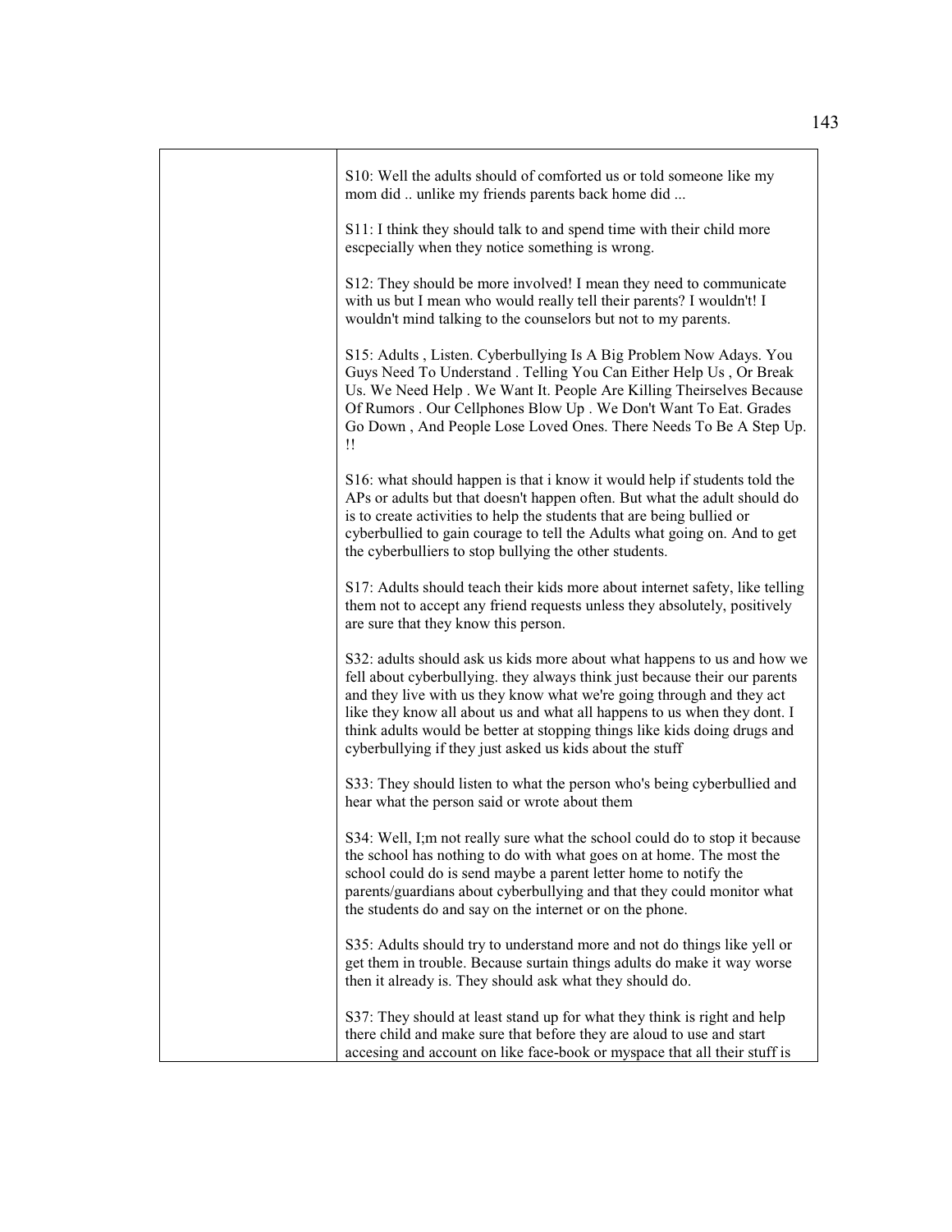| | |
|---|---|
| | S10: Well the adults should of comforted us or told someone like my mom did .. unlike my friends parents back home did ...<br><br>S11: I think they should talk to and spend time with their child more escpecially when they notice something is wrong.<br><br>S12: They should be more involved! I mean they need to communicate with us but I mean who would really tell their parents? I wouldn't! I wouldn't mind talking to the counselors but not to my parents.<br><br>S15: Adults , Listen. Cyberbullying Is A Big Problem Now Adays. You Guys Need To Understand . Telling You Can Either Help Us , Or Break Us. We Need Help . We Want It. People Are Killing Theirselves Because Of Rumors . Our Cellphones Blow Up . We Don't Want To Eat. Grades Go Down , And People Lose Loved Ones. There Needs To Be A Step Up. !!<br><br>S16: what should happen is that i know it would help if students told the APs or adults but that doesn't happen often. But what the adult should do is to create activities to help the students that are being bullied or cyberbullied to gain courage to tell the Adults what going on. And to get the cyberbulliers to stop bullying the other students.<br><br>S17: Adults should teach their kids more about internet safety, like telling them not to accept any friend requests unless they absolutely, positively are sure that they know this person.<br><br>S32: adults should ask us kids more about what happens to us and how we fell about cyberbullying. they always think just because their our parents and they live with us they know what we're going through and they act like they know all about us and what all happens to us when they dont. I think adults would be better at stopping things like kids doing drugs and cyberbullying if they just asked us kids about the stuff<br><br>S33: They should listen to what the person who's being cyberbullied and hear what the person said or wrote about them<br><br>S34: Well, I;m not really sure what the school could do to stop it because the school has nothing to do with what goes on at home. The most the school could do is send maybe a parent letter home to notify the parents/guardians about cyberbullying and that they could monitor what the students do and say on the internet or on the phone.<br><br>S35: Adults should try to understand more and not do things like yell or get them in trouble. Because surtain things adults do make it way worse then it already is. They should ask what they should do.<br><br>S37: They should at least stand up for what they think is right and help there child and make sure that before they are aloud to use and start accesing and account on like face-book or myspace that all their stuff is |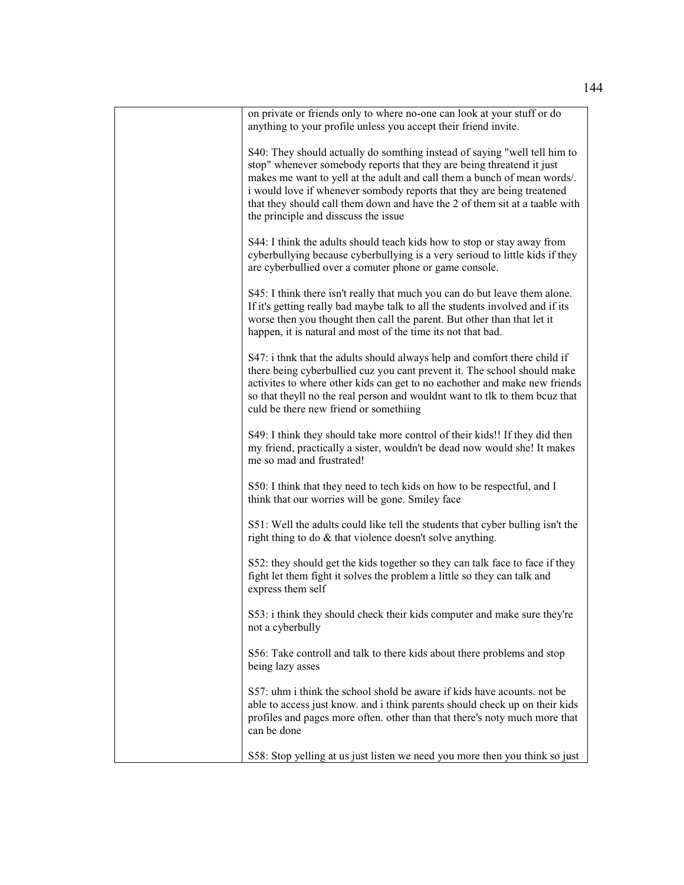| | |
|---|---|
| | on private or friends only to where no-one can look at your stuff or do anything to your profile unless you accept their friend invite.<br><br>S40: They should actually do somthing instead of saying "well tell him to stop" whenever somebody reports that they are being threatend it just makes me want to yell at the adult and call them a bunch of mean words/. i would love if whenever sombody reports that they are being treatened that they should call them down and have the 2 of them sit at a taable with the principle and disscuss the issue<br><br>S44: I think the adults should teach kids how to stop or stay away from cyberbullying because cyberbullying is a very serioud to little kids if they are cyberbullied over a comuter phone or game console.<br><br>S45: I think there isn't really that much you can do but leave them alone. If it's getting really bad maybe talk to all the students involved and if its worse then you thought then call the parent. But other than that let it happen, it is natural and most of the time its not that bad.<br><br>S47: i thnk that the adults should always help and comfort there child if there being cyberbullied cuz you cant prevent it. The school should make activites to where other kids can get to no eachother and make new friends so that theyll no the real person and wouldnt want to tlk to them bcuz that culd be there new friend or somethiing<br><br>S49: I think they should take more control of their kids!! If they did then my friend, practically a sister, wouldn't be dead now would she! It makes me so mad and frustrated!<br><br>S50: I think that they need to tech kids on how to be respectful, and I think that our worries will be gone. Smiley face<br><br>S51: Well the adults could like tell the students that cyber bulling isn't the right thing to do & that violence doesn't solve anything.<br><br>S52: they should get the kids together so they can talk face to face if they fight let them fight it solves the problem a little so they can talk and express them self<br><br>S53: i think they should check their kids computer and make sure they're not a cyberbully<br><br>S56: Take controll and talk to there kids about there problems and stop being lazy asses<br><br>S57: uhm i think the school shold be aware if kids have acounts. not be able to access just know. and i think parents should check up on their kids profiles and pages more often. other than that there's noty much more that can be done<br><br>S58: Stop yelling at us just listen we need you more then you think so just |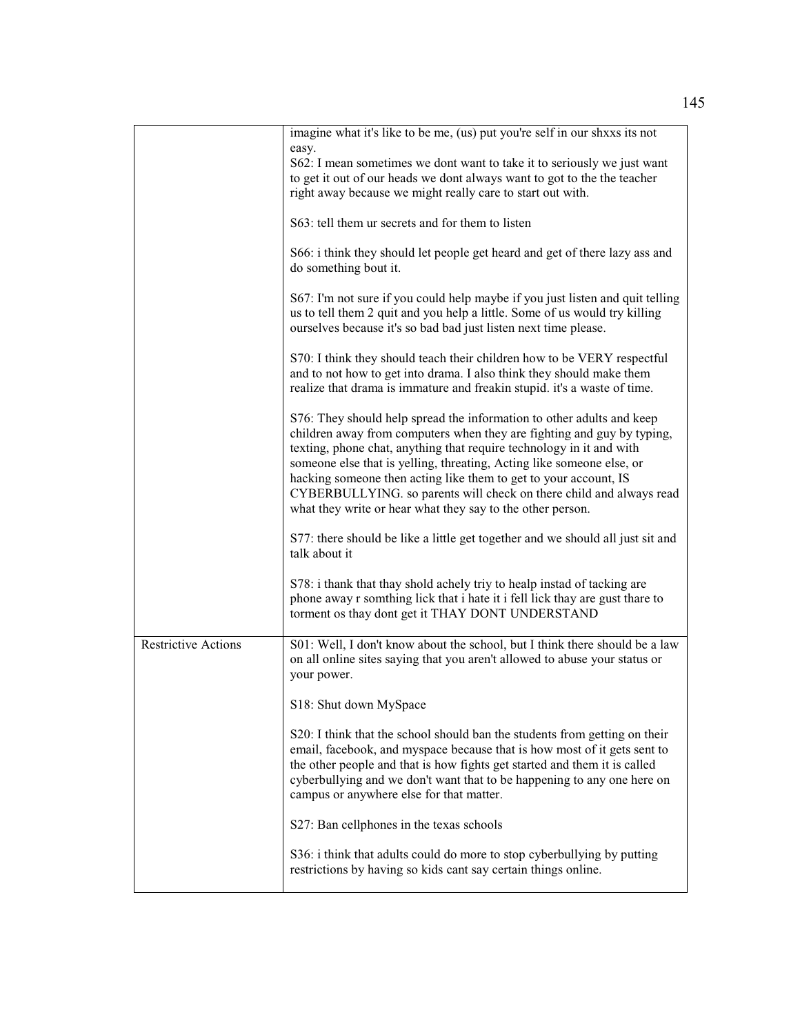| | |
|---|---|
| | imagine what it's like to be me, (us) put you're self in our shxxs its not easy.<br>S62: I mean sometimes we dont want to take it to seriously we just want to get it out of our heads we dont always want to got to the the teacher right away because we might really care to start out with.<br><br>S63: tell them ur secrets and for them to listen<br><br>S66: i think they should let people get heard and get of there lazy ass and do something bout it.<br><br>S67: I'm not sure if you could help maybe if you just listen and quit telling us to tell them 2 quit and you help a little. Some of us would try killing ourselves because it's so bad bad just listen next time please.<br><br>S70: I think they should teach their children how to be VERY respectful and to not how to get into drama. I also think they should make them realize that drama is immature and freakin stupid. it's a waste of time.<br><br>S76: They should help spread the information to other adults and keep children away from computers when they are fighting and guy by typing, texting, phone chat, anything that require technology in it and with someone else that is yelling, threating, Acting like someone else, or hacking someone then acting like them to get to your account, IS CYBERBULLYING. so parents will check on there child and always read what they write or hear what they say to the other person.<br><br>S77: there should be like a little get together and we should all just sit and talk about it<br><br>S78: i thank that thay shold achely triy to healp instad of tacking are phone away r somthing lick that i hate it i fell lick thay are gust thare to torment os thay dont get it THAY DONT UNDERSTAND |
| Restrictive Actions | S01: Well, I don't know about the school, but I think there should be a law on all online sites saying that you aren't allowed to abuse your status or your power.<br><br>S18: Shut down MySpace<br><br>S20: I think that the school should ban the students from getting on their email, facebook, and myspace because that is how most of it gets sent to the other people and that is how fights get started and them it is called cyberbullying and we don't want that to be happening to any one here on campus or anywhere else for that matter.<br><br>S27: Ban cellphones in the texas schools<br><br>S36: i think that adults could do more to stop cyberbullying by putting restrictions by having so kids cant say certain things online. |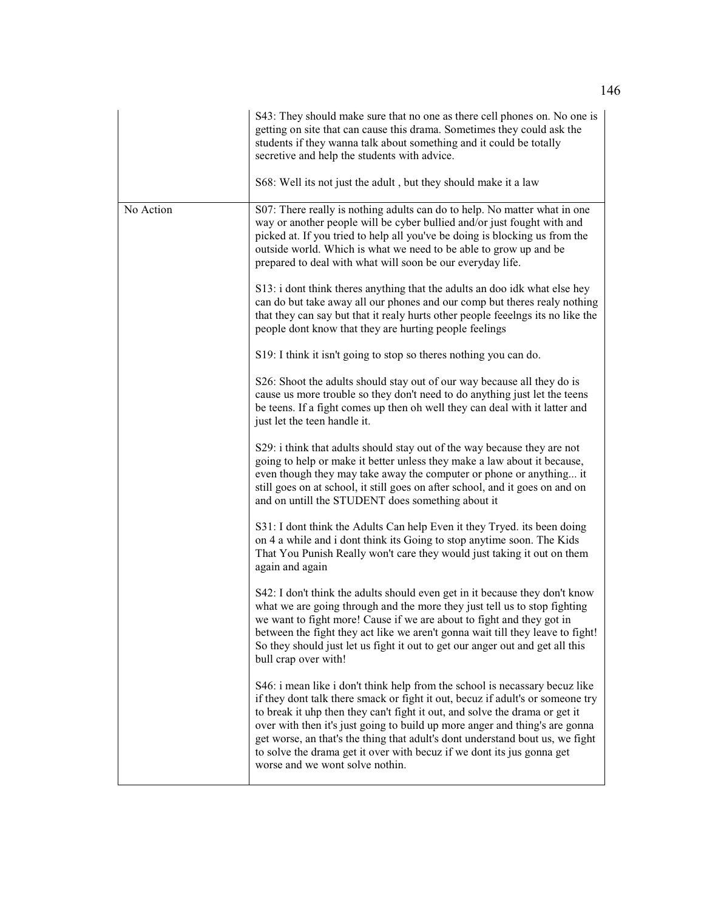| | |
|---|---|
| | S43: They should make sure that no one as there cell phones on. No one is getting on site that can cause this drama. Sometimes they could ask the students if they wanna talk about something and it could be totally secretive and help the students with advice.<br><br>S68: Well its not just the adult , but they should make it a law |
| No Action | S07: There really is nothing adults can do to help. No matter what in one way or another people will be cyber bullied and/or just fought with and picked at. If you tried to help all you've be doing is blocking us from the outside world. Which is what we need to be able to grow up and be prepared to deal with what will soon be our everyday life.<br><br>S13: i dont think theres anything that the adults an doo idk what else hey can do but take away all our phones and our comp but theres realy nothing that they can say but that it realy hurts other people feeelngs its no like the people dont know that they are hurting people feelings<br><br>S19: I think it isn't going to stop so theres nothing you can do.<br><br>S26: Shoot the adults should stay out of our way because all they do is cause us more trouble so they don't need to do anything just let the teens be teens. If a fight comes up then oh well they can deal with it latter and just let the teen handle it.<br><br>S29: i think that adults should stay out of the way because they are not going to help or make it better unless they make a law about it because, even though they may take away the computer or phone or anything... it still goes on at school, it still goes on after school, and it goes on and on and on untill the STUDENT does something about it<br><br>S31: I dont think the Adults Can help Even it they Tryed. its been doing on 4 a while and i dont think its Going to stop anytime soon. The Kids That You Punish Really won't care they would just taking it out on them again and again<br><br>S42: I don't think the adults should even get in it because they don't know what we are going through and the more they just tell us to stop fighting we want to fight more! Cause if we are about to fight and they got in between the fight they act like we aren't gonna wait till they leave to fight! So they should just let us fight it out to get our anger out and get all this bull crap over with!<br><br>S46: i mean like i don't think help from the school is necassary becuz like if they dont talk there smack or fight it out, becuz if adult's or someone try to break it uhp then they can't fight it out, and solve the drama or get it over with then it's just going to build up more anger and thing's are gonna get worse, an that's the thing that adult's dont understand bout us, we fight to solve the drama get it over with becuz if we dont its jus gonna get worse and we wont solve nothin. |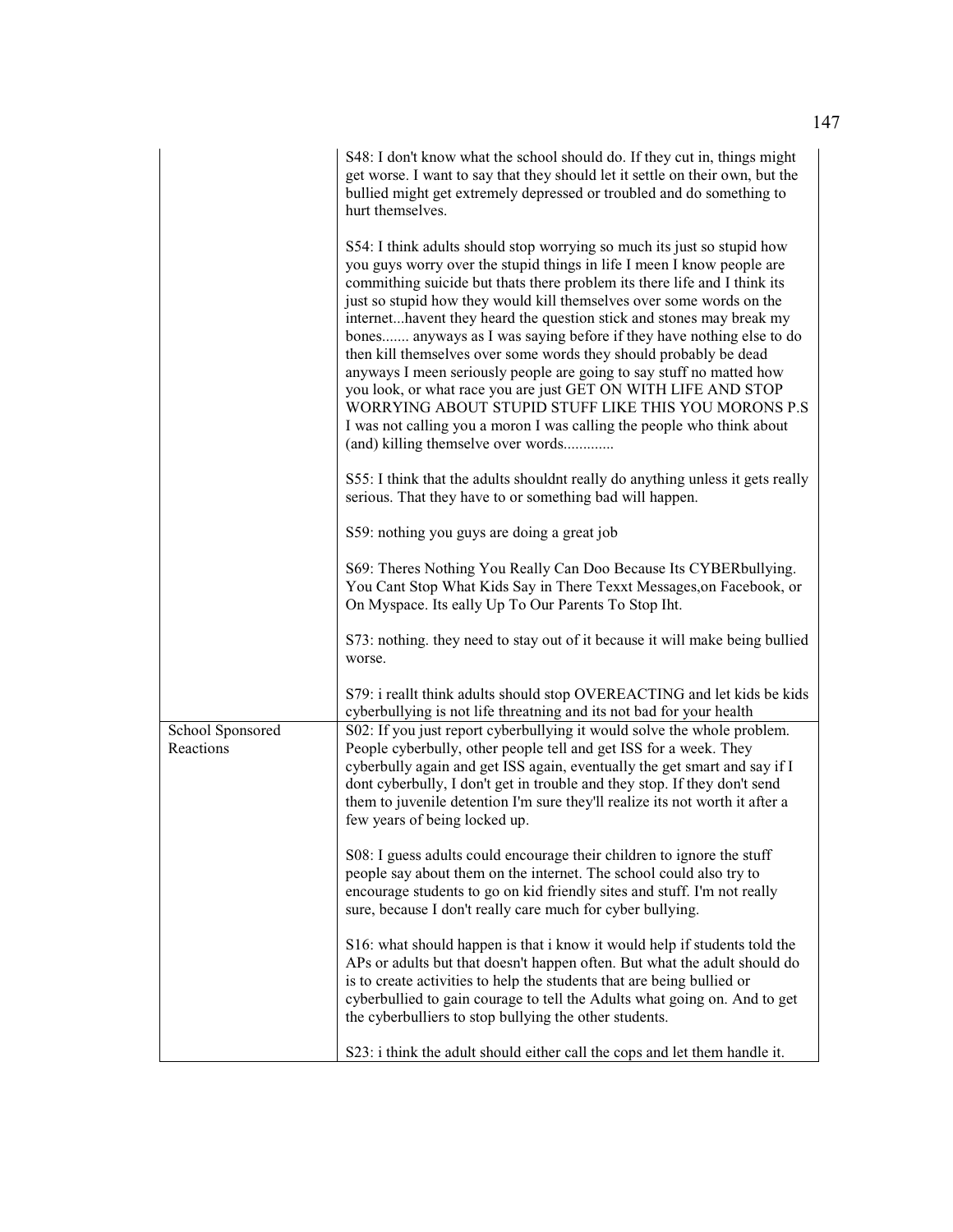| | |
|---|---|
| | S48: I don't know what the school should do. If they cut in, things might get worse. I want to say that they should let it settle on their own, but the bullied might get extremely depressed or troubled and do something to hurt themselves.<br><br>S54: I think adults should stop worrying so much its just so stupid how you guys worry over the stupid things in life I meen I know people are commithing suicide but thats there problem its there life and I think its just so stupid how they would kill themselves over some words on the internet...havent they heard the question stick and stones may break my bones....... anyways as I was saying before if they have nothing else to do then kill themselves over some words they should probably be dead anyways I meen seriously people are going to say stuff no matted how you look, or what race you are just GET ON WITH LIFE AND STOP WORRYING ABOUT STUPID STUFF LIKE THIS YOU MORONS P.S I was not calling you a moron I was calling the people who think about (and) killing themselve over words.............<br><br>S55: I think that the adults shouldnt really do anything unless it gets really serious. That they have to or something bad will happen.<br><br>S59: nothing you guys are doing a great job<br><br>S69: Theres Nothing You Really Can Doo Because Its CYBERbullying. You Cant Stop What Kids Say in There Texxt Messages,on Facebook, or On Myspace. Its eally Up To Our Parents To Stop Iht.<br><br>S73: nothing. they need to stay out of it because it will make being bullied worse.<br><br>S79: i reallt think adults should stop OVEREACTING and let kids be kids cyberbullying is not life threatning and its not bad for your health |
| School Sponsored Reactions | S02: If you just report cyberbullying it would solve the whole problem. People cyberbully, other people tell and get ISS for a week. They cyberbully again and get ISS again, eventually the get smart and say if I dont cyberbully, I don't get in trouble and they stop. If they don't send them to juvenile detention I'm sure they'll realize its not worth it after a few years of being locked up.<br><br>S08: I guess adults could encourage their children to ignore the stuff people say about them on the internet. The school could also try to encourage students to go on kid friendly sites and stuff. I'm not really sure, because I don't really care much for cyber bullying.<br><br>S16: what should happen is that i know it would help if students told the APs or adults but that doesn't happen often. But what the adult should do is to create activities to help the students that are being bullied or cyberbullied to gain courage to tell the Adults what going on. And to get the cyberbulliers to stop bullying the other students.<br><br>S23: i think the adult should either call the cops and let them handle it. |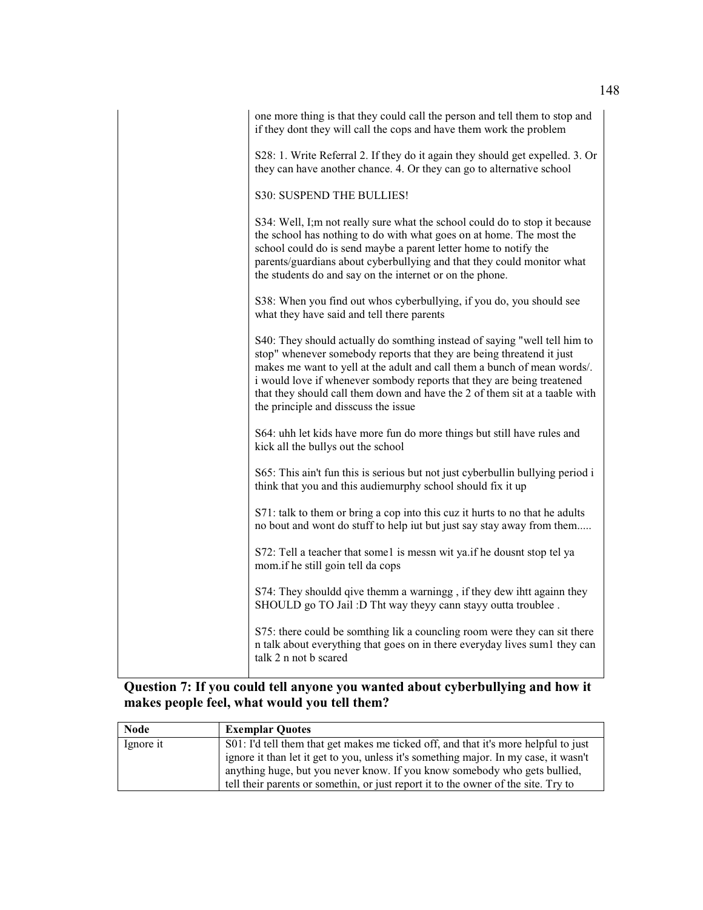| | |
|---|---|
| | one more thing is that they could call the person and tell them to stop and if they dont they will call the cops and have them work the problem<br><br>S28: 1. Write Referral 2. If they do it again they should get expelled. 3. Or they can have another chance. 4. Or they can go to alternative school<br><br>S30: SUSPEND THE BULLIES!<br><br>S34: Well, I;m not really sure what the school could do to stop it because the school has nothing to do with what goes on at home. The most the school could do is send maybe a parent letter home to notify the parents/guardians about cyberbullying and that they could monitor what the students do and say on the internet or on the phone.<br><br>S38: When you find out whos cyberbullying, if you do, you should see what they have said and tell there parents<br><br>S40: They should actually do somthing instead of saying "well tell him to stop" whenever somebody reports that they are being threatend it just makes me want to yell at the adult and call them a bunch of mean words/. i would love if whenever sombody reports that they are being treatened that they should call them down and have the 2 of them sit at a taable with the principle and disscuss the issue<br><br>S64: uhh let kids have more fun do more things but still have rules and kick all the bullys out the school<br><br>S65: This ain't fun this is serious but not just cyberbullin bullying period i think that you and this audiemurphy school should fix it up<br><br>S71: talk to them or bring a cop into this cuz it hurts to no that he adults no bout and wont do stuff to help iut but just say stay away from them.....<br><br>S72: Tell a teacher that some1 is messn wit ya.if he dousnt stop tel ya mom.if he still goin tell da cops<br><br>S74: They shouldd qive themm a warningg , if they dew ihtt againn they SHOULD go TO Jail :D Tht way theyy cann stayy outta troublee .<br><br>S75: there could be somthing lik a councling room were they can sit there n talk about everything that goes on in there everyday lives sum1 they can talk 2 n not b scared |

**Question 7: If you could tell anyone you wanted about cyberbullying and how it makes people feel, what would you tell them?**

| Node | Exemplar Quotes |
|---|---|
| Ignore it | S01: I'd tell them that get makes me ticked off, and that it's more helpful to just ignore it than let it get to you, unless it's something major. In my case, it wasn't anything huge, but you never know. If you know somebody who gets bullied, tell their parents or somethin, or just report it to the owner of the site. Try to |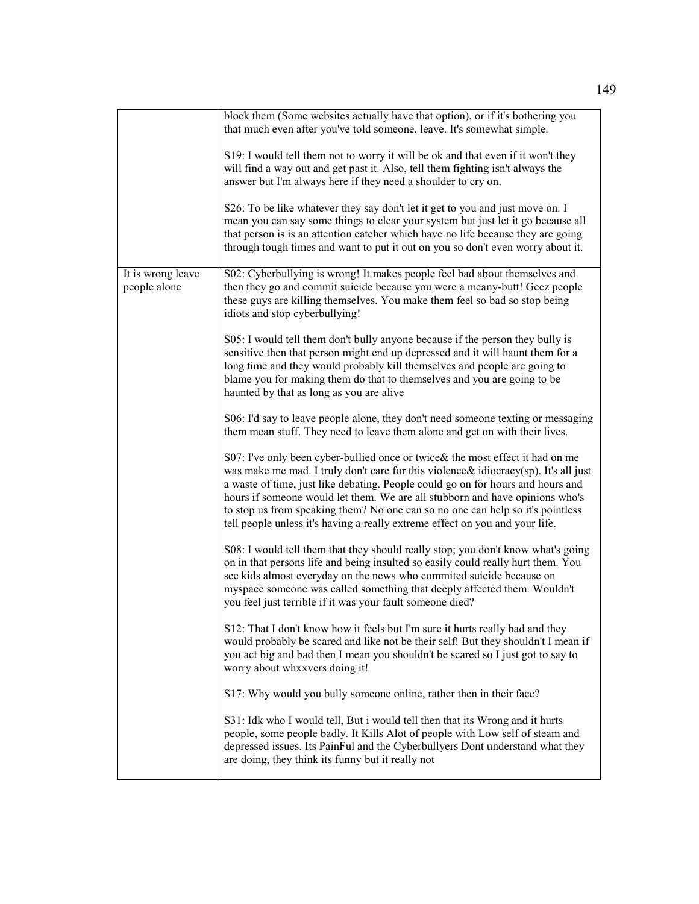| | |
|---|---|
| | block them (Some websites actually have that option), or if it's bothering you that much even after you've told someone, leave. It's somewhat simple.<br><br>S19: I would tell them not to worry it will be ok and that even if it won't they will find a way out and get past it. Also, tell them fighting isn't always the answer but I'm always here if they need a shoulder to cry on.<br><br>S26: To be like whatever they say don't let it get to you and just move on. I mean you can say some things to clear your system but just let it go because all that person is is an attention catcher which have no life because they are going through tough times and want to put it out on you so don't even worry about it. |
| It is wrong leave people alone | S02: Cyberbullying is wrong! It makes people feel bad about themselves and then they go and commit suicide because you were a meany-butt! Geez people these guys are killing themselves. You make them feel so bad so stop being idiots and stop cyberbullying!<br><br>S05: I would tell them don't bully anyone because if the person they bully is sensitive then that person might end up depressed and it will haunt them for a long time and they would probably kill themselves and people are going to blame you for making them do that to themselves and you are going to be haunted by that as long as you are alive<br><br>S06: I'd say to leave people alone, they don't need someone texting or messaging them mean stuff. They need to leave them alone and get on with their lives.<br><br>S07: I've only been cyber-bullied once or twice& the most effect it had on me was make me mad. I truly don't care for this violence& idiocracy(sp). It's all just a waste of time, just like debating. People could go on for hours and hours and hours if someone would let them. We are all stubborn and have opinions who's to stop us from speaking them? No one can so no one can help so it's pointless tell people unless it's having a really extreme effect on you and your life.<br><br>S08: I would tell them that they should really stop; you don't know what's going on in that persons life and being insulted so easily could really hurt them. You see kids almost everyday on the news who commited suicide because on myspace someone was called something that deeply affected them. Wouldn't you feel just terrible if it was your fault someone died?<br><br>S12: That I don't know how it feels but I'm sure it hurts really bad and they would probably be scared and like not be their self! But they shouldn't I mean if you act big and bad then I mean you shouldn't be scared so I just got to say to worry about whxxvers doing it!<br><br>S17: Why would you bully someone online, rather then in their face?<br><br>S31: Idk who I would tell, But i would tell then that its Wrong and it hurts people, some people badly. It Kills Alot of people with Low self of steam and depressed issues. Its PainFul and the Cyberbullyers Dont understand what they are doing, they think its funny but it really not |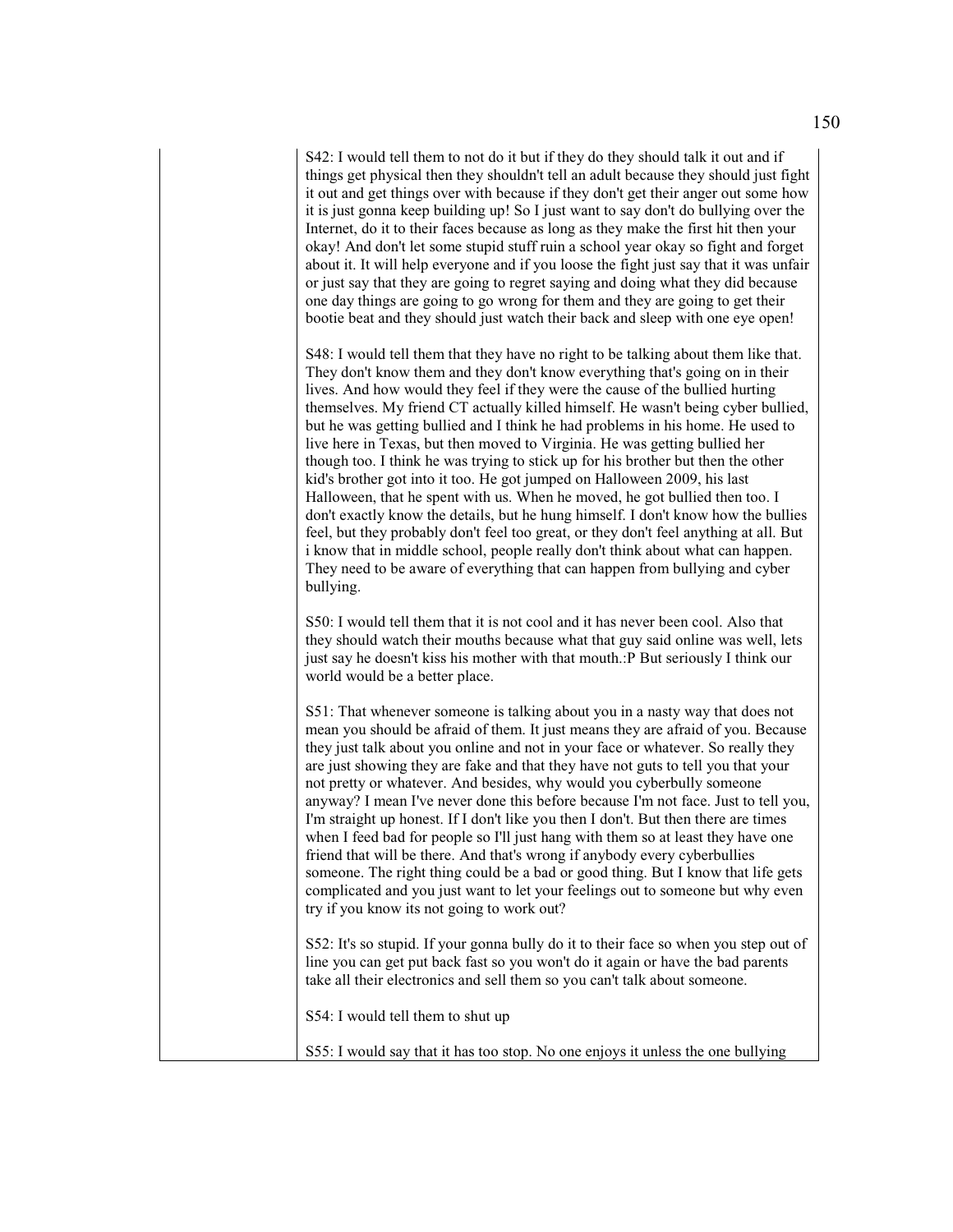| | |
|---|---|
| | S42: I would tell them to not do it but if they do they should talk it out and if things get physical then they shouldn't tell an adult because they should just fight it out and get things over with because if they don't get their anger out some how it is just gonna keep building up! So I just want to say don't do bullying over the Internet, do it to their faces because as long as they make the first hit then your okay! And don't let some stupid stuff ruin a school year okay so fight and forget about it. It will help everyone and if you loose the fight just say that it was unfair or just say that they are going to regret saying and doing what they did because one day things are going to go wrong for them and they are going to get their bootie beat and they should just watch their back and sleep with one eye open!<br><br>S48: I would tell them that they have no right to be talking about them like that. They don't know them and they don't know everything that's going on in their lives. And how would they feel if they were the cause of the bullied hurting themselves. My friend CT actually killed himself. He wasn't being cyber bullied, but he was getting bullied and I think he had problems in his home. He used to live here in Texas, but then moved to Virginia. He was getting bullied her though too. I think he was trying to stick up for his brother but then the other kid's brother got into it too. He got jumped on Halloween 2009, his last Halloween, that he spent with us. When he moved, he got bullied then too. I don't exactly know the details, but he hung himself. I don't know how the bullies feel, but they probably don't feel too great, or they don't feel anything at all. But i know that in middle school, people really don't think about what can happen. They need to be aware of everything that can happen from bullying and cyber bullying.<br><br>S50: I would tell them that it is not cool and it has never been cool. Also that they should watch their mouths because what that guy said online was well, lets just say he doesn't kiss his mother with that mouth.:P But seriously I think our world would be a better place.<br><br>S51: That whenever someone is talking about you in a nasty way that does not mean you should be afraid of them. It just means they are afraid of you. Because they just talk about you online and not in your face or whatever. So really they are just showing they are fake and that they have not guts to tell you that your not pretty or whatever. And besides, why would you cyberbully someone anyway? I mean I've never done this before because I'm not face. Just to tell you, I'm straight up honest. If I don't like you then I don't. But then there are times when I feed bad for people so I'll just hang with them so at least they have one friend that will be there. And that's wrong if anybody every cyberbullies someone. The right thing could be a bad or good thing. But I know that life gets complicated and you just want to let your feelings out to someone but why even try if you know its not going to work out?<br><br>S52: It's so stupid. If your gonna bully do it to their face so when you step out of line you can get put back fast so you won't do it again or have the bad parents take all their electronics and sell them so you can't talk about someone.<br><br>S54: I would tell them to shut up<br><br>S55: I would say that it has too stop. No one enjoys it unless the one bullying |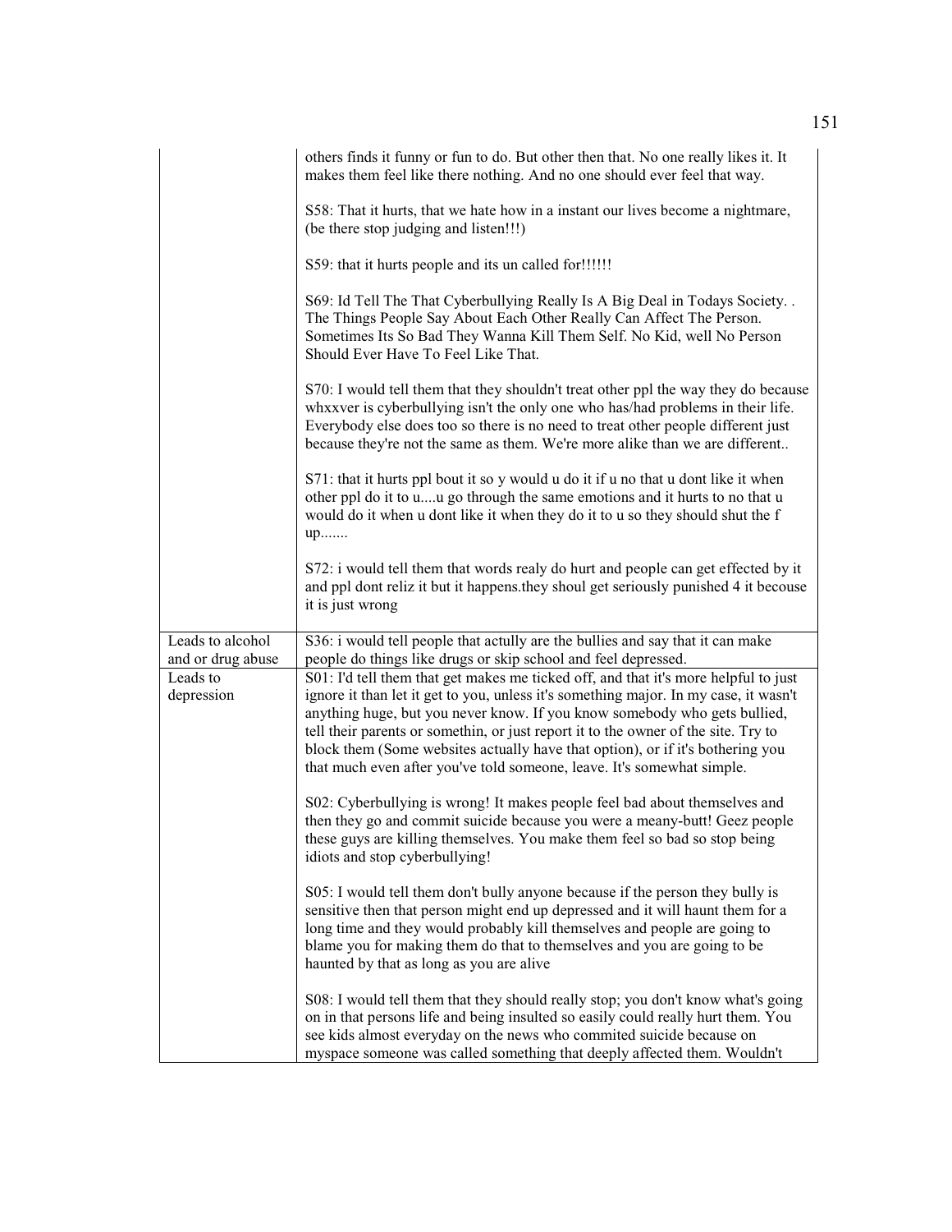| | |
|---|---|
| | others finds it funny or fun to do. But other then that. No one really likes it. It makes them feel like there nothing. And no one should ever feel that way.<br><br>S58: That it hurts, that we hate how in a instant our lives become a nightmare, (be there stop judging and listen!!!)<br><br>S59: that it hurts people and its un called for!!!!!!<br><br>S69: Id Tell The That Cyberbullying Really Is A Big Deal in Todays Society. . The Things People Say About Each Other Really Can Affect The Person. Sometimes Its So Bad They Wanna Kill Them Self. No Kid, well No Person Should Ever Have To Feel Like That.<br><br>S70: I would tell them that they shouldn't treat other ppl the way they do because whxxver is cyberbullying isn't the only one who has/had problems in their life. Everybody else does too so there is no need to treat other people different just because they're not the same as them. We're more alike than we are different..<br><br>S71: that it hurts ppl bout it so y would u do it if u no that u dont like it when other ppl do it to u....u go through the same emotions and it hurts to no that u would do it when u dont like it when they do it to u so they should shut the f up.......<br><br>S72: i would tell them that words realy do hurt and people can get effected by it and ppl dont reliz it but it happens.they shoul get seriously punished 4 it becouse it is just wrong |
| Leads to alcohol and or drug abuse | S36: i would tell people that actully are the bullies and say that it can make people do things like drugs or skip school and feel depressed. |
| Leads to depression | S01: I'd tell them that get makes me ticked off, and that it's more helpful to just ignore it than let it get to you, unless it's something major. In my case, it wasn't anything huge, but you never know. If you know somebody who gets bullied, tell their parents or somethin, or just report it to the owner of the site. Try to block them (Some websites actually have that option), or if it's bothering you that much even after you've told someone, leave. It's somewhat simple.<br><br>S02: Cyberbullying is wrong! It makes people feel bad about themselves and then they go and commit suicide because you were a meany-butt! Geez people these guys are killing themselves. You make them feel so bad so stop being idiots and stop cyberbullying!<br><br>S05: I would tell them don't bully anyone because if the person they bully is sensitive then that person might end up depressed and it will haunt them for a long time and they would probably kill themselves and people are going to blame you for making them do that to themselves and you are going to be haunted by that as long as you are alive<br><br>S08: I would tell them that they should really stop; you don't know what's going on in that persons life and being insulted so easily could really hurt them. You see kids almost everyday on the news who commited suicide because on myspace someone was called something that deeply affected them. Wouldn't |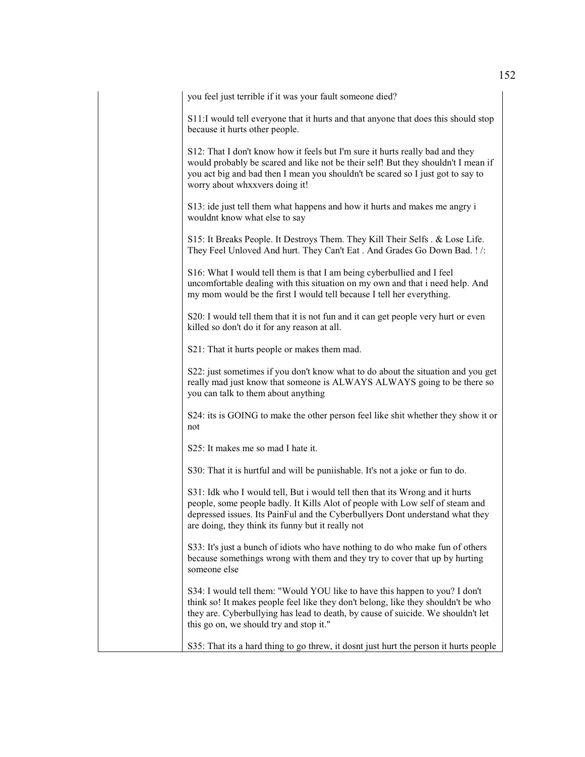| | |
|---|---|
| | you feel just terrible if it was your fault someone died?<br><br>S11:I would tell everyone that it hurts and that anyone that does this should stop because it hurts other people.<br><br>S12: That I don't know how it feels but I'm sure it hurts really bad and they would probably be scared and like not be their self! But they shouldn't I mean if you act big and bad then I mean you shouldn't be scared so I just got to say to worry about whxxvers doing it!<br><br>S13: ide just tell them what happens and how it hurts and makes me angry i wouldnt know what else to say<br><br>S15: It Breaks People. It Destroys Them. They Kill Their Selfs . & Lose Life. They Feel Unloved And hurt. They Can't Eat . And Grades Go Down Bad. ! /:<br><br>S16: What I would tell them is that I am being cyberbullied and I feel uncomfortable dealing with this situation on my own and that i need help. And my mom would be the first I would tell because I tell her everything.<br><br>S20: I would tell them that it is not fun and it can get people very hurt or even killed so don't do it for any reason at all.<br><br>S21: That it hurts people or makes them mad.<br><br>S22: just sometimes if you don't know what to do about the situation and you get really mad just know that someone is ALWAYS ALWAYS going to be there so you can talk to them about anything<br><br>S24: its is GOING to make the other person feel like shit whether they show it or not<br><br>S25: It makes me so mad I hate it.<br><br>S30: That it is hurtful and will be puniishable. It's not a joke or fun to do.<br><br>S31: Idk who I would tell, But i would tell then that its Wrong and it hurts people, some people badly. It Kills Alot of people with Low self of steam and depressed issues. Its PainFul and the Cyberbullyers Dont understand what they are doing, they think its funny but it really not<br><br>S33: It's just a bunch of idiots who have nothing to do who make fun of others because somethings wrong with them and they try to cover that up by hurting someone else<br><br>S34: I would tell them: "Would YOU like to have this happen to you? I don't think so! It makes people feel like they don't belong, like they shouldn't be who they are. Cyberbullying has lead to death, by cause of suicide. We shouldn't let this go on, we should try and stop it."<br><br>S35: That its a hard thing to go threw, it dosnt just hurt the person it hurts people |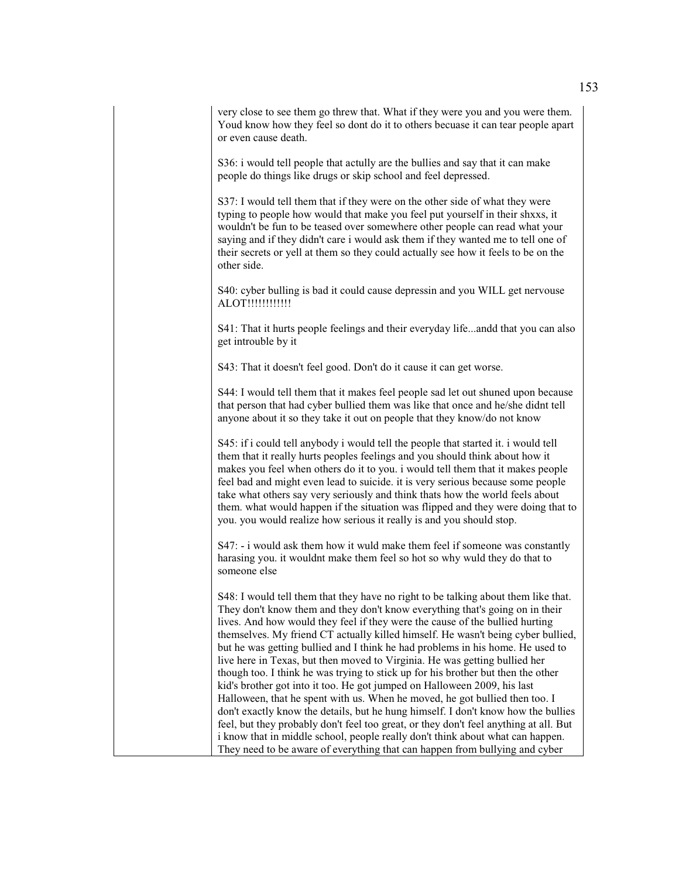| | very close to see them go threw that. What if they were you and you were them. Youd know how they feel so dont do it to others becuase it can tear people apart or even cause death.<br><br>S36: i would tell people that actully are the bullies and say that it can make people do things like drugs or skip school and feel depressed.<br><br>S37: I would tell them that if they were on the other side of what they were typing to people how would that make you feel put yourself in their shxxs, it wouldn't be fun to be teased over somewhere other people can read what your saying and if they didn't care i would ask them if they wanted me to tell one of their secrets or yell at them so they could actually see how it feels to be on the other side.<br><br>S40: cyber bulling is bad it could cause depressin and you WILL get nervouse ALOT!!!!!!!!!!!!<br><br>S41: That it hurts people feelings and their everyday life...andd that you can also get introuble by it<br><br>S43: That it doesn't feel good. Don't do it cause it can get worse.<br><br>S44: I would tell them that it makes feel people sad let out shuned upon because that person that had cyber bullied them was like that once and he/she didnt tell anyone about it so they take it out on people that they know/do not know<br><br>S45: if i could tell anybody i would tell the people that started it. i would tell them that it really hurts peoples feelings and you should think about how it makes you feel when others do it to you. i would tell them that it makes people feel bad and might even lead to suicide. it is very serious because some people take what others say very seriously and think thats how the world feels about them. what would happen if the situation was flipped and they were doing that to you. you would realize how serious it really is and you should stop.<br><br>S47: - i would ask them how it wuld make them feel if someone was constantly harasing you. it wouldnt make them feel so hot so why wuld they do that to someone else<br><br>S48: I would tell them that they have no right to be talking about them like that. They don't know them and they don't know everything that's going on in their lives. And how would they feel if they were the cause of the bullied hurting themselves. My friend CT actually killed himself. He wasn't being cyber bullied, but he was getting bullied and I think he had problems in his home. He used to live here in Texas, but then moved to Virginia. He was getting bullied her though too. I think he was trying to stick up for his brother but then the other kid's brother got into it too. He got jumped on Halloween 2009, his last Halloween, that he spent with us. When he moved, he got bullied then too. I don't exactly know the details, but he hung himself. I don't know how the bullies feel, but they probably don't feel too great, or they don't feel anything at all. But i know that in middle school, people really don't think about what can happen. They need to be aware of everything that can happen from bullying and cyber |
|---|---|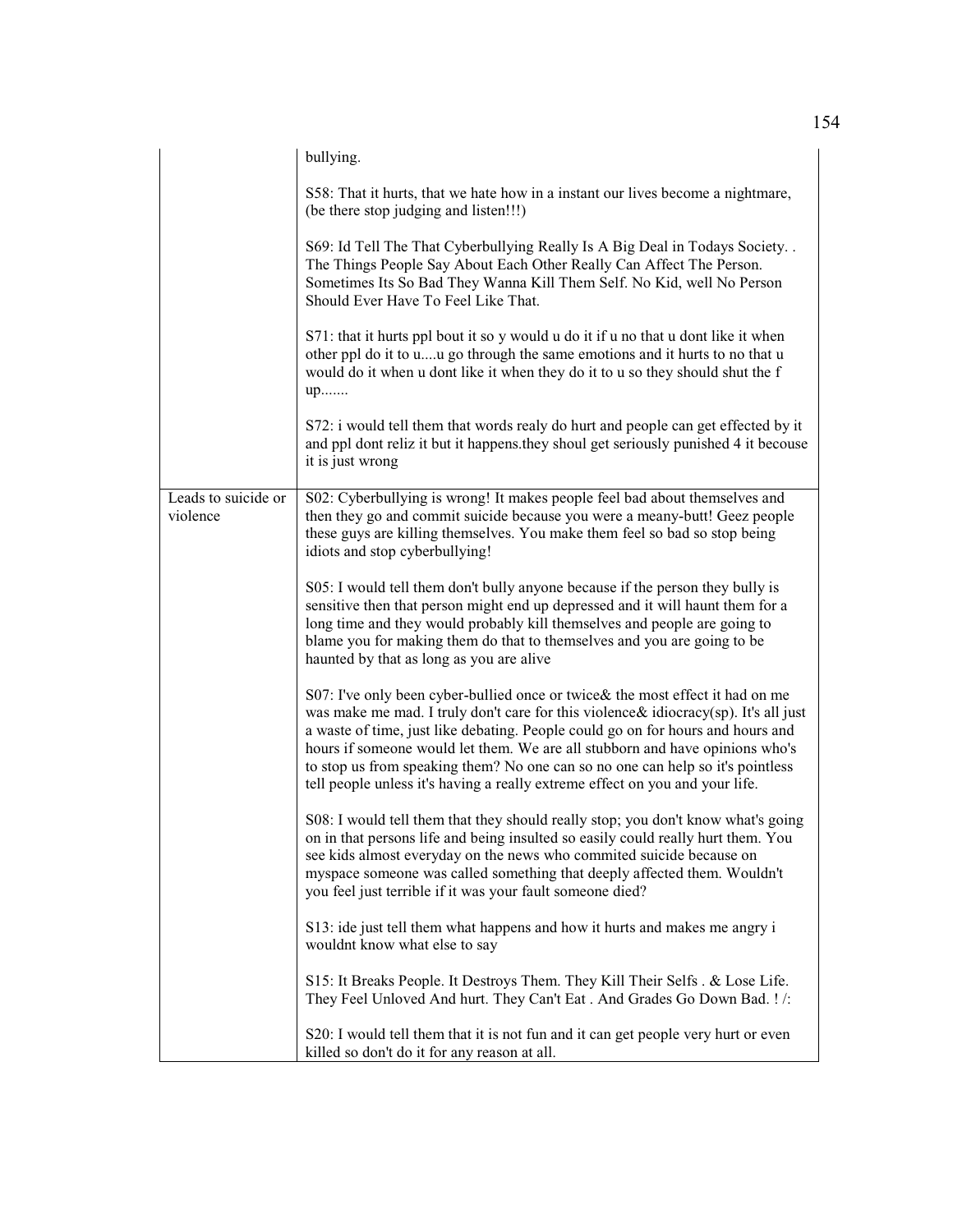| | |
|---|---|
| | bullying.<br><br>S58: That it hurts, that we hate how in a instant our lives become a nightmare, (be there stop judging and listen!!!)<br><br>S69: Id Tell The That Cyberbullying Really Is A Big Deal in Todays Society. . The Things People Say About Each Other Really Can Affect The Person. Sometimes Its So Bad They Wanna Kill Them Self. No Kid, well No Person Should Ever Have To Feel Like That.<br><br>S71: that it hurts ppl bout it so y would u do it if u no that u dont like it when other ppl do it to u....u go through the same emotions and it hurts to no that u would do it when u dont like it when they do it to u so they should shut the f up.......<br><br>S72: i would tell them that words realy do hurt and people can get effected by it and ppl dont reliz it but it happens.they shoul get seriously punished 4 it becouse it is just wrong |
| Leads to suicide or violence | S02: Cyberbullying is wrong! It makes people feel bad about themselves and then they go and commit suicide because you were a meany-butt! Geez people these guys are killing themselves. You make them feel so bad so stop being idiots and stop cyberbullying!<br><br>S05: I would tell them don't bully anyone because if the person they bully is sensitive then that person might end up depressed and it will haunt them for a long time and they would probably kill themselves and people are going to blame you for making them do that to themselves and you are going to be haunted by that as long as you are alive<br><br>S07: I've only been cyber-bullied once or twice& the most effect it had on me was make me mad. I truly don't care for this violence& idiocracy(sp). It's all just a waste of time, just like debating. People could go on for hours and hours and hours if someone would let them. We are all stubborn and have opinions who's to stop us from speaking them? No one can so no one can help so it's pointless tell people unless it's having a really extreme effect on you and your life.<br><br>S08: I would tell them that they should really stop; you don't know what's going on in that persons life and being insulted so easily could really hurt them. You see kids almost everyday on the news who commited suicide because on myspace someone was called something that deeply affected them. Wouldn't you feel just terrible if it was your fault someone died?<br><br>S13: ide just tell them what happens and how it hurts and makes me angry i wouldnt know what else to say<br><br>S15: It Breaks People. It Destroys Them. They Kill Their Selfs . & Lose Life. They Feel Unloved And hurt. They Can't Eat . And Grades Go Down Bad. ! /:<br><br>S20: I would tell them that it is not fun and it can get people very hurt or even killed so don't do it for any reason at all. |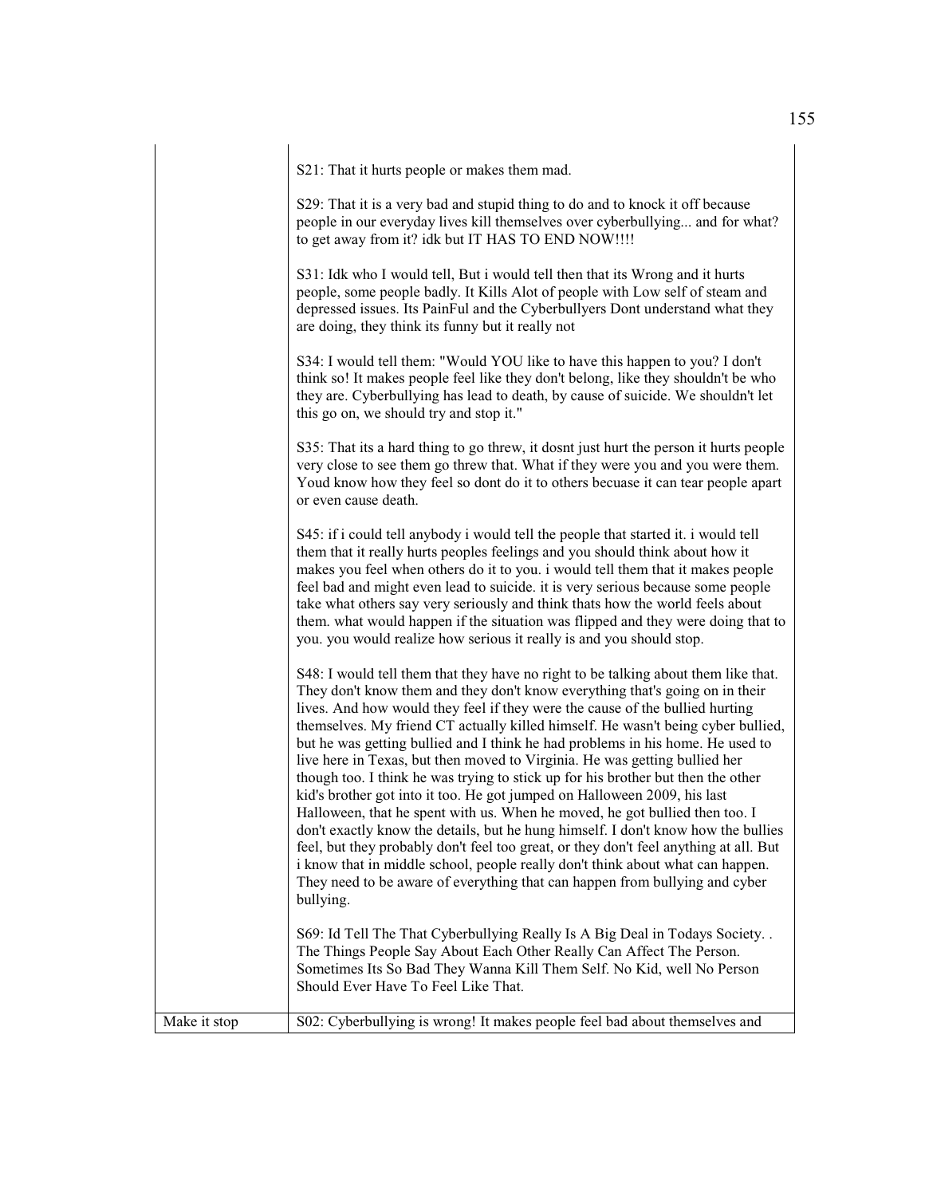| | |
|---|---|
| | S21: That it hurts people or makes them mad.<br><br>S29: That it is a very bad and stupid thing to do and to knock it off because people in our everyday lives kill themselves over cyberbullying... and for what? to get away from it? idk but IT HAS TO END NOW!!!!<br><br>S31: Idk who I would tell, But i would tell then that its Wrong and it hurts people, some people badly. It Kills Alot of people with Low self of steam and depressed issues. Its PainFul and the Cyberbullyers Dont understand what they are doing, they think its funny but it really not<br><br>S34: I would tell them: "Would YOU like to have this happen to you? I don't think so! It makes people feel like they don't belong, like they shouldn't be who they are. Cyberbullying has lead to death, by cause of suicide. We shouldn't let this go on, we should try and stop it."<br><br>S35: That its a hard thing to go threw, it dosnt just hurt the person it hurts people very close to see them go threw that. What if they were you and you were them. Youd know how they feel so dont do it to others becuase it can tear people apart or even cause death.<br><br>S45: if i could tell anybody i would tell the people that started it. i would tell them that it really hurts peoples feelings and you should think about how it makes you feel when others do it to you. i would tell them that it makes people feel bad and might even lead to suicide. it is very serious because some people take what others say very seriously and think thats how the world feels about them. what would happen if the situation was flipped and they were doing that to you. you would realize how serious it really is and you should stop.<br><br>S48: I would tell them that they have no right to be talking about them like that. They don't know them and they don't know everything that's going on in their lives. And how would they feel if they were the cause of the bullied hurting themselves. My friend CT actually killed himself. He wasn't being cyber bullied, but he was getting bullied and I think he had problems in his home. He used to live here in Texas, but then moved to Virginia. He was getting bullied her though too. I think he was trying to stick up for his brother but then the other kid's brother got into it too. He got jumped on Halloween 2009, his last Halloween, that he spent with us. When he moved, he got bullied then too. I don't exactly know the details, but he hung himself. I don't know how the bullies feel, but they probably don't feel too great, or they don't feel anything at all. But i know that in middle school, people really don't think about what can happen. They need to be aware of everything that can happen from bullying and cyber bullying.<br><br>S69: Id Tell The That Cyberbullying Really Is A Big Deal in Todays Society. . The Things People Say About Each Other Really Can Affect The Person. Sometimes Its So Bad They Wanna Kill Them Self. No Kid, well No Person Should Ever Have To Feel Like That. |
| Make it stop | S02: Cyberbullying is wrong! It makes people feel bad about themselves and |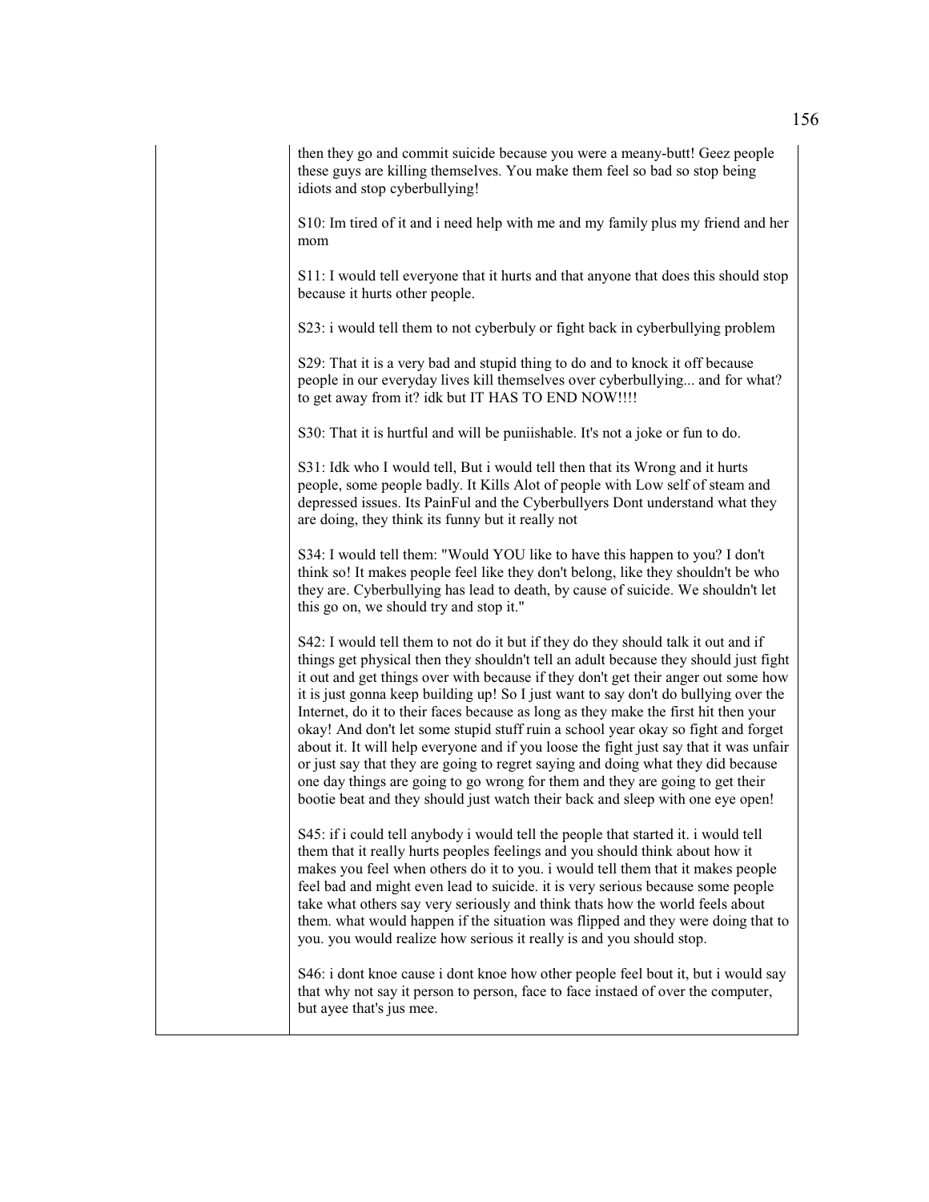| | then they go and commit suicide because you were a meany-butt! Geez people these guys are killing themselves. You make them feel so bad so stop being idiots and stop cyberbullying!<br><br>S10: Im tired of it and i need help with me and my family plus my friend and her mom<br><br>S11: I would tell everyone that it hurts and that anyone that does this should stop because it hurts other people.<br><br>S23: i would tell them to not cyberbuly or fight back in cyberbullying problem<br><br>S29: That it is a very bad and stupid thing to do and to knock it off because people in our everyday lives kill themselves over cyberbullying... and for what? to get away from it? idk but IT HAS TO END NOW!!!!<br><br>S30: That it is hurtful and will be puniishable. It's not a joke or fun to do.<br><br>S31: Idk who I would tell, But i would tell then that its Wrong and it hurts people, some people badly. It Kills Alot of people with Low self of steam and depressed issues. Its PainFul and the Cyberbullyers Dont understand what they are doing, they think its funny but it really not<br><br>S34: I would tell them: "Would YOU like to have this happen to you? I don't think so! It makes people feel like they don't belong, like they shouldn't be who they are. Cyberbullying has lead to death, by cause of suicide. We shouldn't let this go on, we should try and stop it."<br><br>S42: I would tell them to not do it but if they do they should talk it out and if things get physical then they shouldn't tell an adult because they should just fight it out and get things over with because if they don't get their anger out some how it is just gonna keep building up! So I just want to say don't do bullying over the Internet, do it to their faces because as long as they make the first hit then your okay! And don't let some stupid stuff ruin a school year okay so fight and forget about it. It will help everyone and if you loose the fight just say that it was unfair or just say that they are going to regret saying and doing what they did because one day things are going to go wrong for them and they are going to get their bootie beat and they should just watch their back and sleep with one eye open!<br><br>S45: if i could tell anybody i would tell the people that started it. i would tell them that it really hurts peoples feelings and you should think about how it makes you feel when others do it to you. i would tell them that it makes people feel bad and might even lead to suicide. it is very serious because some people take what others say very seriously and think thats how the world feels about them. what would happen if the situation was flipped and they were doing that to you. you would realize how serious it really is and you should stop.<br><br>S46: i dont knoe cause i dont knoe how other people feel bout it, but i would say that why not say it person to person, face to face instaed of over the computer, but ayee that's jus mee. |
|---|---|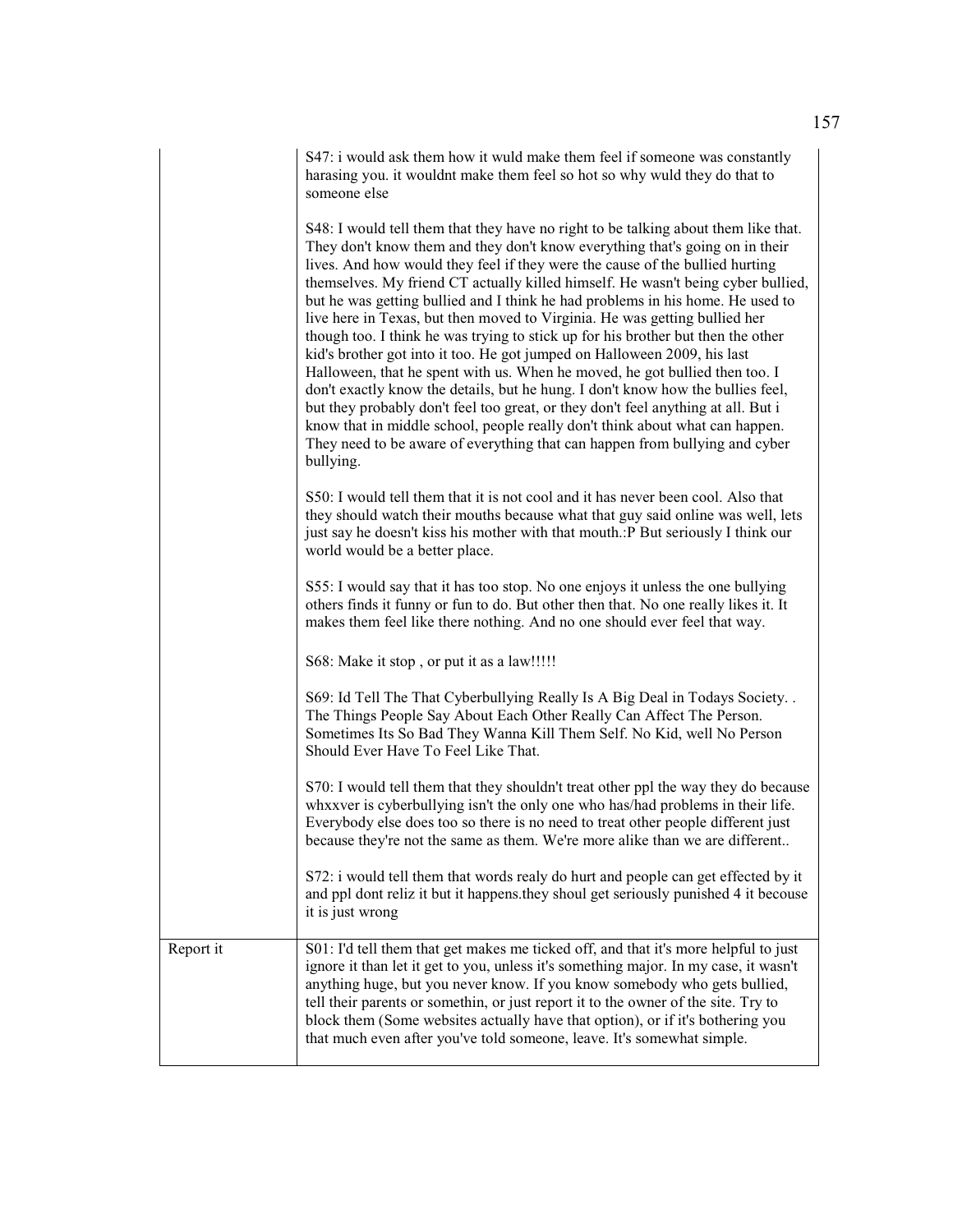| | |
|---|---|
| | S47: i would ask them how it wuld make them feel if someone was constantly harasing you. it wouldnt make them feel so hot so why wuld they do that to someone else<br><br>S48: I would tell them that they have no right to be talking about them like that. They don't know them and they don't know everything that's going on in their lives. And how would they feel if they were the cause of the bullied hurting themselves. My friend CT actually killed himself. He wasn't being cyber bullied, but he was getting bullied and I think he had problems in his home. He used to live here in Texas, but then moved to Virginia. He was getting bullied her though too. I think he was trying to stick up for his brother but then the other kid's brother got into it too. He got jumped on Halloween 2009, his last Halloween, that he spent with us. When he moved, he got bullied then too. I don't exactly know the details, but he hung. I don't know how the bullies feel, but they probably don't feel too great, or they don't feel anything at all. But i know that in middle school, people really don't think about what can happen. They need to be aware of everything that can happen from bullying and cyber bullying.<br><br>S50: I would tell them that it is not cool and it has never been cool. Also that they should watch their mouths because what that guy said online was well, lets just say he doesn't kiss his mother with that mouth.:P But seriously I think our world would be a better place.<br><br>S55: I would say that it has too stop. No one enjoys it unless the one bullying others finds it funny or fun to do. But other then that. No one really likes it. It makes them feel like there nothing. And no one should ever feel that way.<br><br>S68: Make it stop , or put it as a law!!!!!<br><br>S69: Id Tell The That Cyberbullying Really Is A Big Deal in Todays Society. . The Things People Say About Each Other Really Can Affect The Person. Sometimes Its So Bad They Wanna Kill Them Self. No Kid, well No Person Should Ever Have To Feel Like That.<br><br>S70: I would tell them that they shouldn't treat other ppl the way they do because whxxver is cyberbullying isn't the only one who has/had problems in their life. Everybody else does too so there is no need to treat other people different just because they're not the same as them. We're more alike than we are different..<br><br>S72: i would tell them that words realy do hurt and people can get effected by it and ppl dont reliz it but it happens.they shoul get seriously punished 4 it becouse it is just wrong |
| Report it | S01: I'd tell them that get makes me ticked off, and that it's more helpful to just ignore it than let it get to you, unless it's something major. In my case, it wasn't anything huge, but you never know. If you know somebody who gets bullied, tell their parents or somethin, or just report it to the owner of the site. Try to block them (Some websites actually have that option), or if it's bothering you that much even after you've told someone, leave. It's somewhat simple. |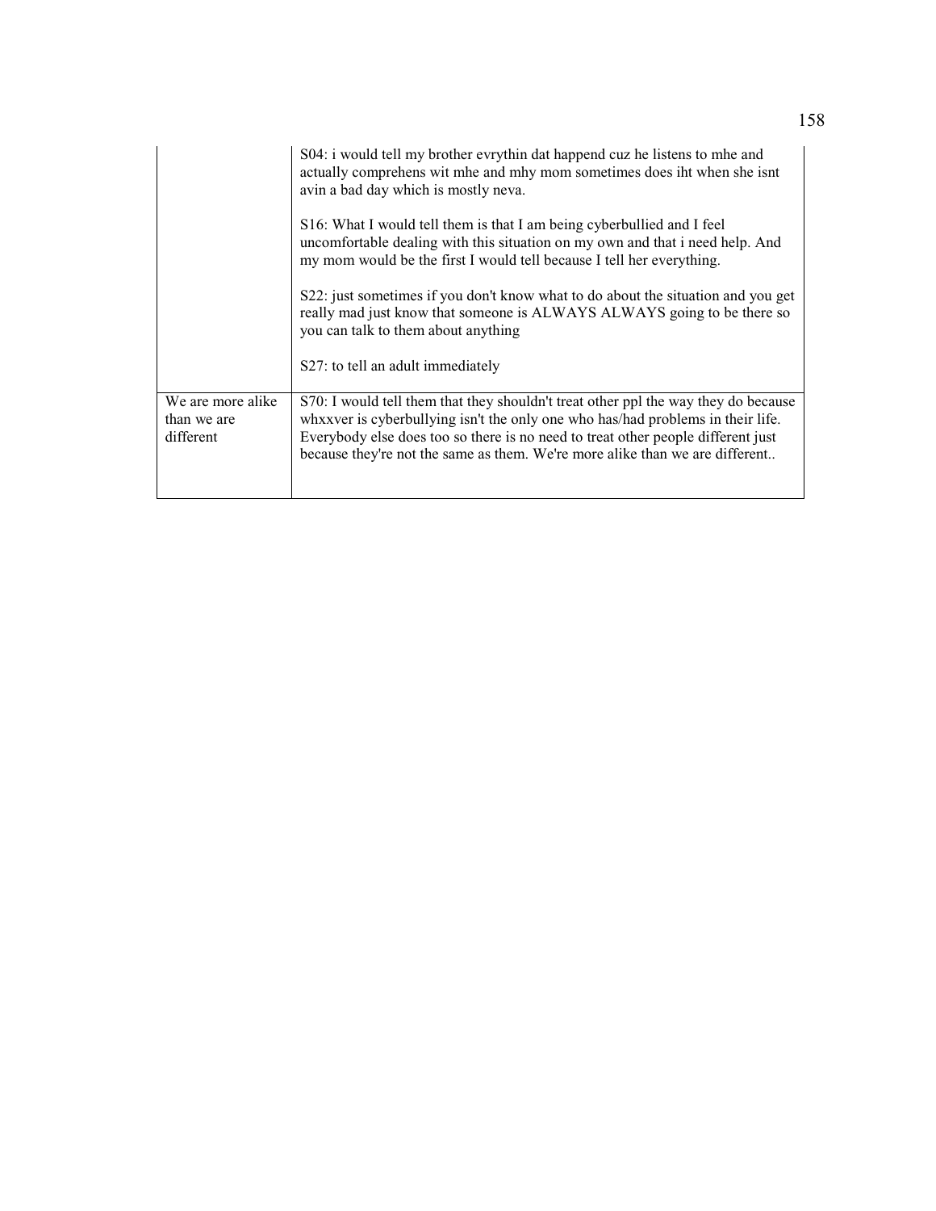| | |
|---|---|
| | S04: i would tell my brother evrythin dat happend cuz he listens to mhe and actually comprehens wit mhe and mhy mom sometimes does iht when she isnt avin a bad day which is mostly neva.<br><br>S16: What I would tell them is that I am being cyberbullied and I feel uncomfortable dealing with this situation on my own and that i need help. And my mom would be the first I would tell because I tell her everything.<br><br>S22: just sometimes if you don't know what to do about the situation and you get really mad just know that someone is ALWAYS ALWAYS going to be there so you can talk to them about anything<br><br>S27: to tell an adult immediately |
| We are more alike than we are different | S70: I would tell them that they shouldn't treat other ppl the way they do because whxxver is cyberbullying isn't the only one who has/had problems in their life. Everybody else does too so there is no need to treat other people different just because they're not the same as them. We're more alike than we are different.. |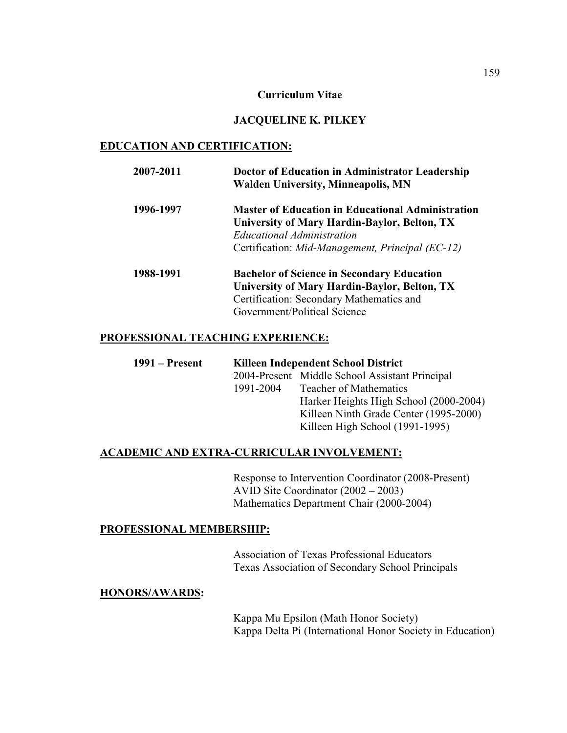**Curriculum Vitae**

**JACQUELINE K. PILKEY**

## EDUCATION AND CERTIFICATION:

**2007-2011** **Doctor of Education in Administrator Leadership**
**Walden University, Minneapolis, MN**

**1996-1997** **Master of Education in Educational Administration**
**University of Mary Hardin-Baylor, Belton, TX**
*Educational Administration*
Certification: *Mid-Management, Principal (EC-12)*

**1988-1991** **Bachelor of Science in Secondary Education**
**University of Mary Hardin-Baylor, Belton, TX**
Certification: Secondary Mathematics and Government/Political Science

## PROFESSIONAL TEACHING EXPERIENCE:

**1991 – Present** **Killeen Independent School District**

2004-Present Middle School Assistant Principal

1991-2004 Teacher of Mathematics
- Harker Heights High School (2000-2004)
- Killeen Ninth Grade Center (1995-2000)
- Killeen High School (1991-1995)

## ACADEMIC AND EXTRA-CURRICULAR INVOLVEMENT:

Response to Intervention Coordinator (2008-Present)
AVID Site Coordinator (2002 – 2003)
Mathematics Department Chair (2000-2004)

## PROFESSIONAL MEMBERSHIP:

Association of Texas Professional Educators
Texas Association of Secondary School Principals

## HONORS/AWARDS:

Kappa Mu Epsilon (Math Honor Society)
Kappa Delta Pi (International Honor Society in Education)